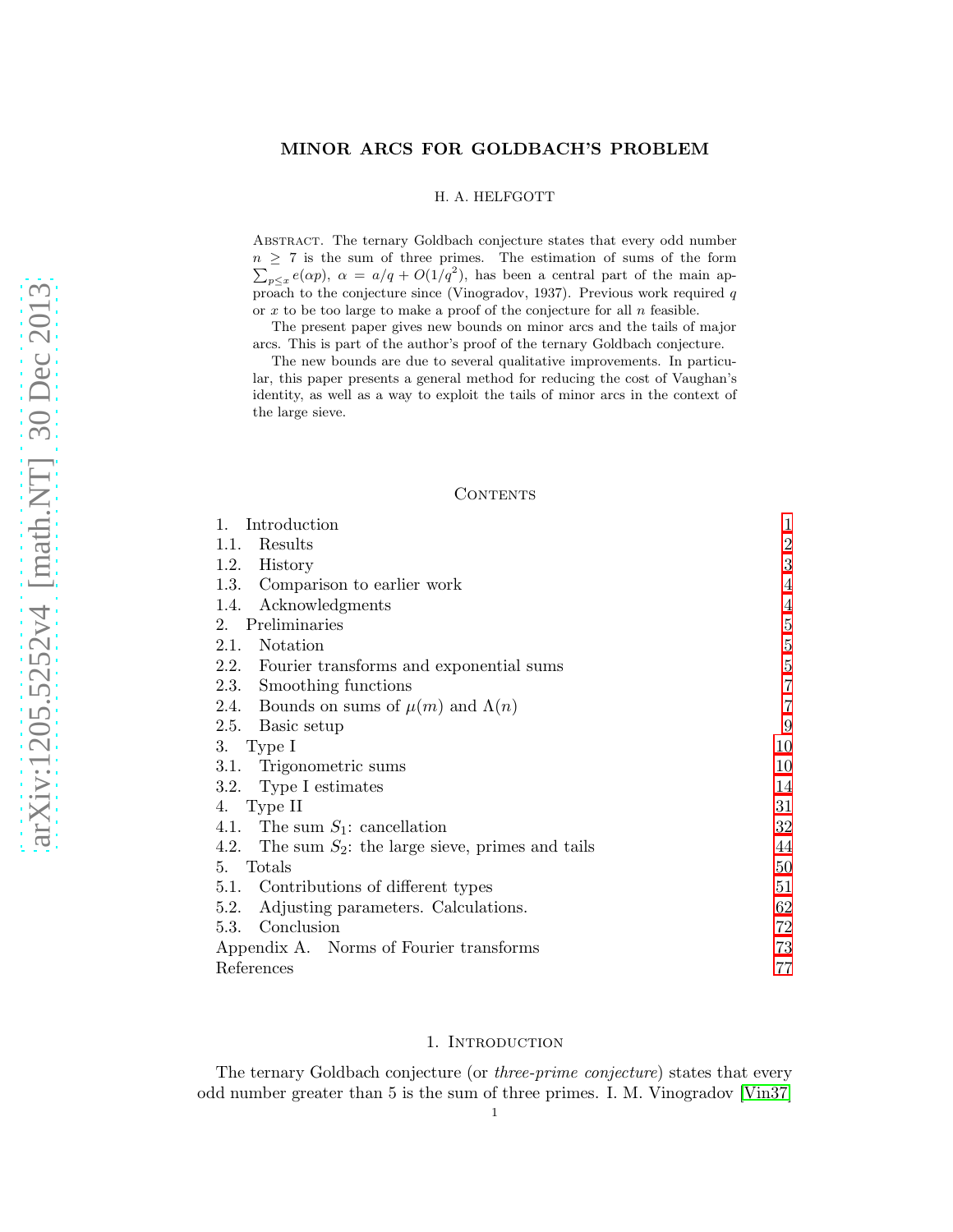# MINOR ARCS FOR GOLDBACH'S PROBLEM

H. A. HELFGOTT

Abstract. The ternary Goldbach conjecture states that every odd number $n \geq 7$ is the sum of three primes. The estimation of sums of the form $\sum_{p \leq x} e(\alpha p)$, $\alpha = a/q + O(1/q^2)$, has been a central part of the main approach to the conjecture since (Vinogradov, 1937). Previous work required $q$ or $x$ to be too large to make a proof of the conjecture for all $n$ feasible.

The present paper gives new bounds on minor arcs and the tails of major arcs. This is part of the author's proof of the ternary Goldbach conjecture.

The new bounds are due to several qualitative improvements. In particular, this paper presents a general method for reducing the cost of Vaughan's identity, as well as a way to exploit the tails of minor arcs in the context of the large sieve.

## Contents

| | |
|---|---|
| 1. Introduction | 1 |
| 1.1. Results | 2 |
| 1.2. History | 3 |
| 1.3. Comparison to earlier work | 4 |
| 1.4. Acknowledgments | 4 |
| 2. Preliminaries | 5 |
| 2.1. Notation | 5 |
| 2.2. Fourier transforms and exponential sums | 5 |
| 2.3. Smoothing functions | 7 |
| 2.4. Bounds on sums of $\mu(m)$ and $\Lambda(n)$ | 7 |
| 2.5. Basic setup | 9 |
| 3. Type I | 10 |
| 3.1. Trigonometric sums | 10 |
| 3.2. Type I estimates | 14 |
| 4. Type II | 31 |
| 4.1. The sum $S_1$: cancellation | 32 |
| 4.2. The sum $S_2$: the large sieve, primes and tails | 44 |
| 5. Totals | 50 |
| 5.1. Contributions of different types | 51 |
| 5.2. Adjusting parameters. Calculations. | 62 |
| 5.3. Conclusion | 72 |
| Appendix A. Norms of Fourier transforms | 73 |
| References | 77 |

## 1. Introduction

The ternary Goldbach conjecture (or *three-prime conjecture*) states that every odd number greater than 5 is the sum of three primes. I. M. Vinogradov [Vin37]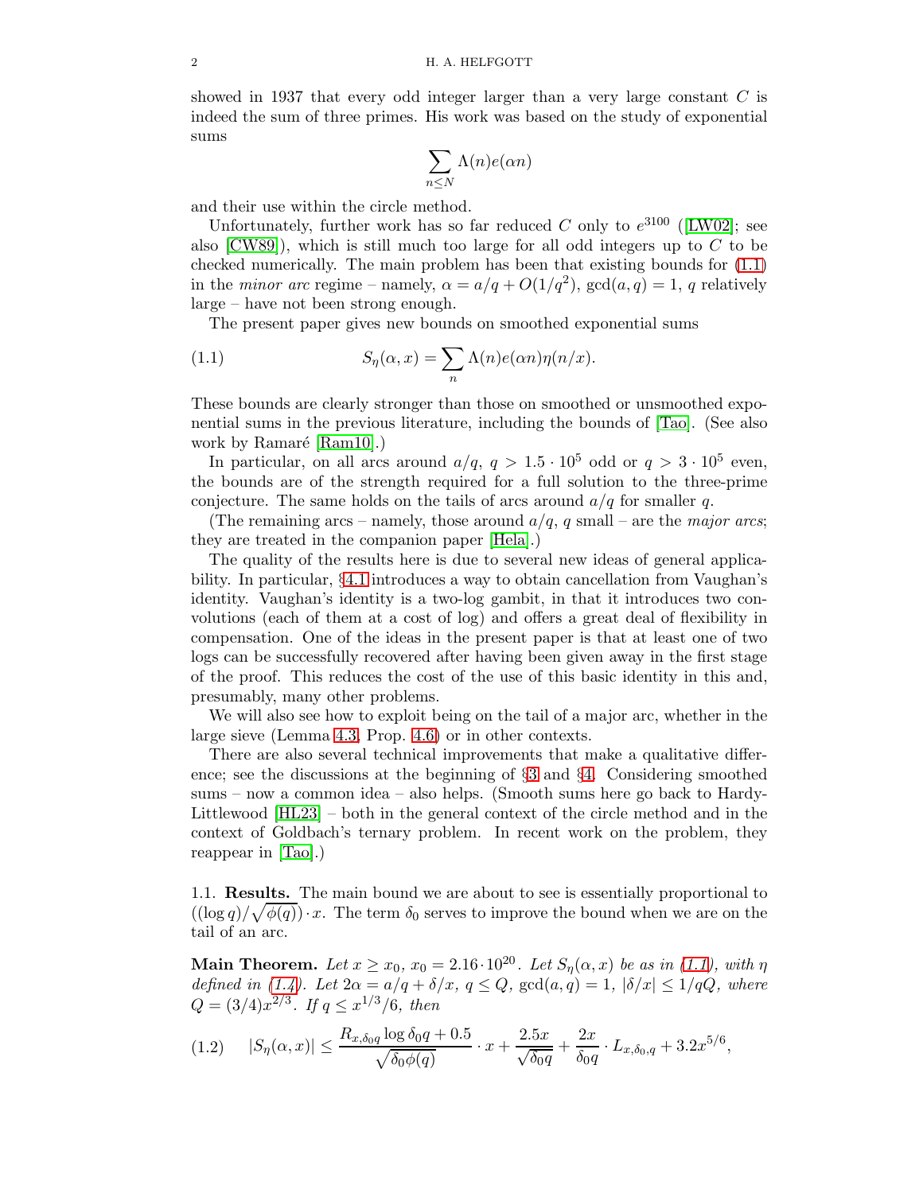showed in 1937 that every odd integer larger than a very large constant $C$ is indeed the sum of three primes. His work was based on the study of exponential sums

$$\sum_{n\leq N} \Lambda(n) e(\alpha n)$$

and their use within the circle method.

Unfortunately, further work has so far reduced $C$ only to $e^{3100}$ ([LW02]; see also [CW89]), which is still much too large for all odd integers up to $C$ to be checked numerically. The main problem has been that existing bounds for (1.1) in the *minor arc* regime – namely, $\alpha = a/q + O(1/q^2)$, $\gcd(a,q) = 1$, $q$ relatively large – have not been strong enough.

The present paper gives new bounds on smoothed exponential sums

$$S_\eta(\alpha, x) = \sum_n \Lambda(n) e(\alpha n) \eta(n/x). \tag{1.1}$$

These bounds are clearly stronger than those on smoothed or unsmoothed exponential sums in the previous literature, including the bounds of [Tao]. (See also work by Ramaré [Ram10].)

In particular, on all arcs around $a/q$, $q > 1.5\cdot 10^5$ odd or $q > 3\cdot 10^5$ even, the bounds are of the strength required for a full solution to the three-prime conjecture. The same holds on the tails of arcs around $a/q$ for smaller $q$.

(The remaining arcs – namely, those around $a/q$, $q$ small – are the *major arcs*; they are treated in the companion paper [Hela].)

The quality of the results here is due to several new ideas of general applicability. In particular, §4.1 introduces a way to obtain cancellation from Vaughan's identity. Vaughan's identity is a two-log gambit, in that it introduces two convolutions (each of them at a cost of log) and offers a great deal of flexibility in compensation. One of the ideas in the present paper is that at least one of two logs can be successfully recovered after having been given away in the first stage of the proof. This reduces the cost of the use of this basic identity in this and, presumably, many other problems.

We will also see how to exploit being on the tail of a major arc, whether in the large sieve (Lemma 4.3, Prop. 4.6) or in other contexts.

There are also several technical improvements that make a qualitative difference; see the discussions at the beginning of §3 and §4. Considering smoothed sums – now a common idea – also helps. (Smooth sums here go back to Hardy-Littlewood [HL23] – both in the general context of the circle method and in the context of Goldbach's ternary problem. In recent work on the problem, they reappear in [Tao].)

## 1.1. Results.

The main bound we are about to see is essentially proportional to $((\log q)/\sqrt{\phi(q)})\cdot x$. The term $\delta_0$ serves to improve the bound when we are on the tail of an arc.

**Main Theorem.** *Let $x \geq x_0$, $x_0 = 2.16\cdot 10^{20}$. Let $S_\eta(\alpha, x)$ be as in (1.1), with $\eta$ defined in (1.4). Let $2\alpha = a/q + \delta/x$, $q \leq Q$, $\gcd(a,q) = 1$, $|\delta/x| \leq 1/qQ$, where $Q = (3/4)x^{2/3}$. If $q \leq x^{1/3}/6$, then*

$$|S_\eta(\alpha, x)| \leq \frac{R_{x,\delta_0 q} \log \delta_0 q + 0.5}{\sqrt{\delta_0 \phi(q)}} \cdot x + \frac{2.5x}{\sqrt{\delta_0 q}} + \frac{2x}{\delta_0 q} \cdot L_{x,\delta_0,q} + 3.2x^{5/6}, \tag{1.2}$$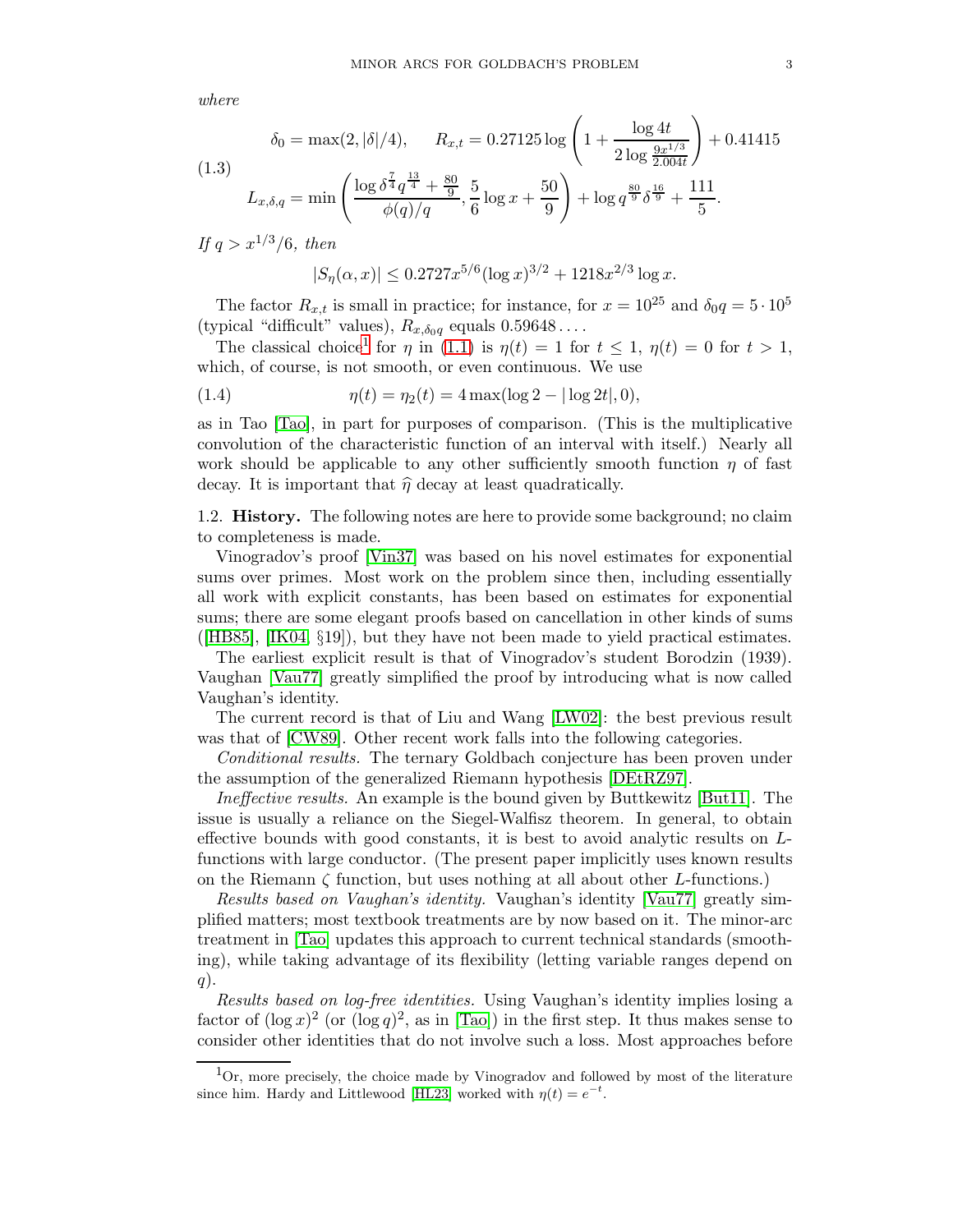*where*

$$\delta_0 = \max(2, |\delta|/4), \qquad R_{x,t} = 0.27125 \log\left(1 + \frac{\log 4t}{2\log \frac{9x^{1/3}}{2.004t}}\right) + 0.41415 \tag{1.3}$$

$$L_{x,\delta,q} = \min\left(\frac{\log \delta^{\frac{7}{4}} q^{\frac{13}{4}} + \frac{80}{9}}{\phi(q)/q}, \frac{5}{6}\log x + \frac{50}{9}\right) + \log q^{\frac{80}{9}} \delta^{\frac{16}{9}} + \frac{111}{5}.$$

*If* $q > x^{1/3}/6$, *then*

$$|S_\eta(\alpha, x)| \leq 0.2727 x^{5/6} (\log x)^{3/2} + 1218 x^{2/3} \log x.$$

The factor $R_{x,t}$ is small in practice; for instance, for $x = 10^{25}$ and $\delta_0 q = 5 \cdot 10^5$ (typical "difficult" values), $R_{x,\delta_0 q}$ equals $0.59648\ldots$.

The classical choice[1] for $\eta$ in (1.1) is $\eta(t) = 1$ for $t \leq 1$, $\eta(t) = 0$ for $t > 1$, which, of course, is not smooth, or even continuous. We use

$$\eta(t) = \eta_2(t) = 4\max(\log 2 - |\log 2t|, 0), \tag{1.4}$$

as in Tao [Tao], in part for purposes of comparison. (This is the multiplicative convolution of the characteristic function of an interval with itself.) Nearly all work should be applicable to any other sufficiently smooth function $\eta$ of fast decay. It is important that $\widehat{\eta}$ decay at least quadratically.

## 1.2. History.

The following notes are here to provide some background; no claim to completeness is made.

Vinogradov's proof [Vin37] was based on his novel estimates for exponential sums over primes. Most work on the problem since then, including essentially all work with explicit constants, has been based on estimates for exponential sums; there are some elegant proofs based on cancellation in other kinds of sums ([HB85], [IK04, §19]), but they have not been made to yield practical estimates.

The earliest explicit result is that of Vinogradov's student Borodzin (1939). Vaughan [Vau77] greatly simplified the proof by introducing what is now called Vaughan's identity.

The current record is that of Liu and Wang [LW02]: the best previous result was that of [CW89]. Other recent work falls into the following categories.

*Conditional results.* The ternary Goldbach conjecture has been proven under the assumption of the generalized Riemann hypothesis [DEtRZ97].

*Ineffective results.* An example is the bound given by Buttkewitz [But11]. The issue is usually a reliance on the Siegel-Walfisz theorem. In general, to obtain effective bounds with good constants, it is best to avoid analytic results on $L$-functions with large conductor. (The present paper implicitly uses known results on the Riemann $\zeta$ function, but uses nothing at all about other $L$-functions.)

*Results based on Vaughan's identity.* Vaughan's identity [Vau77] greatly simplified matters; most textbook treatments are by now based on it. The minor-arc treatment in [Tao] updates this approach to current technical standards (smoothing), while taking advantage of its flexibility (letting variable ranges depend on $q$).

*Results based on log-free identities.* Using Vaughan's identity implies losing a factor of $(\log x)^2$ (or $(\log q)^2$, as in [Tao]) in the first step. It thus makes sense to consider other identities that do not involve such a loss. Most approaches before

[1] Or, more precisely, the choice made by Vinogradov and followed by most of the literature since him. Hardy and Littlewood [HL23] worked with $\eta(t) = e^{-t}$.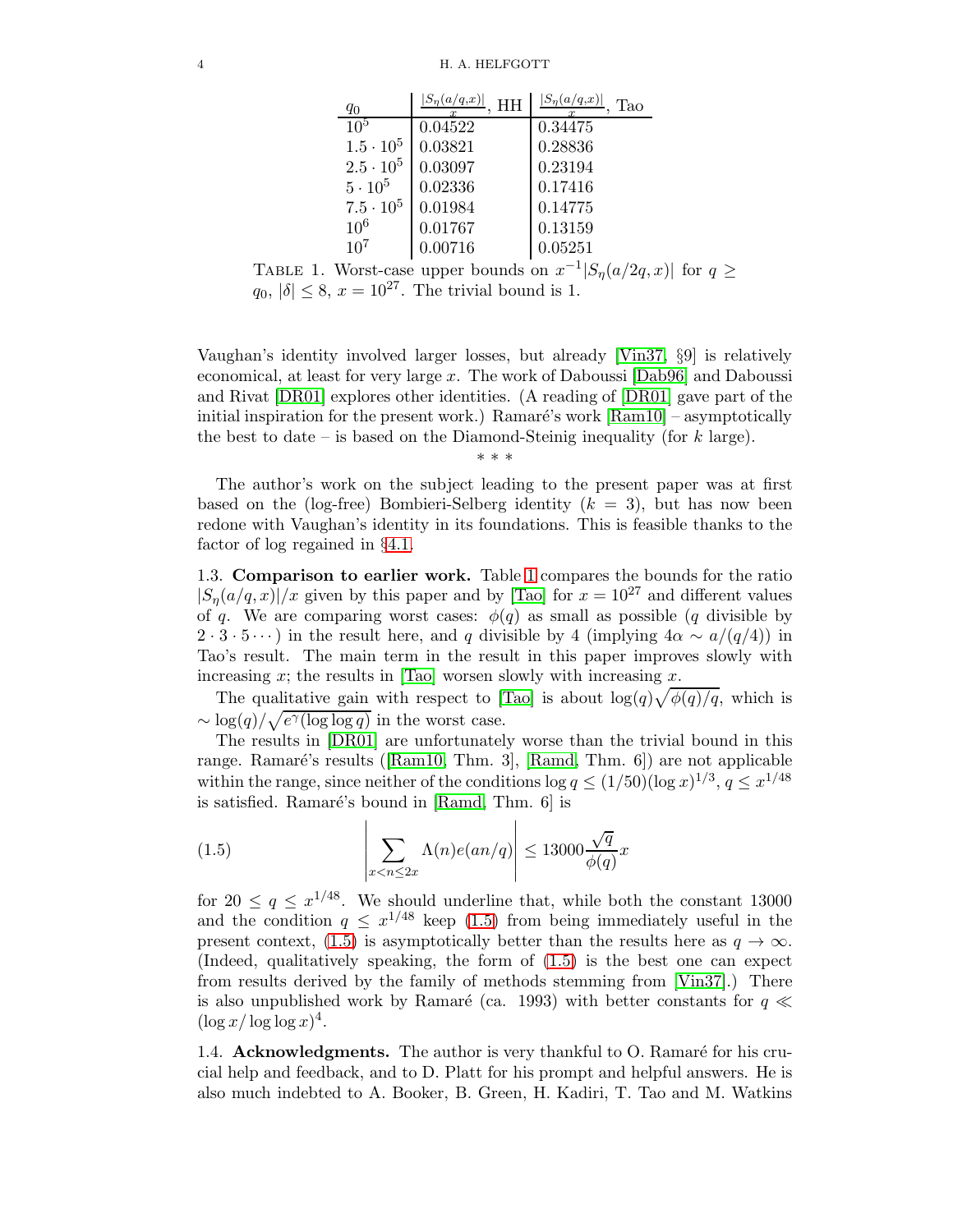| $q_0$ | $\frac{\lvert S_\eta(a/q,x)\rvert}{x}$, HH | $\frac{\lvert S_\eta(a/q,x)\rvert}{x}$, Tao |
|---|---|---|
| $10^5$ | 0.04522 | 0.34475 |
| $1.5 \cdot 10^5$ | 0.03821 | 0.28836 |
| $2.5 \cdot 10^5$ | 0.03097 | 0.23194 |
| $5 \cdot 10^5$ | 0.02336 | 0.17416 |
| $7.5 \cdot 10^5$ | 0.01984 | 0.14775 |
| $10^6$ | 0.01767 | 0.13159 |
| $10^7$ | 0.00716 | 0.05251 |

TABLE 1. Worst-case upper bounds on $x^{-1}|S_\eta(a/2q, x)|$ for $q \geq q_0$, $|\delta| \leq 8$, $x = 10^{27}$. The trivial bound is 1.

Vaughan's identity involved larger losses, but already [Vin37, §9] is relatively economical, at least for very large $x$. The work of Daboussi [Dab96] and Daboussi and Rivat [DR01] explores other identities. (A reading of [DR01] gave part of the initial inspiration for the present work.) Ramaré's work [Ram10] – asymptotically the best to date – is based on the Diamond-Steinig inequality (for $k$ large).

\* \* \*

The author's work on the subject leading to the present paper was at first based on the (log-free) Bombieri-Selberg identity ($k = 3$), but has now been redone with Vaughan's identity in its foundations. This is feasible thanks to the factor of log regained in §4.1.

1.3. **Comparison to earlier work.** Table 1 compares the bounds for the ratio $|S_\eta(a/q, x)|/x$ given by this paper and by [Tao] for $x = 10^{27}$ and different values of $q$. We are comparing worst cases: $\phi(q)$ as small as possible ($q$ divisible by $2 \cdot 3 \cdot 5 \cdots$) in the result here, and $q$ divisible by 4 (implying $4\alpha \sim a/(q/4)$) in Tao's result. The main term in the result in this paper improves slowly with increasing $x$; the results in [Tao] worsen slowly with increasing $x$.

The qualitative gain with respect to [Tao] is about $\log(q)\sqrt{\phi(q)/q}$, which is $\sim \log(q)/\sqrt{e^\gamma(\log\log q)}$ in the worst case.

The results in [DR01] are unfortunately worse than the trivial bound in this range. Ramaré's results ([Ram10, Thm. 3], [Ramd, Thm. 6]) are not applicable within the range, since neither of the conditions $\log q \leq (1/50)(\log x)^{1/3}$, $q \leq x^{1/48}$ is satisfied. Ramaré's bound in [Ramd, Thm. 6] is

$$\left| \sum_{x<n\leq 2x} \Lambda(n) e(an/q) \right| \leq 13000 \frac{\sqrt{q}}{\phi(q)} x \tag{1.5}$$

for $20 \leq q \leq x^{1/48}$. We should underline that, while both the constant 13000 and the condition $q \leq x^{1/48}$ keep (1.5) from being immediately useful in the present context, (1.5) is asymptotically better than the results here as $q \to \infty$. (Indeed, qualitatively speaking, the form of (1.5) is the best one can expect from results derived by the family of methods stemming from [Vin37].) There is also unpublished work by Ramaré (ca. 1993) with better constants for $q \ll (\log x/\log\log x)^4$.

1.4. **Acknowledgments.** The author is very thankful to O. Ramaré for his crucial help and feedback, and to D. Platt for his prompt and helpful answers. He is also much indebted to A. Booker, B. Green, H. Kadiri, T. Tao and M. Watkins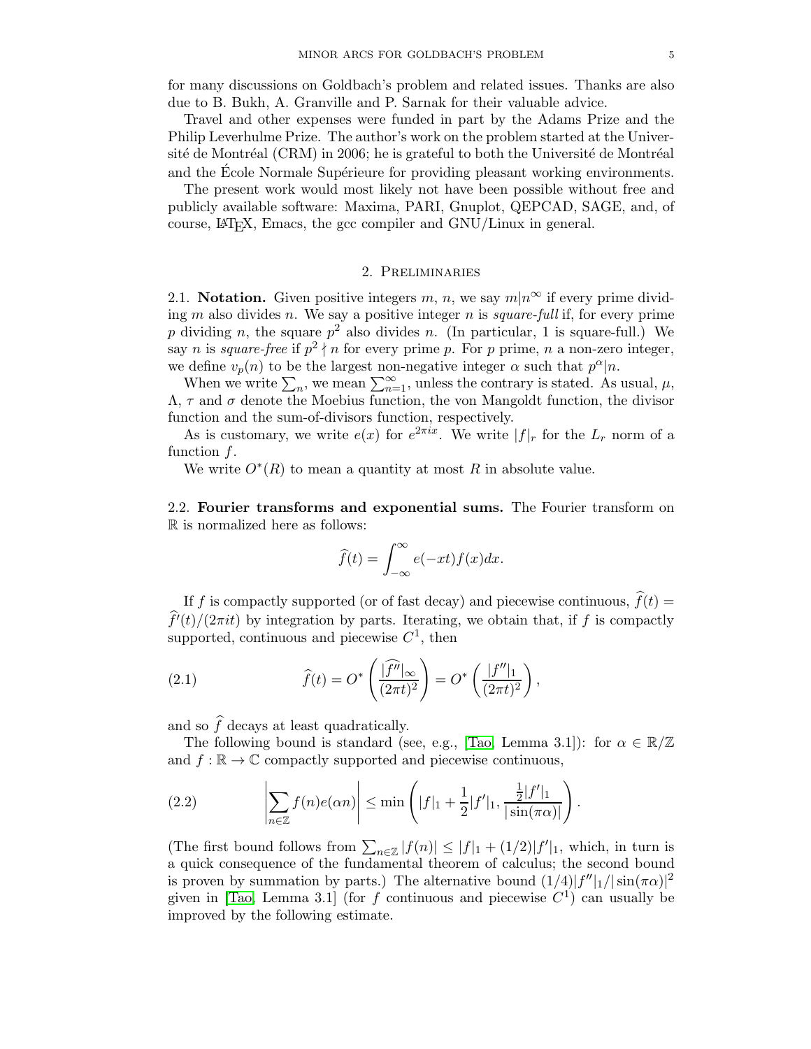for many discussions on Goldbach's problem and related issues. Thanks are also due to B. Bukh, A. Granville and P. Sarnak for their valuable advice.

Travel and other expenses were funded in part by the Adams Prize and the Philip Leverhulme Prize. The author's work on the problem started at the Université de Montréal (CRM) in 2006; he is grateful to both the Université de Montréal and the École Normale Supérieure for providing pleasant working environments.

The present work would most likely not have been possible without free and publicly available software: Maxima, PARI, Gnuplot, QEPCAD, SAGE, and, of course, LaTeX, Emacs, the gcc compiler and GNU/Linux in general.

## 2. Preliminaries

**2.1. Notation.** Given positive integers $m$, $n$, we say $m|n^\infty$ if every prime dividing $m$ also divides $n$. We say a positive integer $n$ is *square-full* if, for every prime $p$ dividing $n$, the square $p^2$ also divides $n$. (In particular, 1 is square-full.) We say $n$ is *square-free* if $p^2 \nmid n$ for every prime $p$. For $p$ prime, $n$ a non-zero integer, we define $v_p(n)$ to be the largest non-negative integer $\alpha$ such that $p^\alpha | n$.

When we write $\sum_n$, we mean $\sum_{n=1}^\infty$, unless the contrary is stated. As usual, $\mu$, $\Lambda$, $\tau$ and $\sigma$ denote the Moebius function, the von Mangoldt function, the divisor function and the sum-of-divisors function, respectively.

As is customary, we write $e(x)$ for $e^{2\pi i x}$. We write $|f|_r$ for the $L_r$ norm of a function $f$.

We write $O^*(R)$ to mean a quantity at most $R$ in absolute value.

**2.2. Fourier transforms and exponential sums.** The Fourier transform on $\mathbb{R}$ is normalized here as follows:

$$\widehat{f}(t) = \int_{-\infty}^{\infty} e(-xt) f(x) dx.$$

If $f$ is compactly supported (or of fast decay) and piecewise continuous, $\widehat{f}(t) = \widehat{f'}(t)/(2\pi i t)$ by integration by parts. Iterating, we obtain that, if $f$ is compactly supported, continuous and piecewise $C^1$, then

$$\widehat{f}(t) = O^*\left(\frac{|\widehat{f''}|_\infty}{(2\pi t)^2}\right) = O^*\left(\frac{|f''|_1}{(2\pi t)^2}\right), \tag{2.1}$$

and so $\widehat{f}$ decays at least quadratically.

The following bound is standard (see, e.g., [Tao, Lemma 3.1]): for $\alpha \in \mathbb{R}/\mathbb{Z}$ and $f : \mathbb{R} \to \mathbb{C}$ compactly supported and piecewise continuous,

$$\left|\sum_{n\in\mathbb{Z}} f(n) e(\alpha n)\right| \leq \min\left(|f|_1 + \frac{1}{2}|f'|_1, \frac{\frac{1}{2}|f'|_1}{|\sin(\pi\alpha)|}\right). \tag{2.2}$$

(The first bound follows from $\sum_{n\in\mathbb{Z}} |f(n)| \leq |f|_1 + (1/2)|f'|_1$, which, in turn is a quick consequence of the fundamental theorem of calculus; the second bound is proven by summation by parts.) The alternative bound $(1/4)|f''|_1/|\sin(\pi\alpha)|^2$ given in [Tao, Lemma 3.1] (for $f$ continuous and piecewise $C^1$) can usually be improved by the following estimate.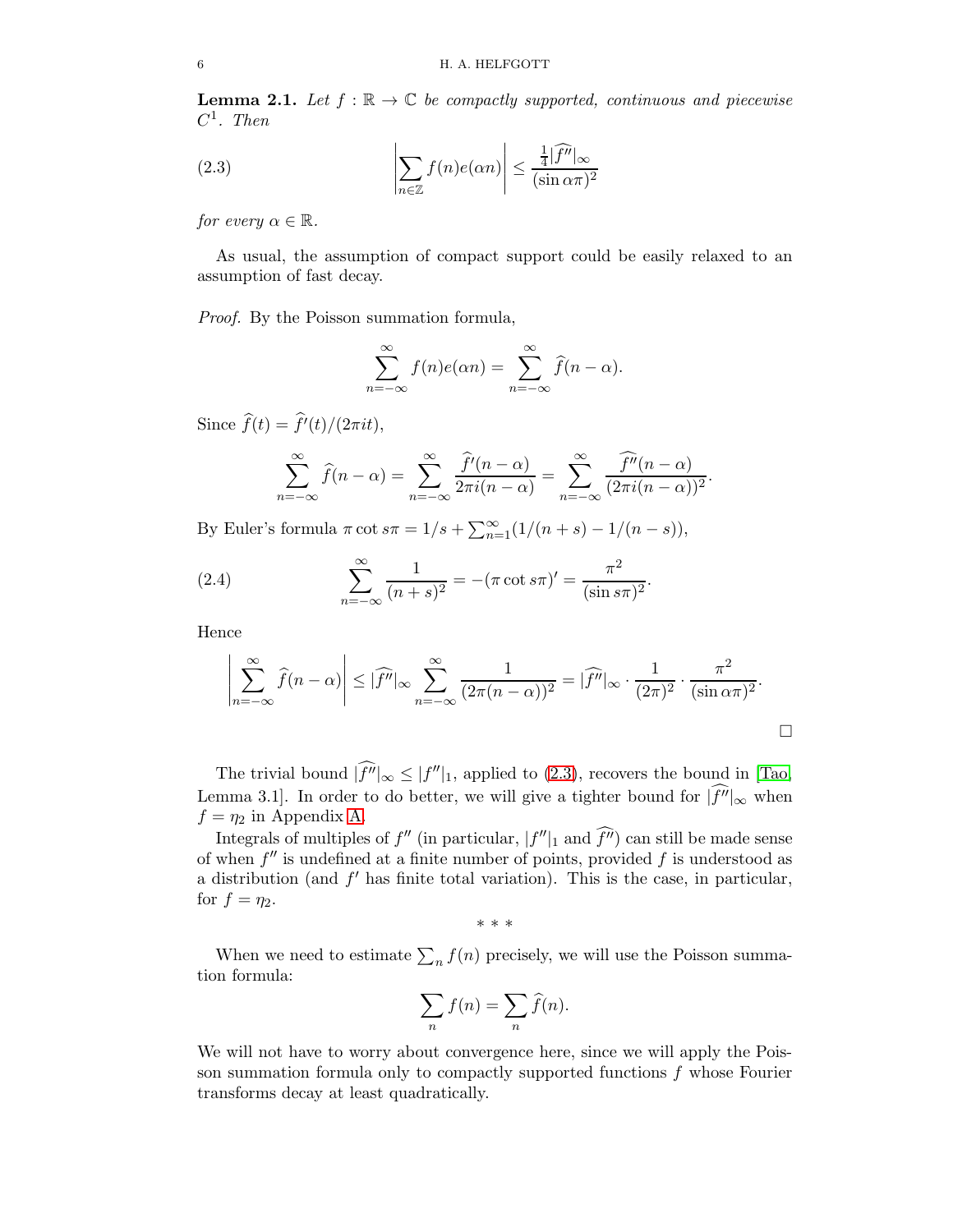**Lemma 2.1.** *Let $f : \mathbb{R} \to \mathbb{C}$ be compactly supported, continuous and piecewise $C^1$. Then*

$$\left| \sum_{n\in\mathbb{Z}} f(n) e(\alpha n) \right| \leq \frac{\frac{1}{4}|\widehat{f''}|_\infty}{(\sin \alpha\pi)^2} \tag{2.3}$$

*for every $\alpha \in \mathbb{R}$.*

As usual, the assumption of compact support could be easily relaxed to an assumption of fast decay.

*Proof.* By the Poisson summation formula,

$$\sum_{n=-\infty}^{\infty} f(n) e(\alpha n) = \sum_{n=-\infty}^{\infty} \widehat{f}(n - \alpha).$$

Since $\widehat{f}(t) = \widehat{f'}(t)/(2\pi i t)$,

$$\sum_{n=-\infty}^{\infty} \widehat{f}(n-\alpha) = \sum_{n=-\infty}^{\infty} \frac{\widehat{f'}(n-\alpha)}{2\pi i(n-\alpha)} = \sum_{n=-\infty}^{\infty} \frac{\widehat{f''}(n-\alpha)}{(2\pi i (n-\alpha))^2}.$$

By Euler's formula $\pi \cot s\pi = 1/s + \sum_{n=1}^{\infty} (1/(n+s) - 1/(n-s))$,

$$\sum_{n=-\infty}^{\infty} \frac{1}{(n+s)^2} = -(\pi \cot s\pi)' = \frac{\pi^2}{(\sin s\pi)^2}. \tag{2.4}$$

Hence

$$\left| \sum_{n=-\infty}^{\infty} \widehat{f}(n-\alpha) \right| \leq |\widehat{f''}|_\infty \sum_{n=-\infty}^{\infty} \frac{1}{(2\pi(n-\alpha))^2} = |\widehat{f''}|_\infty \cdot \frac{1}{(2\pi)^2} \cdot \frac{\pi^2}{(\sin \alpha\pi)^2}.$$

□

The trivial bound $|\widehat{f''}|_\infty \leq |f''|_1$, applied to (2.3), recovers the bound in [Tao, Lemma 3.1]. In order to do better, we will give a tighter bound for $|\widehat{f''}|_\infty$ when $f = \eta_2$ in Appendix A.

Integrals of multiples of $f''$ (in particular, $|f''|_1$ and $\widehat{f''}$) can still be made sense of when $f''$ is undefined at a finite number of points, provided $f$ is understood as a distribution (and $f'$ has finite total variation). This is the case, in particular, for $f = \eta_2$.

\* \* \*

When we need to estimate $\sum_n f(n)$ precisely, we will use the Poisson summation formula:

$$\sum_n f(n) = \sum_n \widehat{f}(n).$$

We will not have to worry about convergence here, since we will apply the Poisson summation formula only to compactly supported functions $f$ whose Fourier transforms decay at least quadratically.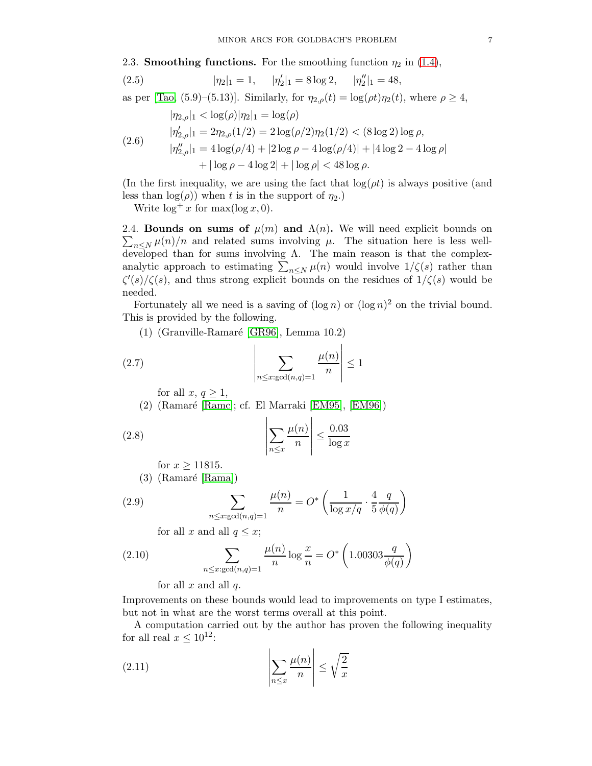### 2.3. Smoothing functions.

For the smoothing function $\eta_2$ in (1.4),

$$|\eta_2|_1 = 1, \quad |\eta_2'|_1 = 8\log 2, \quad |\eta_2''|_1 = 48, \tag{2.5}$$

as per [Tao, (5.9)–(5.13)]. Similarly, for $\eta_{2,\rho}(t) = \log(\rho t)\eta_2(t)$, where $\rho \geq 4$,

$$\begin{aligned}
&|\eta_{2,\rho}|_1 < \log(\rho)|\eta_2|_1 = \log(\rho) \\
&|\eta_{2,\rho}'|_1 = 2\eta_{2,\rho}(1/2) = 2\log(\rho/2)\eta_2(1/2) < (8\log 2)\log\rho, \\
&|\eta_{2,\rho}''|_1 = 4\log(\rho/4) + |2\log\rho - 4\log(\rho/4)| + |4\log 2 - 4\log\rho| \\
&\qquad\qquad + |\log\rho - 4\log 2| + |\log\rho| < 48\log\rho.
\end{aligned} \tag{2.6}$$

(In the first inequality, we are using the fact that $\log(\rho t)$ is always positive (and less than $\log(\rho)$) when $t$ is in the support of $\eta_2$.)

Write $\log^+ x$ for $\max(\log x, 0)$.

### 2.4. Bounds on sums of $\mu(m)$ and $\Lambda(n)$.

We will need explicit bounds on $\sum_{n\leq N}\mu(n)/n$ and related sums involving $\mu$. The situation here is less well-developed than for sums involving $\Lambda$. The main reason is that the complex-analytic approach to estimating $\sum_{n\leq N}\mu(n)$ would involve $1/\zeta(s)$ rather than $\zeta'(s)/\zeta(s)$, and thus strong explicit bounds on the residues of $1/\zeta(s)$ would be needed.

Fortunately all we need is a saving of $(\log n)$ or $(\log n)^2$ on the trivial bound. This is provided by the following.

(1) (Granville-Ramaré [GR96], Lemma 10.2)

$$\left|\sum_{n\leq x:\gcd(n,q)=1}\frac{\mu(n)}{n}\right| \leq 1 \tag{2.7}$$

for all $x$, $q \geq 1$,

(2) (Ramaré [Ramc]; cf. El Marraki [EM95], [EM96])

$$\left|\sum_{n\leq x}\frac{\mu(n)}{n}\right| \leq \frac{0.03}{\log x} \tag{2.8}$$

for $x \geq 11815$.

(3) (Ramaré [Rama])

$$\sum_{n\leq x:\gcd(n,q)=1}\frac{\mu(n)}{n} = O^*\left(\frac{1}{\log x/q}\cdot\frac{4}{5}\frac{q}{\phi(q)}\right) \tag{2.9}$$

for all $x$ and all $q \leq x$;

$$\sum_{n\leq x:\gcd(n,q)=1}\frac{\mu(n)}{n}\log\frac{x}{n} = O^*\left(1.00303\frac{q}{\phi(q)}\right) \tag{2.10}$$

for all $x$ and all $q$.

Improvements on these bounds would lead to improvements on type I estimates, but not in what are the worst terms overall at this point.

A computation carried out by the author has proven the following inequality for all real $x \leq 10^{12}$:

$$\left|\sum_{n\leq x}\frac{\mu(n)}{n}\right| \leq \sqrt{\frac{2}{x}} \tag{2.11}$$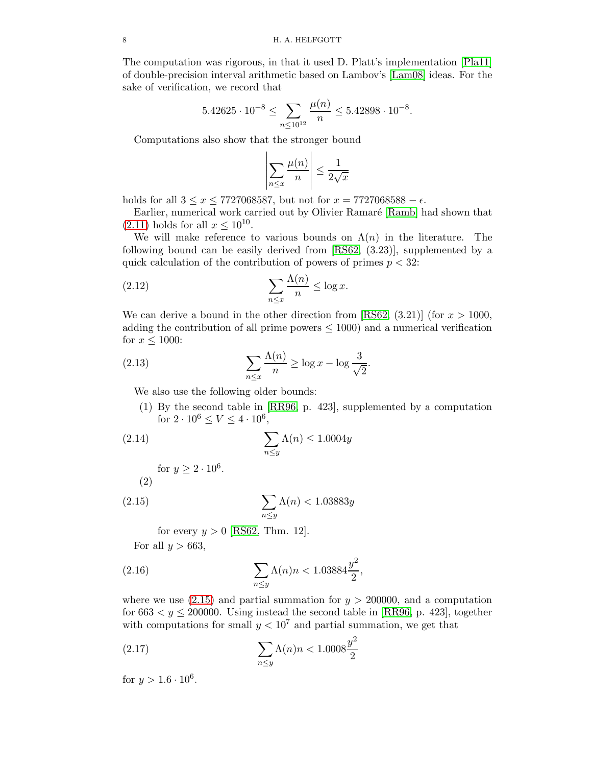The computation was rigorous, in that it used D. Platt's implementation [Pla11] of double-precision interval arithmetic based on Lambov's [Lam08] ideas. For the sake of verification, we record that

$$5.42625 \cdot 10^{-8} \leq \sum_{n \leq 10^{12}} \frac{\mu(n)}{n} \leq 5.42898 \cdot 10^{-8}.$$

Computations also show that the stronger bound

$$\left| \sum_{n \leq x} \frac{\mu(n)}{n} \right| \leq \frac{1}{2\sqrt{x}}$$

holds for all $3 \leq x \leq 7727068587$, but not for $x = 7727068588 - \epsilon$.

Earlier, numerical work carried out by Olivier Ramaré [Ramb] had shown that (2.11) holds for all $x \leq 10^{10}$.

We will make reference to various bounds on $\Lambda(n)$ in the literature. The following bound can be easily derived from [RS62, (3.23)], supplemented by a quick calculation of the contribution of powers of primes $p < 32$:

$$\sum_{n \leq x} \frac{\Lambda(n)}{n} \leq \log x. \tag{2.12}$$

We can derive a bound in the other direction from [RS62, (3.21)] (for $x > 1000$, adding the contribution of all prime powers $\leq 1000$) and a numerical verification for $x \leq 1000$:

$$\sum_{n \leq x} \frac{\Lambda(n)}{n} \geq \log x - \log \frac{3}{\sqrt{2}}. \tag{2.13}$$

We also use the following older bounds:

(1) By the second table in [RR96, p. 423], supplemented by a computation for $2 \cdot 10^6 \leq V \leq 4 \cdot 10^6$,

$$\sum_{n \leq y} \Lambda(n) \leq 1.0004y \tag{2.14}$$

for $y \geq 2 \cdot 10^6$.

(2)

$$\sum_{n \leq y} \Lambda(n) < 1.03883y \tag{2.15}$$

for every $y > 0$ [RS62, Thm. 12].

For all $y > 663$,

$$\sum_{n \leq y} \Lambda(n)n < 1.03884\frac{y^2}{2}, \tag{2.16}$$

where we use (2.15) and partial summation for $y > 200000$, and a computation for $663 < y \leq 200000$. Using instead the second table in [RR96, p. 423], together with computations for small $y < 10^7$ and partial summation, we get that

$$\sum_{n \leq y} \Lambda(n)n < 1.0008\frac{y^2}{2} \tag{2.17}$$

for $y > 1.6 \cdot 10^6$.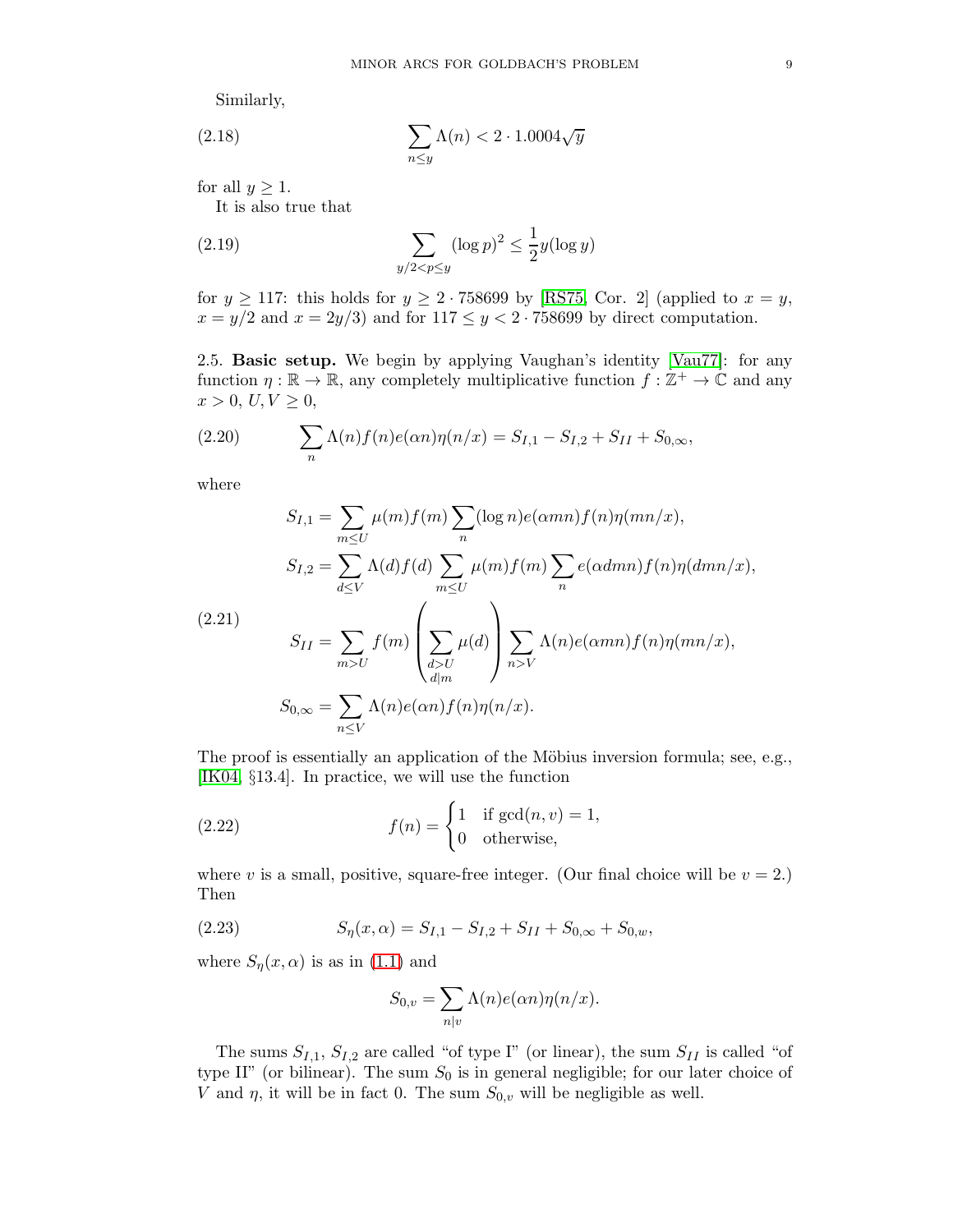Similarly,

$$\sum_{n\leq y} \Lambda(n) < 2 \cdot 1.0004\sqrt{y} \tag{2.18}$$

for all $y \geq 1$.

It is also true that

$$\sum_{y/2<p\leq y} (\log p)^2 \leq \frac{1}{2} y (\log y) \tag{2.19}$$

for $y \geq 117$: this holds for $y \geq 2 \cdot 758699$ by [RS75, Cor. 2] (applied to $x = y$, $x = y/2$ and $x = 2y/3$) and for $117 \leq y < 2 \cdot 758699$ by direct computation.

2.5. **Basic setup.** We begin by applying Vaughan's identity [Vau77]: for any function $\eta : \mathbb{R} \to \mathbb{R}$, any completely multiplicative function $f : \mathbb{Z}^+ \to \mathbb{C}$ and any $x > 0$, $U, V \geq 0$,

$$\sum_n \Lambda(n) f(n) e(\alpha n) \eta(n/x) = S_{I,1} - S_{I,2} + S_{II} + S_{0,\infty}, \tag{2.20}$$

where

$$\begin{aligned}
S_{I,1} &= \sum_{m\leq U} \mu(m) f(m) \sum_n (\log n) e(\alpha m n) f(n) \eta(mn/x),\\
S_{I,2} &= \sum_{d\leq V} \Lambda(d) f(d) \sum_{m\leq U} \mu(m) f(m) \sum_n e(\alpha d m n) f(n) \eta(dmn/x),\\
S_{II} &= \sum_{m>U} f(m) \left( \sum_{\substack{d>U\\ d|m}} \mu(d) \right) \sum_{n>V} \Lambda(n) e(\alpha m n) f(n) \eta(mn/x),\\
S_{0,\infty} &= \sum_{n\leq V} \Lambda(n) e(\alpha n) f(n) \eta(n/x).
\end{aligned} \tag{2.21}$$

The proof is essentially an application of the Möbius inversion formula; see, e.g., [IK04, §13.4]. In practice, we will use the function

$$f(n) = \begin{cases} 1 & \text{if } \gcd(n, v) = 1,\\ 0 & \text{otherwise,} \end{cases} \tag{2.22}$$

where $v$ is a small, positive, square-free integer. (Our final choice will be $v = 2$.) Then

$$S_\eta(x, \alpha) = S_{I,1} - S_{I,2} + S_{II} + S_{0,\infty} + S_{0,w}, \tag{2.23}$$

where $S_\eta(x, \alpha)$ is as in (1.1) and

$$S_{0,v} = \sum_{n|v} \Lambda(n) e(\alpha n) \eta(n/x).$$

The sums $S_{I,1}$, $S_{I,2}$ are called "of type I" (or linear), the sum $S_{II}$ is called "of type II" (or bilinear). The sum $S_0$ is in general negligible; for our later choice of $V$ and $\eta$, it will be in fact 0. The sum $S_{0,v}$ will be negligible as well.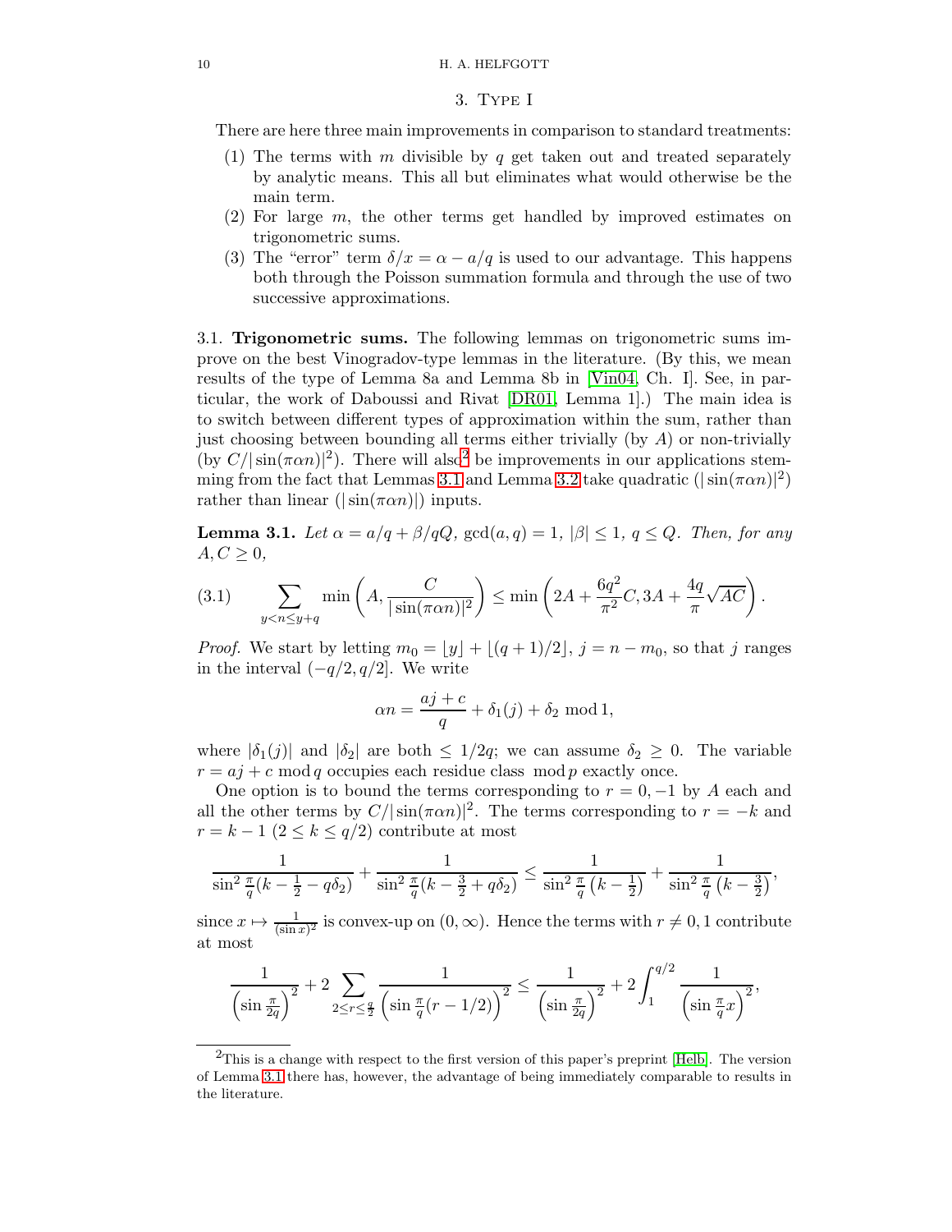## 3. Type I

There are here three main improvements in comparison to standard treatments:

1. The terms with $m$ divisible by $q$ get taken out and treated separately by analytic means. This all but eliminates what would otherwise be the main term.
2. For large $m$, the other terms get handled by improved estimates on trigonometric sums.
3. The "error" term $\delta/x = \alpha - a/q$ is used to our advantage. This happens both through the Poisson summation formula and through the use of two successive approximations.

### 3.1. Trigonometric sums.

The following lemmas on trigonometric sums improve on the best Vinogradov-type lemmas in the literature. (By this, we mean results of the type of Lemma 8a and Lemma 8b in [Vin04, Ch. I]. See, in particular, the work of Daboussi and Rivat [DR01, Lemma 1].) The main idea is to switch between different types of approximation within the sum, rather than just choosing between bounding all terms either trivially (by $A$) or non-trivially (by $C/|\sin(\pi\alpha n)|^2$). There will also[2] be improvements in our applications stemming from the fact that Lemmas 3.1 and Lemma 3.2 take quadratic ($|\sin(\pi\alpha n)|^2$) rather than linear ($|\sin(\pi\alpha n)|$) inputs.

**Lemma 3.1.** *Let $\alpha = a/q + \beta/qQ$, $\gcd(a,q) = 1$, $|\beta| \leq 1$, $q \leq Q$. Then, for any $A, C \geq 0$,*

$$\sum_{y<n\leq y+q} \min\left(A, \frac{C}{|\sin(\pi\alpha n)|^2}\right) \leq \min\left(2A + \frac{6q^2}{\pi^2}C, 3A + \frac{4q}{\pi}\sqrt{AC}\right). \tag{3.1}$$

*Proof.* We start by letting $m_0 = \lfloor y\rfloor + \lfloor (q+1)/2\rfloor$, $j = n - m_0$, so that $j$ ranges in the interval $(-q/2, q/2]$. We write

$$\alpha n = \frac{aj + c}{q} + \delta_1(j) + \delta_2 \bmod 1,$$

where $|\delta_1(j)|$ and $|\delta_2|$ are both $\leq 1/2q$; we can assume $\delta_2 \geq 0$. The variable $r = aj + c \bmod q$ occupies each residue class $\bmod p$ exactly once.

One option is to bound the terms corresponding to $r = 0, -1$ by $A$ each and all the other terms by $C/|\sin(\pi\alpha n)|^2$. The terms corresponding to $r = -k$ and $r = k-1$ ($2 \leq k \leq q/2$) contribute at most

$$\frac{1}{\sin^2 \frac{\pi}{q}(k - \frac{1}{2} - q\delta_2)} + \frac{1}{\sin^2 \frac{\pi}{q}(k - \frac{3}{2} + q\delta_2)} \leq \frac{1}{\sin^2 \frac{\pi}{q}\left(k - \frac{1}{2}\right)} + \frac{1}{\sin^2 \frac{\pi}{q}\left(k - \frac{3}{2}\right)},$$

since $x \mapsto \frac{1}{(\sin x)^2}$ is convex-up on $(0,\infty)$. Hence the terms with $r \neq 0, 1$ contribute at most

$$\frac{1}{\left(\sin \frac{\pi}{2q}\right)^2} + 2\sum_{2\leq r\leq \frac{q}{2}} \frac{1}{\left(\sin \frac{\pi}{q}(r - 1/2)\right)^2} \leq \frac{1}{\left(\sin \frac{\pi}{2q}\right)^2} + 2\int_1^{q/2} \frac{1}{\left(\sin \frac{\pi}{q}x\right)^2},$$

---

[2] This is a change with respect to the first version of this paper's preprint [Helb]. The version of Lemma 3.1 there has, however, the advantage of being immediately comparable to results in the literature.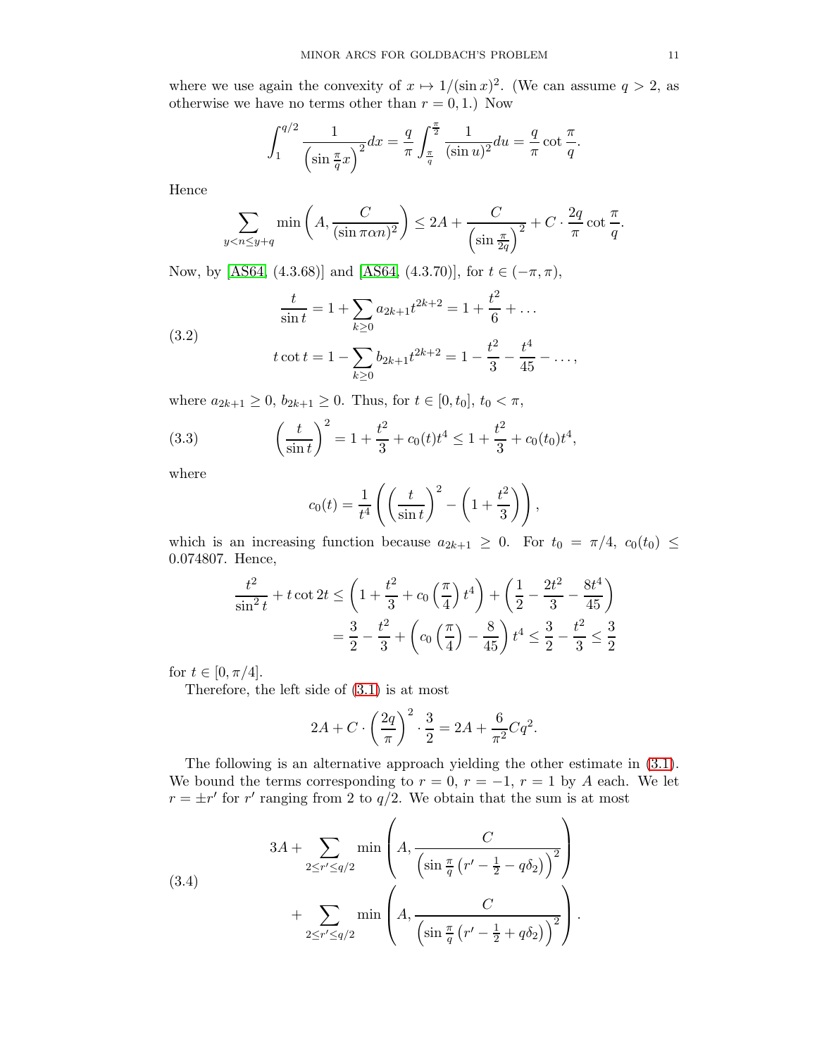where we use again the convexity of $x \mapsto 1/(\sin x)^2$. (We can assume $q > 2$, as otherwise we have no terms other than $r = 0, 1$.) Now

$$\int_1^{q/2} \frac{1}{\left(\sin \frac{\pi}{q} x\right)^2} dx = \frac{q}{\pi} \int_{\frac{\pi}{q}}^{\frac{\pi}{2}} \frac{1}{(\sin u)^2} du = \frac{q}{\pi} \cot \frac{\pi}{q}.$$

Hence

$$\sum_{y < n \leq y+q} \min\left(A, \frac{C}{(\sin \pi \alpha n)^2}\right) \leq 2A + \frac{C}{\left(\sin \frac{\pi}{2q}\right)^2} + C \cdot \frac{2q}{\pi} \cot \frac{\pi}{q}.$$

Now, by [AS64, (4.3.68)] and [AS64, (4.3.70)], for $t \in (-\pi, \pi)$,

$$\begin{aligned} \frac{t}{\sin t} &= 1 + \sum_{k \geq 0} a_{2k+1} t^{2k+2} = 1 + \frac{t^2}{6} + \dots \\ t \cot t &= 1 - \sum_{k \geq 0} b_{2k+1} t^{2k+2} = 1 - \frac{t^2}{3} - \frac{t^4}{45} - \dots, \end{aligned} \tag{3.2}$$

where $a_{2k+1} \geq 0$, $b_{2k+1} \geq 0$. Thus, for $t \in [0, t_0]$, $t_0 < \pi$,

$$\left(\frac{t}{\sin t}\right)^2 = 1 + \frac{t^2}{3} + c_0(t) t^4 \leq 1 + \frac{t^2}{3} + c_0(t_0) t^4, \tag{3.3}$$

where

$$c_0(t) = \frac{1}{t^4}\left(\left(\frac{t}{\sin t}\right)^2 - \left(1 + \frac{t^2}{3}\right)\right),$$

which is an increasing function because $a_{2k+1} \geq 0$. For $t_0 = \pi/4$, $c_0(t_0) \leq 0.074807$. Hence,

$$\begin{aligned} \frac{t^2}{\sin^2 t} + t \cot 2t &\leq \left(1 + \frac{t^2}{3} + c_0\left(\frac{\pi}{4}\right) t^4\right) + \left(\frac{1}{2} - \frac{2t^2}{3} - \frac{8t^4}{45}\right) \\ &= \frac{3}{2} - \frac{t^2}{3} + \left(c_0\left(\frac{\pi}{4}\right) - \frac{8}{45}\right) t^4 \leq \frac{3}{2} - \frac{t^2}{3} \leq \frac{3}{2} \end{aligned}$$

for $t \in [0, \pi/4]$.

Therefore, the left side of (3.1) is at most

$$2A + C \cdot \left(\frac{2q}{\pi}\right)^2 \cdot \frac{3}{2} = 2A + \frac{6}{\pi^2} C q^2.$$

The following is an alternative approach yielding the other estimate in (3.1). We bound the terms corresponding to $r = 0$, $r = -1$, $r = 1$ by $A$ each. We let $r = \pm r'$ for $r'$ ranging from 2 to $q/2$. We obtain that the sum is at most

$$\begin{aligned} 3A &+ \sum_{2 \leq r' \leq q/2} \min\left(A, \frac{C}{\left(\sin \frac{\pi}{q}\left(r' - \frac{1}{2} - q\delta_2\right)\right)^2}\right) \\ &+ \sum_{2 \leq r' \leq q/2} \min\left(A, \frac{C}{\left(\sin \frac{\pi}{q}\left(r' - \frac{1}{2} + q\delta_2\right)\right)^2}\right). \end{aligned} \tag{3.4}$$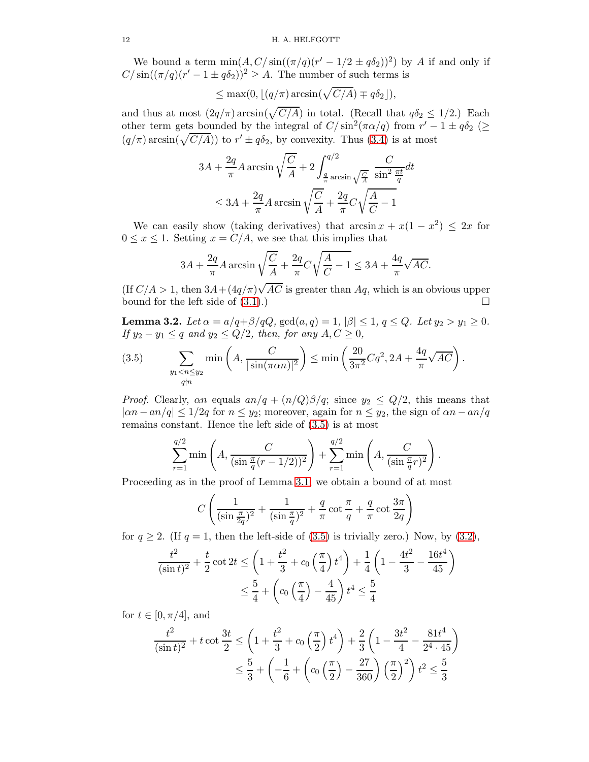We bound a term $\min(A, C/\sin((\pi/q)(r' - 1/2 \pm q\delta_2))^2)$ by $A$ if and only if $C/\sin((\pi/q)(r' - 1 \pm q\delta_2))^2 \geq A$. The number of such terms is

$$\leq \max(0, \lfloor (q/\pi) \arcsin(\sqrt{C/A}) \mp q\delta_2 \rfloor),$$

and thus at most $(2q/\pi)\arcsin(\sqrt{C/A})$ in total. (Recall that $q\delta_2 \leq 1/2$.) Each other term gets bounded by the integral of $C/\sin^2(\pi\alpha/q)$ from $r' - 1 \pm q\delta_2$ ($\geq (q/\pi)\arcsin(\sqrt{C/A})$) to $r' \pm q\delta_2$, by convexity. Thus (3.4) is at most

$$\begin{aligned} 3A + \frac{2q}{\pi} A \arcsin\sqrt{\frac{C}{A}} + 2\int_{\frac{q}{\pi}\arcsin\sqrt{\frac{C}{A}}}^{q/2} \frac{C}{\sin^2\frac{\pi t}{q}} dt \\ \leq 3A + \frac{2q}{\pi} A \arcsin\sqrt{\frac{C}{A}} + \frac{2q}{\pi} C\sqrt{\frac{A}{C} - 1} \end{aligned}$$

We can easily show (taking derivatives) that $\arcsin x + x(1 - x^2) \leq 2x$ for $0 \leq x \leq 1$. Setting $x = C/A$, we see that this implies that

$$3A + \frac{2q}{\pi} A \arcsin\sqrt{\frac{C}{A}} + \frac{2q}{\pi} C\sqrt{\frac{A}{C} - 1} \leq 3A + \frac{4q}{\pi}\sqrt{AC}.$$

(If $C/A > 1$, then $3A + (4q/\pi)\sqrt{AC}$ is greater than $Aq$, which is an obvious upper bound for the left side of (3.1).) $\square$

**Lemma 3.2.** *Let $\alpha = a/q + \beta/qQ$, $\gcd(a, q) = 1$, $|\beta| \leq 1$, $q \leq Q$. Let $y_2 > y_1 \geq 0$. If $y_2 - y_1 \leq q$ and $y_2 \leq Q/2$, then, for any $A, C \geq 0$,*

$$\sum_{\substack{y_1 < n \leq y_2 \\ q \nmid n}} \min\left(A, \frac{C}{|\sin(\pi\alpha n)|^2}\right) \leq \min\left(\frac{20}{3\pi^2} Cq^2, 2A + \frac{4q}{\pi}\sqrt{AC}\right). \tag{3.5}$$

*Proof.* Clearly, $\alpha n$ equals $an/q + (n/Q)\beta/q$; since $y_2 \leq Q/2$, this means that $|\alpha n - an/q| \leq 1/2q$ for $n \leq y_2$; moreover, again for $n \leq y_2$, the sign of $\alpha n - an/q$ remains constant. Hence the left side of (3.5) is at most

$$\sum_{r=1}^{q/2} \min\left(A, \frac{C}{(\sin\frac{\pi}{q}(r - 1/2))^2}\right) + \sum_{r=1}^{q/2} \min\left(A, \frac{C}{(\sin\frac{\pi}{q} r)^2}\right).$$

Proceeding as in the proof of Lemma 3.1, we obtain a bound of at most

$$C\left(\frac{1}{(\sin\frac{\pi}{2q})^2} + \frac{1}{(\sin\frac{\pi}{q})^2} + \frac{q}{\pi}\cot\frac{\pi}{q} + \frac{q}{\pi}\cot\frac{3\pi}{2q}\right)$$

for $q \geq 2$. (If $q = 1$, then the left-side of (3.5) is trivially zero.) Now, by (3.2),

$$\begin{aligned} \frac{t^2}{(\sin t)^2} + \frac{t}{2}\cot 2t &\leq \left(1 + \frac{t^2}{3} + c_0\left(\frac{\pi}{4}\right)t^4\right) + \frac{1}{4}\left(1 - \frac{4t^2}{3} - \frac{16t^4}{45}\right) \\ &\leq \frac{5}{4} + \left(c_0\left(\frac{\pi}{4}\right) - \frac{4}{45}\right)t^4 \leq \frac{5}{4} \end{aligned}$$

for $t \in [0, \pi/4]$, and

$$\begin{aligned} \frac{t^2}{(\sin t)^2} + t\cot\frac{3t}{2} &\leq \left(1 + \frac{t^2}{3} + c_0\left(\frac{\pi}{2}\right)t^4\right) + \frac{2}{3}\left(1 - \frac{3t^2}{4} - \frac{81t^4}{2^4 \cdot 45}\right) \\ &\leq \frac{5}{3} + \left(-\frac{1}{6} + \left(c_0\left(\frac{\pi}{2}\right) - \frac{27}{360}\right)\left(\frac{\pi}{2}\right)^2\right)t^2 \leq \frac{5}{3} \end{aligned}$$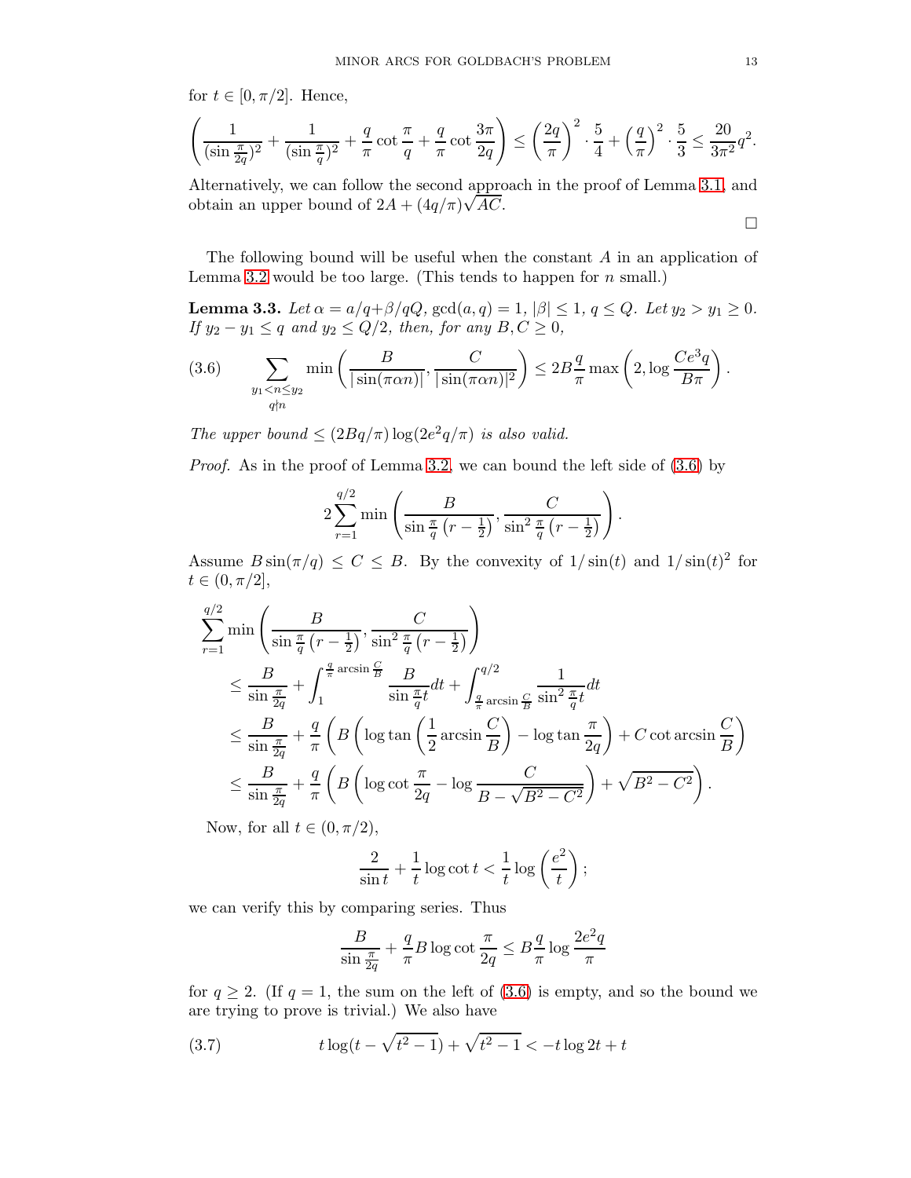for $t \in [0, \pi/2]$. Hence,

$$\left( \frac{1}{(\sin \frac{\pi}{2q})^2} + \frac{1}{(\sin \frac{\pi}{q})^2} + \frac{q}{\pi} \cot \frac{\pi}{q} + \frac{q}{\pi} \cot \frac{3\pi}{2q} \right) \leq \left( \frac{2q}{\pi} \right)^2 \cdot \frac{5}{4} + \left( \frac{q}{\pi} \right)^2 \cdot \frac{5}{3} \leq \frac{20}{3\pi^2} q^2.$$

Alternatively, we can follow the second approach in the proof of Lemma 3.1, and obtain an upper bound of $2A + (4q/\pi)\sqrt{AC}$.

□

The following bound will be useful when the constant $A$ in an application of Lemma 3.2 would be too large. (This tends to happen for $n$ small.)

**Lemma 3.3.** *Let $\alpha = a/q + \beta/qQ$, $\gcd(a, q) = 1$, $|\beta| \leq 1$, $q \leq Q$. Let $y_2 > y_1 \geq 0$. If $y_2 - y_1 \leq q$ and $y_2 \leq Q/2$, then, for any $B, C \geq 0$,*

$$\sum_{\substack{y_1 < n \leq y_2 \\ q \nmid n}} \min \left( \frac{B}{|\sin(\pi \alpha n)|}, \frac{C}{|\sin(\pi \alpha n)|^2} \right) \leq 2B \frac{q}{\pi} \max \left( 2, \log \frac{Ce^3 q}{B\pi} \right). \tag{3.6}$$

*The upper bound $\leq (2Bq/\pi)\log(2e^2 q/\pi)$ is also valid.*

*Proof.* As in the proof of Lemma 3.2, we can bound the left side of (3.6) by

$$2 \sum_{r=1}^{q/2} \min \left( \frac{B}{\sin \frac{\pi}{q}\left(r - \frac{1}{2}\right)}, \frac{C}{\sin^2 \frac{\pi}{q}\left(r - \frac{1}{2}\right)} \right).$$

Assume $B \sin(\pi/q) \leq C \leq B$. By the convexity of $1/\sin(t)$ and $1/\sin(t)^2$ for $t \in (0, \pi/2]$,

$$\begin{aligned}
&\sum_{r=1}^{q/2} \min \left( \frac{B}{\sin \frac{\pi}{q}\left(r - \frac{1}{2}\right)}, \frac{C}{\sin^2 \frac{\pi}{q}\left(r - \frac{1}{2}\right)} \right) \\
&\quad \leq \frac{B}{\sin \frac{\pi}{2q}} + \int_1^{\frac{q}{\pi} \arcsin \frac{C}{B}} \frac{B}{\sin \frac{\pi}{q} t} dt + \int_{\frac{q}{\pi} \arcsin \frac{C}{B}}^{q/2} \frac{1}{\sin^2 \frac{\pi}{q} t} dt \\
&\quad \leq \frac{B}{\sin \frac{\pi}{2q}} + \frac{q}{\pi} \left( B \left( \log \tan \left( \frac{1}{2} \arcsin \frac{C}{B} \right) - \log \tan \frac{\pi}{2q} \right) + C \cot \arcsin \frac{C}{B} \right) \\
&\quad \leq \frac{B}{\sin \frac{\pi}{2q}} + \frac{q}{\pi} \left( B \left( \log \cot \frac{\pi}{2q} - \log \frac{C}{B - \sqrt{B^2 - C^2}} \right) + \sqrt{B^2 - C^2} \right).
\end{aligned}$$

Now, for all $t \in (0, \pi/2)$,

$$\frac{2}{\sin t} + \frac{1}{t} \log \cot t < \frac{1}{t} \log \left( \frac{e^2}{t} \right);$$

we can verify this by comparing series. Thus

$$\frac{B}{\sin \frac{\pi}{2q}} + \frac{q}{\pi} B \log \cot \frac{\pi}{2q} \leq B \frac{q}{\pi} \log \frac{2e^2 q}{\pi}$$

for $q \geq 2$. (If $q = 1$, the sum on the left of (3.6) is empty, and so the bound we are trying to prove is trivial.) We also have

$$t \log(t - \sqrt{t^2 - 1}) + \sqrt{t^2 - 1} < -t \log 2t + t \tag{3.7}$$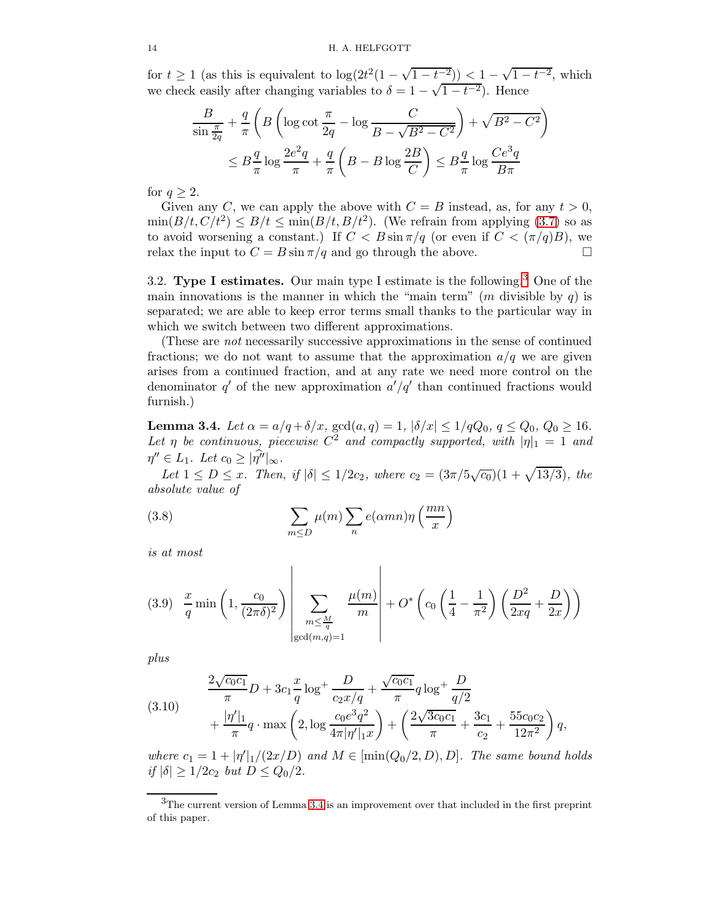for $t \geq 1$ (as this is equivalent to $\log(2t^2(1-\sqrt{1-t^{-2}})) < 1-\sqrt{1-t^{-2}}$, which we check easily after changing variables to $\delta = 1-\sqrt{1-t^{-2}}$). Hence

$$\frac{B}{\sin\frac{\pi}{2q}} + \frac{q}{\pi}\left(B\left(\log\cot\frac{\pi}{2q} - \log\frac{C}{B-\sqrt{B^2-C^2}}\right) + \sqrt{B^2-C^2}\right)$$
$$\leq B\frac{q}{\pi}\log\frac{2e^2 q}{\pi} + \frac{q}{\pi}\left(B - B\log\frac{2B}{C}\right) \leq B\frac{q}{\pi}\log\frac{Ce^3 q}{B\pi}$$

for $q \geq 2$.

Given any $C$, we can apply the above with $C = B$ instead, as, for any $t > 0$, $\min(B/t, C/t^2) \leq B/t \leq \min(B/t, B/t^2)$. (We refrain from applying (3.7) so as to avoid worsening a constant.) If $C < B\sin\pi/q$ (or even if $C < (\pi/q)B$), we relax the input to $C = B\sin\pi/q$ and go through the above. □

## 3.2. Type I estimates.

Our main type I estimate is the following.[3] One of the main innovations is the manner in which the "main term" ($m$ divisible by $q$) is separated; we are able to keep error terms small thanks to the particular way in which we switch between two different approximations.

(These are *not* necessarily successive approximations in the sense of continued fractions; we do not want to assume that the approximation $a/q$ we are given arises from a continued fraction, and at any rate we need more control on the denominator $q'$ of the new approximation $a'/q'$ than continued fractions would furnish.)

**Lemma 3.4.** *Let $\alpha = a/q + \delta/x$, $\gcd(a,q) = 1$, $|\delta/x| \leq 1/qQ_0$, $q \leq Q_0$, $Q_0 \geq 16$. Let $\eta$ be continuous, piecewise $C^2$ and compactly supported, with $|\eta|_1 = 1$ and $\eta'' \in L_1$. Let $c_0 \geq |\widehat{\eta''}|_\infty$.*

*Let $1 \leq D \leq x$. Then, if $|\delta| \leq 1/2c_2$, where $c_2 = (3\pi/5\sqrt{c_0})(1+\sqrt{13/3})$, the absolute value of*

$$\sum_{m\leq D}\mu(m)\sum_n e(\alpha m n)\eta\left(\frac{mn}{x}\right) \tag{3.8}$$

*is at most*

$$\frac{x}{q}\min\left(1, \frac{c_0}{(2\pi\delta)^2}\right)\left|\sum_{\substack{m\leq\frac{M}{q}\\ \gcd(m,q)=1}}\frac{\mu(m)}{m}\right| + O^*\left(c_0\left(\frac{1}{4}-\frac{1}{\pi^2}\right)\left(\frac{D^2}{2xq}+\frac{D}{2x}\right)\right) \tag{3.9}$$

*plus*

$$\begin{aligned}&\frac{2\sqrt{c_0c_1}}{\pi}D + 3c_1\frac{x}{q}\log^+\frac{D}{c_2x/q} + \frac{\sqrt{c_0c_1}}{\pi}q\log^+\frac{D}{q/2}\\ &+ \frac{|\eta'|_1}{\pi}q\cdot\max\left(2, \log\frac{c_0e^3q^2}{4\pi|\eta'|_1x}\right) + \left(\frac{2\sqrt{3c_0c_1}}{\pi} + \frac{3c_1}{c_2} + \frac{55c_0c_2}{12\pi^2}\right)q,\end{aligned} \tag{3.10}$$

*where $c_1 = 1 + |\eta'|_1/(2x/D)$ and $M \in [\min(Q_0/2, D), D]$. The same bound holds if $|\delta| \geq 1/2c_2$ but $D \leq Q_0/2$.*

---

[3] The current version of Lemma 3.4 is an improvement over that included in the first preprint of this paper.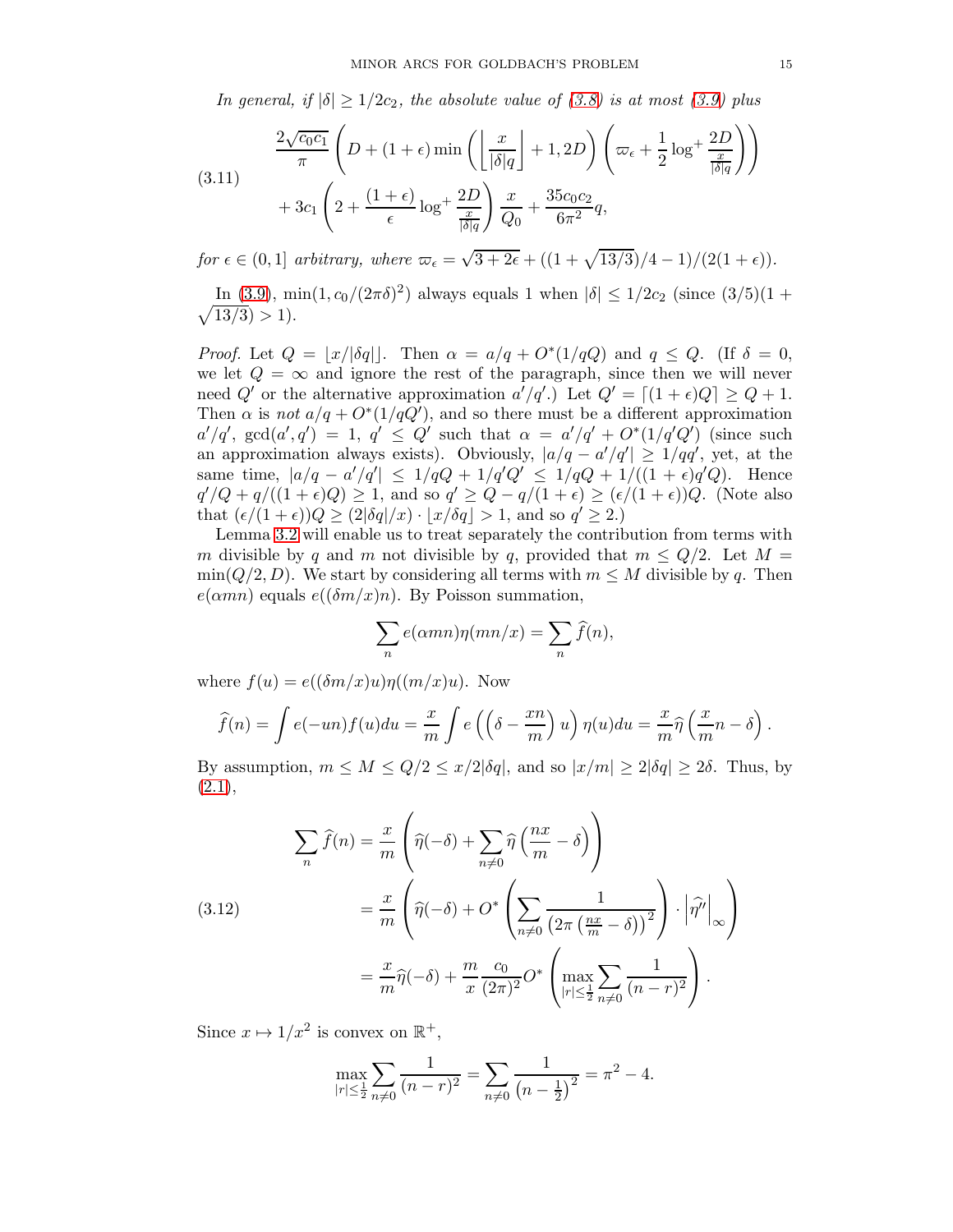*In general, if $|\delta| \geq 1/2c_2$, the absolute value of (3.8) is at most (3.9) plus*

$$
\begin{aligned}
(3.11) \qquad & \frac{2\sqrt{c_0 c_1}}{\pi}\left(D + (1+\epsilon)\min\left(\left\lfloor \frac{x}{|\delta| q}\right\rfloor + 1, 2D\right)\left(\varpi_\epsilon + \frac{1}{2}\log^+ \frac{2D}{\frac{x}{|\delta| q}}\right)\right) \\
& + 3c_1\left(2 + \frac{(1+\epsilon)}{\epsilon}\log^+ \frac{2D}{\frac{x}{|\delta|q}}\right)\frac{x}{Q_0} + \frac{35 c_0 c_2}{6\pi^2} q,
\end{aligned}
$$

*for $\epsilon \in (0,1]$ arbitrary, where $\varpi_\epsilon = \sqrt{3+2\epsilon} + ((1+\sqrt{13/3})/4 - 1)/(2(1+\epsilon))$.*

In (3.9), $\min(1, c_0/(2\pi\delta)^2)$ always equals 1 when $|\delta| \leq 1/2c_2$ (since $(3/5)(1+\sqrt{13/3}) > 1$).

*Proof.* Let $Q = \lfloor x/|\delta q|\rfloor$. Then $\alpha = a/q + O^*(1/qQ)$ and $q \leq Q$. (If $\delta = 0$, we let $Q = \infty$ and ignore the rest of the paragraph, since then we will never need $Q'$ or the alternative approximation $a'/q'$.) Let $Q' = \lceil (1+\epsilon)Q\rceil \geq Q+1$. Then $\alpha$ is *not* $a/q + O^*(1/qQ')$, and so there must be a different approximation $a'/q'$, $\gcd(a',q') = 1$, $q' \leq Q'$ such that $\alpha = a'/q' + O^*(1/q'Q')$ (since such an approximation always exists). Obviously, $|a/q - a'/q'| \geq 1/qq'$, yet, at the same time, $|a/q - a'/q'| \leq 1/qQ + 1/q'Q' \leq 1/qQ + 1/((1+\epsilon)q'Q)$. Hence $q'/Q + q/((1+\epsilon)Q) \geq 1$, and so $q' \geq Q - q/(1+\epsilon) \geq (\epsilon/(1+\epsilon))Q$. (Note also that $(\epsilon/(1+\epsilon))Q \geq (2|\delta q|/x)\cdot \lfloor x/\delta q\rfloor > 1$, and so $q' \geq 2$.)

Lemma 3.2 will enable us to treat separately the contribution from terms with $m$ divisible by $q$ and $m$ not divisible by $q$, provided that $m \leq Q/2$. Let $M = \min(Q/2, D)$. We start by considering all terms with $m \leq M$ divisible by $q$. Then $e(\alpha m n)$ equals $e((\delta m/x)n)$. By Poisson summation,

$$\sum_n e(\alpha m n)\eta(mn/x) = \sum_n \widehat{f}(n),$$

where $f(u) = e((\delta m/x)u)\eta((m/x)u)$. Now

$$\widehat{f}(n) = \int e(-un)f(u)du = \frac{x}{m}\int e\left(\left(\delta - \frac{xn}{m}\right)u\right)\eta(u)du = \frac{x}{m}\widehat{\eta}\left(\frac{x}{m}n - \delta\right).$$

By assumption, $m \leq M \leq Q/2 \leq x/2|\delta q|$, and so $|x/m| \geq 2|\delta q| \geq 2\delta$. Thus, by (2.1),

$$
\begin{aligned}
\sum_n \widehat{f}(n) &= \frac{x}{m}\left(\widehat{\eta}(-\delta) + \sum_{n\neq 0}\widehat{\eta}\left(\frac{nx}{m} - \delta\right)\right) \\
(3.12) \qquad &= \frac{x}{m}\left(\widehat{\eta}(-\delta) + O^*\left(\sum_{n\neq 0}\frac{1}{\left(2\pi\left(\frac{nx}{m} - \delta\right)\right)^2}\right)\cdot \left|\widehat{\eta''}\right|_\infty\right) \\
&= \frac{x}{m}\widehat{\eta}(-\delta) + \frac{m}{x}\frac{c_0}{(2\pi)^2}O^*\left(\max_{|r|\leq \frac{1}{2}}\sum_{n\neq 0}\frac{1}{(n-r)^2}\right).
\end{aligned}
$$

Since $x \mapsto 1/x^2$ is convex on $\mathbb{R}^+$,

$$\max_{|r|\leq \frac{1}{2}}\sum_{n\neq 0}\frac{1}{(n-r)^2} = \sum_{n\neq 0}\frac{1}{\left(n-\frac{1}{2}\right)^2} = \pi^2 - 4.$$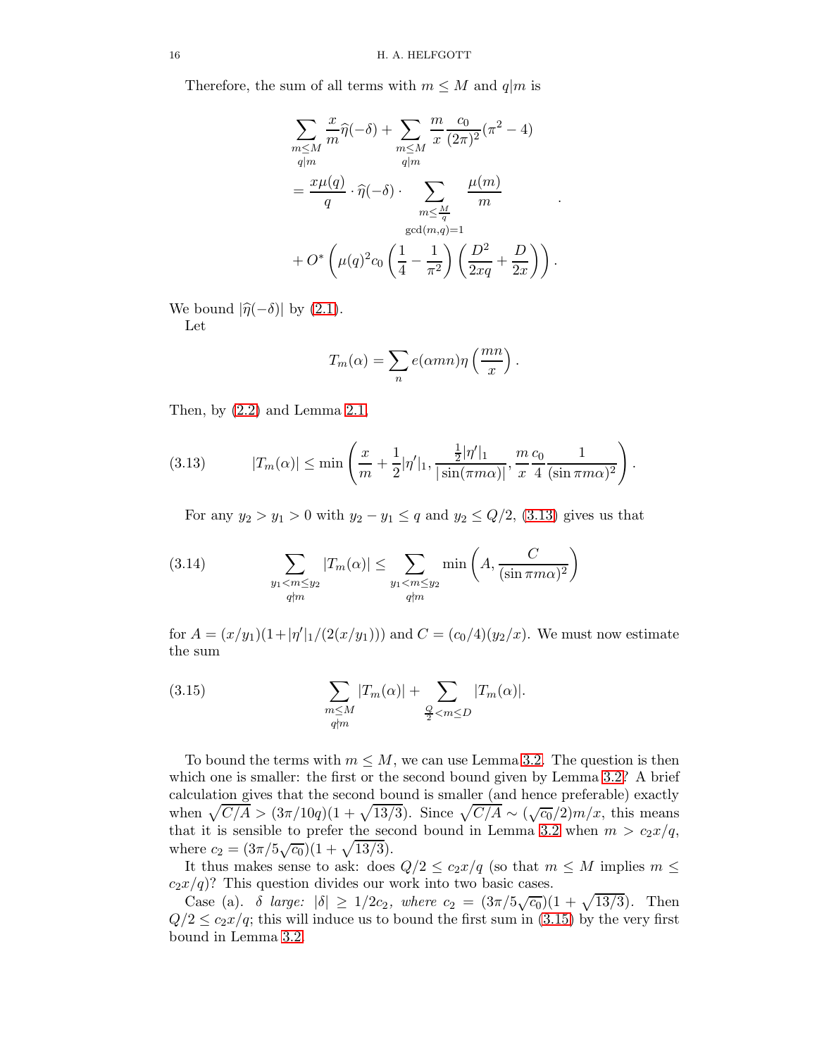Therefore, the sum of all terms with $m \leq M$ and $q|m$ is

$$\begin{aligned}
&\sum_{\substack{m \leq M \\ q|m}} \frac{x}{m}\widehat{\eta}(-\delta) + \sum_{\substack{m \leq M \\ q|m}} \frac{m}{x}\frac{c_0}{(2\pi)^2}(\pi^2-4) \\
&= \frac{x\mu(q)}{q} \cdot \widehat{\eta}(-\delta) \cdot \sum_{\substack{m \leq \frac{M}{q} \\ \gcd(m,q)=1}} \frac{\mu(m)}{m} \\
&+ O^*\left(\mu(q)^2 c_0 \left(\frac{1}{4} - \frac{1}{\pi^2}\right)\left(\frac{D^2}{2xq} + \frac{D}{2x}\right)\right).
\end{aligned}$$

We bound $|\widehat{\eta}(-\delta)|$ by (2.1).

Let

$$T_m(\alpha) = \sum_n e(\alpha m n)\eta\left(\frac{mn}{x}\right).$$

Then, by (2.2) and Lemma 2.1,

$$|T_m(\alpha)| \leq \min\left(\frac{x}{m} + \frac{1}{2}|\eta'|_1, \frac{\frac{1}{2}|\eta'|_1}{|\sin(\pi m \alpha)|}, \frac{m}{x}\frac{c_0}{4}\frac{1}{(\sin \pi m \alpha)^2}\right). \tag{3.13}$$

For any $y_2 > y_1 > 0$ with $y_2 - y_1 \leq q$ and $y_2 \leq Q/2$, (3.13) gives us that

$$\sum_{\substack{y_1 < m \leq y_2 \\ q \nmid m}} |T_m(\alpha)| \leq \sum_{\substack{y_1 < m \leq y_2 \\ q \nmid m}} \min\left(A, \frac{C}{(\sin \pi m \alpha)^2}\right) \tag{3.14}$$

for $A = (x/y_1)(1 + |\eta'|_1/(2(x/y_1)))$ and $C = (c_0/4)(y_2/x)$. We must now estimate the sum

$$\sum_{\substack{m \leq M \\ q \nmid m}} |T_m(\alpha)| + \sum_{\frac{Q}{2} < m \leq D} |T_m(\alpha)|. \tag{3.15}$$

To bound the terms with $m \leq M$, we can use Lemma 3.2. The question is then which one is smaller: the first or the second bound given by Lemma 3.2? A brief calculation gives that the second bound is smaller (and hence preferable) exactly when $\sqrt{C/A} > (3\pi/10q)(1+\sqrt{13/3})$. Since $\sqrt{C/A} \sim (\sqrt{c_0}/2)m/x$, this means that it is sensible to prefer the second bound in Lemma 3.2 when $m > c_2 x/q$, where $c_2 = (3\pi/5\sqrt{c_0})(1+\sqrt{13/3})$.

It thus makes sense to ask: does $Q/2 \leq c_2 x/q$ (so that $m \leq M$ implies $m \leq c_2 x/q$)? This question divides our work into two basic cases.

Case (a). *$\delta$ large: $|\delta| \geq 1/2c_2$, where $c_2 = (3\pi/5\sqrt{c_0})(1+\sqrt{13/3})$.* Then $Q/2 \leq c_2 x/q$; this will induce us to bound the first sum in (3.15) by the very first bound in Lemma 3.2.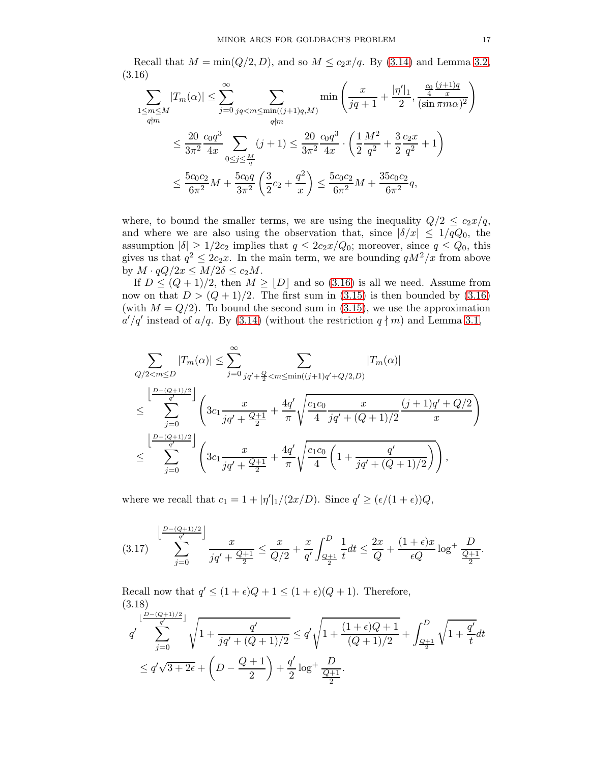Recall that $M = \min(Q/2, D)$, and so $M \leq c_2 x/q$. By (3.14) and Lemma 3.2,

(3.16)
$$\begin{aligned}
\sum_{\substack{1\leq m\leq M\\ q\nmid m}} |T_m(\alpha)| &\leq \sum_{j=0}^{\infty} \sum_{\substack{jq<m\leq \min((j+1)q,M)\\ q\nmid m}} \min\left(\frac{x}{jq+1} + \frac{|\eta'|_1}{2}, \frac{\frac{c_0}{4}\frac{(j+1)q}{x}}{(\sin \pi m\alpha)^2}\right)\\
&\leq \frac{20}{3\pi^2}\frac{c_0 q^3}{4x} \sum_{0\leq j\leq \frac{M}{q}} (j+1) \leq \frac{20}{3\pi^2}\frac{c_0 q^3}{4x}\cdot\left(\frac{1}{2}\frac{M^2}{q^2} + \frac{3}{2}\frac{c_2 x}{q^2} + 1\right)\\
&\leq \frac{5c_0c_2}{6\pi^2} M + \frac{5c_0 q}{3\pi^2}\left(\frac{3}{2}c_2 + \frac{q^2}{x}\right) \leq \frac{5c_0c_2}{6\pi^2}M + \frac{35c_0c_2}{6\pi^2} q,
\end{aligned}$$

where, to bound the smaller terms, we are using the inequality $Q/2 \leq c_2 x/q$, and where we are also using the observation that, since $|\delta/x| \leq 1/qQ_0$, the assumption $|\delta| \geq 1/2c_2$ implies that $q \leq 2c_2 x/Q_0$; moreover, since $q \leq Q_0$, this gives us that $q^2 \leq 2c_2 x$. In the main term, we are bounding $qM^2/x$ from above by $M \cdot qQ/2x \leq M/2\delta \leq c_2 M$.

If $D \leq (Q+1)/2$, then $M \geq \lfloor D \rfloor$ and so (3.16) is all we need. Assume from now on that $D > (Q+1)/2$. The first sum in (3.15) is then bounded by (3.16) (with $M = Q/2$). To bound the second sum in (3.15), we use the approximation $a'/q'$ instead of $a/q$. By (3.14) (without the restriction $q \nmid m$) and Lemma 3.1,

$$\begin{aligned}
\sum_{Q/2<m\leq D} |T_m(\alpha)| &\leq \sum_{j=0}^{\infty} \sum_{jq'+\frac{Q}{2}<m\leq \min((j+1)q'+Q/2,D)} |T_m(\alpha)|\\
&\leq \sum_{j=0}^{\left\lfloor \frac{D-(Q+1)/2}{q'}\right\rfloor} \left(3c_1 \frac{x}{jq'+\frac{Q+1}{2}} + \frac{4q'}{\pi}\sqrt{\frac{c_1c_0}{4}\frac{x}{jq'+(Q+1)/2}\frac{(j+1)q'+Q/2}{x}}\right)\\
&\leq \sum_{j=0}^{\left\lfloor \frac{D-(Q+1)/2}{q'}\right\rfloor} \left(3c_1 \frac{x}{jq'+\frac{Q+1}{2}} + \frac{4q'}{\pi}\sqrt{\frac{c_1c_0}{4}\left(1+\frac{q'}{jq'+(Q+1)/2}\right)}\right),
\end{aligned}$$

where we recall that $c_1 = 1 + |\eta'|_1/(2x/D)$. Since $q' \geq (\epsilon/(1+\epsilon))Q$,

$$\sum_{j=0}^{\left\lfloor \frac{D-(Q+1)/2}{q'}\right\rfloor} \frac{x}{jq'+\frac{Q+1}{2}} \leq \frac{x}{Q/2} + \frac{x}{q'}\int_{\frac{Q+1}{2}}^{D} \frac{1}{t}dt \leq \frac{2x}{Q} + \frac{(1+\epsilon)x}{\epsilon Q}\log^+ \frac{D}{\frac{Q+1}{2}}. \tag{3.17}$$

Recall now that $q' \leq (1+\epsilon)Q + 1 \leq (1+\epsilon)(Q+1)$. Therefore,

(3.18)
$$\begin{aligned}
q' \sum_{j=0}^{\lfloor \frac{D-(Q+1)/2}{q'}\rfloor} \sqrt{1+\frac{q'}{jq'+(Q+1)/2}} &\leq q'\sqrt{1+\frac{(1+\epsilon)Q+1}{(Q+1)/2}} + \int_{\frac{Q+1}{2}}^{D}\sqrt{1+\frac{q'}{t}}dt\\
&\leq q'\sqrt{3+2\epsilon} + \left(D - \frac{Q+1}{2}\right) + \frac{q'}{2}\log^+\frac{D}{\frac{Q+1}{2}}.
\end{aligned}$$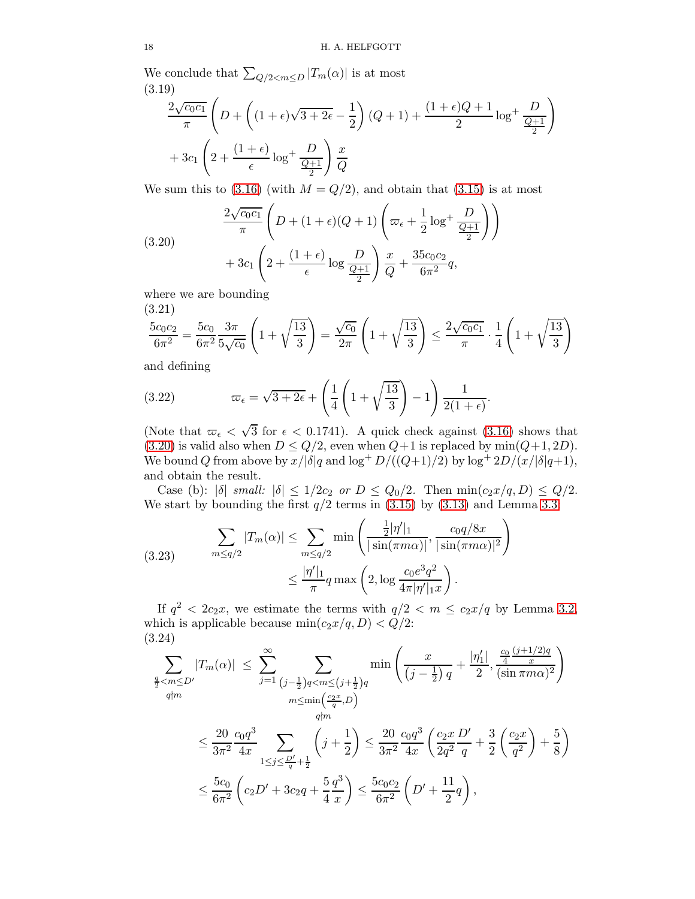We conclude that $\sum_{Q/2<m\leq D} |T_m(\alpha)|$ is at most

$$\frac{2\sqrt{c_0 c_1}}{\pi}\left(D + \left((1+\epsilon)\sqrt{3+2\epsilon} - \frac{1}{2}\right)(Q+1) + \frac{(1+\epsilon)Q+1}{2}\log^+ \frac{D}{\frac{Q+1}{2}}\right) + 3c_1\left(2 + \frac{(1+\epsilon)}{\epsilon}\log^+ \frac{D}{\frac{Q+1}{2}}\right)\frac{x}{Q} \tag{3.19}$$

We sum this to (3.16) (with $M = Q/2$), and obtain that (3.15) is at most

$$\begin{aligned}&\frac{2\sqrt{c_0 c_1}}{\pi}\left(D + (1+\epsilon)(Q+1)\left(\varpi_\epsilon + \frac{1}{2}\log^+ \frac{D}{\frac{Q+1}{2}}\right)\right)\\ &+ 3c_1\left(2 + \frac{(1+\epsilon)}{\epsilon}\log \frac{D}{\frac{Q+1}{2}}\right)\frac{x}{Q} + \frac{35 c_0 c_2}{6\pi^2} q,\end{aligned} \tag{3.20}$$

where we are bounding

$$\frac{5c_0 c_2}{6\pi^2} = \frac{5c_0}{6\pi^2}\frac{3\pi}{5\sqrt{c_0}}\left(1+\sqrt{\frac{13}{3}}\right) = \frac{\sqrt{c_0}}{2\pi}\left(1+\sqrt{\frac{13}{3}}\right) \leq \frac{2\sqrt{c_0 c_1}}{\pi}\cdot\frac{1}{4}\left(1+\sqrt{\frac{13}{3}}\right) \tag{3.21}$$

and defining

$$\varpi_\epsilon = \sqrt{3+2\epsilon} + \left(\frac{1}{4}\left(1+\sqrt{\frac{13}{3}}\right) - 1\right)\frac{1}{2(1+\epsilon)}. \tag{3.22}$$

(Note that $\varpi_\epsilon < \sqrt{3}$ for $\epsilon < 0.1741$). A quick check against (3.16) shows that (3.20) is valid also when $D \leq Q/2$, even when $Q+1$ is replaced by $\min(Q+1, 2D)$. We bound $Q$ from above by $x/|\delta| q$ and $\log^+ D/((Q+1)/2)$ by $\log^+ 2D/(x/|\delta|q+1)$, and obtain the result.

Case (b): *$|\delta|$ small:* $|\delta| \leq 1/2c_2$ *or* $D \leq Q_0/2$. Then $\min(c_2 x/q, D) \leq Q/2$. We start by bounding the first $q/2$ terms in (3.15) by (3.13) and Lemma 3.3:

$$\begin{aligned}\sum_{m\leq q/2} |T_m(\alpha)| &\leq \sum_{m\leq q/2} \min\left(\frac{\frac{1}{2}|\eta'|_1}{|\sin(\pi m\alpha)|}, \frac{c_0 q/8x}{|\sin(\pi m\alpha)|^2}\right)\\ &\leq \frac{|\eta'|_1}{\pi} q \max\left(2, \log\frac{c_0 e^3 q^2}{4\pi|\eta'|_1 x}\right).\end{aligned} \tag{3.23}$$

If $q^2 < 2c_2 x$, we estimate the terms with $q/2 < m \leq c_2 x/q$ by Lemma 3.2, which is applicable because $\min(c_2 x/q, D) < Q/2$:

$$\begin{aligned}\sum_{\substack{\frac{q}{2}<m\leq D'\\ q\nmid m}} |T_m(\alpha)| &\leq \sum_{j=1}^{\infty} \sum_{\substack{\left(j-\frac{1}{2}\right)q<m\leq\left(j+\frac{1}{2}\right)q\\ m\leq\min\left(\frac{c_2 x}{q}, D\right)\\ q\nmid m}} \min\left(\frac{x}{\left(j-\frac{1}{2}\right)q} + \frac{|\eta_1'|}{2}, \frac{\frac{c_0}{4}\frac{(j+1/2)q}{x}}{(\sin\pi m\alpha)^2}\right)\\ &\leq \frac{20}{3\pi^2}\frac{c_0 q^3}{4x}\sum_{1\leq j\leq\frac{D'}{q}+\frac{1}{2}}\left(j+\frac{1}{2}\right) \leq \frac{20}{3\pi^2}\frac{c_0 q^3}{4x}\left(\frac{c_2 x}{2q^2}\frac{D'}{q} + \frac{3}{2}\left(\frac{c_2 x}{q^2}\right) + \frac{5}{8}\right)\\ &\leq \frac{5c_0}{6\pi^2}\left(c_2 D' + 3c_2 q + \frac{5}{4}\frac{q^3}{x}\right) \leq \frac{5c_0 c_2}{6\pi^2}\left(D' + \frac{11}{2}q\right),\end{aligned} \tag{3.24}$$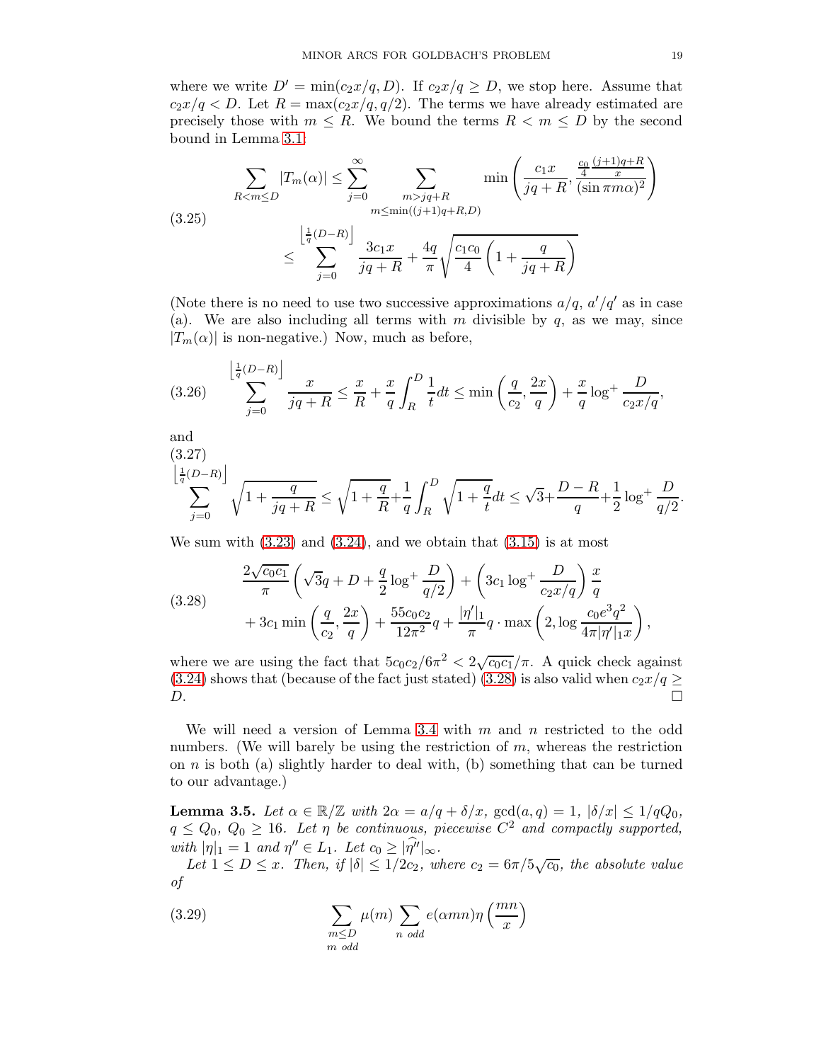where we write $D' = \min(c_2 x/q, D)$. If $c_2x/q \geq D$, we stop here. Assume that $c_2x/q < D$. Let $R = \max(c_2x/q, q/2)$. The terms we have already estimated are precisely those with $m \leq R$. We bound the terms $R < m \leq D$ by the second bound in Lemma 3.1:

$$
\begin{aligned}
\sum_{R<m\leq D} |T_m(\alpha)| &\leq \sum_{j=0}^{\infty} \sum_{\substack{m>jq+R \\ m\leq \min((j+1)q+R,D)}} \min\left(\frac{c_1 x}{jq+R}, \frac{\frac{c_0}{4}\frac{(j+1)q+R}{x}}{(\sin \pi m\alpha)^2}\right) \\
&\leq \sum_{j=0}^{\left\lfloor \frac{1}{q}(D-R)\right\rfloor} \frac{3c_1 x}{jq+R} + \frac{4q}{\pi}\sqrt{\frac{c_1 c_0}{4}\left(1+\frac{q}{jq+R}\right)}
\end{aligned} \tag{3.25}
$$

(Note there is no need to use two successive approximations $a/q$, $a'/q'$ as in case (a). We are also including all terms with $m$ divisible by $q$, as we may, since $|T_m(\alpha)|$ is non-negative.) Now, much as before,

$$
\sum_{j=0}^{\left\lfloor \frac{1}{q}(D-R)\right\rfloor} \frac{x}{jq+R} \leq \frac{x}{R} + \frac{x}{q}\int_R^D \frac{1}{t}dt \leq \min\left(\frac{q}{c_2}, \frac{2x}{q}\right) + \frac{x}{q}\log^+ \frac{D}{c_2x/q}, \tag{3.26}
$$

and

$$
\sum_{j=0}^{\left\lfloor \frac{1}{q}(D-R)\right\rfloor} \sqrt{1+\frac{q}{jq+R}} \leq \sqrt{1+\frac{q}{R}} + \frac{1}{q}\int_R^D \sqrt{1+\frac{q}{t}}dt \leq \sqrt{3} + \frac{D-R}{q} + \frac{1}{2}\log^+ \frac{D}{q/2}. \tag{3.27}
$$

We sum with (3.23) and (3.24), and we obtain that (3.15) is at most

$$
\begin{aligned}
&\frac{2\sqrt{c_0 c_1}}{\pi}\left(\sqrt{3}q + D + \frac{q}{2}\log^+ \frac{D}{q/2}\right) + \left(3c_1 \log^+ \frac{D}{c_2x/q}\right)\frac{x}{q} \\
&+ 3c_1 \min\left(\frac{q}{c_2}, \frac{2x}{q}\right) + \frac{55 c_0 c_2}{12\pi^2} q + \frac{|\eta'|_1}{\pi} q \cdot \max\left(2, \log \frac{c_0 e^3 q^2}{4\pi |\eta'|_1 x}\right),
\end{aligned} \tag{3.28}
$$

where we are using the fact that $5c_0c_2/6\pi^2 < 2\sqrt{c_0c_1}/\pi$. A quick check against (3.24) shows that (because of the fact just stated) (3.28) is also valid when $c_2x/q \geq D$. □

We will need a version of Lemma 3.4 with $m$ and $n$ restricted to the odd numbers. (We will barely be using the restriction of $m$, whereas the restriction on $n$ is both (a) slightly harder to deal with, (b) something that can be turned to our advantage.)

**Lemma 3.5.** *Let $\alpha \in \mathbb{R}/\mathbb{Z}$ with $2\alpha = a/q + \delta/x$, $\gcd(a,q) = 1$, $|\delta/x| \leq 1/qQ_0$, $q \leq Q_0$, $Q_0 \geq 16$. Let $\eta$ be continuous, piecewise $C^2$ and compactly supported, with $|\eta|_1 = 1$ and $\eta'' \in L_1$. Let $c_0 \geq |\widehat{\eta''}|_\infty$.*

*Let $1 \leq D \leq x$. Then, if $|\delta| \leq 1/2c_2$, where $c_2 = 6\pi/5\sqrt{c_0}$, the absolute value of*

$$
\sum_{\substack{m\leq D \\ m \text{ odd}}} \mu(m) \sum_{n \text{ odd}} e(\alpha m n)\eta\left(\frac{mn}{x}\right) \tag{3.29}
$$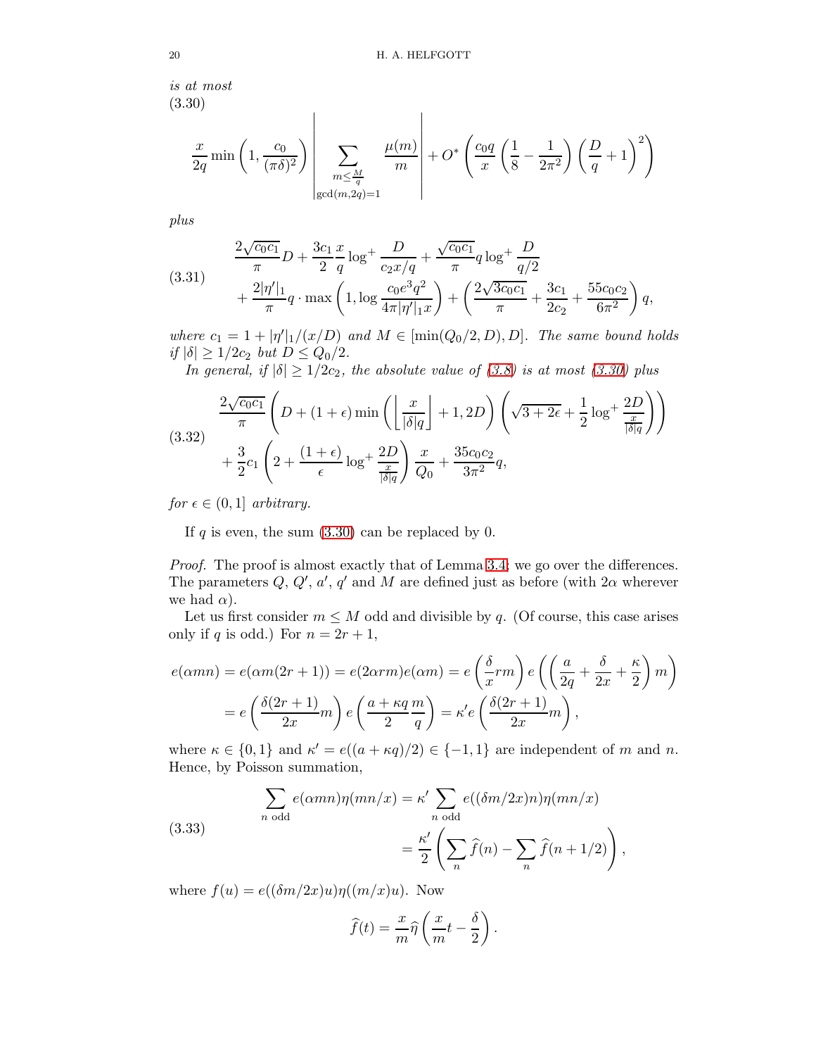*is at most*

(3.30)
$$\frac{x}{2q}\min\left(1,\frac{c_0}{(\pi\delta)^2}\right)\left|\sum_{\substack{m\leq \frac{M}{q}\\ \gcd(m,2q)=1}}\frac{\mu(m)}{m}\right| + O^*\left(\frac{c_0 q}{x}\left(\frac{1}{8}-\frac{1}{2\pi^2}\right)\left(\frac{D}{q}+1\right)^2\right)$$

*plus*

$$\begin{aligned}(3.31)\qquad &\frac{2\sqrt{c_0c_1}}{\pi}D + \frac{3c_1}{2}\frac{x}{q}\log^+\frac{D}{c_2x/q} + \frac{\sqrt{c_0c_1}}{\pi}q\log^+\frac{D}{q/2}\\ &+\frac{2|\eta'|_1}{\pi}q\cdot\max\left(1,\log\frac{c_0e^3q^2}{4\pi|\eta'|_1x}\right)+\left(\frac{2\sqrt{3c_0c_1}}{\pi}+\frac{3c_1}{2c_2}+\frac{55c_0c_2}{6\pi^2}\right)q,\end{aligned}$$

*where $c_1 = 1+|\eta'|_1/(x/D)$ and $M\in[\min(Q_0/2,D),D]$. The same bound holds if $|\delta|\geq 1/2c_2$ but $D\leq Q_0/2$.*

*In general, if $|\delta|\geq 1/2c_2$, the absolute value of (3.8) is at most (3.30) plus*

$$\begin{aligned}(3.32)\qquad &\frac{2\sqrt{c_0c_1}}{\pi}\left(D+(1+\epsilon)\min\left(\left\lfloor\frac{x}{|\delta|q}\right\rfloor+1,2D\right)\left(\sqrt{3+2\epsilon}+\frac{1}{2}\log^+\frac{2D}{\frac{x}{|\delta|q}}\right)\right)\\ &+\frac{3}{2}c_1\left(2+\frac{(1+\epsilon)}{\epsilon}\log^+\frac{2D}{\frac{x}{|\delta|q}}\right)\frac{x}{Q_0}+\frac{35c_0c_2}{3\pi^2}q,\end{aligned}$$

*for $\epsilon\in(0,1]$ arbitrary.*

If $q$ is even, the sum (3.30) can be replaced by 0.

*Proof.* The proof is almost exactly that of Lemma 3.4; we go over the differences. The parameters $Q$, $Q'$, $a'$, $q'$ and $M$ are defined just as before (with $2\alpha$ wherever we had $\alpha$).

Let us first consider $m\leq M$ odd and divisible by $q$. (Of course, this case arises only if $q$ is odd.) For $n=2r+1$,

$$\begin{aligned}e(\alpha mn) = e(\alpha m(2r+1)) &= e(2\alpha rm)e(\alpha m) = e\left(\frac{\delta}{x}rm\right)e\left(\left(\frac{a}{2q}+\frac{\delta}{2x}+\frac{\kappa}{2}\right)m\right)\\ &= e\left(\frac{\delta(2r+1)}{2x}m\right)e\left(\frac{a+\kappa q}{2}\frac{m}{q}\right) = \kappa' e\left(\frac{\delta(2r+1)}{2x}m\right),\end{aligned}$$

where $\kappa\in\{0,1\}$ and $\kappa' = e((a+\kappa q)/2)\in\{-1,1\}$ are independent of $m$ and $n$. Hence, by Poisson summation,

$$\begin{aligned}(3.33)\qquad \sum_{n\text{ odd}} e(\alpha mn)\eta(mn/x) &= \kappa'\sum_{n\text{ odd}} e((\delta m/2x)n)\eta(mn/x)\\ &= \frac{\kappa'}{2}\left(\sum_n \widehat{f}(n)-\sum_n\widehat{f}(n+1/2)\right),\end{aligned}$$

where $f(u) = e((\delta m/2x)u)\eta((m/x)u)$. Now

$$\widehat{f}(t) = \frac{x}{m}\widehat{\eta}\left(\frac{x}{m}t-\frac{\delta}{2}\right).$$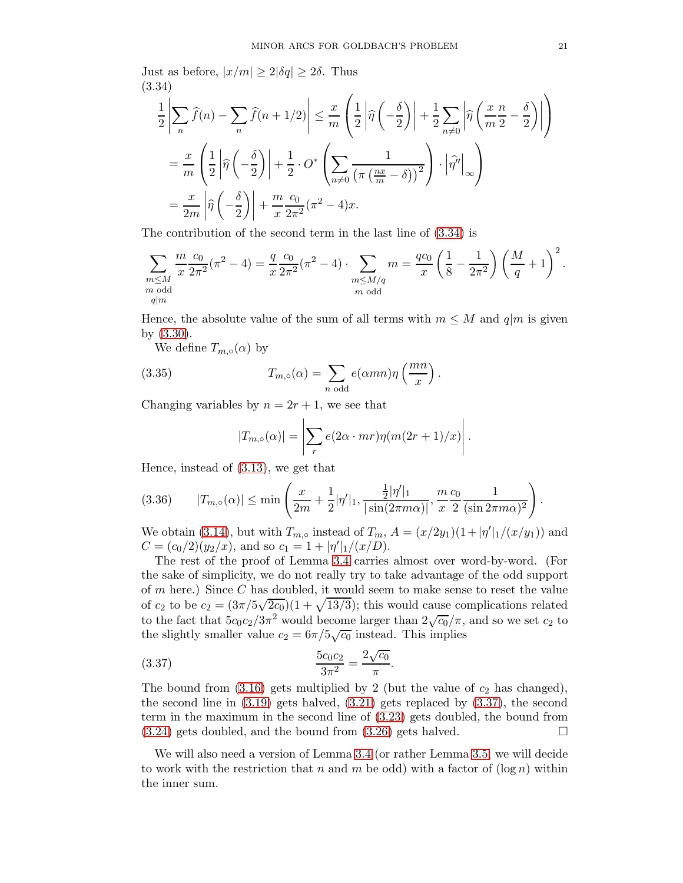Just as before, $|x/m| \geq 2|\delta q| \geq 2\delta$. Thus

$$
\begin{aligned}
\frac{1}{2}\left|\sum_n \widehat{f}(n) - \sum_n \widehat{f}(n+1/2)\right| &\leq \frac{x}{m}\left(\frac{1}{2}\left|\widehat{\eta}\left(-\frac{\delta}{2}\right)\right| + \frac{1}{2}\sum_{n\neq 0}\left|\widehat{\eta}\left(\frac{x}{m}\frac{n}{2} - \frac{\delta}{2}\right)\right|\right) \\
&= \frac{x}{m}\left(\frac{1}{2}\left|\widehat{\eta}\left(-\frac{\delta}{2}\right)\right| + \frac{1}{2}\cdot O^*\left(\sum_{n\neq 0}\frac{1}{\left(\pi\left(\frac{nx}{m} - \delta\right)\right)^2}\right)\cdot\left|\widehat{\eta''}\right|_\infty\right) \\
&= \frac{x}{2m}\left|\widehat{\eta}\left(-\frac{\delta}{2}\right)\right| + \frac{m}{x}\frac{c_0}{2\pi^2}(\pi^2-4)x.
\end{aligned}
\tag{3.34}
$$

The contribution of the second term in the last line of (3.34) is

$$
\sum_{\substack{m\leq M\\ m \text{ odd}\\ q|m}} \frac{m}{x}\frac{c_0}{2\pi^2}(\pi^2-4) = \frac{q}{x}\frac{c_0}{2\pi^2}(\pi^2-4)\cdot\sum_{\substack{m\leq M/q\\ m \text{ odd}}} m = \frac{qc_0}{x}\left(\frac{1}{8} - \frac{1}{2\pi^2}\right)\left(\frac{M}{q}+1\right)^2.
$$

Hence, the absolute value of the sum of all terms with $m \leq M$ and $q|m$ is given by (3.30).

We define $T_{m,\circ}(\alpha)$ by

$$
T_{m,\circ}(\alpha) = \sum_{n \text{ odd}} e(\alpha m n)\eta\left(\frac{mn}{x}\right). \tag{3.35}
$$

Changing variables by $n = 2r+1$, we see that

$$
|T_{m,\circ}(\alpha)| = \left|\sum_r e(2\alpha\cdot mr)\eta(m(2r+1)/x)\right|.
$$

Hence, instead of (3.13), we get that

$$
|T_{m,\circ}(\alpha)| \leq \min\left(\frac{x}{2m} + \frac{1}{2}|\eta'|_1, \frac{\frac{1}{2}|\eta'|_1}{|\sin(2\pi m\alpha)|}, \frac{m}{x}\frac{c_0}{2}\frac{1}{(\sin 2\pi m\alpha)^2}\right). \tag{3.36}
$$

We obtain (3.14), but with $T_{m,\circ}$ instead of $T_m$, $A = (x/2y_1)(1+|\eta'|_1/(x/y_1))$ and $C = (c_0/2)(y_2/x)$, and so $c_1 = 1 + |\eta'|_1/(x/D)$.

The rest of the proof of Lemma 3.4 carries almost over word-by-word. (For the sake of simplicity, we do not really try to take advantage of the odd support of $m$ here.) Since $C$ has doubled, it would seem to make sense to reset the value of $c_2$ to be $c_2 = (3\pi/5\sqrt{2c_0})(1+\sqrt{13/3})$; this would cause complications related to the fact that $5c_0c_2/3\pi^2$ would become larger than $2\sqrt{c_0}/\pi$, and so we set $c_2$ to the slightly smaller value $c_2 = 6\pi/5\sqrt{c_0}$ instead. This implies

$$
\frac{5c_0c_2}{3\pi^2} = \frac{2\sqrt{c_0}}{\pi}. \tag{3.37}
$$

The bound from (3.16) gets multiplied by 2 (but the value of $c_2$ has changed), the second line in (3.19) gets halved, (3.21) gets replaced by (3.37), the second term in the maximum in the second line of (3.23) gets doubled, the bound from (3.24) gets doubled, and the bound from (3.26) gets halved. □

We will also need a version of Lemma 3.4 (or rather Lemma 3.5; we will decide to work with the restriction that $n$ and $m$ be odd) with a factor of $(\log n)$ within the inner sum.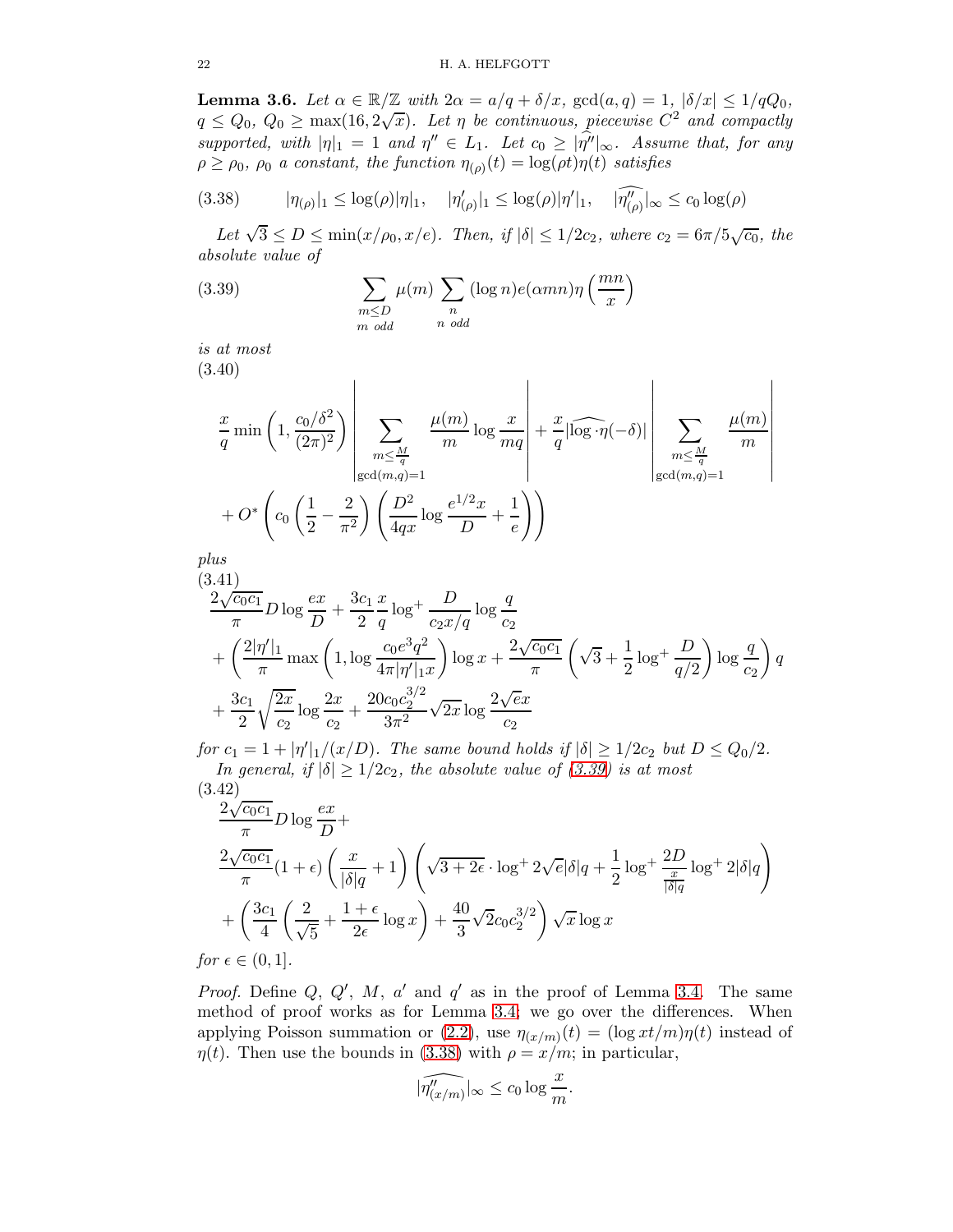**Lemma 3.6.** *Let $\alpha \in \mathbb{R}/\mathbb{Z}$ with $2\alpha = a/q + \delta/x$, $\gcd(a,q) = 1$, $|\delta/x| \leq 1/qQ_0$, $q \leq Q_0$, $Q_0 \geq \max(16, 2\sqrt{x})$. Let $\eta$ be continuous, piecewise $C^2$ and compactly supported, with $|\eta|_1 = 1$ and $\eta'' \in L_1$. Let $c_0 \geq |\widehat{\eta''}|_\infty$. Assume that, for any $\rho \geq \rho_0$, $\rho_0$ a constant, the function $\eta_{(\rho)}(t) = \log(\rho t)\eta(t)$ satisfies*

$$|\eta_{(\rho)}|_1 \leq \log(\rho)|\eta|_1, \quad |\eta'_{(\rho)}|_1 \leq \log(\rho)|\eta'|_1, \quad |\widehat{\eta''_{(\rho)}}|_\infty \leq c_0 \log(\rho) \tag{3.38}$$

*Let $\sqrt{3} \leq D \leq \min(x/\rho_0, x/e)$. Then, if $|\delta| \leq 1/2c_2$, where $c_2 = 6\pi/5\sqrt{c_0}$, the absolute value of*

$$\sum_{\substack{m \leq D \\ m \text{ odd}}} \mu(m) \sum_{\substack{n \\ n \text{ odd}}} (\log n) e(\alpha m n) \eta\left(\frac{mn}{x}\right) \tag{3.39}$$

*is at most*

$$\begin{aligned}
&\frac{x}{q}\min\left(1, \frac{c_0/\delta^2}{(2\pi)^2}\right)\left|\sum_{\substack{m \leq \frac{M}{q} \\ \gcd(m,q)=1}} \frac{\mu(m)}{m}\log\frac{x}{mq}\right| + \frac{x}{q}|\widehat{\log\cdot\eta}(-\delta)|\left|\sum_{\substack{m \leq \frac{M}{q} \\ \gcd(m,q)=1}} \frac{\mu(m)}{m}\right| \\
&+ O^*\left(c_0\left(\frac{1}{2} - \frac{2}{\pi^2}\right)\left(\frac{D^2}{4qx}\log\frac{e^{1/2}x}{D} + \frac{1}{e}\right)\right)
\end{aligned} \tag{3.40}$$

*plus*

$$\begin{aligned}
&\frac{2\sqrt{c_0 c_1}}{\pi} D \log\frac{ex}{D} + \frac{3c_1}{2}\frac{x}{q}\log^+\frac{D}{c_2 x/q}\log\frac{q}{c_2} \\
&+ \left(\frac{2|\eta'|_1}{\pi}\max\left(1, \log\frac{c_0 e^3 q^2}{4\pi|\eta'|_1 x}\right)\log x + \frac{2\sqrt{c_0 c_1}}{\pi}\left(\sqrt{3} + \frac{1}{2}\log^+\frac{D}{q/2}\right)\log\frac{q}{c_2}\right) q \\
&+ \frac{3c_1}{2}\sqrt{\frac{2x}{c_2}}\log\frac{2x}{c_2} + \frac{20 c_0 c_2^{3/2}}{3\pi^2}\sqrt{2x}\log\frac{2\sqrt{e}x}{c_2}
\end{aligned} \tag{3.41}$$

*for $c_1 = 1 + |\eta'|_1/(x/D)$. The same bound holds if $|\delta| \geq 1/2c_2$ but $D \leq Q_0/2$.*

*In general, if $|\delta| \geq 1/2c_2$, the absolute value of (3.39) is at most*

$$\begin{aligned}
&\frac{2\sqrt{c_0 c_1}}{\pi} D \log\frac{ex}{D} + \\
&\frac{2\sqrt{c_0 c_1}}{\pi}(1+\epsilon)\left(\frac{x}{|\delta|q} + 1\right)\left(\sqrt{3+2\epsilon}\cdot\log^+ 2\sqrt{e}|\delta|q + \frac{1}{2}\log^+\frac{2D}{\frac{x}{|\delta|q}}\log^+ 2|\delta|q\right) \\
&+ \left(\frac{3c_1}{4}\left(\frac{2}{\sqrt{5}} + \frac{1+\epsilon}{2\epsilon}\log x\right) + \frac{40}{3}\sqrt{2}c_0 c_2^{3/2}\right)\sqrt{x}\log x
\end{aligned} \tag{3.42}$$

*for $\epsilon \in (0,1]$.*

*Proof.* Define $Q$, $Q'$, $M$, $a'$ and $q'$ as in the proof of Lemma 3.4. The same method of proof works as for Lemma 3.4; we go over the differences. When applying Poisson summation or (2.2), use $\eta_{(x/m)}(t) = (\log xt/m)\eta(t)$ instead of $\eta(t)$. Then use the bounds in (3.38) with $\rho = x/m$; in particular,

$$|\widehat{\eta''_{(x/m)}}|_\infty \leq c_0 \log\frac{x}{m}.$$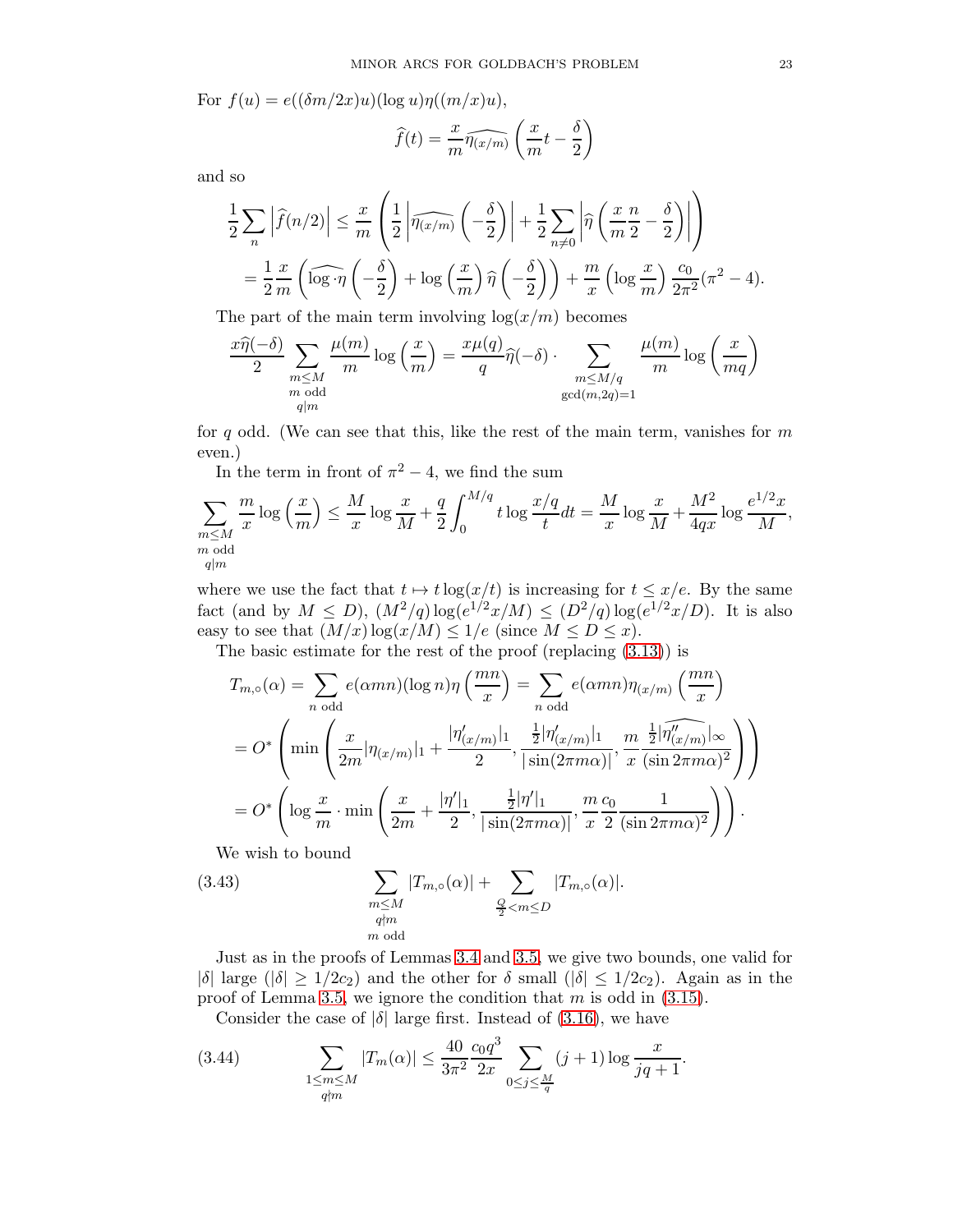For $f(u) = e((\delta m/2x)u)(\log u)\eta((m/x)u)$,

$$\widehat{f}(t) = \frac{x}{m}\widehat{\eta_{(x/m)}}\left(\frac{x}{m}t - \frac{\delta}{2}\right)$$

and so

$$\begin{aligned}\frac{1}{2}\sum_n \left|\widehat{f}(n/2)\right| &\leq \frac{x}{m}\left(\frac{1}{2}\left|\widehat{\eta_{(x/m)}}\left(-\frac{\delta}{2}\right)\right| + \frac{1}{2}\sum_{n\neq 0}\left|\widehat{\eta}\left(\frac{x}{m}\frac{n}{2} - \frac{\delta}{2}\right)\right|\right)\\ &= \frac{1}{2}\frac{x}{m}\left(\widehat{\log\cdot\eta}\left(-\frac{\delta}{2}\right) + \log\left(\frac{x}{m}\right)\widehat{\eta}\left(-\frac{\delta}{2}\right)\right) + \frac{m}{x}\left(\log\frac{x}{m}\right)\frac{c_0}{2\pi^2}(\pi^2-4).\end{aligned}$$

The part of the main term involving $\log(x/m)$ becomes

$$\frac{x\widehat{\eta}(-\delta)}{2}\sum_{\substack{m\leq M\\ m \text{ odd}\\ q|m}}\frac{\mu(m)}{m}\log\left(\frac{x}{m}\right) = \frac{x\mu(q)}{q}\widehat{\eta}(-\delta)\cdot\sum_{\substack{m\leq M/q\\ \gcd(m,2q)=1}}\frac{\mu(m)}{m}\log\left(\frac{x}{mq}\right)$$

for $q$ odd. (We can see that this, like the rest of the main term, vanishes for $m$ even.)

In the term in front of $\pi^2 - 4$, we find the sum

$$\sum_{\substack{m\leq M\\ m \text{ odd}\\ q|m}}\frac{m}{x}\log\left(\frac{x}{m}\right) \leq \frac{M}{x}\log\frac{x}{M} + \frac{q}{2}\int_0^{M/q} t\log\frac{x/q}{t}dt = \frac{M}{x}\log\frac{x}{M} + \frac{M^2}{4qx}\log\frac{e^{1/2}x}{M},$$

where we use the fact that $t \mapsto t\log(x/t)$ is increasing for $t \leq x/e$. By the same fact (and by $M \leq D$), $(M^2/q)\log(e^{1/2}x/M) \leq (D^2/q)\log(e^{1/2}x/D)$. It is also easy to see that $(M/x)\log(x/M) \leq 1/e$ (since $M \leq D \leq x$).

The basic estimate for the rest of the proof (replacing (3.13)) is

$$\begin{aligned}T_{m,\circ}(\alpha) &= \sum_{n \text{ odd}} e(\alpha mn)(\log n)\eta\left(\frac{mn}{x}\right) = \sum_{n \text{ odd}} e(\alpha mn)\eta_{(x/m)}\left(\frac{mn}{x}\right)\\ &= O^*\left(\min\left(\frac{x}{2m}|\eta_{(x/m)}|_1 + \frac{|\eta'_{(x/m)}|_1}{2}, \frac{\frac{1}{2}|\eta'_{(x/m)}|_1}{|\sin(2\pi m\alpha)|}, \frac{m}{x}\frac{\frac{1}{2}|\widehat{\eta''_{(x/m)}}|_\infty}{(\sin 2\pi m\alpha)^2}\right)\right)\\ &= O^*\left(\log\frac{x}{m}\cdot\min\left(\frac{x}{2m} + \frac{|\eta'|_1}{2}, \frac{\frac{1}{2}|\eta'|_1}{|\sin(2\pi m\alpha)|}, \frac{m}{x}\frac{c_0}{2}\frac{1}{(\sin 2\pi m\alpha)^2}\right)\right).\end{aligned}$$

We wish to bound

$$\sum_{\substack{m\leq M\\ q\nmid m\\ m \text{ odd}}}|T_{m,\circ}(\alpha)| + \sum_{\frac{Q}{2}<m\leq D}|T_{m,\circ}(\alpha)|. \tag{3.43}$$

Just as in the proofs of Lemmas 3.4 and 3.5, we give two bounds, one valid for $|\delta|$ large ($|\delta| \geq 1/2c_2$) and the other for $\delta$ small ($|\delta| \leq 1/2c_2$). Again as in the proof of Lemma 3.5, we ignore the condition that $m$ is odd in (3.15).

Consider the case of $|\delta|$ large first. Instead of (3.16), we have

$$\sum_{\substack{1\leq m\leq M\\ q\nmid m}}|T_m(\alpha)| \leq \frac{40}{3\pi^2}\frac{c_0 q^3}{2x}\sum_{0\leq j\leq\frac{M}{q}}(j+1)\log\frac{x}{jq+1}. \tag{3.44}$$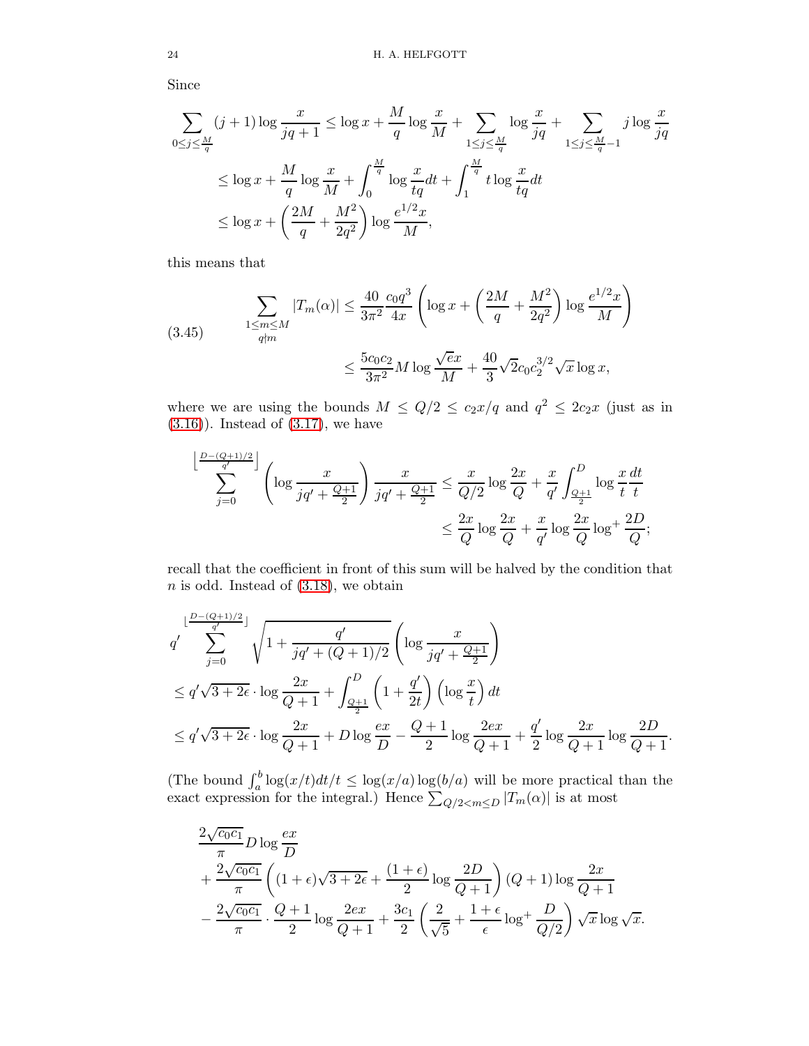Since

$$
\begin{aligned}
\sum_{0\leq j\leq \frac{M}{q}} (j+1)\log\frac{x}{jq+1} &\leq \log x + \frac{M}{q}\log\frac{x}{M} + \sum_{1\leq j\leq \frac{M}{q}} \log\frac{x}{jq} + \sum_{1\leq j\leq \frac{M}{q}-1} j\log\frac{x}{jq}\\
&\leq \log x + \frac{M}{q}\log\frac{x}{M} + \int_0^{\frac{M}{q}} \log\frac{x}{tq}dt + \int_1^{\frac{M}{q}} t\log\frac{x}{tq}dt\\
&\leq \log x + \left(\frac{2M}{q} + \frac{M^2}{2q^2}\right)\log\frac{e^{1/2}x}{M},
\end{aligned}
$$

this means that

$$
\begin{aligned}
\sum_{\substack{1\leq m\leq M\\ q\nmid m}} |T_m(\alpha)| &\leq \frac{40}{3\pi^2}\frac{c_0q^3}{4x}\left(\log x + \left(\frac{2M}{q}+\frac{M^2}{2q^2}\right)\log\frac{e^{1/2}x}{M}\right)\\
&\leq \frac{5c_0c_2}{3\pi^2}M\log\frac{\sqrt{e}x}{M} + \frac{40}{3}\sqrt{2}c_0c_2^{3/2}\sqrt{x}\log x,
\end{aligned}
\tag{3.45}
$$

where we are using the bounds $M \leq Q/2 \leq c_2x/q$ and $q^2 \leq 2c_2x$ (just as in (3.16)). Instead of (3.17), we have

$$
\begin{aligned}
\sum_{j=0}^{\left\lfloor\frac{D-(Q+1)/2}{q'}\right\rfloor}\left(\log\frac{x}{jq'+\frac{Q+1}{2}}\right)\frac{x}{jq'+\frac{Q+1}{2}} &\leq \frac{x}{Q/2}\log\frac{2x}{Q} + \frac{x}{q'}\int_{\frac{Q+1}{2}}^{D}\log\frac{x}{t}\frac{dt}{t}\\
&\leq \frac{2x}{Q}\log\frac{2x}{Q} + \frac{x}{q'}\log\frac{2x}{Q}\log^+\frac{2D}{Q};
\end{aligned}
$$

recall that the coefficient in front of this sum will be halved by the condition that $n$ is odd. Instead of (3.18), we obtain

$$
\begin{aligned}
&q'\sum_{j=0}^{\lfloor\frac{D-(Q+1)/2}{q'}\rfloor}\sqrt{1+\frac{q'}{jq'+(Q+1)/2}}\left(\log\frac{x}{jq'+\frac{Q+1}{2}}\right)\\
&\leq q'\sqrt{3+2\epsilon}\cdot\log\frac{2x}{Q+1} + \int_{\frac{Q+1}{2}}^{D}\left(1+\frac{q'}{2t}\right)\left(\log\frac{x}{t}\right)dt\\
&\leq q'\sqrt{3+2\epsilon}\cdot\log\frac{2x}{Q+1} + D\log\frac{ex}{D} - \frac{Q+1}{2}\log\frac{2ex}{Q+1} + \frac{q'}{2}\log\frac{2x}{Q+1}\log\frac{2D}{Q+1}.
\end{aligned}
$$

(The bound $\int_a^b \log(x/t)dt/t \leq \log(x/a)\log(b/a)$ will be more practical than the exact expression for the integral.) Hence $\sum_{Q/2<m\leq D}|T_m(\alpha)|$ is at most

$$
\begin{aligned}
&\frac{2\sqrt{c_0c_1}}{\pi}D\log\frac{ex}{D}\\
&+\frac{2\sqrt{c_0c_1}}{\pi}\left((1+\epsilon)\sqrt{3+2\epsilon}+\frac{(1+\epsilon)}{2}\log\frac{2D}{Q+1}\right)(Q+1)\log\frac{2x}{Q+1}\\
&-\frac{2\sqrt{c_0c_1}}{\pi}\cdot\frac{Q+1}{2}\log\frac{2ex}{Q+1} + \frac{3c_1}{2}\left(\frac{2}{\sqrt{5}}+\frac{1+\epsilon}{\epsilon}\log^+\frac{D}{Q/2}\right)\sqrt{x}\log\sqrt{x}.
\end{aligned}
$$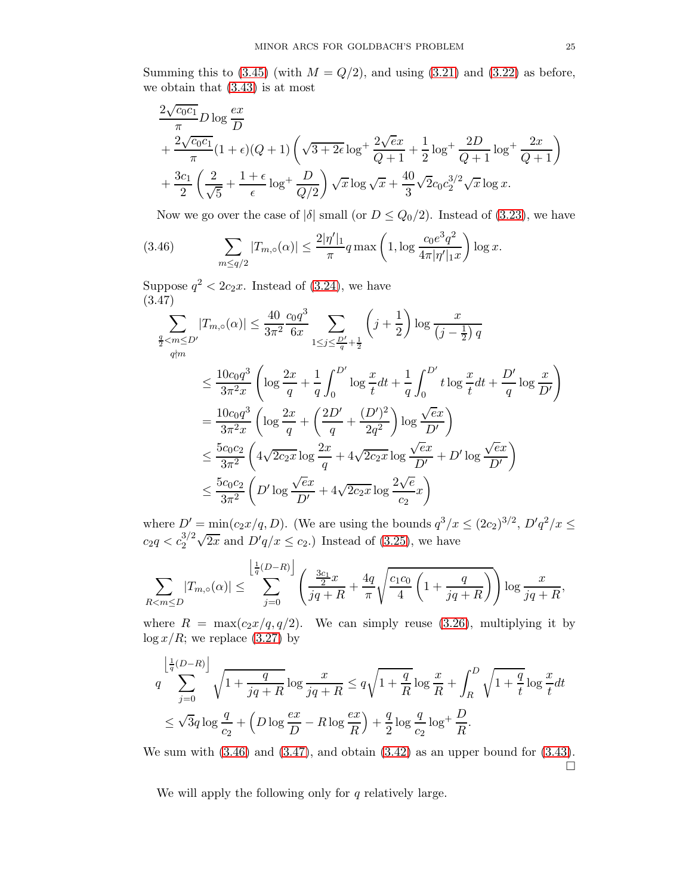Summing this to (3.45) (with $M = Q/2$), and using (3.21) and (3.22) as before, we obtain that (3.43) is at most

$$\begin{aligned}
&\frac{2\sqrt{c_0 c_1}}{\pi} D \log \frac{ex}{D} \\
&+ \frac{2\sqrt{c_0 c_1}}{\pi}(1+\epsilon)(Q+1)\left(\sqrt{3+2\epsilon}\log^+ \frac{2\sqrt{e}x}{Q+1} + \frac{1}{2}\log^+ \frac{2D}{Q+1}\log^+ \frac{2x}{Q+1}\right) \\
&+ \frac{3c_1}{2}\left(\frac{2}{\sqrt{5}} + \frac{1+\epsilon}{\epsilon}\log^+ \frac{D}{Q/2}\right)\sqrt{x}\log\sqrt{x} + \frac{40}{3}\sqrt{2}c_0 c_2^{3/2}\sqrt{x}\log x.
\end{aligned}$$

Now we go over the case of $|\delta|$ small (or $D \leq Q_0/2$). Instead of (3.23), we have

$$\sum_{m \leq q/2} |T_{m,\circ}(\alpha)| \leq \frac{2|\eta'|_1}{\pi} q \max\left(1, \log \frac{c_0 e^3 q^2}{4\pi |\eta'|_1 x}\right)\log x. \tag{3.46}$$

Suppose $q^2 < 2c_2 x$. Instead of (3.24), we have

$$\begin{aligned}
\sum_{\substack{\frac{q}{2} < m \leq D' \\ q \nmid m}} |T_{m,\circ}(\alpha)| &\leq \frac{40}{3\pi^2}\frac{c_0 q^3}{6x}\sum_{1 \leq j \leq \frac{D'}{q}+\frac{1}{2}} \left(j+\frac{1}{2}\right)\log\frac{x}{\left(j-\frac{1}{2}\right)q} \\
&\leq \frac{10 c_0 q^3}{3\pi^2 x}\left(\log\frac{2x}{q} + \frac{1}{q}\int_0^{D'}\log\frac{x}{t}dt + \frac{1}{q}\int_0^{D'} t\log\frac{x}{t}dt + \frac{D'}{q}\log\frac{x}{D'}\right) \\
&= \frac{10 c_0 q^3}{3\pi^2 x}\left(\log\frac{2x}{q} + \left(\frac{2D'}{q} + \frac{(D')^2}{2q^2}\right)\log\frac{\sqrt{e}x}{D'}\right) \\
&\leq \frac{5 c_0 c_2}{3\pi^2}\left(4\sqrt{2c_2 x}\log\frac{2x}{q} + 4\sqrt{2c_2 x}\log\frac{\sqrt{e}x}{D'} + D'\log\frac{\sqrt{e}x}{D'}\right) \\
&\leq \frac{5 c_0 c_2}{3\pi^2}\left(D'\log\frac{\sqrt{e}x}{D'} + 4\sqrt{2c_2 x}\log\frac{2\sqrt{e}}{c_2}x\right)
\end{aligned} \tag{3.47}$$

where $D' = \min(c_2 x/q, D)$. (We are using the bounds $q^3/x \leq (2c_2)^{3/2}$, $D' q^2/x \leq c_2 q < c_2^{3/2}\sqrt{2x}$ and $D' q/x \leq c_2$.) Instead of (3.25), we have

$$\sum_{R < m \leq D} |T_{m,\circ}(\alpha)| \leq \sum_{j=0}^{\left\lfloor \frac{1}{q}(D-R)\right\rfloor}\left(\frac{\frac{3c_1}{2}x}{jq+R} + \frac{4q}{\pi}\sqrt{\frac{c_1 c_0}{4}\left(1+\frac{q}{jq+R}\right)}\right)\log\frac{x}{jq+R},$$

where $R = \max(c_2 x/q, q/2)$. We can simply reuse (3.26), multiplying it by $\log x/R$; we replace (3.27) by

$$\begin{aligned}
&q\sum_{j=0}^{\left\lfloor \frac{1}{q}(D-R)\right\rfloor}\sqrt{1+\frac{q}{jq+R}}\log\frac{x}{jq+R} \leq q\sqrt{1+\frac{q}{R}}\log\frac{x}{R} + \int_R^D \sqrt{1+\frac{q}{t}}\log\frac{x}{t}dt \\
&\leq \sqrt{3}q\log\frac{q}{c_2} + \left(D\log\frac{ex}{D} - R\log\frac{ex}{R}\right) + \frac{q}{2}\log\frac{q}{c_2}\log^+\frac{D}{R}.
\end{aligned}$$

We sum with (3.46) and (3.47), and obtain (3.42) as an upper bound for (3.43). □

We will apply the following only for $q$ relatively large.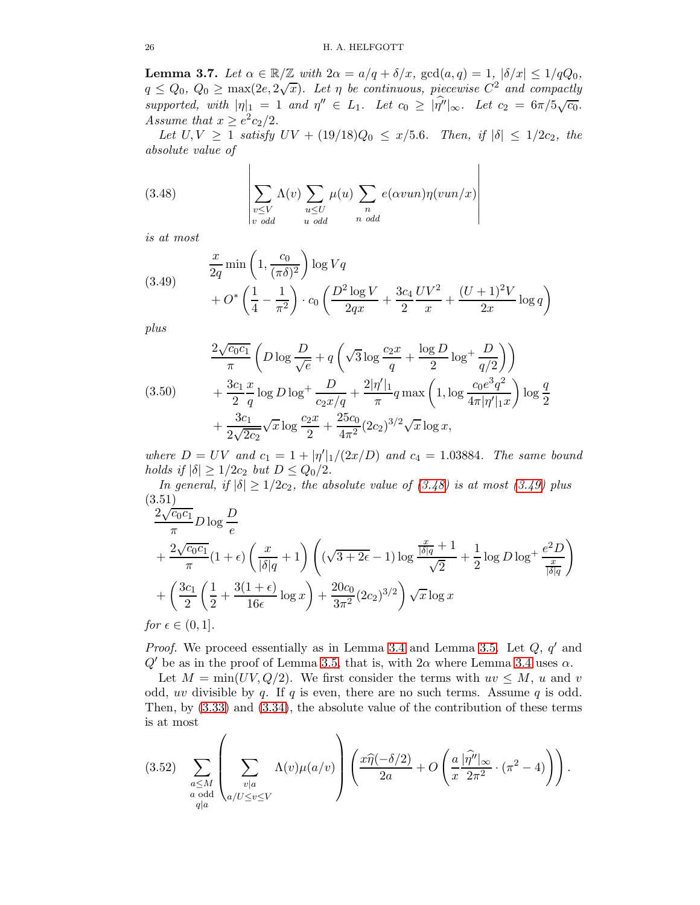**Lemma 3.7.** *Let $\alpha \in \mathbb{R}/\mathbb{Z}$ with $2\alpha = a/q + \delta/x$, $\gcd(a,q) = 1$, $|\delta/x| \leq 1/qQ_0$, $q \leq Q_0$, $Q_0 \geq \max(2e, 2\sqrt{x})$. Let $\eta$ be continuous, piecewise $C^2$ and compactly supported, with $|\eta|_1 = 1$ and $\eta'' \in L_1$. Let $c_0 \geq |\widehat{\eta''}|_\infty$. Let $c_2 = 6\pi/5\sqrt{c_0}$. Assume that $x \geq e^2 c_2/2$.*

*Let $U, V \geq 1$ satisfy $UV + (19/18)Q_0 \leq x/5.6$. Then, if $|\delta| \leq 1/2c_2$, the absolute value of*

$$\left| \sum_{\substack{v \leq V \\ v \text{ odd}}} \Lambda(v) \sum_{\substack{u \leq U \\ u \text{ odd}}} \mu(u) \sum_{\substack{n \\ n \text{ odd}}} e(\alpha v u n) \eta(vun/x) \right| \tag{3.48}$$

*is at most*

$$\begin{aligned} &\frac{x}{2q} \min\left(1, \frac{c_0}{(\pi\delta)^2}\right) \log Vq \\ &+ O^*\left(\frac{1}{4} - \frac{1}{\pi^2}\right) \cdot c_0 \left(\frac{D^2 \log V}{2qx} + \frac{3c_4}{2} \frac{UV^2}{x} + \frac{(U+1)^2 V}{2x} \log q\right) \end{aligned} \tag{3.49}$$

*plus*

$$\begin{aligned} &\frac{2\sqrt{c_0 c_1}}{\pi} \left(D \log \frac{D}{\sqrt{e}} + q\left(\sqrt{3} \log \frac{c_2 x}{q} + \frac{\log D}{2} \log^+ \frac{D}{q/2}\right)\right) \\ &+ \frac{3c_1}{2} \frac{x}{q} \log D \log^+ \frac{D}{c_2 x/q} + \frac{2|\eta'|_1}{\pi} q \max\left(1, \log \frac{c_0 e^3 q^2}{4\pi |\eta'|_1 x}\right) \log \frac{q}{2} \\ &+ \frac{3c_1}{2\sqrt{2c_2}} \sqrt{x} \log \frac{c_2 x}{2} + \frac{25 c_0}{4\pi^2} (2c_2)^{3/2} \sqrt{x} \log x, \end{aligned} \tag{3.50}$$

*where $D = UV$ and $c_1 = 1 + |\eta'|_1/(2x/D)$ and $c_4 = 1.03884$. The same bound holds if $|\delta| \geq 1/2c_2$ but $D \leq Q_0/2$.*

*In general, if $|\delta| \geq 1/2c_2$, the absolute value of (3.48) is at most (3.49) plus*

$$\begin{aligned} &\frac{2\sqrt{c_0 c_1}}{\pi} D \log \frac{D}{e} \\ &+ \frac{2\sqrt{c_0 c_1}}{\pi} (1+\epsilon) \left(\frac{x}{|\delta| q} + 1\right) \left((\sqrt{3 + 2\epsilon} - 1) \log \frac{\frac{x}{|\delta| q} + 1}{\sqrt{2}} + \frac{1}{2} \log D \log^+ \frac{e^2 D}{\frac{x}{|\delta| q}}\right) \\ &+ \left(\frac{3c_1}{2}\left(\frac{1}{2} + \frac{3(1+\epsilon)}{16\epsilon} \log x\right) + \frac{20 c_0}{3\pi^2} (2c_2)^{3/2}\right) \sqrt{x} \log x \end{aligned} \tag{3.51}$$

*for $\epsilon \in (0, 1]$.*

*Proof.* We proceed essentially as in Lemma 3.4 and Lemma 3.5. Let $Q$, $q'$ and $Q'$ be as in the proof of Lemma 3.5, that is, with $2\alpha$ where Lemma 3.4 uses $\alpha$.

Let $M = \min(UV, Q/2)$. We first consider the terms with $uv \leq M$, $u$ and $v$ odd, $uv$ divisible by $q$. If $q$ is even, there are no such terms. Assume $q$ is odd. Then, by (3.33) and (3.34), the absolute value of the contribution of these terms is at most

$$\sum_{\substack{a \leq M \\ a \text{ odd} \\ q|a}} \left( \sum_{\substack{v|a \\ a/U \leq v \leq V}} \Lambda(v) \mu(a/v) \right) \left( \frac{x \widehat{\eta}(-\delta/2)}{2a} + O\left(\frac{a}{x} \frac{|\widehat{\eta''}|_\infty}{2\pi^2} \cdot (\pi^2 - 4)\right) \right). \tag{3.52}$$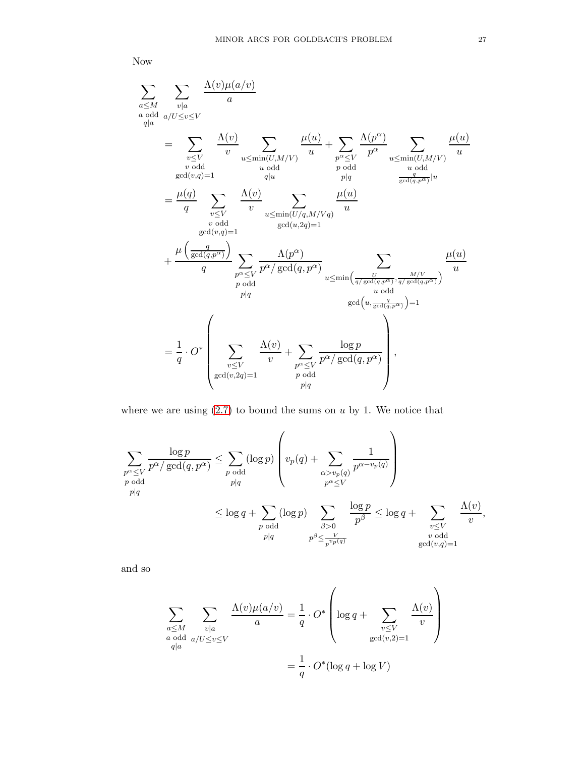Now

$$
\begin{aligned}
\sum_{\substack{a\leq M\\ a \text{ odd}\\ q|a}} \sum_{\substack{v|a\\ a/U\leq v\leq V}} \frac{\Lambda(v)\mu(a/v)}{a}
&= \sum_{\substack{v\leq V\\ v \text{ odd}\\ \gcd(v,q)=1}} \frac{\Lambda(v)}{v} \sum_{\substack{u\leq \min(U,M/V)\\ u \text{ odd}\\ q|u}} \frac{\mu(u)}{u} + \sum_{\substack{p^\alpha\leq V\\ p \text{ odd}\\ p|q}} \frac{\Lambda(p^\alpha)}{p^\alpha} \sum_{\substack{u\leq \min(U,M/V)\\ u \text{ odd}\\ \frac{q}{\gcd(q,p^\alpha)}|u}} \frac{\mu(u)}{u}\\
&= \frac{\mu(q)}{q} \sum_{\substack{v\leq V\\ v \text{ odd}\\ \gcd(v,q)=1}} \frac{\Lambda(v)}{v} \sum_{\substack{u\leq \min(U/q,M/Vq)\\ \gcd(u,2q)=1}} \frac{\mu(u)}{u}\\
&\quad + \frac{\mu\left(\frac{q}{\gcd(q,p^\alpha)}\right)}{q} \sum_{\substack{p^\alpha\leq V\\ p \text{ odd}\\ p|q}} \frac{\Lambda(p^\alpha)}{p^\alpha/\gcd(q,p^\alpha)} \sum_{\substack{u\leq \min\left(\frac{U}{q/\gcd(q,p^\alpha)},\frac{M/V}{q/\gcd(q,p^\alpha)}\right)\\ u \text{ odd}\\ \gcd\left(u,\frac{q}{\gcd(q,p^\alpha)}\right)=1}} \frac{\mu(u)}{u}\\
&= \frac{1}{q}\cdot O^*\left( \sum_{\substack{v\leq V\\ \gcd(v,2q)=1}} \frac{\Lambda(v)}{v} + \sum_{\substack{p^\alpha\leq V\\ p \text{ odd}\\ p|q}} \frac{\log p}{p^\alpha/\gcd(q,p^\alpha)} \right),
\end{aligned}
$$

where we are using (2.7) to bound the sums on $u$ by 1. We notice that

$$
\begin{aligned}
\sum_{\substack{p^\alpha\leq V\\ p \text{ odd}\\ p|q}} \frac{\log p}{p^\alpha/\gcd(q,p^\alpha)} &\leq \sum_{\substack{p \text{ odd}\\ p|q}} (\log p)\left( v_p(q) + \sum_{\substack{\alpha>v_p(q)\\ p^\alpha\leq V}} \frac{1}{p^{\alpha-v_p(q)}} \right)\\
&\leq \log q + \sum_{\substack{p \text{ odd}\\ p|q}} (\log p) \sum_{\substack{\beta>0\\ p^\beta\leq \frac{V}{p^{v_p(q)}}}} \frac{\log p}{p^\beta} \leq \log q + \sum_{\substack{v\leq V\\ v \text{ odd}\\ \gcd(v,q)=1}} \frac{\Lambda(v)}{v},
\end{aligned}
$$

and so

$$
\begin{aligned}
\sum_{\substack{a\leq M\\ a \text{ odd}\\ q|a}} \sum_{\substack{v|a\\ a/U\leq v\leq V}} \frac{\Lambda(v)\mu(a/v)}{a} &= \frac{1}{q}\cdot O^*\left( \log q + \sum_{\substack{v\leq V\\ \gcd(v,2)=1}} \frac{\Lambda(v)}{v} \right)\\
&= \frac{1}{q}\cdot O^*(\log q + \log V)
\end{aligned}
$$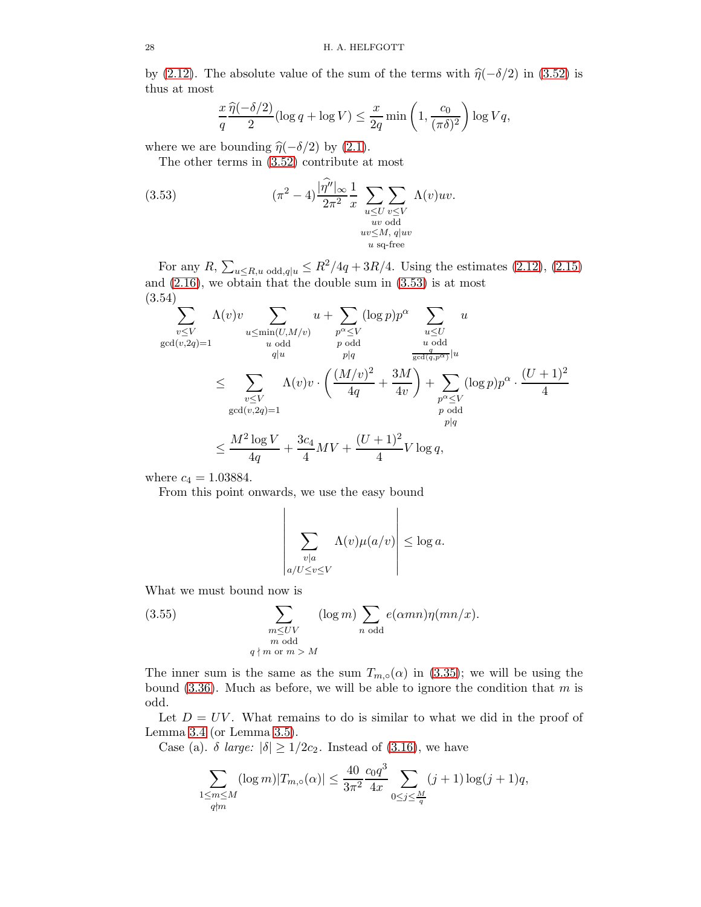by (2.12). The absolute value of the sum of the terms with $\widehat{\eta}(-\delta/2)$ in (3.52) is thus at most

$$\frac{x}{q}\frac{\widehat{\eta}(-\delta/2)}{2}(\log q + \log V) \leq \frac{x}{2q}\min\left(1, \frac{c_0}{(\pi\delta)^2}\right)\log Vq,$$

where we are bounding $\widehat{\eta}(-\delta/2)$ by (2.1).

The other terms in (3.52) contribute at most

$$(\pi^2 - 4)\frac{|\widehat{\eta''}|_\infty}{2\pi^2}\frac{1}{x}\sum_{\substack{u\leq U \\ uv \text{ odd} \\ uv\leq M,\, q|uv \\ u \text{ sq-free}}}\sum_{v\leq V}\Lambda(v)uv. \tag{3.53}$$

For any $R$, $\sum_{u\leq R, u \text{ odd}, q|u} \leq R^2/4q + 3R/4$. Using the estimates (2.12), (2.15) and (2.16), we obtain that the double sum in (3.53) is at most

$$\begin{aligned}
&\sum_{\substack{v\leq V \\ \gcd(v,2q)=1}}\Lambda(v)v\sum_{\substack{u\leq \min(U,M/v) \\ u \text{ odd} \\ q|u}} u + \sum_{\substack{p^\alpha\leq V \\ p \text{ odd} \\ p|q}}(\log p)p^\alpha \sum_{\substack{u\leq U \\ u \text{ odd} \\ \frac{q}{\gcd(q,p^\alpha)}|u}} u \\
&\leq \sum_{\substack{v\leq V \\ \gcd(v,2q)=1}}\Lambda(v)v\cdot\left(\frac{(M/v)^2}{4q} + \frac{3M}{4v}\right) + \sum_{\substack{p^\alpha\leq V \\ p \text{ odd} \\ p|q}}(\log p)p^\alpha\cdot\frac{(U+1)^2}{4} \\
&\leq \frac{M^2\log V}{4q} + \frac{3c_4}{4}MV + \frac{(U+1)^2}{4}V\log q,
\end{aligned} \tag{3.54}$$

where $c_4 = 1.03884$.

From this point onwards, we use the easy bound

$$\left|\sum_{\substack{v|a \\ a/U\leq v\leq V}}\Lambda(v)\mu(a/v)\right| \leq \log a.$$

What we must bound now is

$$\sum_{\substack{m\leq UV \\ m \text{ odd} \\ q\nmid m \text{ or } m>M}}(\log m)\sum_{n \text{ odd}} e(\alpha mn)\eta(mn/x). \tag{3.55}$$

The inner sum is the same as the sum $T_{m,\circ}(\alpha)$ in (3.35); we will be using the bound (3.36). Much as before, we will be able to ignore the condition that $m$ is odd.

Let $D = UV$. What remains to do is similar to what we did in the proof of Lemma 3.4 (or Lemma 3.5).

Case (a). *$\delta$ large:* $|\delta| \geq 1/2c_2$. Instead of (3.16), we have

$$\sum_{\substack{1\leq m\leq M \\ q\nmid m}}(\log m)|T_{m,\circ}(\alpha)| \leq \frac{40}{3\pi^2}\frac{c_0 q^3}{4x}\sum_{0\leq j\leq \frac{M}{q}}(j+1)\log(j+1)q,$$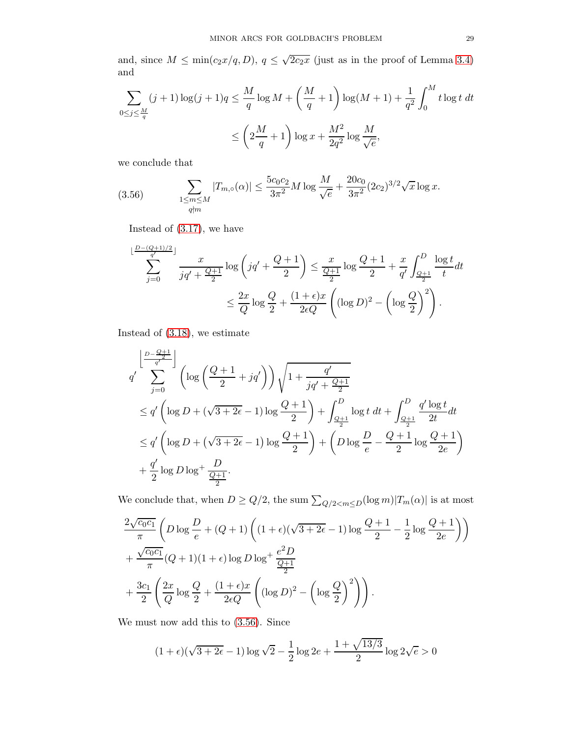and, since $M \leq \min(c_2 x/q, D)$, $q \leq \sqrt{2c_2 x}$ (just as in the proof of Lemma 3.4) and

$$\sum_{0 \leq j \leq \frac{M}{q}} (j+1) \log (j+1) q \leq \frac{M}{q} \log M + \left(\frac{M}{q} + 1\right) \log(M+1) + \frac{1}{q^2} \int_0^M t \log t \, dt$$
$$\leq \left(2\frac{M}{q} + 1\right) \log x + \frac{M^2}{2q^2} \log \frac{M}{\sqrt{e}},$$

we conclude that

$$\sum_{\substack{1 \leq m \leq M \\ q \nmid m}} |T_{m,\circ}(\alpha)| \leq \frac{5c_0 c_2}{3\pi^2} M \log \frac{M}{\sqrt{e}} + \frac{20 c_0}{3\pi^2} (2c_2)^{3/2} \sqrt{x} \log x. \tag{3.56}$$

Instead of (3.17), we have

$$\sum_{j=0}^{\lfloor \frac{D-(Q+1)/2}{q'} \rfloor} \frac{x}{jq' + \frac{Q+1}{2}} \log \left(jq' + \frac{Q+1}{2}\right) \leq \frac{x}{\frac{Q+1}{2}} \log \frac{Q+1}{2} + \frac{x}{q'} \int_{\frac{Q+1}{2}}^{D} \frac{\log t}{t} dt$$
$$\leq \frac{2x}{Q} \log \frac{Q}{2} + \frac{(1+\epsilon)x}{2\epsilon Q} \left((\log D)^2 - \left(\log \frac{Q}{2}\right)^2\right).$$

Instead of (3.18), we estimate

$$q' \sum_{j=0}^{\left\lfloor \frac{D - \frac{Q+1}{2}}{q'} \right\rfloor} \left(\log \left(\frac{Q+1}{2} + jq'\right)\right) \sqrt{1 + \frac{q'}{jq' + \frac{Q+1}{2}}}$$
$$\leq q' \left(\log D + (\sqrt{3+2\epsilon} - 1) \log \frac{Q+1}{2}\right) + \int_{\frac{Q+1}{2}}^{D} \log t \, dt + \int_{\frac{Q+1}{2}}^{D} \frac{q' \log t}{2t} dt$$
$$\leq q' \left(\log D + \left(\sqrt{3+2\epsilon} - 1\right) \log \frac{Q+1}{2}\right) + \left(D \log \frac{D}{e} - \frac{Q+1}{2} \log \frac{Q+1}{2e}\right)$$
$$+ \frac{q'}{2} \log D \log^+ \frac{D}{\frac{Q+1}{2}}.$$

We conclude that, when $D \geq Q/2$, the sum $\sum_{Q/2 < m \leq D} (\log m) |T_m(\alpha)|$ is at most

$$\frac{2\sqrt{c_0 c_1}}{\pi} \left(D \log \frac{D}{e} + (Q+1) \left((1+\epsilon)(\sqrt{3+2\epsilon} - 1) \log \frac{Q+1}{2} - \frac{1}{2} \log \frac{Q+1}{2e}\right)\right)$$
$$+ \frac{\sqrt{c_0 c_1}}{\pi} (Q+1)(1+\epsilon) \log D \log^+ \frac{e^2 D}{\frac{Q+1}{2}}$$
$$+ \frac{3c_1}{2} \left(\frac{2x}{Q} \log \frac{Q}{2} + \frac{(1+\epsilon)x}{2\epsilon Q} \left((\log D)^2 - \left(\log \frac{Q}{2}\right)^2\right)\right).$$

We must now add this to (3.56). Since

$$(1+\epsilon)(\sqrt{3+2\epsilon} - 1) \log \sqrt{2} - \frac{1}{2} \log 2e + \frac{1 + \sqrt{13/3}}{2} \log 2\sqrt{e} > 0$$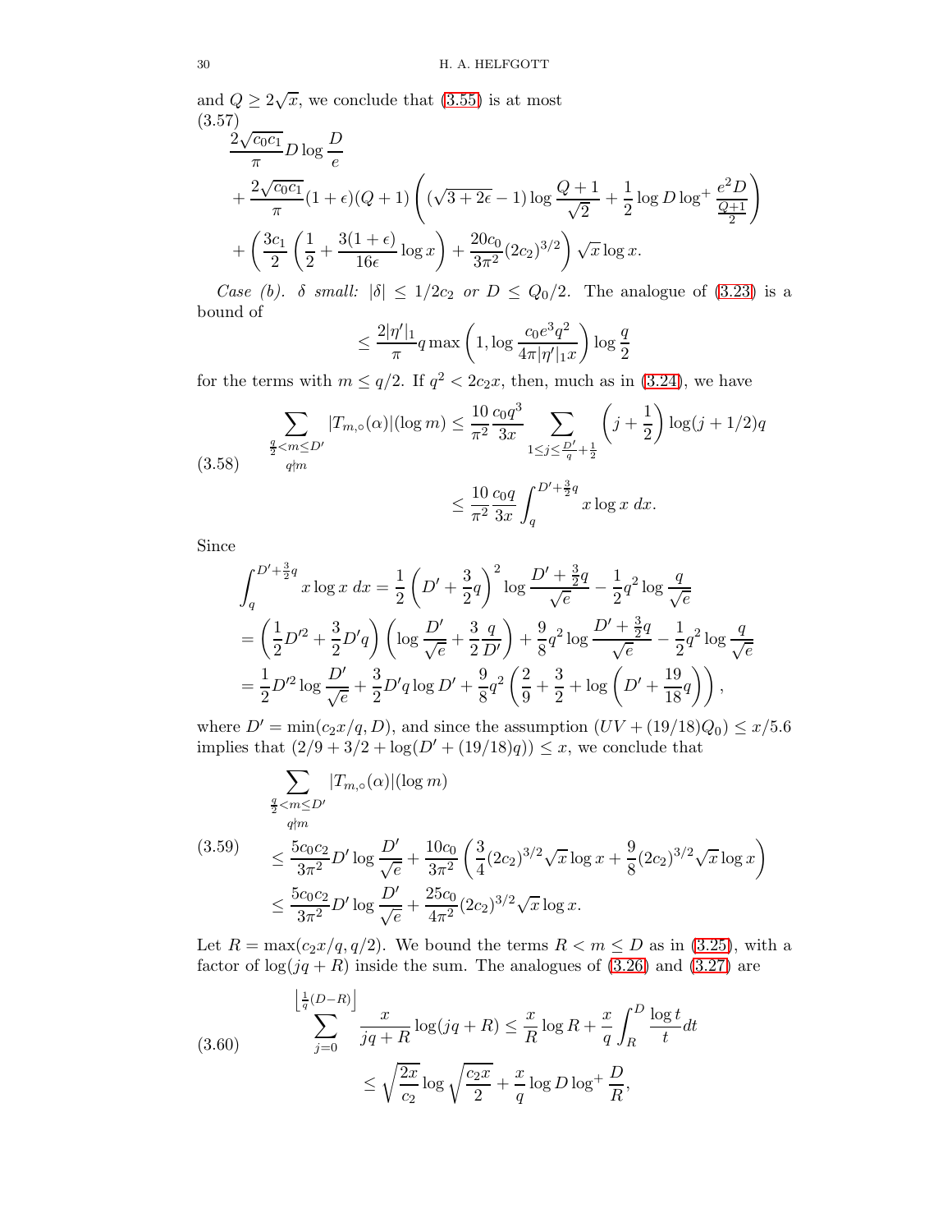and $Q \geq 2\sqrt{x}$, we conclude that (3.55) is at most

(3.57)
$$\begin{aligned}
&\frac{2\sqrt{c_0c_1}}{\pi} D \log \frac{D}{e} \\
&+ \frac{2\sqrt{c_0c_1}}{\pi}(1+\epsilon)(Q+1)\left((\sqrt{3+2\epsilon}-1)\log\frac{Q+1}{\sqrt{2}} + \frac{1}{2}\log D \log^+ \frac{e^2 D}{\frac{Q+1}{2}}\right) \\
&+ \left(\frac{3c_1}{2}\left(\frac{1}{2} + \frac{3(1+\epsilon)}{16\epsilon}\log x\right) + \frac{20c_0}{3\pi^2}(2c_2)^{3/2}\right)\sqrt{x}\log x.
\end{aligned}$$

*Case (b). $\delta$ small: $|\delta| \leq 1/2c_2$ or $D \leq Q_0/2$.* The analogue of (3.23) is a bound of

$$\leq \frac{2|\eta'|_1}{\pi} q \max\left(1, \log\frac{c_0 e^3 q^2}{4\pi|\eta'|_1 x}\right)\log\frac{q}{2}$$

for the terms with $m \leq q/2$. If $q^2 < 2c_2 x$, then, much as in (3.24), we have

(3.58)
$$\begin{aligned}
\sum_{\substack{\frac{q}{2} < m \leq D' \\ q \nmid m}} |T_{m,\circ}(\alpha)|(\log m) &\leq \frac{10}{\pi^2}\frac{c_0 q^3}{3x}\sum_{1 \leq j \leq \frac{D'}{q}+\frac{1}{2}}\left(j+\frac{1}{2}\right)\log(j+1/2)q \\
&\leq \frac{10}{\pi^2}\frac{c_0 q}{3x}\int_q^{D'+\frac{3}{2}q} x\log x \, dx.
\end{aligned}$$

Since

$$\begin{aligned}
\int_q^{D'+\frac{3}{2}q} x\log x\,dx &= \frac{1}{2}\left(D'+\frac{3}{2}q\right)^2\log\frac{D'+\frac{3}{2}q}{\sqrt{e}} - \frac{1}{2}q^2\log\frac{q}{\sqrt{e}} \\
&= \left(\frac{1}{2}D'^2 + \frac{3}{2}D'q\right)\left(\log\frac{D'}{\sqrt{e}} + \frac{3}{2}\frac{q}{D'}\right) + \frac{9}{8}q^2\log\frac{D'+\frac{3}{2}q}{\sqrt{e}} - \frac{1}{2}q^2\log\frac{q}{\sqrt{e}} \\
&= \frac{1}{2}D'^2\log\frac{D'}{\sqrt{e}} + \frac{3}{2}D'q\log D' + \frac{9}{8}q^2\left(\frac{2}{9}+\frac{3}{2}+\log\left(D'+\frac{19}{18}q\right)\right),
\end{aligned}$$

where $D' = \min(c_2x/q, D)$, and since the assumption $(UV + (19/18)Q_0) \leq x/5.6$ implies that $(2/9 + 3/2 + \log(D' + (19/18)q)) \leq x$, we conclude that

(3.59)
$$\begin{aligned}
&\sum_{\substack{\frac{q}{2} < m \leq D' \\ q \nmid m}} |T_{m,\circ}(\alpha)|(\log m) \\
&\leq \frac{5c_0c_2}{3\pi^2}D'\log\frac{D'}{\sqrt{e}} + \frac{10c_0}{3\pi^2}\left(\frac{3}{4}(2c_2)^{3/2}\sqrt{x}\log x + \frac{9}{8}(2c_2)^{3/2}\sqrt{x}\log x\right) \\
&\leq \frac{5c_0c_2}{3\pi^2}D'\log\frac{D'}{\sqrt{e}} + \frac{25c_0}{4\pi^2}(2c_2)^{3/2}\sqrt{x}\log x.
\end{aligned}$$

Let $R = \max(c_2x/q, q/2)$. We bound the terms $R < m \leq D$ as in (3.25), with a factor of $\log(jq + R)$ inside the sum. The analogues of (3.26) and (3.27) are

(3.60)
$$\begin{aligned}
\sum_{j=0}^{\left\lfloor\frac{1}{q}(D-R)\right\rfloor}\frac{x}{jq+R}\log(jq+R) &\leq \frac{x}{R}\log R + \frac{x}{q}\int_R^D\frac{\log t}{t}dt \\
&\leq \sqrt{\frac{2x}{c_2}}\log\sqrt{\frac{c_2x}{2}} + \frac{x}{q}\log D\log^+\frac{D}{R},
\end{aligned}$$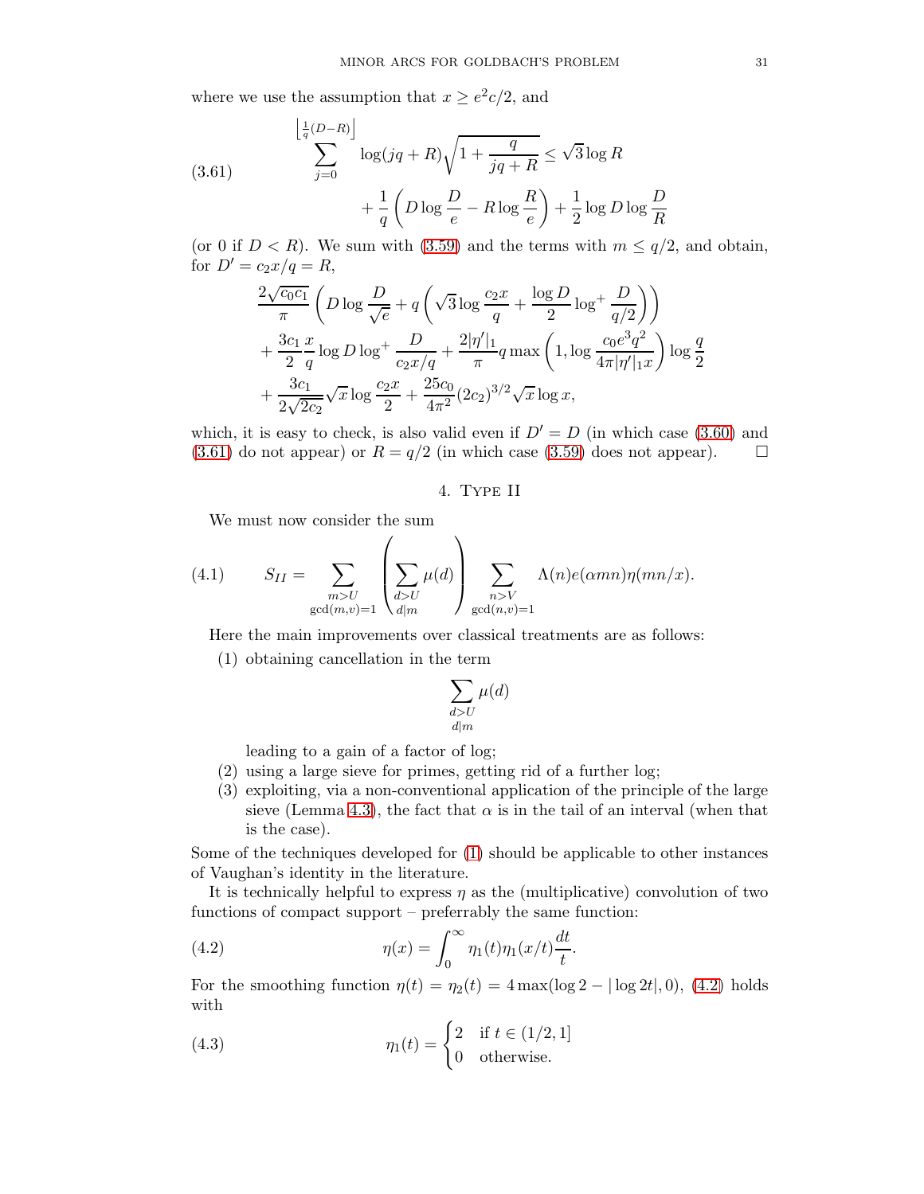where we use the assumption that $x \geq e^2 c/2$, and

$$\sum_{j=0}^{\left\lfloor \frac{1}{q}(D-R)\right\rfloor} \log(jq+R)\sqrt{1+\frac{q}{jq+R}} \leq \sqrt{3}\log R + \frac{1}{q}\left(D\log\frac{D}{e} - R\log\frac{R}{e}\right) + \frac{1}{2}\log D \log\frac{D}{R} \tag{3.61}$$

(or 0 if $D < R$). We sum with (3.59) and the terms with $m \leq q/2$, and obtain, for $D' = c_2 x/q = R$,

$$\begin{aligned}
&\frac{2\sqrt{c_0 c_1}}{\pi}\left(D\log\frac{D}{\sqrt{e}} + q\left(\sqrt{3}\log\frac{c_2 x}{q} + \frac{\log D}{2}\log^+\frac{D}{q/2}\right)\right)\\
&+ \frac{3c_1}{2}\frac{x}{q}\log D \log^+\frac{D}{c_2 x/q} + \frac{2|\eta'|_1}{\pi} q \max\left(1, \log\frac{c_0 e^3 q^2}{4\pi|\eta'|_1 x}\right)\log\frac{q}{2}\\
&+ \frac{3c_1}{2\sqrt{2c_2}}\sqrt{x}\log\frac{c_2 x}{2} + \frac{25 c_0}{4\pi^2}(2c_2)^{3/2}\sqrt{x}\log x,
\end{aligned}$$

which, it is easy to check, is also valid even if $D' = D$ (in which case (3.60) and (3.61) do not appear) or $R = q/2$ (in which case (3.59) does not appear). □

## 4. Type II

We must now consider the sum

$$S_{II} = \sum_{\substack{m>U\\ \gcd(m,v)=1}} \left(\sum_{\substack{d>U\\ d|m}} \mu(d)\right) \sum_{\substack{n>V\\ \gcd(n,v)=1}} \Lambda(n) e(\alpha m n)\eta(mn/x). \tag{4.1}$$

Here the main improvements over classical treatments are as follows:

1. obtaining cancellation in the term
$$\sum_{\substack{d>U\\ d|m}} \mu(d)$$
leading to a gain of a factor of log;
2. using a large sieve for primes, getting rid of a further log;
3. exploiting, via a non-conventional application of the principle of the large sieve (Lemma 4.3), the fact that $\alpha$ is in the tail of an interval (when that is the case).

Some of the techniques developed for (1) should be applicable to other instances of Vaughan's identity in the literature.

It is technically helpful to express $\eta$ as the (multiplicative) convolution of two functions of compact support – preferrably the same function:

$$\eta(x) = \int_0^\infty \eta_1(t)\eta_1(x/t)\frac{dt}{t}. \tag{4.2}$$

For the smoothing function $\eta(t) = \eta_2(t) = 4\max(\log 2 - |\log 2t|, 0)$, (4.2) holds with

$$\eta_1(t) = \begin{cases} 2 & \text{if } t \in (1/2, 1] \\ 0 & \text{otherwise.} \end{cases} \tag{4.3}$$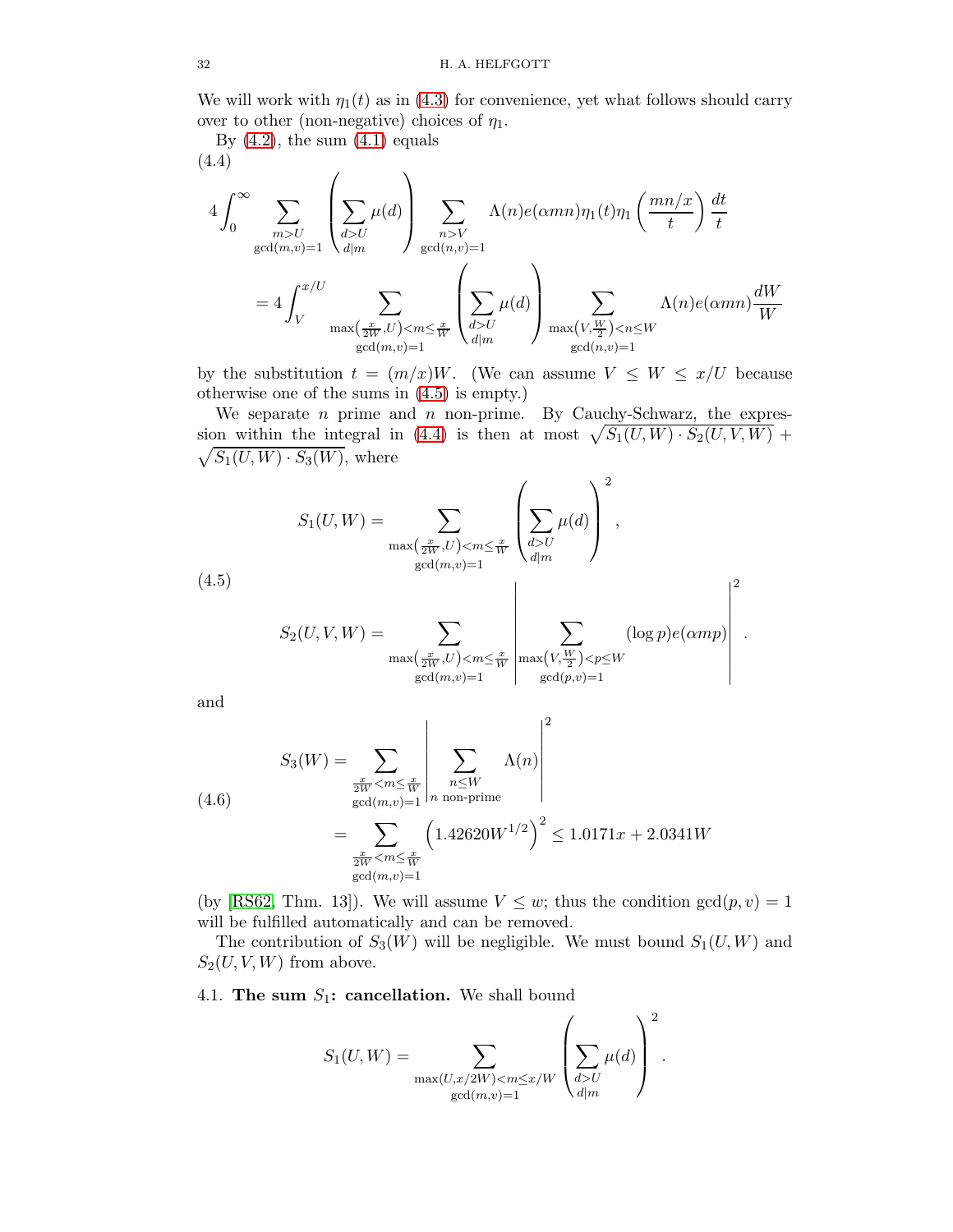We will work with $\eta_1(t)$ as in (4.3) for convenience, yet what follows should carry over to other (non-negative) choices of $\eta_1$.

By (4.2), the sum (4.1) equals

(4.4)
$$
\begin{aligned}
&4\int_0^\infty \sum_{\substack{m>U\\ \gcd(m,v)=1}} \left(\sum_{\substack{d>U\\ d|m}} \mu(d)\right) \sum_{\substack{n>V\\ \gcd(n,v)=1}} \Lambda(n) e(\alpha m n)\eta_1(t)\eta_1\left(\frac{mn/x}{t}\right)\frac{dt}{t}\\
&\quad = 4\int_V^{x/U} \sum_{\substack{\max\left(\frac{x}{2W},U\right)<m\leq \frac{x}{W}\\ \gcd(m,v)=1}} \left(\sum_{\substack{d>U\\ d|m}} \mu(d)\right) \sum_{\substack{\max\left(V,\frac{W}{2}\right)<n\leq W\\ \gcd(n,v)=1}} \Lambda(n) e(\alpha m n)\frac{dW}{W}
\end{aligned}
$$

by the substitution $t = (m/x)W$. (We can assume $V \leq W \leq x/U$ because otherwise one of the sums in (4.5) is empty.)

We separate $n$ prime and $n$ non-prime. By Cauchy-Schwarz, the expression within the integral in (4.4) is then at most $\sqrt{S_1(U,W)\cdot S_2(U,V,W)} + \sqrt{S_1(U,W)\cdot S_3(W)}$, where

(4.5)
$$
\begin{aligned}
S_1(U,W) &= \sum_{\substack{\max\left(\frac{x}{2W},U\right)<m\leq \frac{x}{W}\\ \gcd(m,v)=1}} \left(\sum_{\substack{d>U\\ d|m}} \mu(d)\right)^2,\\
S_2(U,V,W) &= \sum_{\substack{\max\left(\frac{x}{2W},U\right)<m\leq \frac{x}{W}\\ \gcd(m,v)=1}} \left|\sum_{\substack{\max\left(V,\frac{W}{2}\right)<p\leq W\\ \gcd(p,v)=1}} (\log p) e(\alpha m p)\right|^2.
\end{aligned}
$$

and

(4.6)
$$
\begin{aligned}
S_3(W) &= \sum_{\substack{\frac{x}{2W}<m\leq \frac{x}{W}\\ \gcd(m,v)=1}} \left|\sum_{\substack{n\leq W\\ n \text{ non-prime}}} \Lambda(n)\right|^2\\
&= \sum_{\substack{\frac{x}{2W}<m\leq \frac{x}{W}\\ \gcd(m,v)=1}} \left(1.42620 W^{1/2}\right)^2 \leq 1.0171x + 2.0341W
\end{aligned}
$$

(by [RS62, Thm. 13]). We will assume $V \leq w$; thus the condition $\gcd(p,v) = 1$ will be fulfilled automatically and can be removed.

The contribution of $S_3(W)$ will be negligible. We must bound $S_1(U,W)$ and $S_2(U,V,W)$ from above.

### 4.1. The sum $S_1$: cancellation.

We shall bound

$$
S_1(U,W) = \sum_{\substack{\max(U,x/2W)<m\leq x/W\\ \gcd(m,v)=1}} \left(\sum_{\substack{d>U\\ d|m}} \mu(d)\right)^2.
$$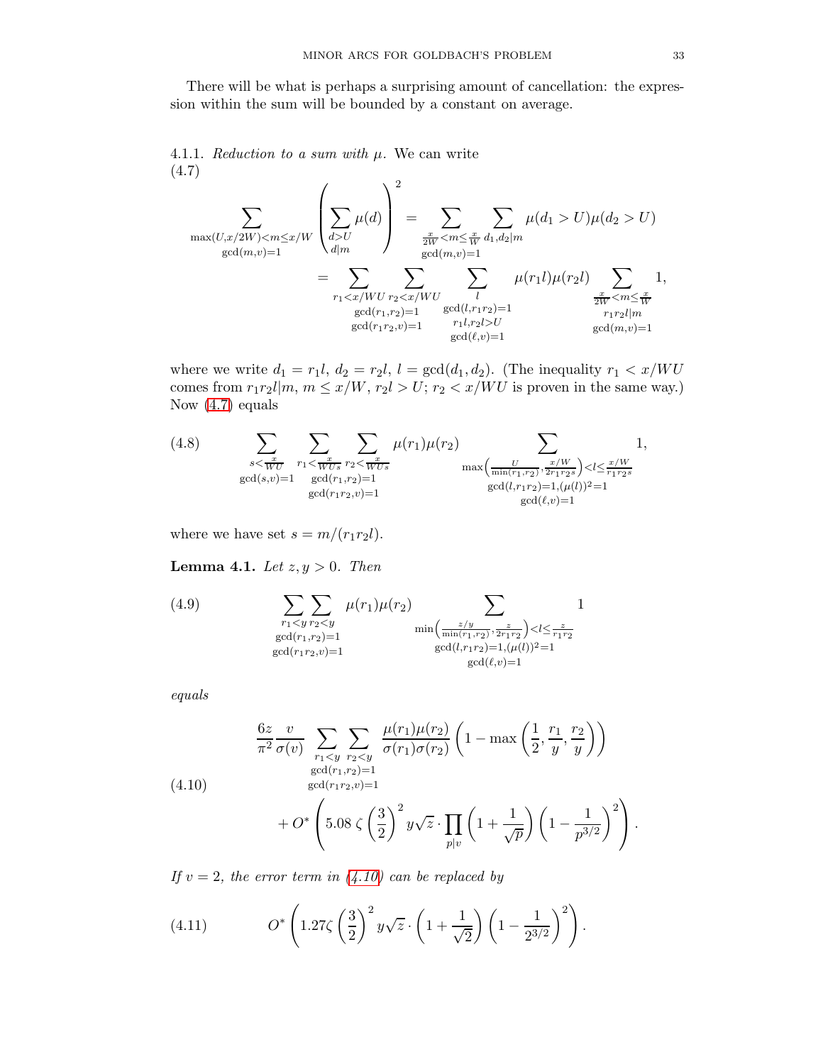There will be what is perhaps a surprising amount of cancellation: the expression within the sum will be bounded by a constant on average.

#### 4.1.1. *Reduction to a sum with $\mu$.* 

We can write

$$
\begin{aligned}
\sum_{\substack{\max(U,x/2W)<m\leq x/W\\ \gcd(m,v)=1}} \left(\sum_{\substack{d>U\\ d|m}} \mu(d)\right)^2 &= \sum_{\substack{\frac{x}{2W}<m\leq\frac{x}{W}\\ \gcd(m,v)=1}} \sum_{d_1,d_2|m} \mu(d_1>U)\mu(d_2>U) \\
&= \sum_{\substack{r_1<x/WU\\ \gcd(r_1,r_2)=1\\ \gcd(r_1r_2,v)=1}} \sum_{r_2<x/WU} \sum_{\substack{l\\ \gcd(l,r_1r_2)=1\\ r_1l,r_2l>U\\ \gcd(\ell,v)=1}} \mu(r_1l)\mu(r_2l) \sum_{\substack{\frac{x}{2W}<m\leq\frac{x}{W}\\ r_1r_2l|m\\ \gcd(m,v)=1}} 1,
\end{aligned}
\tag{4.7}
$$

where we write $d_1 = r_1l$, $d_2 = r_2l$, $l = \gcd(d_1,d_2)$. (The inequality $r_1 < x/WU$ comes from $r_1r_2l|m$, $m \leq x/W$, $r_2l > U$; $r_2 < x/WU$ is proven in the same way.) Now (4.7) equals

$$
\sum_{\substack{s<\frac{x}{WU}\\ \gcd(s,v)=1}} \sum_{\substack{r_1<\frac{x}{WUs}\\ \gcd(r_1,r_2)=1\\ \gcd(r_1r_2,v)=1}} \sum_{r_2<\frac{x}{WUs}} \mu(r_1)\mu(r_2) \sum_{\substack{\max\left(\frac{U}{\min(r_1,r_2)},\frac{x/W}{2r_1r_2s}\right)<l\leq\frac{x/W}{r_1r_2s}\\ \gcd(l,r_1r_2)=1,(\mu(l))^2=1\\ \gcd(\ell,v)=1}} 1,
\tag{4.8}
$$

where we have set $s = m/(r_1r_2l)$.

**Lemma 4.1.** *Let $z,y>0$. Then*

$$
\sum_{\substack{r_1<y\\ \gcd(r_1,r_2)=1\\ \gcd(r_1r_2,v)=1}} \sum_{r_2<y} \mu(r_1)\mu(r_2) \sum_{\substack{\min\left(\frac{z/y}{\min(r_1,r_2)},\frac{z}{2r_1r_2}\right)<l\leq\frac{z}{r_1r_2}\\ \gcd(l,r_1r_2)=1,(\mu(l))^2=1\\ \gcd(\ell,v)=1}} 1
\tag{4.9}
$$

*equals*

$$
\begin{aligned}
&\frac{6z}{\pi^2}\frac{v}{\sigma(v)} \sum_{\substack{r_1<y\\ \gcd(r_1,r_2)=1\\ \gcd(r_1r_2,v)=1}} \sum_{r_2<y} \frac{\mu(r_1)\mu(r_2)}{\sigma(r_1)\sigma(r_2)} \left(1-\max\left(\frac{1}{2},\frac{r_1}{y},\frac{r_2}{y}\right)\right) \\
&\quad + O^*\left(5.08\,\zeta\left(\frac{3}{2}\right)^2 y\sqrt{z}\cdot\prod_{p|v}\left(1+\frac{1}{\sqrt{p}}\right)\left(1-\frac{1}{p^{3/2}}\right)^2\right).
\end{aligned}
\tag{4.10}
$$

*If $v=2$, the error term in (4.10) can be replaced by*

$$
O^*\left(1.27\zeta\left(\frac{3}{2}\right)^2 y\sqrt{z}\cdot\left(1+\frac{1}{\sqrt{2}}\right)\left(1-\frac{1}{2^{3/2}}\right)^2\right).
\tag{4.11}
$$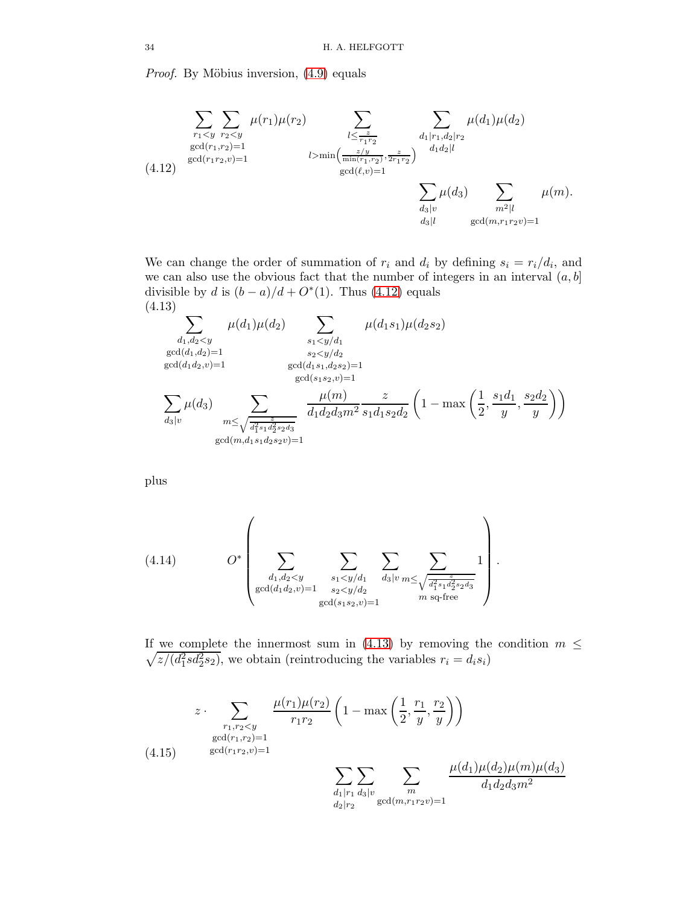*Proof.* By Möbius inversion, (4.9) equals

$$\sum_{\substack{r_1<y \\ \gcd(r_1,r_2)=1 \\ \gcd(r_1r_2,v)=1}} \sum_{r_2<y} \mu(r_1)\mu(r_2) \sum_{\substack{l\leq \frac{z}{r_1r_2} \\ l>\min\left(\frac{z/y}{\min(r_1,r_2)}, \frac{z}{2r_1r_2}\right) \\ \gcd(\ell,v)=1}} \sum_{\substack{d_1|r_1, d_2|r_2 \\ d_1d_2|l}} \mu(d_1)\mu(d_2) \sum_{\substack{d_3|v \\ d_3|l}} \mu(d_3) \sum_{\substack{m^2|l \\ \gcd(m,r_1r_2v)=1}} \mu(m). \tag{4.12}$$

We can change the order of summation of $r_i$ and $d_i$ by defining $s_i = r_i/d_i$, and we can also use the obvious fact that the number of integers in an interval $(a,b]$ divisible by $d$ is $(b-a)/d + O^*(1)$. Thus (4.12) equals

$$\sum_{\substack{d_1,d_2<y \\ \gcd(d_1,d_2)=1 \\ \gcd(d_1d_2,v)=1}} \mu(d_1)\mu(d_2) \sum_{\substack{s_1<y/d_1 \\ s_2<y/d_2 \\ \gcd(d_1s_1,d_2s_2)=1 \\ \gcd(s_1s_2,v)=1}} \mu(d_1s_1)\mu(d_2s_2)$$
$$\sum_{d_3|v} \mu(d_3) \sum_{\substack{m\leq \sqrt{\frac{z}{d_1^2 s_1 d_2^2 s_2 d_3}} \\ \gcd(m,d_1s_1d_2s_2v)=1}} \frac{\mu(m)}{d_1d_2d_3m^2} \frac{z}{s_1d_1s_2d_2}\left(1 - \max\left(\frac{1}{2}, \frac{s_1d_1}{y}, \frac{s_2d_2}{y}\right)\right) \tag{4.13}$$

plus

$$O^*\left(\sum_{\substack{d_1,d_2<y \\ \gcd(d_1d_2,v)=1}} \sum_{\substack{s_1<y/d_1 \\ s_2<y/d_2 \\ \gcd(s_1s_2,v)=1}} \sum_{d_3|v} \sum_{\substack{m\leq \sqrt{\frac{z}{d_1^2 s_1 d_2^2 s_2 d_3}} \\ m \text{ sq-free}}} 1\right). \tag{4.14}$$

If we complete the innermost sum in (4.13) by removing the condition $m \leq \sqrt{z/(d_1^2 s d_2^2 s_2)}$, we obtain (reintroducing the variables $r_i = d_i s_i$)

$$z \cdot \sum_{\substack{r_1,r_2<y \\ \gcd(r_1,r_2)=1 \\ \gcd(r_1r_2,v)=1}} \frac{\mu(r_1)\mu(r_2)}{r_1r_2}\left(1 - \max\left(\frac{1}{2}, \frac{r_1}{y}, \frac{r_2}{y}\right)\right) \sum_{\substack{d_1|r_1 \\ d_2|r_2}} \sum_{d_3|v} \sum_{\substack{m \\ \gcd(m,r_1r_2v)=1}} \frac{\mu(d_1)\mu(d_2)\mu(m)\mu(d_3)}{d_1d_2d_3m^2} \tag{4.15}$$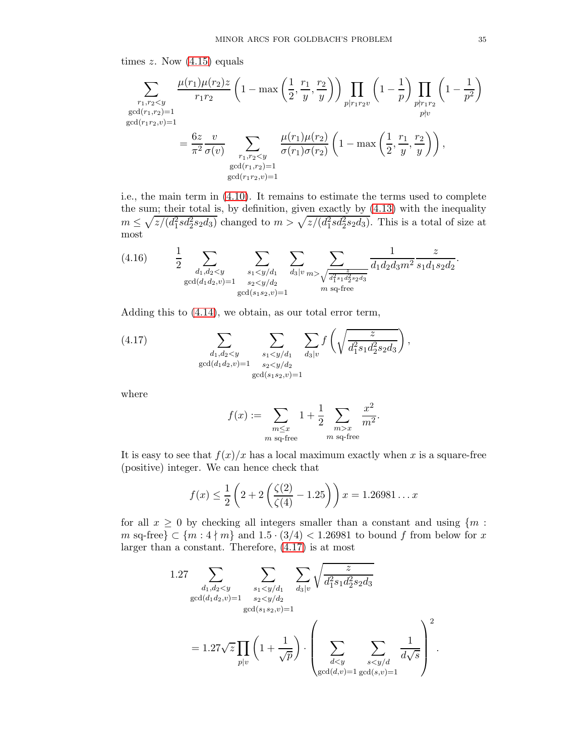times $z$. Now (4.15) equals

$$\sum_{\substack{r_1,r_2<y\\ \gcd(r_1,r_2)=1\\ \gcd(r_1r_2,v)=1}} \frac{\mu(r_1)\mu(r_2)z}{r_1r_2}\left(1-\max\left(\frac{1}{2},\frac{r_1}{y},\frac{r_2}{y}\right)\right)\prod_{p|r_1r_2v}\left(1-\frac{1}{p}\right)\prod_{\substack{p\nmid r_1r_2\\ p\nmid v}}\left(1-\frac{1}{p^2}\right)$$

$$= \frac{6z}{\pi^2}\frac{v}{\sigma(v)} \sum_{\substack{r_1,r_2<y\\ \gcd(r_1,r_2)=1\\ \gcd(r_1r_2,v)=1}} \frac{\mu(r_1)\mu(r_2)}{\sigma(r_1)\sigma(r_2)}\left(1-\max\left(\frac{1}{2},\frac{r_1}{y},\frac{r_2}{y}\right)\right),$$

i.e., the main term in (4.10). It remains to estimate the terms used to complete the sum; their total is, by definition, given exactly by (4.13) with the inequality $m\leq\sqrt{z/(d_1^2sd_2^2s_2d_3)}$ changed to $m>\sqrt{z/(d_1^2sd_2^2s_2d_3)}$. This is a total of size at most

$$(4.16)\qquad \frac{1}{2}\sum_{\substack{d_1,d_2<y\\ \gcd(d_1d_2,v)=1}}\sum_{\substack{s_1<y/d_1\\ s_2<y/d_2\\ \gcd(s_1s_2,v)=1}}\sum_{d_3|v}\sum_{\substack{m>\sqrt{\frac{z}{d_1^2s_1d_2^2s_2d_3}}\\ m\text{ sq-free}}}\frac{1}{d_1d_2d_3m^2}\frac{z}{s_1d_1s_2d_2}.$$

Adding this to (4.14), we obtain, as our total error term,

$$(4.17)\qquad \sum_{\substack{d_1,d_2<y\\ \gcd(d_1d_2,v)=1}}\sum_{\substack{s_1<y/d_1\\ s_2<y/d_2\\ \gcd(s_1s_2,v)=1}}\sum_{d_3|v} f\left(\sqrt{\frac{z}{d_1^2s_1d_2^2s_2d_3}}\right),$$

where

$$f(x) := \sum_{\substack{m\leq x\\ m\text{ sq-free}}} 1 + \frac{1}{2}\sum_{\substack{m>x\\ m\text{ sq-free}}}\frac{x^2}{m^2}.$$

It is easy to see that $f(x)/x$ has a local maximum exactly when $x$ is a square-free (positive) integer. We can hence check that

$$f(x)\leq \frac{1}{2}\left(2+2\left(\frac{\zeta(2)}{\zeta(4)}-1.25\right)\right)x = 1.26981\ldots x$$

for all $x\geq 0$ by checking all integers smaller than a constant and using $\{m : m\text{ sq-free}\}\subset\{m : 4\nmid m\}$ and $1.5\cdot(3/4)<1.26981$ to bound $f$ from below for $x$ larger than a constant. Therefore, (4.17) is at most

$$1.27\sum_{\substack{d_1,d_2<y\\ \gcd(d_1d_2,v)=1}}\sum_{\substack{s_1<y/d_1\\ s_2<y/d_2\\ \gcd(s_1s_2,v)=1}}\sum_{d_3|v}\sqrt{\frac{z}{d_1^2s_1d_2^2s_2d_3}}$$

$$= 1.27\sqrt{z}\prod_{p|v}\left(1+\frac{1}{\sqrt{p}}\right)\cdot\left(\sum_{\substack{d<y\\ \gcd(d,v)=1}}\sum_{\substack{s<y/d\\ \gcd(s,v)=1}}\frac{1}{d\sqrt{s}}\right)^2.$$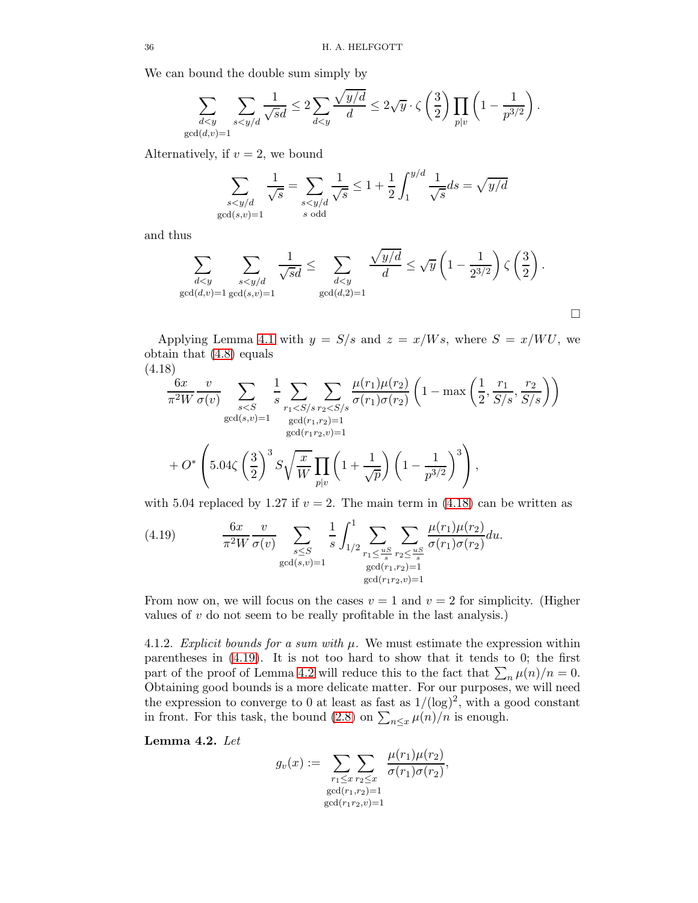We can bound the double sum simply by

$$\sum_{\substack{d<y \\ \gcd(d,v)=1}} \sum_{s<y/d} \frac{1}{\sqrt{s}d} \leq 2\sum_{d<y} \frac{\sqrt{y/d}}{d} \leq 2\sqrt{y}\cdot \zeta\left(\frac{3}{2}\right)\prod_{p|v}\left(1-\frac{1}{p^{3/2}}\right).$$

Alternatively, if $v=2$, we bound

$$\sum_{\substack{s<y/d \\ \gcd(s,v)=1}} \frac{1}{\sqrt{s}} = \sum_{\substack{s<y/d \\ s \text{ odd}}} \frac{1}{\sqrt{s}} \leq 1 + \frac{1}{2}\int_1^{y/d} \frac{1}{\sqrt{s}} ds = \sqrt{y/d}$$

and thus

$$\sum_{\substack{d<y \\ \gcd(d,v)=1}} \sum_{\substack{s<y/d \\ \gcd(s,v)=1}} \frac{1}{\sqrt{s}d} \leq \sum_{\substack{d<y \\ \gcd(d,2)=1}} \frac{\sqrt{y/d}}{d} \leq \sqrt{y}\left(1-\frac{1}{2^{3/2}}\right)\zeta\left(\frac{3}{2}\right).$$

□

Applying Lemma 4.1 with $y = S/s$ and $z = x/Ws$, where $S = x/WU$, we obtain that (4.8) equals

(4.18)
$$\frac{6x}{\pi^2 W}\frac{v}{\sigma(v)} \sum_{\substack{s<S \\ \gcd(s,v)=1}} \frac{1}{s} \sum_{\substack{r_1<S/s \\ \gcd(r_1,r_2)=1 \\ \gcd(r_1 r_2,v)=1}} \sum_{r_2<S/s} \frac{\mu(r_1)\mu(r_2)}{\sigma(r_1)\sigma(r_2)}\left(1-\max\left(\frac{1}{2},\frac{r_1}{S/s},\frac{r_2}{S/s}\right)\right)$$
$$+ O^*\left(5.04\zeta\left(\frac{3}{2}\right)^3 S\sqrt{\frac{x}{W}}\prod_{p|v}\left(1+\frac{1}{\sqrt{p}}\right)\left(1-\frac{1}{p^{3/2}}\right)^3\right),$$

with 5.04 replaced by 1.27 if $v=2$. The main term in (4.18) can be written as

$$\frac{6x}{\pi^2 W}\frac{v}{\sigma(v)} \sum_{\substack{s\leq S \\ \gcd(s,v)=1}} \frac{1}{s}\int_{1/2}^{1} \sum_{\substack{r_1\leq \frac{uS}{s} \\ \gcd(r_1,r_2)=1 \\ \gcd(r_1r_2,v)=1}} \sum_{r_2\leq\frac{uS}{s}} \frac{\mu(r_1)\mu(r_2)}{\sigma(r_1)\sigma(r_2)} du. \tag{4.19}$$

From now on, we will focus on the cases $v=1$ and $v=2$ for simplicity. (Higher values of $v$ do not seem to be really profitable in the last analysis.)

4.1.2. *Explicit bounds for a sum with $\mu$.* We must estimate the expression within parentheses in (4.19). It is not too hard to show that it tends to 0; the first part of the proof of Lemma 4.2 will reduce this to the fact that $\sum_n \mu(n)/n = 0$. Obtaining good bounds is a more delicate matter. For our purposes, we will need the expression to converge to 0 at least as fast as $1/(\log)^2$, with a good constant in front. For this task, the bound (2.8) on $\sum_{n\leq x}\mu(n)/n$ is enough.

**Lemma 4.2.** *Let*

$$g_v(x) := \sum_{\substack{r_1\leq x \\ \gcd(r_1,r_2)=1 \\ \gcd(r_1r_2,v)=1}} \sum_{r_2\leq x} \frac{\mu(r_1)\mu(r_2)}{\sigma(r_1)\sigma(r_2)},$$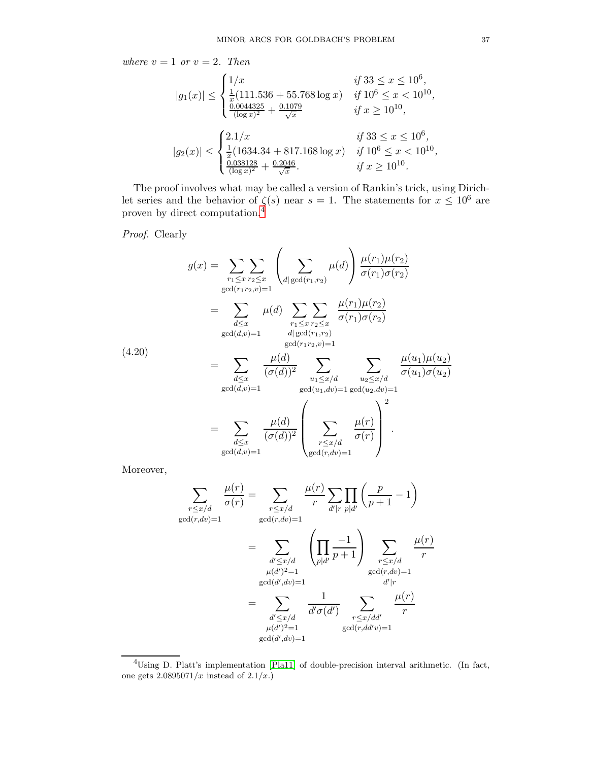*where* $v = 1$ *or* $v = 2$. *Then*

$$|g_1(x)| \leq \begin{cases} 1/x & \text{if } 33 \leq x \leq 10^6, \\ \frac{1}{x}(111.536 + 55.768 \log x) & \text{if } 10^6 \leq x < 10^{10}, \\ \frac{0.0044325}{(\log x)^2} + \frac{0.1079}{\sqrt{x}} & \text{if } x \geq 10^{10}, \end{cases}$$

$$|g_2(x)| \leq \begin{cases} 2.1/x & \text{if } 33 \leq x \leq 10^6, \\ \frac{1}{x}(1634.34 + 817.168 \log x) & \text{if } 10^6 \leq x < 10^{10}, \\ \frac{0.038128}{(\log x)^2} + \frac{0.2046}{\sqrt{x}}. & \text{if } x \geq 10^{10}. \end{cases}$$

Tbe proof involves what may be called a version of Rankin's trick, using Dirichlet series and the behavior of $\zeta(s)$ near $s = 1$. The statements for $x \leq 10^6$ are proven by direct computation.[4]

*Proof.* Clearly

$$(4.20) \qquad \begin{aligned} g(x) &= \sum_{\substack{r_1 \leq x \\ \gcd(r_1 r_2, v)=1}} \sum_{r_2 \leq x} \left( \sum_{d | \gcd(r_1, r_2)} \mu(d) \right) \frac{\mu(r_1)\mu(r_2)}{\sigma(r_1)\sigma(r_2)} \\ &= \sum_{\substack{d \leq x \\ \gcd(d,v)=1}} \mu(d) \sum_{\substack{r_1 \leq x \\ d | \gcd(r_1,r_2) \\ \gcd(r_1 r_2, v)=1}} \sum_{r_2 \leq x} \frac{\mu(r_1)\mu(r_2)}{\sigma(r_1)\sigma(r_2)} \\ &= \sum_{\substack{d \leq x \\ \gcd(d,v)=1}} \frac{\mu(d)}{(\sigma(d))^2} \sum_{\substack{u_1 \leq x/d \\ \gcd(u_1, dv)=1}} \sum_{\substack{u_2 \leq x/d \\ \gcd(u_2, dv)=1}} \frac{\mu(u_1)\mu(u_2)}{\sigma(u_1)\sigma(u_2)} \\ &= \sum_{\substack{d \leq x \\ \gcd(d,v)=1}} \frac{\mu(d)}{(\sigma(d))^2} \left( \sum_{\substack{r \leq x/d \\ \gcd(r, dv)=1}} \frac{\mu(r)}{\sigma(r)} \right)^2. \end{aligned}$$

Moreover,

$$\begin{aligned} \sum_{\substack{r \leq x/d \\ \gcd(r,dv)=1}} \frac{\mu(r)}{\sigma(r)} &= \sum_{\substack{r \leq x/d \\ \gcd(r,dv)=1}} \frac{\mu(r)}{r} \sum_{d' | r} \prod_{p | d'} \left( \frac{p}{p+1} - 1 \right) \\ &= \sum_{\substack{d' \leq x/d \\ \mu(d')^2=1 \\ \gcd(d', dv)=1}} \left( \prod_{p | d'} \frac{-1}{p+1} \right) \sum_{\substack{r \leq x/d \\ \gcd(r,dv)=1 \\ d' | r}} \frac{\mu(r)}{r} \\ &= \sum_{\substack{d' \leq x/d \\ \mu(d')^2=1 \\ \gcd(d', dv)=1}} \frac{1}{d' \sigma(d')} \sum_{\substack{r \leq x/dd' \\ \gcd(r, dd'v)=1}} \frac{\mu(r)}{r} \end{aligned}$$

[4]Using D. Platt's implementation [Pla11] of double-precision interval arithmetic. (In fact, one gets $2.0895071/x$ instead of $2.1/x$.)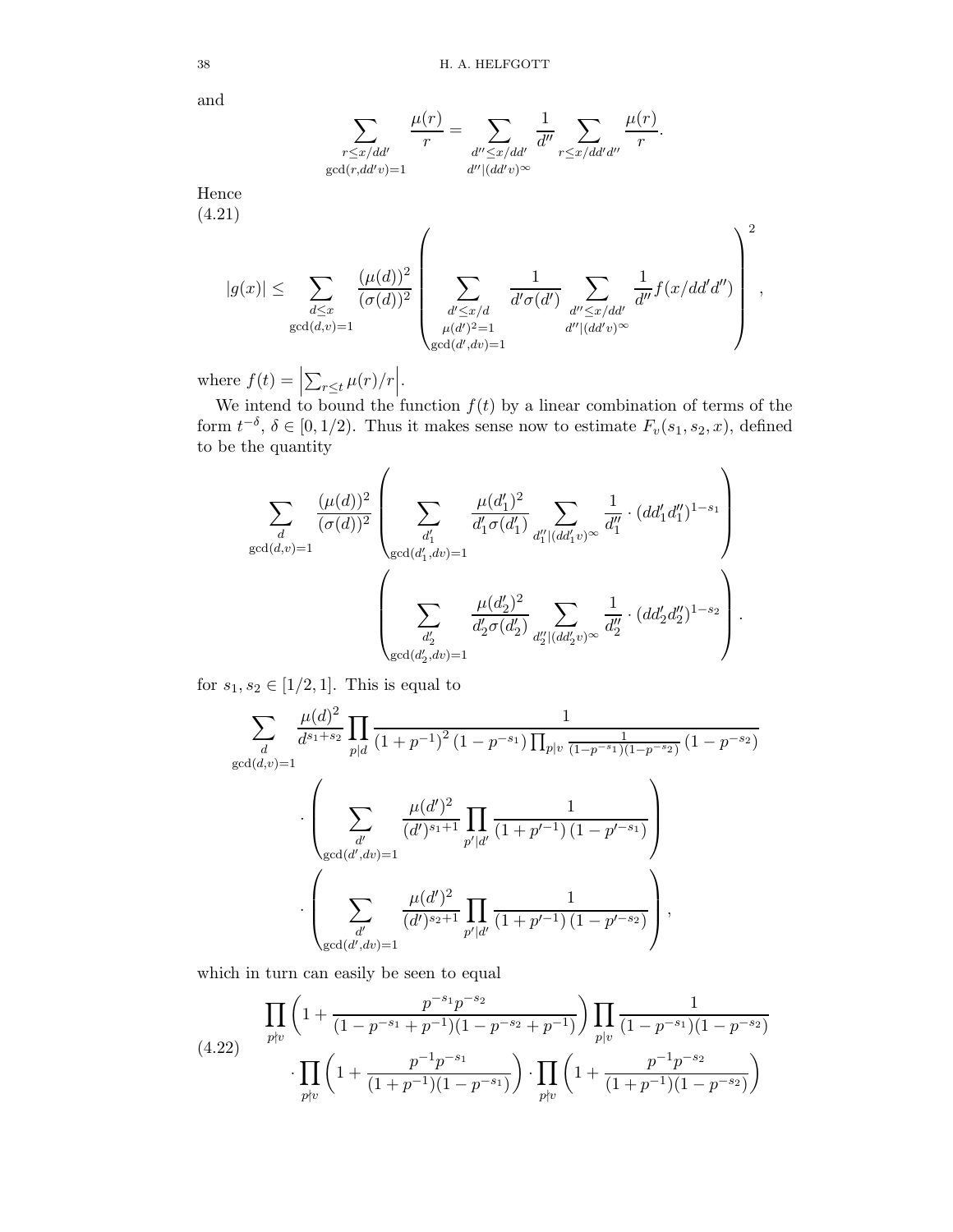and

$$\sum_{\substack{r \leq x/dd' \\ \gcd(r,dd'v)=1}} \frac{\mu(r)}{r} = \sum_{\substack{d'' \leq x/dd' \\ d'' | (dd'v)^\infty}} \frac{1}{d''} \sum_{r \leq x/dd'd''} \frac{\mu(r)}{r}.$$

Hence

(4.21)

$$|g(x)| \leq \sum_{\substack{d \leq x \\ \gcd(d,v)=1}} \frac{(\mu(d))^2}{(\sigma(d))^2} \left( \sum_{\substack{d' \leq x/d \\ \mu(d')^2=1 \\ \gcd(d',dv)=1}} \frac{1}{d'\sigma(d')} \sum_{\substack{d'' \leq x/dd' \\ d'' | (d'v)^\infty}} \frac{1}{d''} f(x/dd'd'') \right)^2,$$

where $f(t) = \left| \sum_{r \leq t} \mu(r)/r \right|$.

We intend to bound the function $f(t)$ by a linear combination of terms of the form $t^{-\delta}$, $\delta \in [0, 1/2)$. Thus it makes sense now to estimate $F_v(s_1, s_2, x)$, defined to be the quantity

$$\sum_{\substack{d \\ \gcd(d,v)=1}} \frac{(\mu(d))^2}{(\sigma(d))^2} \left( \sum_{\substack{d_1' \\ \gcd(d_1',dv)=1}} \frac{\mu(d_1')^2}{d_1'\sigma(d_1')} \sum_{d_1'' | (dd_1'v)^\infty} \frac{1}{d_1''} \cdot (dd_1'd_1'')^{1-s_1} \right) \left( \sum_{\substack{d_2' \\ \gcd(d_2',dv)=1}} \frac{\mu(d_2')^2}{d_2'\sigma(d_2')} \sum_{d_2'' | (dd_2'v)^\infty} \frac{1}{d_2''} \cdot (dd_2'd_2'')^{1-s_2} \right).$$

for $s_1, s_2 \in [1/2, 1]$. This is equal to

$$\sum_{\substack{d \\ \gcd(d,v)=1}} \frac{\mu(d)^2}{d^{s_1+s_2}} \prod_{p|d} \frac{1}{(1+p^{-1})^2 (1-p^{-s_1}) \prod_{p|v} \frac{1}{(1-p^{-s_1})(1-p^{-s_2})} (1-p^{-s_2})}$$
$$\cdot \left( \sum_{\substack{d' \\ \gcd(d',dv)=1}} \frac{\mu(d')^2}{(d')^{s_1+1}} \prod_{p'|d'} \frac{1}{(1+p'^{-1})(1-p'^{-s_1})} \right)$$
$$\cdot \left( \sum_{\substack{d' \\ \gcd(d',dv)=1}} \frac{\mu(d')^2}{(d')^{s_2+1}} \prod_{p'|d'} \frac{1}{(1+p'^{-1})(1-p'^{-s_2})} \right),$$

which in turn can easily be seen to equal

$$\prod_{p \nmid v} \left( 1 + \frac{p^{-s_1}p^{-s_2}}{(1-p^{-s_1}+p^{-1})(1-p^{-s_2}+p^{-1})} \right) \prod_{p|v} \frac{1}{(1-p^{-s_1})(1-p^{-s_2})}$$
$$\cdot \prod_{p \nmid v} \left( 1 + \frac{p^{-1}p^{-s_1}}{(1+p^{-1})(1-p^{-s_1})} \right) \cdot \prod_{p \nmid v} \left( 1 + \frac{p^{-1}p^{-s_2}}{(1+p^{-1})(1-p^{-s_2})} \right) \tag{4.22}$$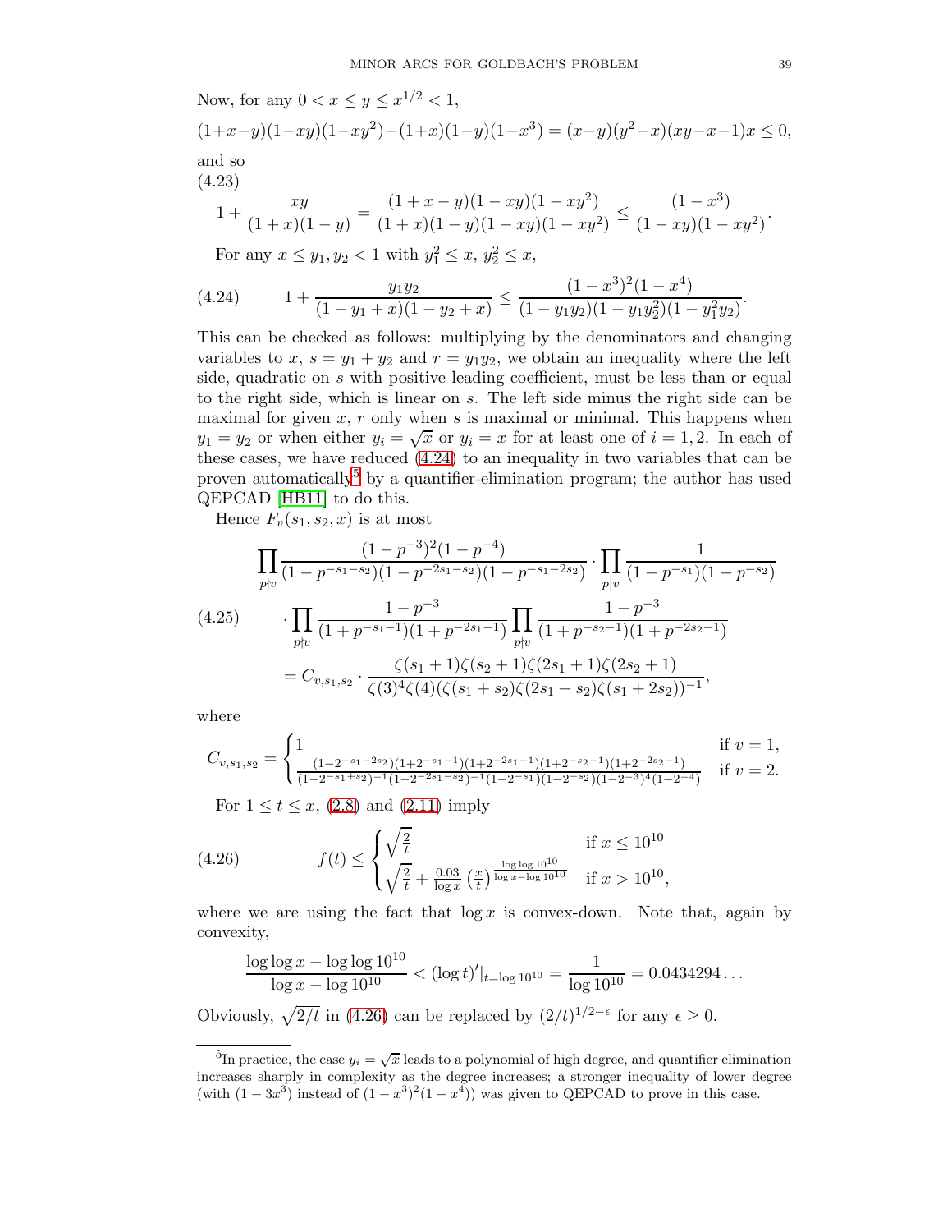Now, for any $0 < x \le y \le x^{1/2} < 1$,

$$(1+x-y)(1-xy)(1-xy^2)-(1+x)(1-y)(1-x^3) = (x-y)(y^2-x)(xy-x-1)x \le 0,$$

and so

$$1 + \frac{xy}{(1+x)(1-y)} = \frac{(1+x-y)(1-xy)(1-xy^2)}{(1+x)(1-y)(1-xy)(1-xy^2)} \le \frac{(1-x^3)}{(1-xy)(1-xy^2)}. \tag{4.23}$$

For any $x \le y_1, y_2 < 1$ with $y_1^2 \le x$, $y_2^2 \le x$,

$$1 + \frac{y_1 y_2}{(1-y_1+x)(1-y_2+x)} \le \frac{(1-x^3)^2(1-x^4)}{(1-y_1y_2)(1-y_1y_2^2)(1-y_1^2y_2)}. \tag{4.24}$$

This can be checked as follows: multiplying by the denominators and changing variables to $x$, $s = y_1 + y_2$ and $r = y_1 y_2$, we obtain an inequality where the left side, quadratic on $s$ with positive leading coefficient, must be less than or equal to the right side, which is linear on $s$. The left side minus the right side can be maximal for given $x$, $r$ only when $s$ is maximal or minimal. This happens when $y_1 = y_2$ or when either $y_i = \sqrt{x}$ or $y_i = x$ for at least one of $i = 1, 2$. In each of these cases, we have reduced (4.24) to an inequality in two variables that can be proven automatically[5] by a quantifier-elimination program; the author has used QEPCAD [HB11] to do this.

Hence $F_v(s_1, s_2, x)$ is at most

$$\begin{aligned}
&\prod_{p\nmid v} \frac{(1-p^{-3})^2(1-p^{-4})}{(1-p^{-s_1-s_2})(1-p^{-2s_1-s_2})(1-p^{-s_1-2s_2})} \cdot \prod_{p|v} \frac{1}{(1-p^{-s_1})(1-p^{-s_2})} \\
&\cdot \prod_{p\nmid v} \frac{1-p^{-3}}{(1+p^{-s_1-1})(1+p^{-2s_1-1})} \prod_{p\nmid v} \frac{1-p^{-3}}{(1+p^{-s_2-1})(1+p^{-2s_2-1})} \\
&= C_{v,s_1,s_2} \cdot \frac{\zeta(s_1+1)\zeta(s_2+1)\zeta(2s_1+1)\zeta(2s_2+1)}{\zeta(3)^4\zeta(4)(\zeta(s_1+s_2)\zeta(2s_1+s_2)\zeta(s_1+2s_2))^{-1}},
\end{aligned} \tag{4.25}$$

where

$$C_{v,s_1,s_2} = \begin{cases} 1 & \text{if } v = 1, \\ \frac{(1-2^{-s_1-2s_2})(1+2^{-s_1-1})(1+2^{-2s_1-1})(1+2^{-s_2-1})(1+2^{-2s_2-1})}{(1-2^{-s_1+s_2})^{-1}(1-2^{-2s_1-s_2})^{-1}(1-2^{-s_1})(1-2^{-s_2})(1-2^{-3})^4(1-2^{-4})} & \text{if } v = 2. \end{cases}$$

For $1 \le t \le x$, (2.8) and (2.11) imply

$$f(t) \le \begin{cases} \sqrt{\frac{2}{t}} & \text{if } x \le 10^{10} \\ \sqrt{\frac{2}{t}} + \frac{0.03}{\log x}\left(\frac{x}{t}\right)^{\frac{\log\log 10^{10}}{\log x - \log 10^{10}}} & \text{if } x > 10^{10}, \end{cases} \tag{4.26}$$

where we are using the fact that $\log x$ is convex-down. Note that, again by convexity,

$$\frac{\log\log x - \log\log 10^{10}}{\log x - \log 10^{10}} < (\log t)'|_{t=\log 10^{10}} = \frac{1}{\log 10^{10}} = 0.0434294\ldots$$

Obviously, $\sqrt{2/t}$ in (4.26) can be replaced by $(2/t)^{1/2-\epsilon}$ for any $\epsilon \ge 0$.

---

[5] In practice, the case $y_i = \sqrt{x}$ leads to a polynomial of high degree, and quantifier elimination increases sharply in complexity as the degree increases; a stronger inequality of lower degree (with $(1-3x^3)$ instead of $(1-x^3)^2(1-x^4)$) was given to QEPCAD to prove in this case.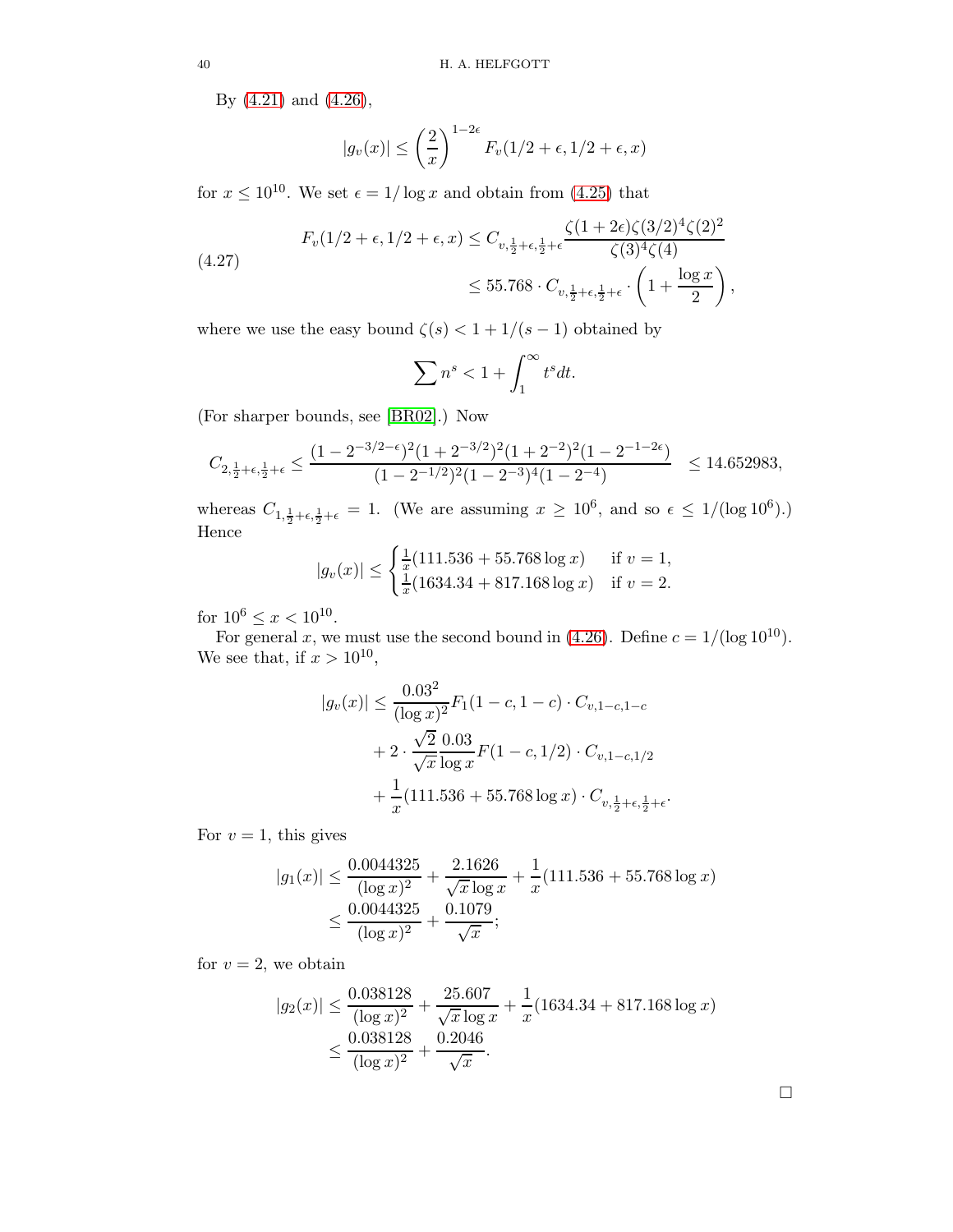By (4.21) and (4.26),

$$|g_v(x)| \leq \left(\frac{2}{x}\right)^{1-2\epsilon} F_v(1/2+\epsilon, 1/2+\epsilon, x)$$

for $x \leq 10^{10}$. We set $\epsilon = 1/\log x$ and obtain from (4.25) that

$$\begin{aligned} F_v(1/2+\epsilon, 1/2+\epsilon, x) &\leq C_{v,\frac{1}{2}+\epsilon,\frac{1}{2}+\epsilon} \frac{\zeta(1+2\epsilon)\zeta(3/2)^4\zeta(2)^2}{\zeta(3)^4\zeta(4)} \\ &\leq 55.768 \cdot C_{v,\frac{1}{2}+\epsilon,\frac{1}{2}+\epsilon} \cdot \left(1 + \frac{\log x}{2}\right), \end{aligned} \tag{4.27}$$

where we use the easy bound $\zeta(s) < 1 + 1/(s-1)$ obtained by

$$\sum n^s < 1 + \int_1^\infty t^s dt.$$

(For sharper bounds, see [BR02].) Now

$$C_{2,\frac{1}{2}+\epsilon,\frac{1}{2}+\epsilon} \leq \frac{(1-2^{-3/2-\epsilon})^2(1+2^{-3/2})^2(1+2^{-2})^2(1-2^{-1-2\epsilon})}{(1-2^{-1/2})^2(1-2^{-3})^4(1-2^{-4})} \leq 14.652983,$$

whereas $C_{1,\frac{1}{2}+\epsilon,\frac{1}{2}+\epsilon} = 1$. (We are assuming $x \geq 10^6$, and so $\epsilon \leq 1/(\log 10^6)$.) Hence

$$|g_v(x)| \leq \begin{cases} \frac{1}{x}(111.536 + 55.768 \log x) & \text{if } v = 1, \\ \frac{1}{x}(1634.34 + 817.168 \log x) & \text{if } v = 2. \end{cases}$$

for $10^6 \leq x < 10^{10}$.

For general $x$, we must use the second bound in (4.26). Define $c = 1/(\log 10^{10})$. We see that, if $x > 10^{10}$,

$$\begin{aligned} |g_v(x)| \leq\; & \frac{0.03^2}{(\log x)^2} F_1(1-c, 1-c) \cdot C_{v,1-c,1-c} \\ &+ 2 \cdot \frac{\sqrt{2}}{\sqrt{x}} \frac{0.03}{\log x} F(1-c, 1/2) \cdot C_{v,1-c,1/2} \\ &+ \frac{1}{x}(111.536 + 55.768 \log x) \cdot C_{v,\frac{1}{2}+\epsilon,\frac{1}{2}+\epsilon}. \end{aligned}$$

For $v = 1$, this gives

$$\begin{aligned} |g_1(x)| &\leq \frac{0.0044325}{(\log x)^2} + \frac{2.1626}{\sqrt{x}\log x} + \frac{1}{x}(111.536 + 55.768 \log x) \\ &\leq \frac{0.0044325}{(\log x)^2} + \frac{0.1079}{\sqrt{x}}; \end{aligned}$$

for $v = 2$, we obtain

$$\begin{aligned} |g_2(x)| &\leq \frac{0.038128}{(\log x)^2} + \frac{25.607}{\sqrt{x}\log x} + \frac{1}{x}(1634.34 + 817.168 \log x) \\ &\leq \frac{0.038128}{(\log x)^2} + \frac{0.2046}{\sqrt{x}}. \end{aligned}$$

□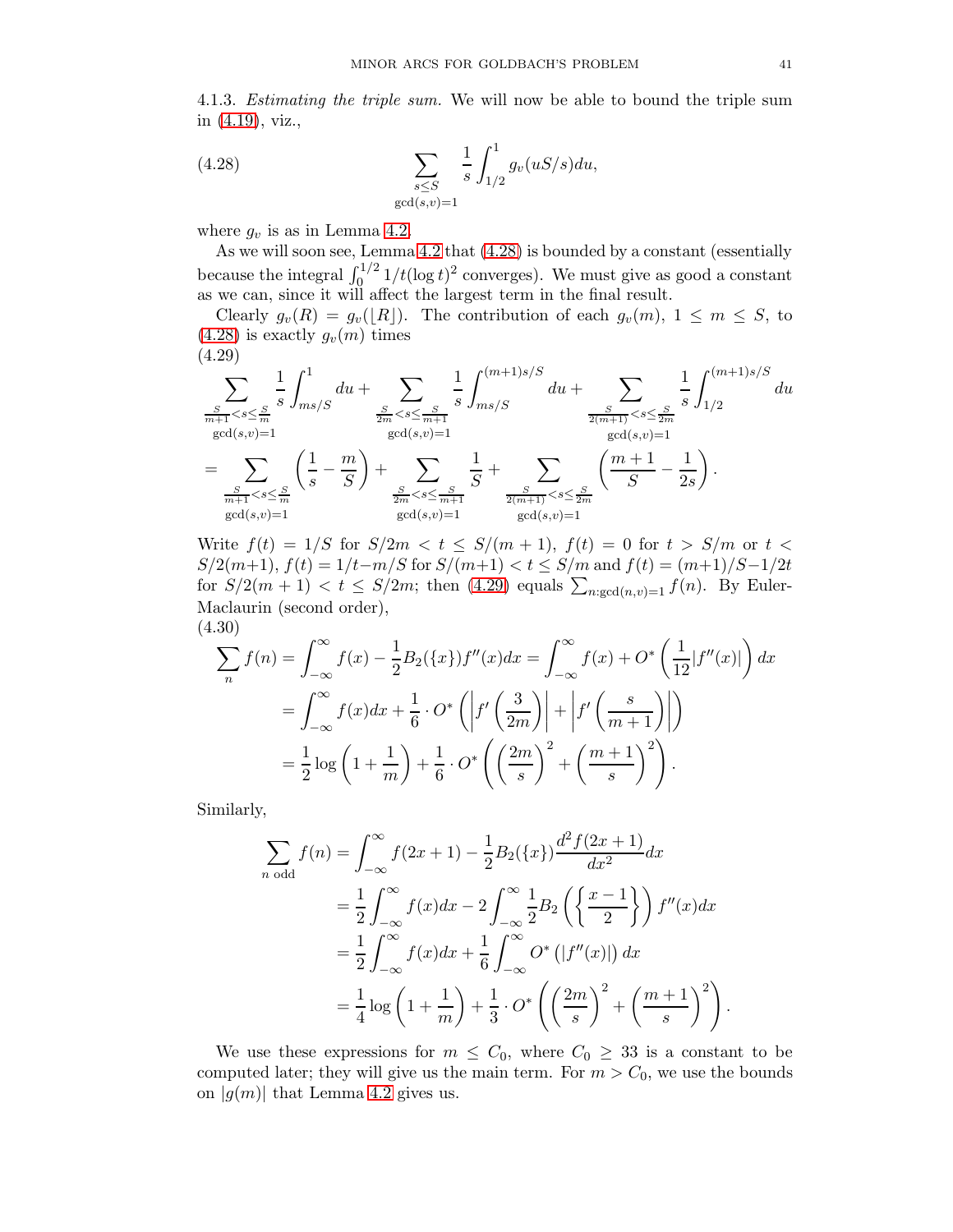4.1.3. *Estimating the triple sum.* We will now be able to bound the triple sum in (4.19), viz.,

$$\sum_{\substack{s\leq S\\ \gcd(s,v)=1}} \frac{1}{s}\int_{1/2}^{1} g_v(uS/s)du, \tag{4.28}$$

where $g_v$ is as in Lemma 4.2.

As we will soon see, Lemma 4.2 that (4.28) is bounded by a constant (essentially because the integral $\int_0^{1/2} 1/t(\log t)^2$ converges). We must give as good a constant as we can, since it will affect the largest term in the final result.

Clearly $g_v(R) = g_v(\lfloor R\rfloor)$. The contribution of each $g_v(m)$, $1\leq m\leq S$, to (4.28) is exactly $g_v(m)$ times

$$\begin{aligned}
&\sum_{\substack{\frac{S}{m+1}<s\leq\frac{S}{m}\\ \gcd(s,v)=1}} \frac{1}{s}\int_{ms/S}^{1} du + \sum_{\substack{\frac{S}{2m}<s\leq\frac{S}{m+1}\\ \gcd(s,v)=1}} \frac{1}{s}\int_{ms/S}^{(m+1)s/S} du + \sum_{\substack{\frac{S}{2(m+1)}<s\leq\frac{S}{2m}\\ \gcd(s,v)=1}} \frac{1}{s}\int_{1/2}^{(m+1)s/S} du\\
&= \sum_{\substack{\frac{S}{m+1}<s\leq\frac{S}{m}\\ \gcd(s,v)=1}} \left(\frac{1}{s}-\frac{m}{S}\right) + \sum_{\substack{\frac{S}{2m}<s\leq\frac{S}{m+1}\\ \gcd(s,v)=1}} \frac{1}{S} + \sum_{\substack{\frac{S}{2(m+1)}<s\leq\frac{S}{2m}\\ \gcd(s,v)=1}} \left(\frac{m+1}{S}-\frac{1}{2s}\right).
\end{aligned}\tag{4.29}$$

Write $f(t) = 1/S$ for $S/2m < t \leq S/(m+1)$, $f(t) = 0$ for $t > S/m$ or $t < S/2(m+1)$, $f(t) = 1/t - m/S$ for $S/(m+1) < t \leq S/m$ and $f(t) = (m+1)/S - 1/2t$ for $S/2(m+1) < t \leq S/2m$; then (4.29) equals $\sum_{n:\gcd(n,v)=1} f(n)$. By Euler-Maclaurin (second order),

$$\begin{aligned}
\sum_n f(n) &= \int_{-\infty}^{\infty} f(x) - \frac{1}{2}B_2(\{x\})f''(x)dx = \int_{-\infty}^{\infty} f(x) + O^*\left(\frac{1}{12}|f''(x)|\right)dx\\
&= \int_{-\infty}^{\infty} f(x)dx + \frac{1}{6}\cdot O^*\left(\left|f'\left(\frac{3}{2m}\right)\right| + \left|f'\left(\frac{s}{m+1}\right)\right|\right)\\
&= \frac{1}{2}\log\left(1+\frac{1}{m}\right) + \frac{1}{6}\cdot O^*\left(\left(\frac{2m}{s}\right)^2 + \left(\frac{m+1}{s}\right)^2\right).
\end{aligned}\tag{4.30}$$

Similarly,

$$\begin{aligned}
\sum_{n \text{ odd}} f(n) &= \int_{-\infty}^{\infty} f(2x+1) - \frac{1}{2}B_2(\{x\})\frac{d^2 f(2x+1)}{dx^2}dx\\
&= \frac{1}{2}\int_{-\infty}^{\infty} f(x)dx - 2\int_{-\infty}^{\infty}\frac{1}{2}B_2\left(\left\{\frac{x-1}{2}\right\}\right)f''(x)dx\\
&= \frac{1}{2}\int_{-\infty}^{\infty} f(x)dx + \frac{1}{6}\int_{-\infty}^{\infty} O^*\left(|f''(x)|\right)dx\\
&= \frac{1}{4}\log\left(1+\frac{1}{m}\right) + \frac{1}{3}\cdot O^*\left(\left(\frac{2m}{s}\right)^2 + \left(\frac{m+1}{s}\right)^2\right).
\end{aligned}$$

We use these expressions for $m \leq C_0$, where $C_0 \geq 33$ is a constant to be computed later; they will give us the main term. For $m > C_0$, we use the bounds on $|g(m)|$ that Lemma 4.2 gives us.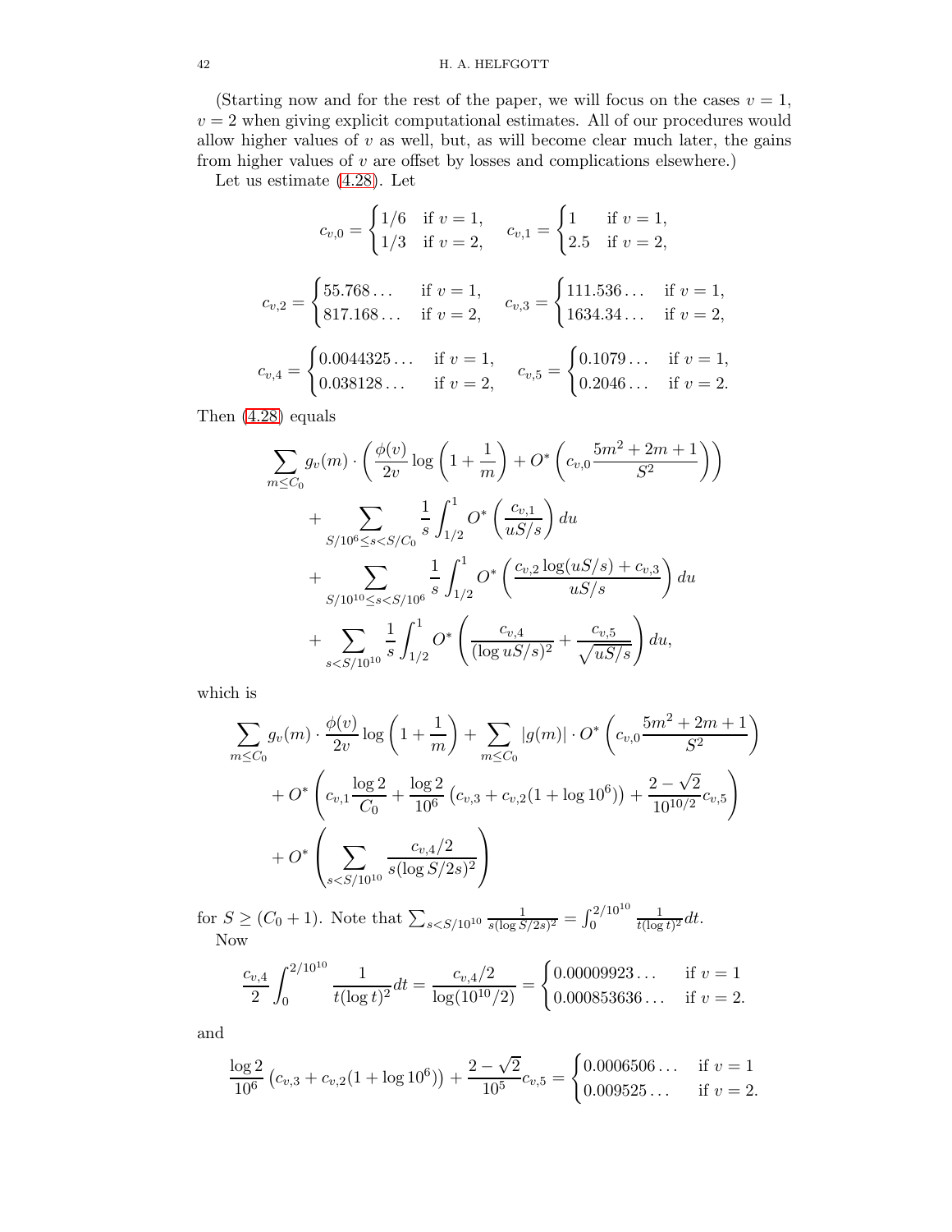(Starting now and for the rest of the paper, we will focus on the cases $v = 1$, $v = 2$ when giving explicit computational estimates. All of our procedures would allow higher values of $v$ as well, but, as will become clear much later, the gains from higher values of $v$ are offset by losses and complications elsewhere.)

Let us estimate (4.28). Let

$$c_{v,0} = \begin{cases} 1/6 & \text{if } v = 1, \\ 1/3 & \text{if } v = 2, \end{cases} \quad c_{v,1} = \begin{cases} 1 & \text{if } v = 1, \\ 2.5 & \text{if } v = 2, \end{cases}$$

$$c_{v,2} = \begin{cases} 55.768\ldots & \text{if } v = 1, \\ 817.168\ldots & \text{if } v = 2, \end{cases} \quad c_{v,3} = \begin{cases} 111.536\ldots & \text{if } v = 1, \\ 1634.34\ldots & \text{if } v = 2, \end{cases}$$

$$c_{v,4} = \begin{cases} 0.0044325\ldots & \text{if } v = 1, \\ 0.038128\ldots & \text{if } v = 2, \end{cases} \quad c_{v,5} = \begin{cases} 0.1079\ldots & \text{if } v = 1, \\ 0.2046\ldots & \text{if } v = 2. \end{cases}$$

Then (4.28) equals

$$\begin{aligned}
&\sum_{m \leq C_0} g_v(m) \cdot \left( \frac{\phi(v)}{2v} \log\left(1 + \frac{1}{m}\right) + O^*\left(c_{v,0} \frac{5m^2 + 2m + 1}{S^2}\right)\right) \\
&\quad + \sum_{S/10^6 \leq s < S/C_0} \frac{1}{s} \int_{1/2}^{1} O^*\left(\frac{c_{v,1}}{uS/s}\right) du \\
&\quad + \sum_{S/10^{10} \leq s < S/10^6} \frac{1}{s} \int_{1/2}^{1} O^*\left(\frac{c_{v,2} \log(uS/s) + c_{v,3}}{uS/s}\right) du \\
&\quad + \sum_{s < S/10^{10}} \frac{1}{s} \int_{1/2}^{1} O^*\left(\frac{c_{v,4}}{(\log uS/s)^2} + \frac{c_{v,5}}{\sqrt{uS/s}}\right) du,
\end{aligned}$$

which is

$$\begin{aligned}
&\sum_{m \leq C_0} g_v(m) \cdot \frac{\phi(v)}{2v} \log\left(1 + \frac{1}{m}\right) + \sum_{m \leq C_0} |g(m)| \cdot O^*\left(c_{v,0} \frac{5m^2 + 2m + 1}{S^2}\right) \\
&\quad + O^*\left(c_{v,1} \frac{\log 2}{C_0} + \frac{\log 2}{10^6}\left(c_{v,3} + c_{v,2}(1 + \log 10^6)\right) + \frac{2 - \sqrt{2}}{10^{10/2}} c_{v,5}\right) \\
&\quad + O^*\left(\sum_{s < S/10^{10}} \frac{c_{v,4}/2}{s(\log S/2s)^2}\right)
\end{aligned}$$

for $S \geq (C_0 + 1)$. Note that $\sum_{s < S/10^{10}} \frac{1}{s(\log S/2s)^2} = \int_0^{2/10^{10}} \frac{1}{t(\log t)^2} dt$.

Now

$$\frac{c_{v,4}}{2} \int_0^{2/10^{10}} \frac{1}{t(\log t)^2} dt = \frac{c_{v,4}/2}{\log(10^{10}/2)} = \begin{cases} 0.00009923\ldots & \text{if } v = 1 \\ 0.000853636\ldots & \text{if } v = 2. \end{cases}$$

and

$$\frac{\log 2}{10^6}\left(c_{v,3} + c_{v,2}(1 + \log 10^6)\right) + \frac{2 - \sqrt{2}}{10^5} c_{v,5} = \begin{cases} 0.0006506\ldots & \text{if } v = 1 \\ 0.009525\ldots & \text{if } v = 2. \end{cases}$$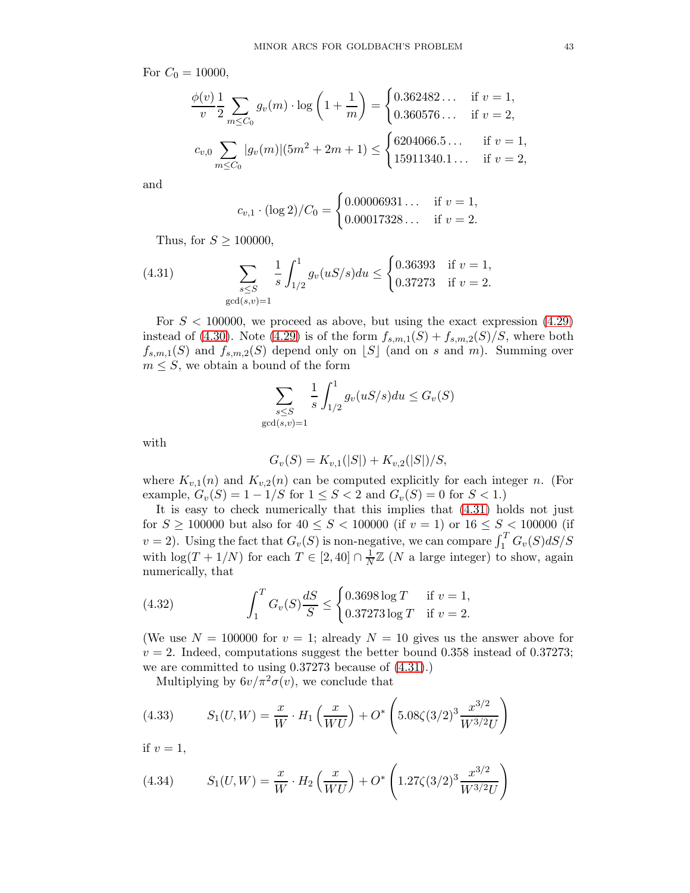For $C_0 = 10000$,

$$\frac{\phi(v)}{v}\frac{1}{2}\sum_{m\leq C_0} g_v(m)\cdot \log\left(1+\frac{1}{m}\right) = \begin{cases} 0.362482\ldots & \text{if } v=1,\\ 0.360576\ldots & \text{if } v=2,\end{cases}$$

$$c_{v,0}\sum_{m\leq C_0} |g_v(m)|(5m^2+2m+1) \leq \begin{cases} 6204066.5\ldots & \text{if } v=1,\\ 15911340.1\ldots & \text{if } v=2,\end{cases}$$

and

$$c_{v,1}\cdot(\log 2)/C_0 = \begin{cases} 0.00006931\ldots & \text{if } v=1,\\ 0.00017328\ldots & \text{if } v=2.\end{cases}$$

Thus, for $S \geq 100000$,

$$\sum_{\substack{s\leq S\\ \gcd(s,v)=1}} \frac{1}{s}\int_{1/2}^{1} g_v(uS/s)du \leq \begin{cases} 0.36393 & \text{if } v=1,\\ 0.37273 & \text{if } v=2.\end{cases} \tag{4.31}$$

For $S < 100000$, we proceed as above, but using the exact expression (4.29) instead of (4.30). Note (4.29) is of the form $f_{s,m,1}(S) + f_{s,m,2}(S)/S$, where both $f_{s,m,1}(S)$ and $f_{s,m,2}(S)$ depend only on $\lfloor S\rfloor$ (and on $s$ and $m$). Summing over $m \leq S$, we obtain a bound of the form

$$\sum_{\substack{s\leq S\\ \gcd(s,v)=1}} \frac{1}{s}\int_{1/2}^{1} g_v(uS/s)du \leq G_v(S)$$

with

$$G_v(S) = K_{v,1}(\lfloor S\rfloor) + K_{v,2}(\lfloor S\rfloor)/S,$$

where $K_{v,1}(n)$ and $K_{v,2}(n)$ can be computed explicitly for each integer $n$. (For example, $G_v(S) = 1 - 1/S$ for $1 \leq S < 2$ and $G_v(S) = 0$ for $S < 1$.)

It is easy to check numerically that this implies that (4.31) holds not just for $S \geq 100000$ but also for $40 \leq S < 100000$ (if $v = 1$) or $16 \leq S < 100000$ (if $v = 2$). Using the fact that $G_v(S)$ is non-negative, we can compare $\int_1^T G_v(S)dS/S$ with $\log(T + 1/N)$ for each $T \in [2, 40] \cap \frac{1}{N}\mathbb{Z}$ ($N$ a large integer) to show, again numerically, that

$$\int_1^T G_v(S)\frac{dS}{S} \leq \begin{cases} 0.3698\log T & \text{if } v=1,\\ 0.37273\log T & \text{if } v=2.\end{cases} \tag{4.32}$$

(We use $N = 100000$ for $v = 1$; already $N = 10$ gives us the answer above for $v = 2$. Indeed, computations suggest the better bound $0.358$ instead of $0.37273$; we are committed to using $0.37273$ because of (4.31).)

Multiplying by $6v/\pi^2\sigma(v)$, we conclude that

$$S_1(U,W) = \frac{x}{W}\cdot H_1\left(\frac{x}{WU}\right) + O^*\left(5.08\zeta(3/2)^3\frac{x^{3/2}}{W^{3/2}U}\right) \tag{4.33}$$

if $v = 1$,

$$S_1(U,W) = \frac{x}{W}\cdot H_2\left(\frac{x}{WU}\right) + O^*\left(1.27\zeta(3/2)^3\frac{x^{3/2}}{W^{3/2}U}\right) \tag{4.34}$$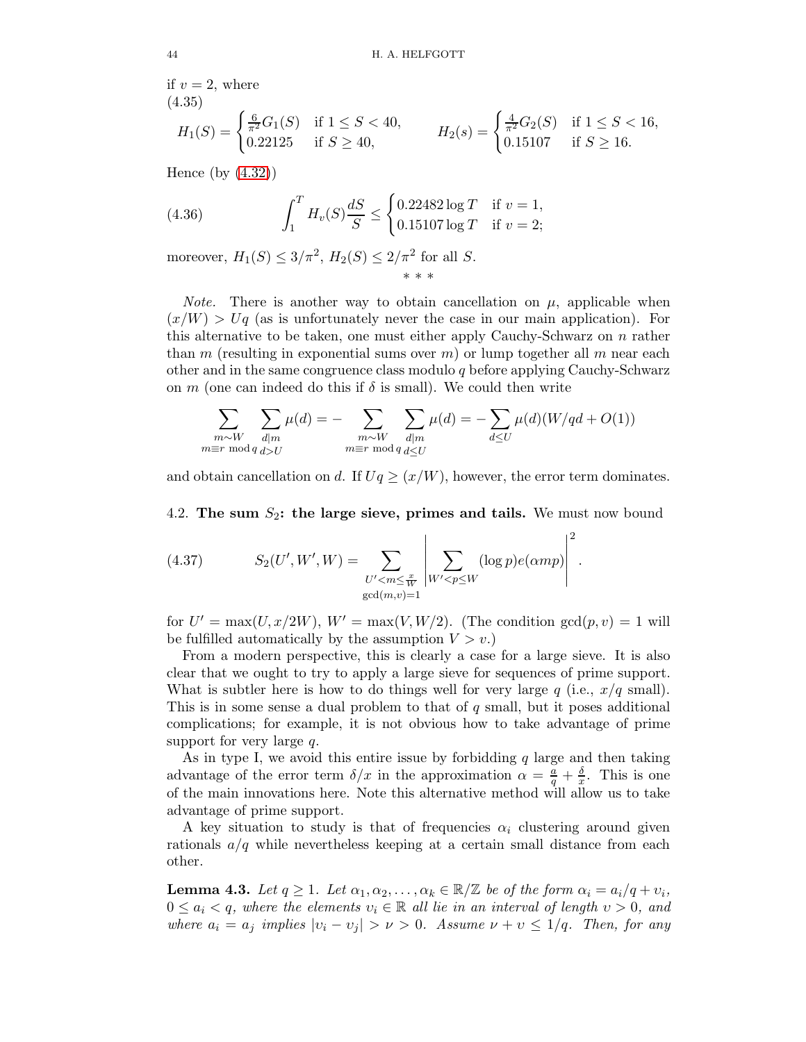if $v = 2$, where

(4.35)

$$H_1(S) = \begin{cases} \frac{6}{\pi^2} G_1(S) & \text{if } 1 \leq S < 40, \\ 0.22125 & \text{if } S \geq 40, \end{cases} \qquad H_2(s) = \begin{cases} \frac{4}{\pi^2} G_2(S) & \text{if } 1 \leq S < 16, \\ 0.15107 & \text{if } S \geq 16. \end{cases}$$

Hence (by (4.32))

$$\int_1^T H_v(S) \frac{dS}{S} \leq \begin{cases} 0.22482 \log T & \text{if } v = 1, \\ 0.15107 \log T & \text{if } v = 2; \end{cases} \tag{4.36}$$

moreover, $H_1(S) \leq 3/\pi^2$, $H_2(S) \leq 2/\pi^2$ for all $S$.

\* \* \*

*Note.* There is another way to obtain cancellation on $\mu$, applicable when $(x/W) > Uq$ (as is unfortunately never the case in our main application). For this alternative to be taken, one must either apply Cauchy-Schwarz on $n$ rather than $m$ (resulting in exponential sums over $m$) or lump together all $m$ near each other and in the same congruence class modulo $q$ before applying Cauchy-Schwarz on $m$ (one can indeed do this if $\delta$ is small). We could then write

$$\sum_{\substack{m \sim W \\ m \equiv r \bmod q}} \sum_{\substack{d|m \\ d > U}} \mu(d) = - \sum_{\substack{m \sim W \\ m \equiv r \bmod q}} \sum_{\substack{d|m \\ d \leq U}} \mu(d) = - \sum_{d \leq U} \mu(d)(W/qd + O(1))$$

and obtain cancellation on $d$. If $Uq \geq (x/W)$, however, the error term dominates.

## 4.2. The sum $S_2$: the large sieve, primes and tails.

We must now bound

$$S_2(U', W', W) = \sum_{\substack{U' < m \leq \frac{x}{W} \\ \gcd(m,v)=1}} \left| \sum_{W' < p \leq W} (\log p) e(\alpha m p) \right|^2. \tag{4.37}$$

for $U' = \max(U, x/2W)$, $W' = \max(V, W/2)$. (The condition $\gcd(p, v) = 1$ will be fulfilled automatically by the assumption $V > v$.)

From a modern perspective, this is clearly a case for a large sieve. It is also clear that we ought to try to apply a large sieve for sequences of prime support. What is subtler here is how to do things well for very large $q$ (i.e., $x/q$ small). This is in some sense a dual problem to that of $q$ small, but it poses additional complications; for example, it is not obvious how to take advantage of prime support for very large $q$.

As in type I, we avoid this entire issue by forbidding $q$ large and then taking advantage of the error term $\delta/x$ in the approximation $\alpha = \frac{a}{q} + \frac{\delta}{x}$. This is one of the main innovations here. Note this alternative method will allow us to take advantage of prime support.

A key situation to study is that of frequencies $\alpha_i$ clustering around given rationals $a/q$ while nevertheless keeping at a certain small distance from each other.

**Lemma 4.3.** *Let $q \geq 1$. Let $\alpha_1, \alpha_2, \ldots, \alpha_k \in \mathbb{R}/\mathbb{Z}$ be of the form $\alpha_i = a_i/q + \upsilon_i$, $0 \leq a_i < q$, where the elements $\upsilon_i \in \mathbb{R}$ all lie in an interval of length $\upsilon > 0$, and where $a_i = a_j$ implies $|\upsilon_i - \upsilon_j| > \nu > 0$. Assume $\nu + \upsilon \leq 1/q$. Then, for any*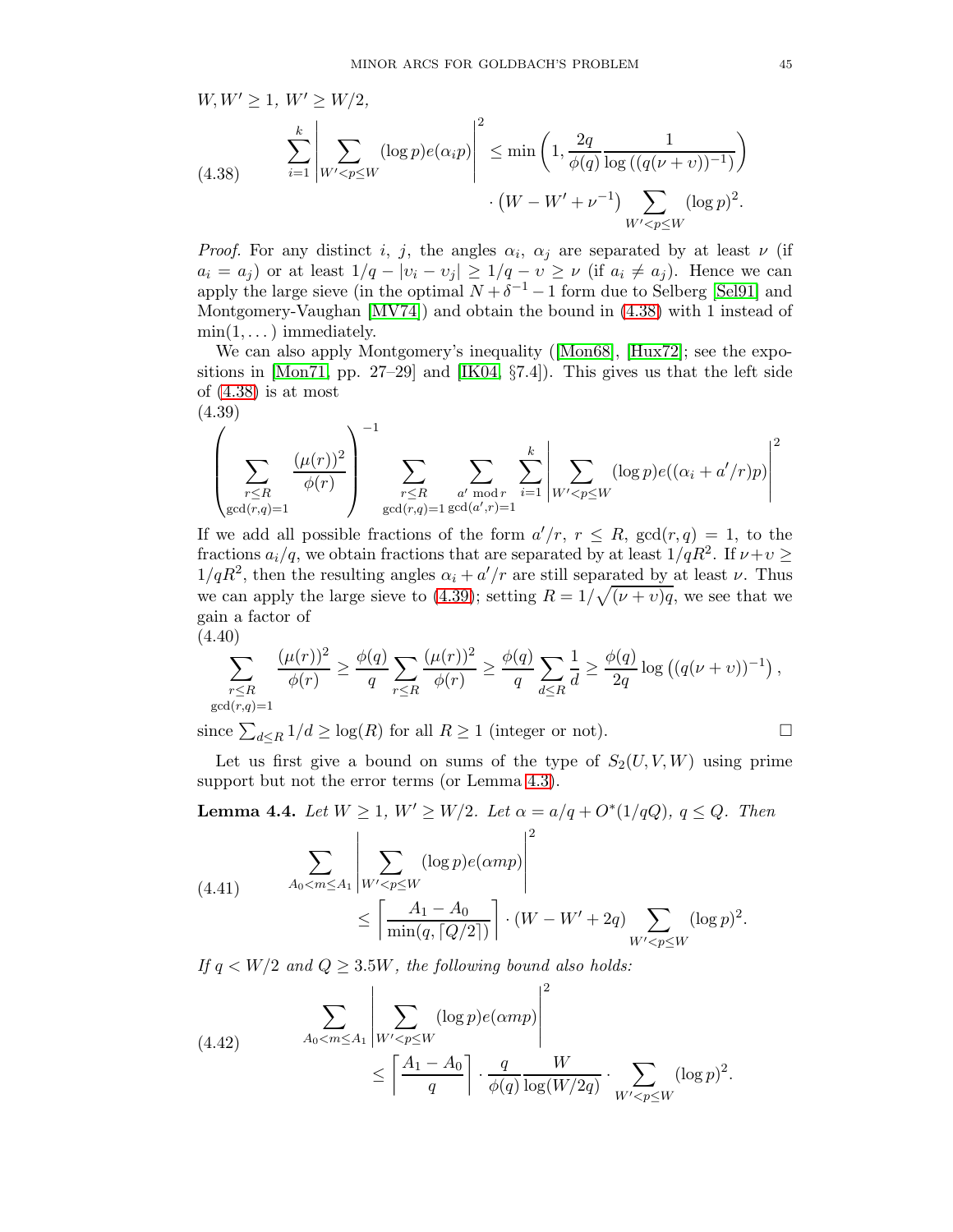$W, W' \geq 1$, $W' \geq W/2$,

$$\sum_{i=1}^{k} \left| \sum_{W'<p\leq W} (\log p) e(\alpha_i p) \right|^2 \leq \min\left(1, \frac{2q}{\phi(q)} \frac{1}{\log\left((q(\nu+\upsilon))^{-1}\right)}\right) \cdot \left(W - W' + \nu^{-1}\right) \sum_{W'<p\leq W} (\log p)^2. \tag{4.38}$$

*Proof.* For any distinct $i$, $j$, the angles $\alpha_i$, $\alpha_j$ are separated by at least $\nu$ (if $a_i = a_j$) or at least $1/q - |\upsilon_i - \upsilon_j| \geq 1/q - \upsilon \geq \nu$ (if $a_i \neq a_j$). Hence we can apply the large sieve (in the optimal $N + \delta^{-1} - 1$ form due to Selberg [Sel91] and Montgomery-Vaughan [MV74]) and obtain the bound in (4.38) with 1 instead of $\min(1, \dots)$ immediately.

We can also apply Montgomery's inequality ([Mon68], [Hux72]; see the expositions in [Mon71, pp. 27–29] and [IK04, §7.4]). This gives us that the left side of (4.38) is at most

$$\left(\sum_{\substack{r\leq R \\ \gcd(r,q)=1}} \frac{(\mu(r))^2}{\phi(r)}\right)^{-1} \sum_{\substack{r\leq R \\ \gcd(r,q)=1}} \sum_{\substack{a' \bmod r \\ \gcd(a',r)=1}} \sum_{i=1}^{k} \left| \sum_{W'<p\leq W} (\log p) e((\alpha_i + a'/r)p) \right|^2 \tag{4.39}$$

If we add all possible fractions of the form $a'/r$, $r \leq R$, $\gcd(r,q) = 1$, to the fractions $a_i/q$, we obtain fractions that are separated by at least $1/qR^2$. If $\nu+\upsilon \geq 1/qR^2$, then the resulting angles $\alpha_i + a'/r$ are still separated by at least $\nu$. Thus we can apply the large sieve to (4.39); setting $R = 1/\sqrt{(\nu+\upsilon)q}$, we see that we gain a factor of

$$\sum_{\substack{r\leq R \\ \gcd(r,q)=1}} \frac{(\mu(r))^2}{\phi(r)} \geq \frac{\phi(q)}{q} \sum_{r\leq R} \frac{(\mu(r))^2}{\phi(r)} \geq \frac{\phi(q)}{q} \sum_{d\leq R} \frac{1}{d} \geq \frac{\phi(q)}{2q} \log\left((q(\nu+\upsilon))^{-1}\right), \tag{4.40}$$

since $\sum_{d\leq R} 1/d \geq \log(R)$ for all $R \geq 1$ (integer or not). □

Let us first give a bound on sums of the type of $S_2(U, V, W)$ using prime support but not the error terms (or Lemma 4.3).

**Lemma 4.4.** *Let $W \geq 1$, $W' \geq W/2$. Let $\alpha = a/q + O^*(1/qQ)$, $q \leq Q$. Then*

$$\sum_{A_0<m\leq A_1} \left| \sum_{W'<p\leq W} (\log p) e(\alpha m p) \right|^2 \leq \left\lceil \frac{A_1 - A_0}{\min(q, \lceil Q/2 \rceil)} \right\rceil \cdot (W - W' + 2q) \sum_{W'<p\leq W} (\log p)^2. \tag{4.41}$$

*If $q < W/2$ and $Q \geq 3.5W$, the following bound also holds:*

$$\sum_{A_0<m\leq A_1} \left| \sum_{W'<p\leq W} (\log p) e(\alpha m p) \right|^2 \leq \left\lceil \frac{A_1 - A_0}{q} \right\rceil \cdot \frac{q}{\phi(q)} \frac{W}{\log(W/2q)} \cdot \sum_{W'<p\leq W} (\log p)^2. \tag{4.42}$$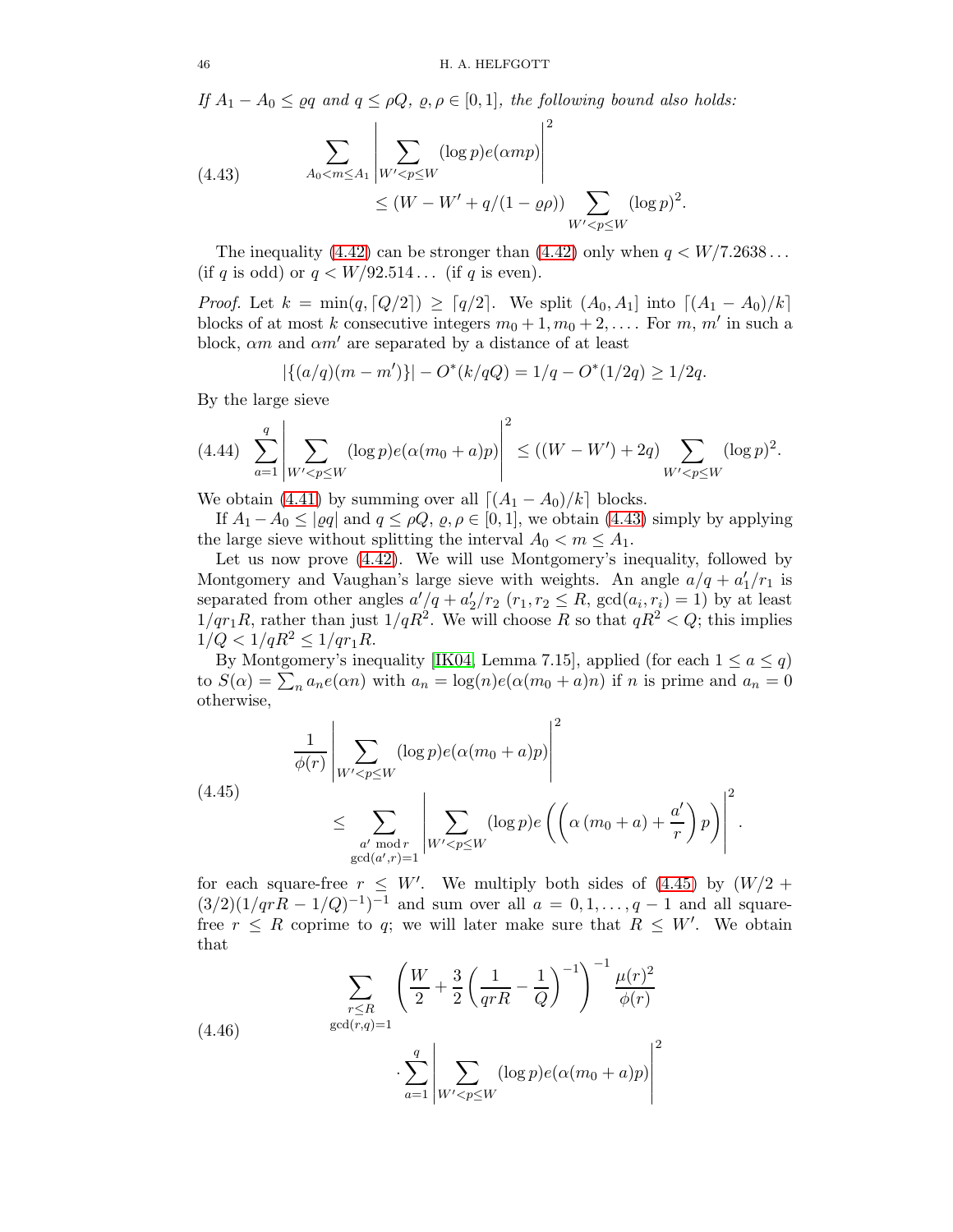*If $A_1 - A_0 \leq \varrho q$ and $q \leq \rho Q$, $\varrho, \rho \in [0,1]$, the following bound also holds:*

$$\sum_{A_0 < m \leq A_1} \left| \sum_{W' < p \leq W} (\log p) e(\alpha m p) \right|^2 \leq (W - W' + q/(1-\varrho\rho)) \sum_{W' < p \leq W} (\log p)^2. \tag{4.43}$$

The inequality (4.42) can be stronger than (4.42) only when $q < W/7.2638\ldots$ (if $q$ is odd) or $q < W/92.514\ldots$ (if $q$ is even).

*Proof.* Let $k = \min(q, \lceil Q/2 \rceil) \geq \lceil q/2 \rceil$. We split $(A_0, A_1]$ into $\lceil (A_1 - A_0)/k \rceil$ blocks of at most $k$ consecutive integers $m_0 + 1, m_0 + 2, \ldots$. For $m$, $m'$ in such a block, $\alpha m$ and $\alpha m'$ are separated by a distance of at least

$$|\{(a/q)(m - m')\}| - O^*(k/qQ) = 1/q - O^*(1/2q) \geq 1/2q.$$

By the large sieve

$$\sum_{a=1}^{q} \left| \sum_{W' < p \leq W} (\log p) e(\alpha(m_0 + a)p) \right|^2 \leq ((W - W') + 2q) \sum_{W' < p \leq W} (\log p)^2. \tag{4.44}$$

We obtain (4.41) by summing over all $\lceil (A_1 - A_0)/k \rceil$ blocks.

If $A_1 - A_0 \leq \lfloor \varrho q \rfloor$ and $q \leq \rho Q$, $\varrho, \rho \in [0,1]$, we obtain (4.43) simply by applying the large sieve without splitting the interval $A_0 < m \leq A_1$.

Let us now prove (4.42). We will use Montgomery's inequality, followed by Montgomery and Vaughan's large sieve with weights. An angle $a/q + a_1'/r_1$ is separated from other angles $a'/q + a_2'/r_2$ ($r_1, r_2 \leq R$, $\gcd(a_i, r_i) = 1$) by at least $1/qr_1R$, rather than just $1/qR^2$. We will choose $R$ so that $qR^2 < Q$; this implies $1/Q < 1/qR^2 \leq 1/qr_1R$.

By Montgomery's inequality [IK04, Lemma 7.15], applied (for each $1 \leq a \leq q$) to $S(\alpha) = \sum_n a_n e(\alpha n)$ with $a_n = \log(n) e(\alpha(m_0 + a)n)$ if $n$ is prime and $a_n = 0$ otherwise,

$$\frac{1}{\phi(r)} \left| \sum_{W' < p \leq W} (\log p) e(\alpha(m_0 + a)p) \right|^2 \leq \sum_{\substack{a' \bmod r \\ \gcd(a', r) = 1}} \left| \sum_{W' < p \leq W} (\log p) e\left( \left( \alpha\left(m_0 + a\right) + \frac{a'}{r} \right) p \right) \right|^2. \tag{4.45}$$

for each square-free $r \leq W'$. We multiply both sides of (4.45) by $(W/2 + (3/2)(1/qrR - 1/Q)^{-1})^{-1}$ and sum over all $a = 0, 1, \ldots, q-1$ and all square-free $r \leq R$ coprime to $q$; we will later make sure that $R \leq W'$. We obtain that

$$\sum_{\substack{r \leq R \\ \gcd(r,q) = 1}} \left( \frac{W}{2} + \frac{3}{2} \left( \frac{1}{qrR} - \frac{1}{Q} \right)^{-1} \right)^{-1} \frac{\mu(r)^2}{\phi(r)} \cdot \sum_{a=1}^{q} \left| \sum_{W' < p \leq W} (\log p) e(\alpha(m_0 + a)p) \right|^2 \tag{4.46}$$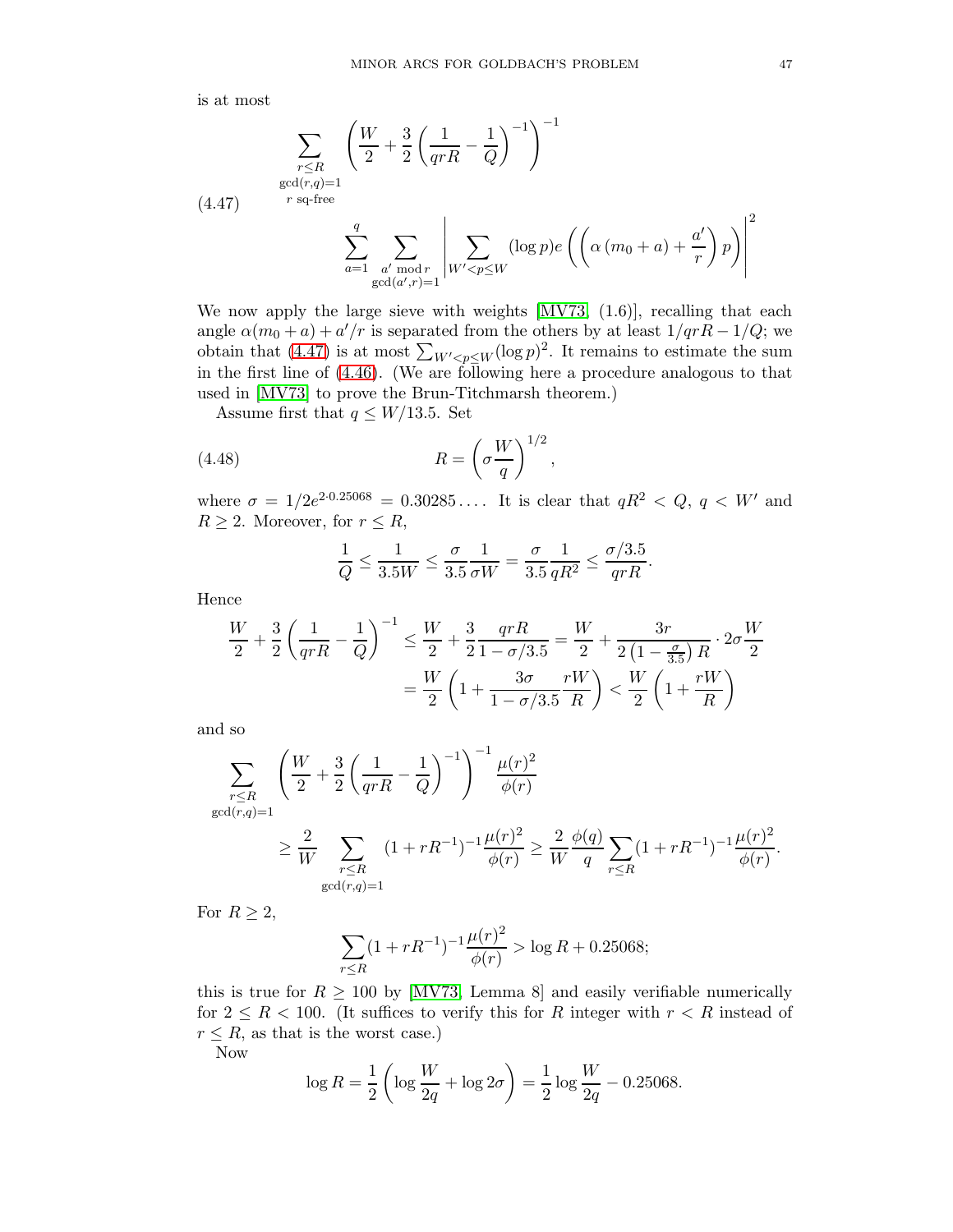is at most

$$
(4.47) \qquad \sum_{\substack{r \le R \\ \gcd(r,q)=1 \\ r \text{ sq-free}}} \left( \frac{W}{2} + \frac{3}{2} \left( \frac{1}{qrR} - \frac{1}{Q} \right)^{-1} \right)^{-1} \sum_{a=1}^{q} \sum_{\substack{a' \bmod r \\ \gcd(a',r)=1}} \left| \sum_{W' < p \le W} (\log p) e\left( \left( \alpha \left( m_0 + a \right) + \frac{a'}{r} \right) p \right) \right|^2
$$

We now apply the large sieve with weights [MV73, (1.6)], recalling that each angle $\alpha(m_0 + a) + a'/r$ is separated from the others by at least $1/qrR - 1/Q$; we obtain that (4.47) is at most $\sum_{W' < p \le W} (\log p)^2$. It remains to estimate the sum in the first line of (4.46). (We are following here a procedure analogous to that used in [MV73] to prove the Brun-Titchmarsh theorem.)

Assume first that $q \le W/13.5$. Set

$$
(4.48) \qquad R = \left( \sigma \frac{W}{q} \right)^{1/2},
$$

where $\sigma = 1/2e^{2 \cdot 0.25068} = 0.30285\ldots$. It is clear that $qR^2 < Q$, $q < W'$ and $R \ge 2$. Moreover, for $r \le R$,

$$
\frac{1}{Q} \le \frac{1}{3.5W} \le \frac{\sigma}{3.5} \frac{1}{\sigma W} = \frac{\sigma}{3.5} \frac{1}{qR^2} \le \frac{\sigma/3.5}{qrR}.
$$

Hence

$$
\begin{aligned}
\frac{W}{2} + \frac{3}{2} \left( \frac{1}{qrR} - \frac{1}{Q} \right)^{-1} &\le \frac{W}{2} + \frac{3}{2} \frac{qrR}{1 - \sigma/3.5} = \frac{W}{2} + \frac{3r}{2\left(1 - \frac{\sigma}{3.5}\right) R} \cdot 2\sigma \frac{W}{2} \\
&= \frac{W}{2} \left( 1 + \frac{3\sigma}{1 - \sigma/3.5} \frac{rW}{R} \right) < \frac{W}{2} \left( 1 + \frac{rW}{R} \right)
\end{aligned}
$$

and so

$$
\begin{aligned}
\sum_{\substack{r \le R \\ \gcd(r,q)=1}} &\left( \frac{W}{2} + \frac{3}{2} \left( \frac{1}{qrR} - \frac{1}{Q} \right)^{-1} \right)^{-1} \frac{\mu(r)^2}{\phi(r)} \\
&\ge \frac{2}{W} \sum_{\substack{r \le R \\ \gcd(r,q)=1}} (1 + rR^{-1})^{-1} \frac{\mu(r)^2}{\phi(r)} \ge \frac{2}{W} \frac{\phi(q)}{q} \sum_{r \le R} (1 + rR^{-1})^{-1} \frac{\mu(r)^2}{\phi(r)}.
\end{aligned}
$$

For $R \ge 2$,

$$
\sum_{r \le R} (1 + rR^{-1})^{-1} \frac{\mu(r)^2}{\phi(r)} > \log R + 0.25068;
$$

this is true for $R \ge 100$ by [MV73, Lemma 8] and easily verifiable numerically for $2 \le R < 100$. (It suffices to verify this for $R$ integer with $r < R$ instead of $r \le R$, as that is the worst case.)

Now

$$
\log R = \frac{1}{2} \left( \log \frac{W}{2q} + \log 2\sigma \right) = \frac{1}{2} \log \frac{W}{2q} - 0.25068.
$$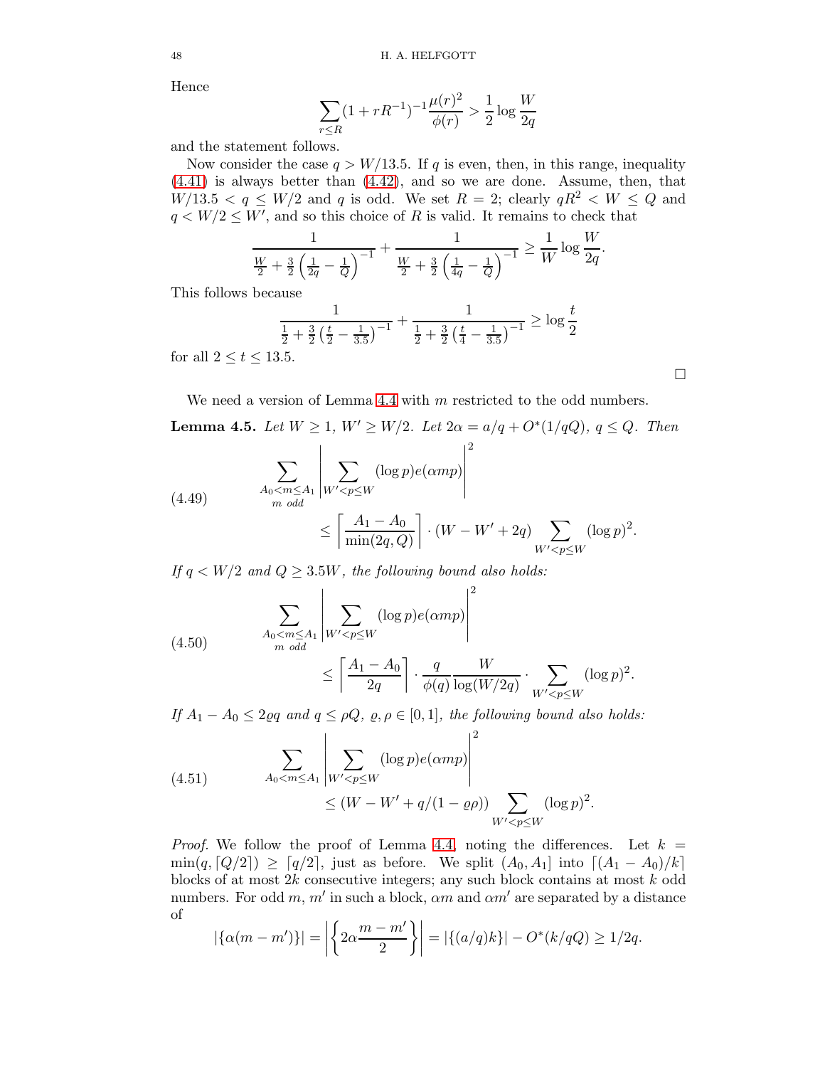Hence

$$\sum_{r\leq R}(1+rR^{-1})^{-1}\frac{\mu(r)^2}{\phi(r)} > \frac{1}{2}\log\frac{W}{2q}$$

and the statement follows.

Now consider the case $q > W/13.5$. If $q$ is even, then, in this range, inequality (4.41) is always better than (4.42), and so we are done. Assume, then, that $W/13.5 < q \leq W/2$ and $q$ is odd. We set $R = 2$; clearly $qR^2 < W \leq Q$ and $q < W/2 \leq W'$, and so this choice of $R$ is valid. It remains to check that

$$\frac{1}{\frac{W}{2}+\frac{3}{2}\left(\frac{1}{2q}-\frac{1}{Q}\right)^{-1}} + \frac{1}{\frac{W}{2}+\frac{3}{2}\left(\frac{1}{4q}-\frac{1}{Q}\right)^{-1}} \geq \frac{1}{W}\log\frac{W}{2q}.$$

This follows because

$$\frac{1}{\frac{1}{2}+\frac{3}{2}\left(\frac{t}{2}-\frac{1}{3.5}\right)^{-1}} + \frac{1}{\frac{1}{2}+\frac{3}{2}\left(\frac{t}{4}-\frac{1}{3.5}\right)^{-1}} \geq \log\frac{t}{2}$$

for all $2 \leq t \leq 13.5$.

□

We need a version of Lemma 4.4 with $m$ restricted to the odd numbers.

**Lemma 4.5.** *Let $W \geq 1$, $W' \geq W/2$. Let $2\alpha = a/q + O^*(1/qQ)$, $q \leq Q$. Then*

$$\sum_{\substack{A_0<m\leq A_1\\ m \text{ odd}}}\left|\sum_{W'<p\leq W}(\log p)e(\alpha m p)\right|^2 \leq \left\lceil\frac{A_1-A_0}{\min(2q,Q)}\right\rceil\cdot(W-W'+2q)\sum_{W'<p\leq W}(\log p)^2. \tag{4.49}$$

*If $q < W/2$ and $Q \geq 3.5W$, the following bound also holds:*

$$\sum_{\substack{A_0<m\leq A_1\\ m \text{ odd}}}\left|\sum_{W'<p\leq W}(\log p)e(\alpha m p)\right|^2 \leq \left\lceil\frac{A_1-A_0}{2q}\right\rceil\cdot\frac{q}{\phi(q)}\frac{W}{\log(W/2q)}\cdot\sum_{W'<p\leq W}(\log p)^2. \tag{4.50}$$

*If $A_1 - A_0 \leq 2\varrho q$ and $q \leq \rho Q$, $\varrho, \rho \in [0,1]$, the following bound also holds:*

$$\sum_{A_0<m\leq A_1}\left|\sum_{W'<p\leq W}(\log p)e(\alpha m p)\right|^2 \leq (W-W'+q/(1-\varrho\rho))\sum_{W'<p\leq W}(\log p)^2. \tag{4.51}$$

*Proof.* We follow the proof of Lemma 4.4, noting the differences. Let $k = \min(q,\lceil Q/2\rceil) \geq \lceil q/2\rceil$, just as before. We split $(A_0, A_1]$ into $\lceil(A_1-A_0)/k\rceil$ blocks of at most $2k$ consecutive integers; any such block contains at most $k$ odd numbers. For odd $m$, $m'$ in such a block, $\alpha m$ and $\alpha m'$ are separated by a distance of

$$|\{\alpha(m-m')\}| = \left|\left\{2\alpha\frac{m-m'}{2}\right\}\right| = |\{(a/q)k\}| - O^*(k/qQ) \geq 1/2q.$$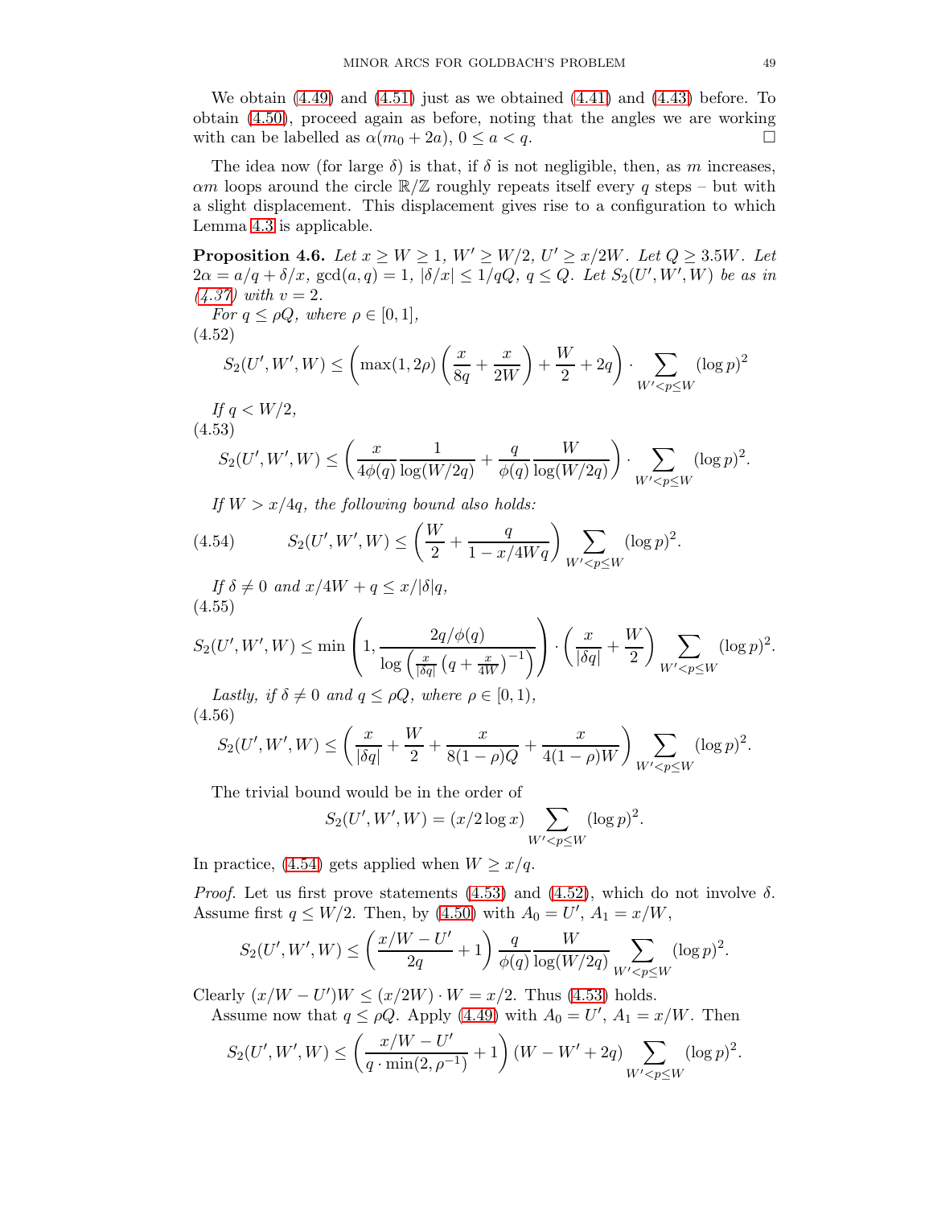We obtain (4.49) and (4.51) just as we obtained (4.41) and (4.43) before. To obtain (4.50), proceed again as before, noting that the angles we are working with can be labelled as $\alpha(m_0 + 2a)$, $0 \le a < q$. □

The idea now (for large $\delta$) is that, if $\delta$ is not negligible, then, as $m$ increases, $\alpha m$ loops around the circle $\mathbb{R}/\mathbb{Z}$ roughly repeats itself every $q$ steps – but with a slight displacement. This displacement gives rise to a configuration to which Lemma 4.3 is applicable.

**Proposition 4.6.** *Let $x \ge W \ge 1$, $W' \ge W/2$, $U' \ge x/2W$. Let $Q \ge 3.5W$. Let $2\alpha = a/q + \delta/x$, $\gcd(a,q) = 1$, $|\delta/x| \le 1/qQ$, $q \le Q$. Let $S_2(U', W', W)$ be as in (4.37) with $v = 2$.*

*For $q \le \rho Q$, where $\rho \in [0, 1]$,*

(4.52)
$$S_2(U', W', W) \le \left( \max(1, 2\rho) \left( \frac{x}{8q} + \frac{x}{2W} \right) + \frac{W}{2} + 2q \right) \cdot \sum_{W' < p \le W} (\log p)^2$$

*If $q < W/2$,*

(4.53)
$$S_2(U', W', W) \le \left( \frac{x}{4\phi(q)} \frac{1}{\log(W/2q)} + \frac{q}{\phi(q)} \frac{W}{\log(W/2q)} \right) \cdot \sum_{W' < p \le W} (\log p)^2.$$

*If $W > x/4q$, the following bound also holds:*

$$S_2(U', W', W) \le \left( \frac{W}{2} + \frac{q}{1 - x/4Wq} \right) \sum_{W' < p \le W} (\log p)^2. \tag{4.54}$$

*If $\delta \ne 0$ and $x/4W + q \le x/|\delta| q$,*

(4.55)
$$S_2(U', W', W) \le \min\left( 1, \frac{2q/\phi(q)}{\log\left( \frac{x}{|\delta q|} \left( q + \frac{x}{4W} \right)^{-1} \right)} \right) \cdot \left( \frac{x}{|\delta q|} + \frac{W}{2} \right) \sum_{W' < p \le W} (\log p)^2.$$

*Lastly, if $\delta \ne 0$ and $q \le \rho Q$, where $\rho \in [0, 1)$,*

(4.56)
$$S_2(U', W', W) \le \left( \frac{x}{|\delta q|} + \frac{W}{2} + \frac{x}{8(1-\rho)Q} + \frac{x}{4(1-\rho)W} \right) \sum_{W' < p \le W} (\log p)^2.$$

The trivial bound would be in the order of

$$S_2(U', W', W) = (x/2 \log x) \sum_{W' < p \le W} (\log p)^2.$$

In practice, (4.54) gets applied when $W \ge x/q$.

*Proof.* Let us first prove statements (4.53) and (4.52), which do not involve $\delta$. Assume first $q \le W/2$. Then, by (4.50) with $A_0 = U'$, $A_1 = x/W$,

$$S_2(U', W', W) \le \left( \frac{x/W - U'}{2q} + 1 \right) \frac{q}{\phi(q)} \frac{W}{\log(W/2q)} \sum_{W' < p \le W} (\log p)^2.$$

Clearly $(x/W - U')W \le (x/2W) \cdot W = x/2$. Thus (4.53) holds.

Assume now that $q \le \rho Q$. Apply (4.49) with $A_0 = U'$, $A_1 = x/W$. Then

$$S_2(U', W', W) \le \left( \frac{x/W - U'}{q \cdot \min(2, \rho^{-1})} + 1 \right) (W - W' + 2q) \sum_{W' < p \le W} (\log p)^2.$$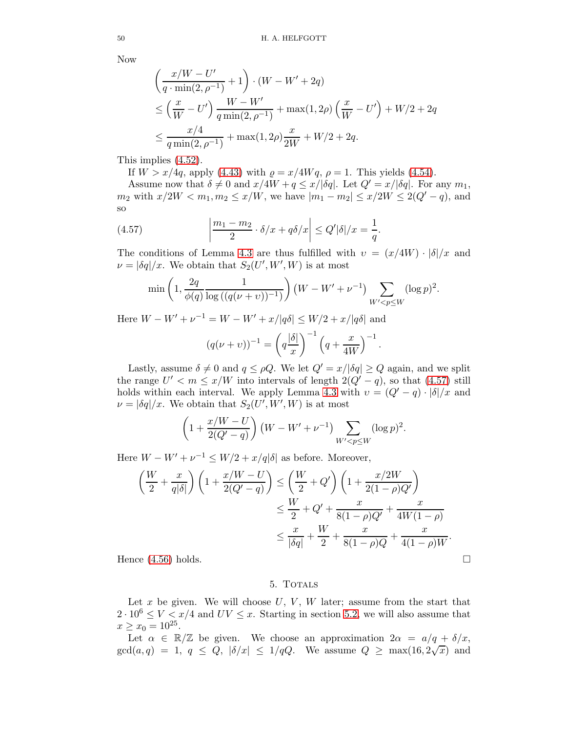Now

$$\left(\frac{x/W - U'}{q \cdot \min(2,\rho^{-1})} + 1\right) \cdot (W - W' + 2q)$$
$$\leq \left(\frac{x}{W} - U'\right) \frac{W - W'}{q\min(2,\rho^{-1})} + \max(1, 2\rho)\left(\frac{x}{W} - U'\right) + W/2 + 2q$$
$$\leq \frac{x/4}{q\min(2,\rho^{-1})} + \max(1,2\rho)\frac{x}{2W} + W/2 + 2q.$$

This implies (4.52).

If $W > x/4q$, apply (4.43) with $\varrho = x/4Wq$, $\rho = 1$. This yields (4.54).

Assume now that $\delta \neq 0$ and $x/4W + q \leq x/|\delta q|$. Let $Q' = x/|\delta q|$. For any $m_1$, $m_2$ with $x/2W < m_1, m_2 \leq x/W$, we have $|m_1 - m_2| \leq x/2W \leq 2(Q' - q)$, and so

$$\left|\frac{m_1 - m_2}{2} \cdot \delta/x + q\delta/x\right| \leq Q'|\delta|/x = \frac{1}{q}. \tag{4.57}$$

The conditions of Lemma 4.3 are thus fulfilled with $\upsilon = (x/4W) \cdot |\delta|/x$ and $\nu = |\delta q|/x$. We obtain that $S_2(U', W', W)$ is at most

$$\min\left(1, \frac{2q}{\phi(q)} \frac{1}{\log\left((q(\nu+\upsilon))^{-1}\right)}\right)\left(W - W' + \nu^{-1}\right) \sum_{W' < p \leq W} (\log p)^2.$$

Here $W - W' + \nu^{-1} = W - W' + x/|q\delta| \leq W/2 + x/|q\delta|$ and

$$(q(\nu+\upsilon))^{-1} = \left(q\frac{|\delta|}{x}\right)^{-1}\left(q + \frac{x}{4W}\right)^{-1}.$$

Lastly, assume $\delta \neq 0$ and $q \leq \rho Q$. We let $Q' = x/|\delta q| \geq Q$ again, and we split the range $U' < m \leq x/W$ into intervals of length $2(Q' - q)$, so that (4.57) still holds within each interval. We apply Lemma 4.3 with $\upsilon = (Q' - q) \cdot |\delta|/x$ and $\nu = |\delta q|/x$. We obtain that $S_2(U', W', W)$ is at most

$$\left(1 + \frac{x/W - U}{2(Q' - q)}\right)\left(W - W' + \nu^{-1}\right) \sum_{W' < p \leq W} (\log p)^2.$$

Here $W - W' + \nu^{-1} \leq W/2 + x/q|\delta|$ as before. Moreover,

$$\left(\frac{W}{2} + \frac{x}{q|\delta|}\right)\left(1 + \frac{x/W - U}{2(Q' - q)}\right) \leq \left(\frac{W}{2} + Q'\right)\left(1 + \frac{x/2W}{2(1-\rho)Q'}\right)$$
$$\leq \frac{W}{2} + Q' + \frac{x}{8(1-\rho)Q'} + \frac{x}{4W(1-\rho)}$$
$$\leq \frac{x}{|\delta q|} + \frac{W}{2} + \frac{x}{8(1-\rho)Q} + \frac{x}{4(1-\rho)W}.$$

Hence (4.56) holds. $\square$

## 5. Totals

Let $x$ be given. We will choose $U$, $V$, $W$ later; assume from the start that $2 \cdot 10^6 \leq V < x/4$ and $UV \leq x$. Starting in section 5.2, we will also assume that $x \geq x_0 = 10^{25}$.

Let $\alpha \in \mathbb{R}/\mathbb{Z}$ be given. We choose an approximation $2\alpha = a/q + \delta/x$, $\gcd(a,q) = 1$, $q \leq Q$, $|\delta/x| \leq 1/qQ$. We assume $Q \geq \max(16, 2\sqrt{x})$ and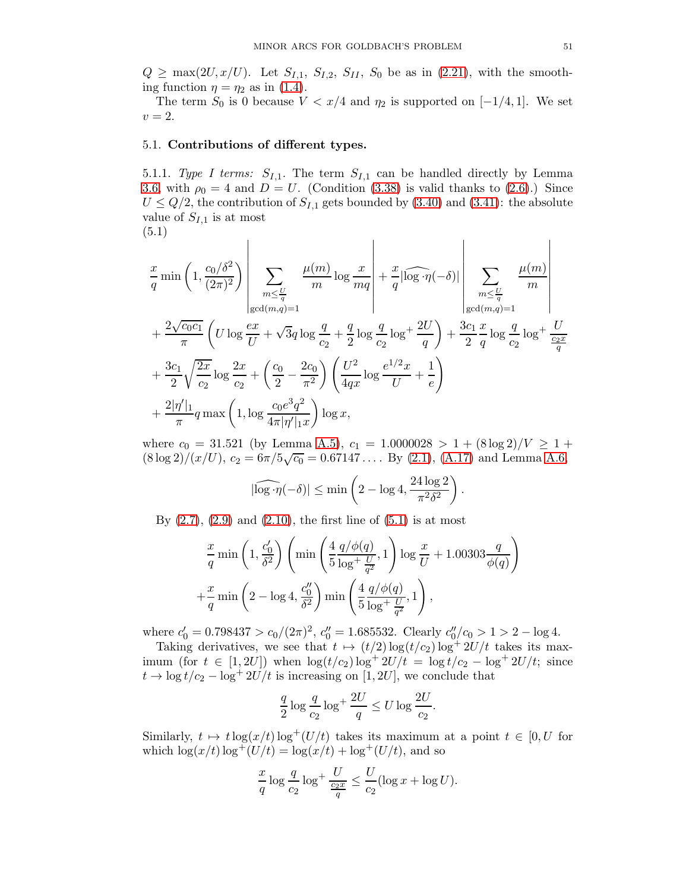$Q \geq \max(2U, x/U)$. Let $S_{I,1}$, $S_{I,2}$, $S_{II}$, $S_0$ be as in (2.21), with the smoothing function $\eta = \eta_2$ as in (1.4).

The term $S_0$ is 0 because $V < x/4$ and $\eta_2$ is supported on $[-1/4, 1]$. We set $v = 2$.

### 5.1. Contributions of different types.

5.1.1. *Type I terms:* $S_{I,1}$. The term $S_{I,1}$ can be handled directly by Lemma 3.6, with $\rho_0 = 4$ and $D = U$. (Condition (3.38) is valid thanks to (2.6).) Since $U \leq Q/2$, the contribution of $S_{I,1}$ gets bounded by (3.40) and (3.41): the absolute value of $S_{I,1}$ is at most

(5.1)
$$\begin{aligned}
&\frac{x}{q}\min\left(1, \frac{c_0/\delta^2}{(2\pi)^2}\right)\left|\sum_{\substack{m \leq \frac{U}{q} \\ \gcd(m,q)=1}} \frac{\mu(m)}{m}\log\frac{x}{mq}\right| + \frac{x}{q}|\widehat{\log\cdot\eta}(-\delta)|\left|\sum_{\substack{m \leq \frac{U}{q} \\ \gcd(m,q)=1}} \frac{\mu(m)}{m}\right| \\
&+ \frac{2\sqrt{c_0 c_1}}{\pi}\left(U\log\frac{ex}{U} + \sqrt{3}q\log\frac{q}{c_2} + \frac{q}{2}\log\frac{q}{c_2}\log^+\frac{2U}{q}\right) + \frac{3c_1}{2}\frac{x}{q}\log\frac{q}{c_2}\log^+\frac{U}{\frac{c_2 x}{q}} \\
&+ \frac{3c_1}{2}\sqrt{\frac{2x}{c_2}}\log\frac{2x}{c_2} + \left(\frac{c_0}{2} - \frac{2c_0}{\pi^2}\right)\left(\frac{U^2}{4qx}\log\frac{e^{1/2}x}{U} + \frac{1}{e}\right) \\
&+ \frac{2|\eta'|_1}{\pi}q\max\left(1, \log\frac{c_0 e^3 q^2}{4\pi|\eta'|_1 x}\right)\log x,
\end{aligned}$$

where $c_0 = 31.521$ (by Lemma A.5), $c_1 = 1.0000028 > 1 + (8\log 2)/V \geq 1 + (8\log 2)/(x/U)$, $c_2 = 6\pi/5\sqrt{c_0} = 0.67147\ldots$. By (2.1), (A.17) and Lemma A.6,

$$|\widehat{\log\cdot\eta}(-\delta)| \leq \min\left(2 - \log 4, \frac{24\log 2}{\pi^2\delta^2}\right).$$

By (2.7), (2.9) and (2.10), the first line of (5.1) is at most

$$\begin{aligned}
&\frac{x}{q}\min\left(1, \frac{c_0'}{\delta^2}\right)\left(\min\left(\frac{4}{5}\frac{q/\phi(q)}{\log^+\frac{U}{q^2}}, 1\right)\log\frac{x}{U} + 1.00303\frac{q}{\phi(q)}\right) \\
&+ \frac{x}{q}\min\left(2 - \log 4, \frac{c_0''}{\delta^2}\right)\min\left(\frac{4}{5}\frac{q/\phi(q)}{\log^+\frac{U}{q^2}}, 1\right),
\end{aligned}$$

where $c_0' = 0.798437 > c_0/(2\pi)^2$, $c_0'' = 1.685532$. Clearly $c_0''/c_0 > 1 > 2 - \log 4$.

Taking derivatives, we see that $t \mapsto (t/2)\log(t/c_2)\log^+ 2U/t$ takes its maximum (for $t \in [1, 2U]$) when $\log(t/c_2)\log^+ 2U/t = \log t/c_2 - \log^+ 2U/t$; since $t \to \log t/c_2 - \log^+ 2U/t$ is increasing on $[1, 2U]$, we conclude that

$$\frac{q}{2}\log\frac{q}{c_2}\log^+\frac{2U}{q} \leq U\log\frac{2U}{c_2}.$$

Similarly, $t \mapsto t\log(x/t)\log^+(U/t)$ takes its maximum at a point $t \in [0, U$ for which $\log(x/t)\log^+(U/t) = \log(x/t) + \log^+(U/t)$, and so

$$\frac{x}{q}\log\frac{q}{c_2}\log^+\frac{U}{\frac{c_2 x}{q}} \leq \frac{U}{c_2}(\log x + \log U).$$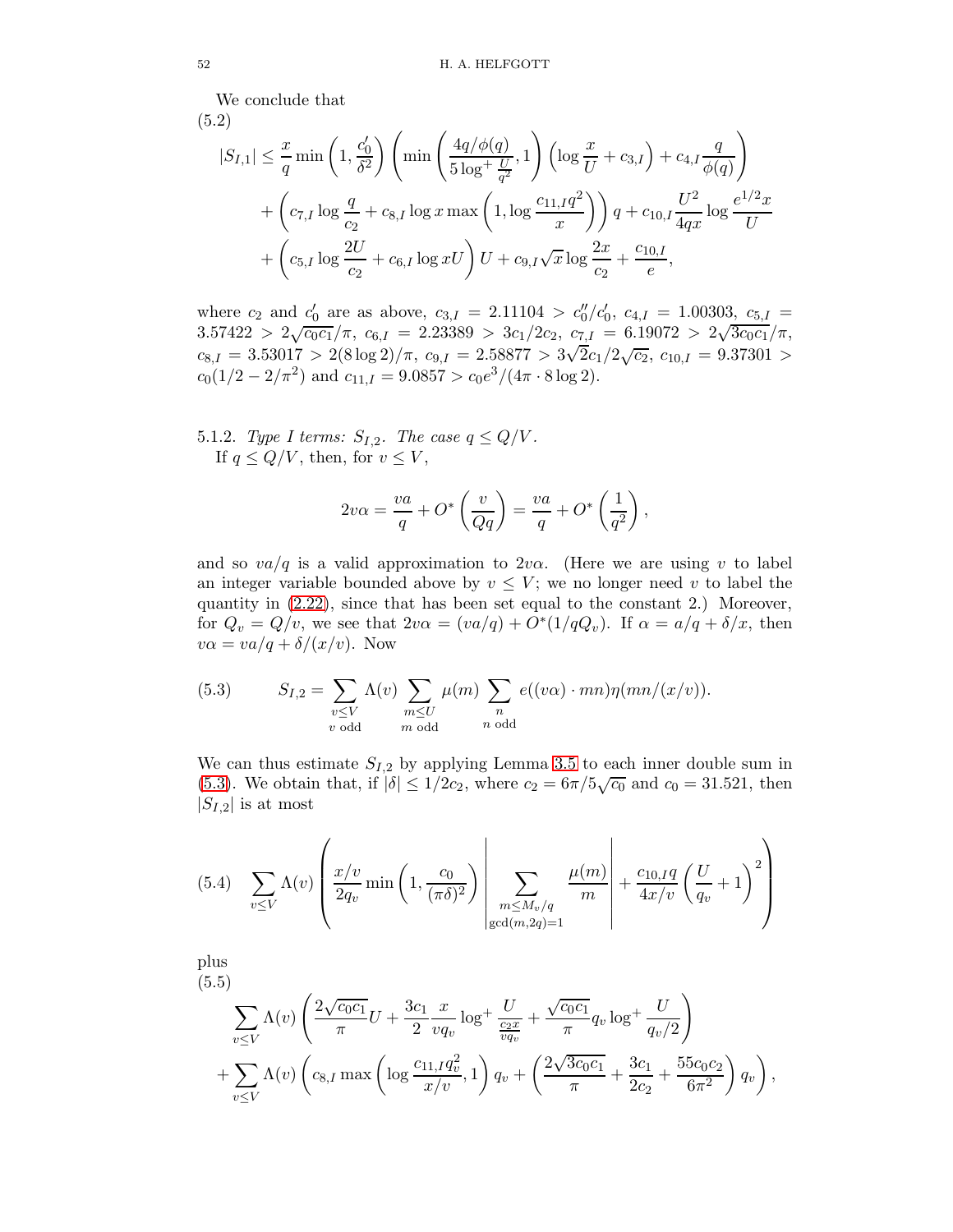We conclude that

$$
\begin{aligned}
|S_{I,1}| \leq \frac{x}{q} \min\left(1, \frac{c_0'}{\delta^2}\right) \left(\min\left(\frac{4q/\phi(q)}{5\log^+ \frac{U}{q^2}}, 1\right)\left(\log\frac{x}{U} + c_{3,I}\right) + c_{4,I}\frac{q}{\phi(q)}\right) \\
+ \left(c_{7,I}\log\frac{q}{c_2} + c_{8,I}\log x \max\left(1, \log\frac{c_{11,I}q^2}{x}\right)\right) q + c_{10,I}\frac{U^2}{4qx}\log\frac{e^{1/2}x}{U} \\
+ \left(c_{5,I}\log\frac{2U}{c_2} + c_{6,I}\log xU\right) U + c_{9,I}\sqrt{x}\log\frac{2x}{c_2} + \frac{c_{10,I}}{e},
\end{aligned}
\tag{5.2}
$$

where $c_2$ and $c_0'$ are as above, $c_{3,I} = 2.11104 > c_0''/c_0'$, $c_{4,I} = 1.00303$, $c_{5,I} = 3.57422 > 2\sqrt{c_0c_1}/\pi$, $c_{6,I} = 2.23389 > 3c_1/2c_2$, $c_{7,I} = 6.19072 > 2\sqrt{3c_0c_1}/\pi$, $c_{8,I} = 3.53017 > 2(8\log 2)/\pi$, $c_{9,I} = 2.58877 > 3\sqrt{2}c_1/2\sqrt{c_2}$, $c_{10,I} = 9.37301 > c_0(1/2 - 2/\pi^2)$ and $c_{11,I} = 9.0857 > c_0e^3/(4\pi \cdot 8\log 2)$.

5.1.2. *Type I terms: $S_{I,2}$. The case $q \leq Q/V$.*
If $q \leq Q/V$, then, for $v \leq V$,

$$
2v\alpha = \frac{va}{q} + O^*\left(\frac{v}{Qq}\right) = \frac{va}{q} + O^*\left(\frac{1}{q^2}\right),
$$

and so $va/q$ is a valid approximation to $2v\alpha$. (Here we are using $v$ to label an integer variable bounded above by $v \leq V$; we no longer need $v$ to label the quantity in (2.22), since that has been set equal to the constant 2.) Moreover, for $Q_v = Q/v$, we see that $2v\alpha = (va/q) + O^*(1/qQ_v)$. If $\alpha = a/q + \delta/x$, then $v\alpha = va/q + \delta/(x/v)$. Now

$$
S_{I,2} = \sum_{\substack{v \leq V \\ v \text{ odd}}} \Lambda(v) \sum_{\substack{m \leq U \\ m \text{ odd}}} \mu(m) \sum_{\substack{n \\ n \text{ odd}}} e((v\alpha) \cdot mn)\eta(mn/(x/v)).
\tag{5.3}
$$

We can thus estimate $S_{I,2}$ by applying Lemma 3.5 to each inner double sum in (5.3). We obtain that, if $|\delta| \leq 1/2c_2$, where $c_2 = 6\pi/5\sqrt{c_0}$ and $c_0 = 31.521$, then $|S_{I,2}|$ is at most

$$
\sum_{v \leq V} \Lambda(v) \left(\frac{x/v}{2q_v}\min\left(1, \frac{c_0}{(\pi\delta)^2}\right)\left|\sum_{\substack{m \leq M_v/q \\ \gcd(m,2q)=1}} \frac{\mu(m)}{m}\right| + \frac{c_{10,I}q}{4x/v}\left(\frac{U}{q_v} + 1\right)^2\right)
\tag{5.4}
$$

plus

$$
\begin{aligned}
&\sum_{v \leq V} \Lambda(v) \left(\frac{2\sqrt{c_0c_1}}{\pi}U + \frac{3c_1}{2}\frac{x}{vq_v}\log^+\frac{U}{\frac{c_2x}{vq_v}} + \frac{\sqrt{c_0c_1}}{\pi}q_v\log^+\frac{U}{q_v/2}\right) \\
&+ \sum_{v \leq V} \Lambda(v) \left(c_{8,I}\max\left(\log\frac{c_{11,I}q_v^2}{x/v}, 1\right) q_v + \left(\frac{2\sqrt{3c_0c_1}}{\pi} + \frac{3c_1}{2c_2} + \frac{55c_0c_2}{6\pi^2}\right) q_v\right),
\end{aligned}
\tag{5.5}
$$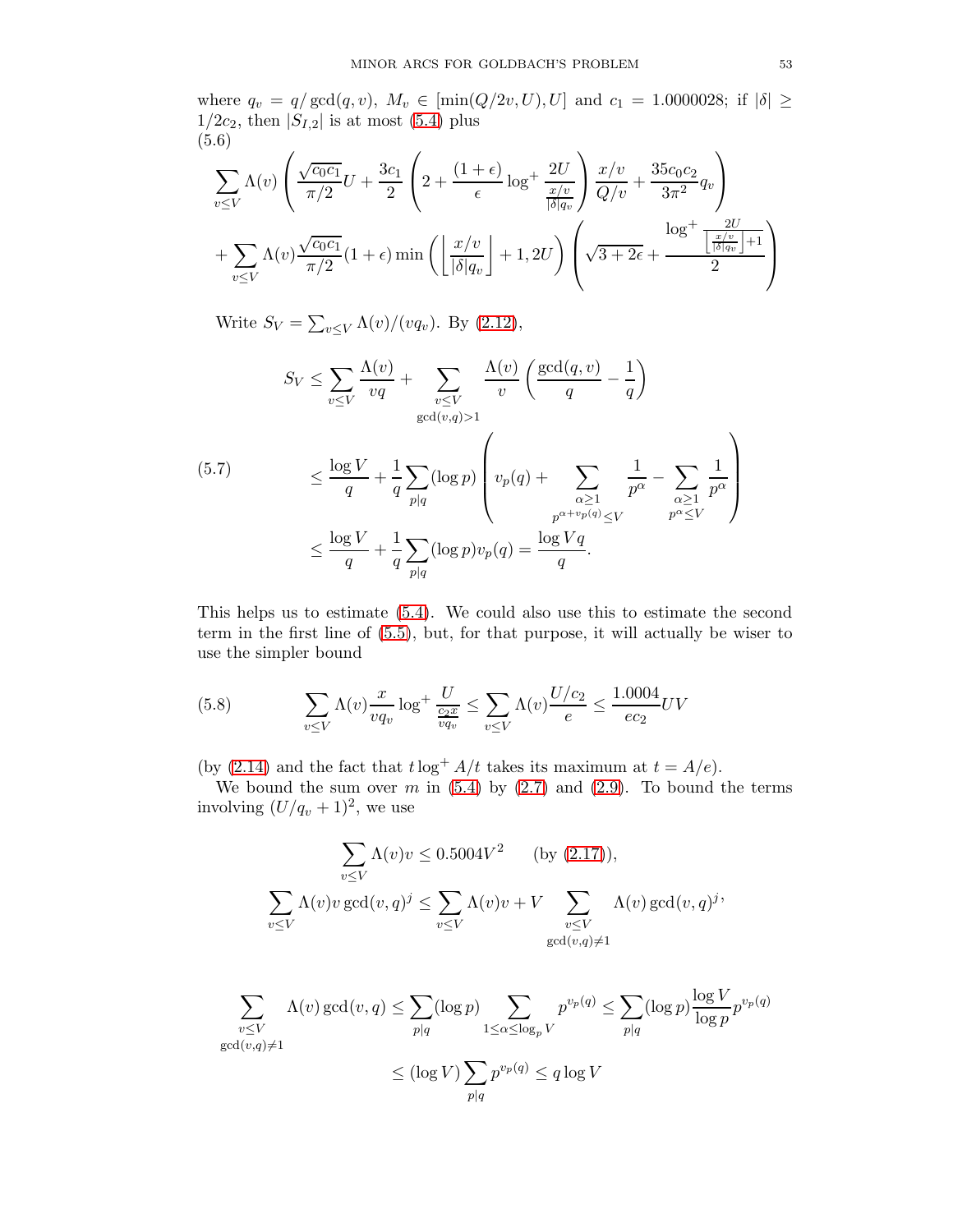where $q_v = q/\gcd(q,v)$, $M_v \in [\min(Q/2v, U), U]$ and $c_1 = 1.0000028$; if $|\delta| \geq 1/2c_2$, then $|S_{I,2}|$ is at most (5.4) plus

(5.6)
$$\sum_{v\leq V} \Lambda(v) \left( \frac{\sqrt{c_0 c_1}}{\pi/2} U + \frac{3c_1}{2} \left( 2 + \frac{(1+\epsilon)}{\epsilon} \log^+ \frac{2U}{\frac{x/v}{|\delta| q_v}} \right) \frac{x/v}{Q/v} + \frac{35 c_0 c_2}{3\pi^2} q_v \right)$$
$$+ \sum_{v\leq V} \Lambda(v) \frac{\sqrt{c_0 c_1}}{\pi/2} (1+\epsilon) \min\left( \left\lfloor \frac{x/v}{|\delta| q_v} \right\rfloor + 1, 2U \right) \left( \sqrt{3 + 2\epsilon} + \frac{\log^+ \frac{2U}{\left\lfloor \frac{x/v}{|\delta| q_v} \right\rfloor + 1}}{2} \right)$$

Write $S_V = \sum_{v\leq V} \Lambda(v)/(v q_v)$. By (2.12),

$$S_V \leq \sum_{v\leq V} \frac{\Lambda(v)}{vq} + \sum_{\substack{v\leq V\\ \gcd(v,q)>1}} \frac{\Lambda(v)}{v} \left( \frac{\gcd(q,v)}{q} - \frac{1}{q} \right)$$

(5.7)
$$\leq \frac{\log V}{q} + \frac{1}{q} \sum_{p|q} (\log p) \left( v_p(q) + \sum_{\substack{\alpha \geq 1\\ p^{\alpha + v_p(q)} \leq V}} \frac{1}{p^\alpha} - \sum_{\substack{\alpha\geq 1\\ p^\alpha \leq V}} \frac{1}{p^\alpha} \right)$$
$$\leq \frac{\log V}{q} + \frac{1}{q} \sum_{p|q} (\log p) v_p(q) = \frac{\log Vq}{q}.$$

This helps us to estimate (5.4). We could also use this to estimate the second term in the first line of (5.5), but, for that purpose, it will actually be wiser to use the simpler bound

(5.8)
$$\sum_{v\leq V} \Lambda(v) \frac{x}{v q_v} \log^+ \frac{U}{\frac{c_2 x}{v q_v}} \leq \sum_{v\leq V} \Lambda(v) \frac{U/c_2}{e} \leq \frac{1.0004}{e c_2} UV$$

(by (2.14) and the fact that $t \log^+ A/t$ takes its maximum at $t = A/e$).

We bound the sum over $m$ in (5.4) by (2.7) and (2.9). To bound the terms involving $(U/q_v + 1)^2$, we use

$$\sum_{v\leq V} \Lambda(v) v \leq 0.5004 V^2 \qquad \text{(by (2.17))},$$
$$\sum_{v\leq V} \Lambda(v) v \gcd(v,q)^j \leq \sum_{v\leq V} \Lambda(v) v + V \sum_{\substack{v\leq V\\ \gcd(v,q)\neq 1}} \Lambda(v) \gcd(v,q)^j,$$

$$\sum_{\substack{v\leq V\\ \gcd(v,q)\neq 1}} \Lambda(v) \gcd(v,q) \leq \sum_{p|q} (\log p) \sum_{1\leq \alpha \leq \log_p V} p^{v_p(q)} \leq \sum_{p|q} (\log p) \frac{\log V}{\log p} p^{v_p(q)}$$
$$\leq (\log V) \sum_{p|q} p^{v_p(q)} \leq q \log V$$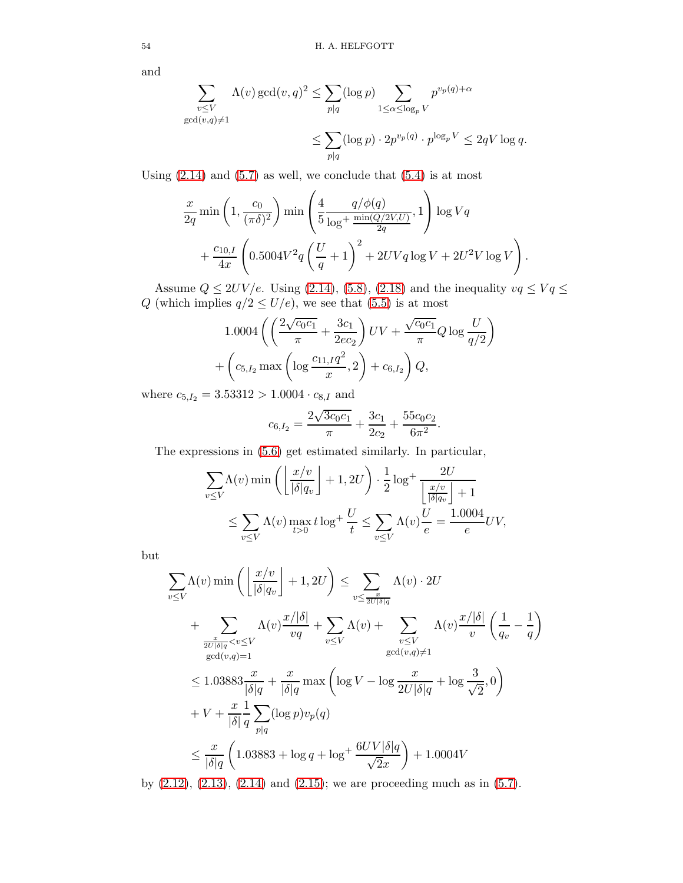and

$$\sum_{\substack{v\leq V\\ \gcd(v,q)\neq 1}} \Lambda(v)\gcd(v,q)^2 \leq \sum_{p|q} (\log p) \sum_{1\leq \alpha\leq \log_p V} p^{v_p(q)+\alpha}$$

$$\leq \sum_{p|q} (\log p)\cdot 2p^{v_p(q)} \cdot p^{\log_p V} \leq 2qV\log q.$$

Using (2.14) and (5.7) as well, we conclude that (5.4) is at most

$$\frac{x}{2q}\min\left(1,\frac{c_0}{(\pi\delta)^2}\right)\min\left(\frac{4}{5}\frac{q/\phi(q)}{\log^+\frac{\min(Q/2V,U)}{2q}},1\right)\log Vq$$

$$+\frac{c_{10,I}}{4x}\left(0.5004V^2 q\left(\frac{U}{q}+1\right)^2 + 2UVq\log V + 2U^2 V\log V\right).$$

Assume $Q \leq 2UV/e$. Using (2.14), (5.8), (2.18) and the inequality $vq \leq Vq \leq Q$ (which implies $q/2 \leq U/e$), we see that (5.5) is at most

$$1.0004\left(\left(\frac{2\sqrt{c_0c_1}}{\pi}+\frac{3c_1}{2ec_2}\right)UV + \frac{\sqrt{c_0c_1}}{\pi}Q\log\frac{U}{q/2}\right)$$

$$+\left(c_{5,I_2}\max\left(\log\frac{c_{11,I}q^2}{x},2\right)+c_{6,I_2}\right)Q,$$

where $c_{5,I_2} = 3.53312 > 1.0004\cdot c_{8,I}$ and

$$c_{6,I_2} = \frac{2\sqrt{3c_0c_1}}{\pi}+\frac{3c_1}{2c_2}+\frac{55c_0c_2}{6\pi^2}.$$

The expressions in (5.6) get estimated similarly. In particular,

$$\sum_{v\leq V}\Lambda(v)\min\left(\left\lfloor\frac{x/v}{|\delta|q_v}\right\rfloor+1,2U\right)\cdot\frac{1}{2}\log^+\frac{2U}{\left\lfloor\frac{x/v}{|\delta|q_v}\right\rfloor+1}$$

$$\leq \sum_{v\leq V}\Lambda(v)\max_{t>0} t\log^+\frac{U}{t} \leq \sum_{v\leq V}\Lambda(v)\frac{U}{e} = \frac{1.0004}{e}UV,$$

but

$$\sum_{v\leq V}\Lambda(v)\min\left(\left\lfloor\frac{x/v}{|\delta|q_v}\right\rfloor+1,2U\right) \leq \sum_{v\leq\frac{x}{2U|\delta|q}}\Lambda(v)\cdot 2U$$

$$+\sum_{\substack{\frac{x}{2U|\delta|q}<v\leq V\\ \gcd(v,q)=1}}\Lambda(v)\frac{x/|\delta|}{vq}+\sum_{v\leq V}\Lambda(v)+\sum_{\substack{v\leq V\\ \gcd(v,q)\neq 1}}\Lambda(v)\frac{x/|\delta|}{v}\left(\frac{1}{q_v}-\frac{1}{q}\right)$$

$$\leq 1.03883\frac{x}{|\delta|q}+\frac{x}{|\delta|q}\max\left(\log V-\log\frac{x}{2U|\delta|q}+\log\frac{3}{\sqrt{2}},0\right)$$

$$+V+\frac{x}{|\delta|}\frac{1}{q}\sum_{p|q}(\log p)v_p(q)$$

$$\leq \frac{x}{|\delta|q}\left(1.03883+\log q+\log^+\frac{6UV|\delta|q}{\sqrt{2}x}\right)+1.0004V$$

by (2.12), (2.13), (2.14) and (2.15); we are proceeding much as in (5.7).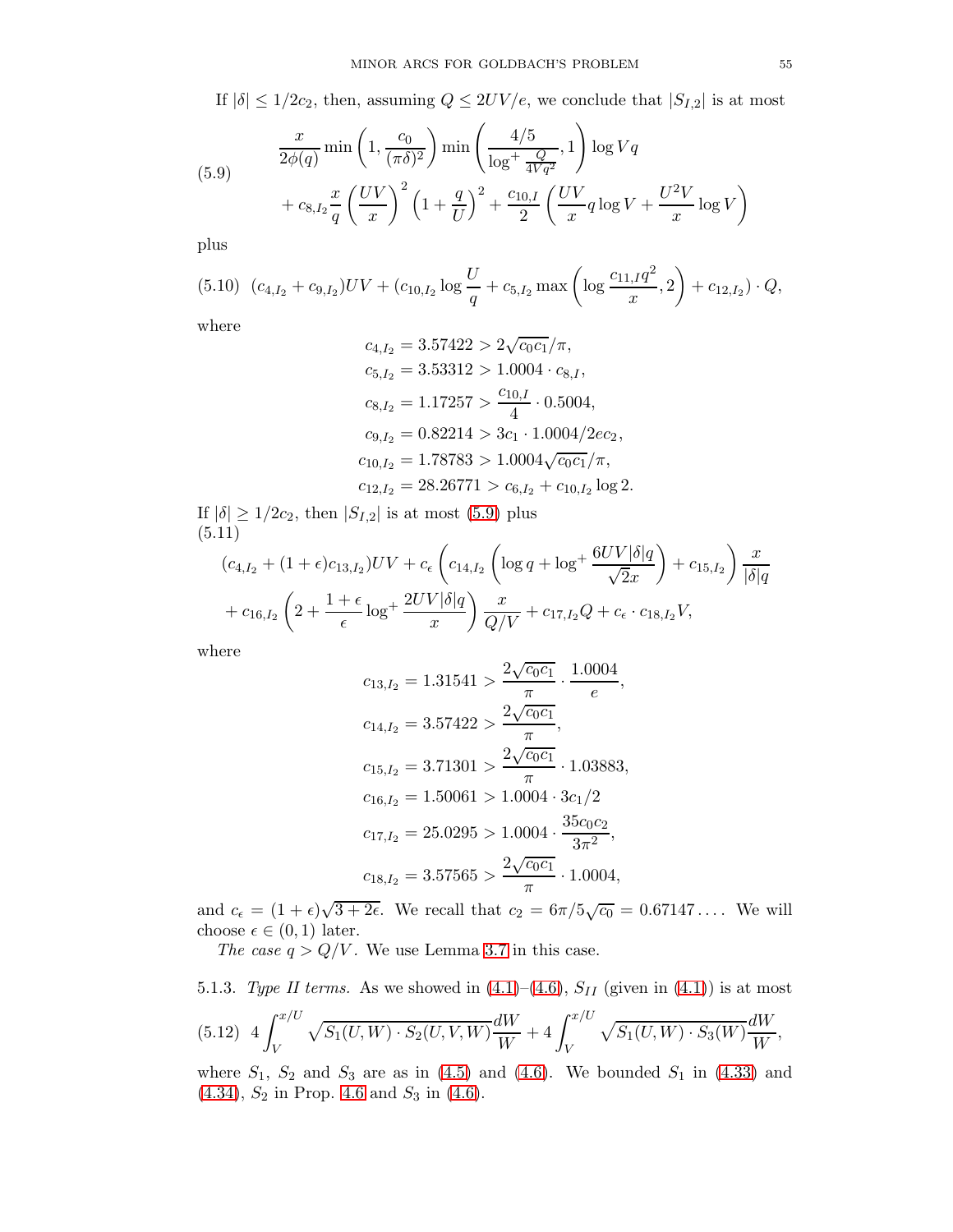If $|\delta| \leq 1/2c_2$, then, assuming $Q \leq 2UV/e$, we conclude that $|S_{I,2}|$ is at most

$$
\begin{aligned}
&\frac{x}{2\phi(q)} \min\left(1, \frac{c_0}{(\pi\delta)^2}\right) \min\left(\frac{4/5}{\log^+ \frac{Q}{4Vq^2}}, 1\right) \log Vq \\
&\quad + c_{8,I_2} \frac{x}{q} \left(\frac{UV}{x}\right)^2 \left(1 + \frac{q}{U}\right)^2 + \frac{c_{10,I}}{2} \left(\frac{UV}{x} q \log V + \frac{U^2 V}{x} \log V\right)
\end{aligned}
\tag{5.9}
$$

plus

$$
(c_{4,I_2} + c_{9,I_2}) UV + (c_{10,I_2} \log \frac{U}{q} + c_{5,I_2} \max\left(\log \frac{c_{11,I} q^2}{x}, 2\right) + c_{12,I_2}) \cdot Q, \tag{5.10}
$$

where

$$
\begin{aligned}
c_{4,I_2} &= 3.57422 > 2\sqrt{c_0 c_1}/\pi, \\
c_{5,I_2} &= 3.53312 > 1.0004 \cdot c_{8,I}, \\
c_{8,I_2} &= 1.17257 > \frac{c_{10,I}}{4} \cdot 0.5004, \\
c_{9,I_2} &= 0.82214 > 3c_1 \cdot 1.0004/2ec_2, \\
c_{10,I_2} &= 1.78783 > 1.0004\sqrt{c_0 c_1}/\pi, \\
c_{12,I_2} &= 28.26771 > c_{6,I_2} + c_{10,I_2} \log 2.
\end{aligned}
$$

If $|\delta| \geq 1/2c_2$, then $|S_{I,2}|$ is at most (5.9) plus

$$
\begin{aligned}
&(c_{4,I_2} + (1+\epsilon) c_{13,I_2}) UV + c_\epsilon \left(c_{14,I_2} \left(\log q + \log^+ \frac{6UV|\delta|q}{\sqrt{2}x}\right) + c_{15,I_2}\right) \frac{x}{|\delta| q} \\
&\quad + c_{16,I_2} \left(2 + \frac{1+\epsilon}{\epsilon} \log^+ \frac{2UV|\delta|q}{x}\right) \frac{x}{Q/V} + c_{17,I_2} Q + c_\epsilon \cdot c_{18,I_2} V,
\end{aligned}
\tag{5.11}
$$

where

$$
\begin{aligned}
c_{13,I_2} &= 1.31541 > \frac{2\sqrt{c_0 c_1}}{\pi} \cdot \frac{1.0004}{e}, \\
c_{14,I_2} &= 3.57422 > \frac{2\sqrt{c_0 c_1}}{\pi}, \\
c_{15,I_2} &= 3.71301 > \frac{2\sqrt{c_0 c_1}}{\pi} \cdot 1.03883, \\
c_{16,I_2} &= 1.50061 > 1.0004 \cdot 3c_1/2 \\
c_{17,I_2} &= 25.0295 > 1.0004 \cdot \frac{35 c_0 c_2}{3\pi^2}, \\
c_{18,I_2} &= 3.57565 > \frac{2\sqrt{c_0 c_1}}{\pi} \cdot 1.0004,
\end{aligned}
$$

and $c_\epsilon = (1+\epsilon)\sqrt{3+2\epsilon}$. We recall that $c_2 = 6\pi/5\sqrt{c_0} = 0.67147\ldots$. We will choose $\epsilon \in (0,1)$ later.

*The case $q > Q/V$.* We use Lemma 3.7 in this case.

5.1.3. *Type II terms.* As we showed in (4.1)–(4.6), $S_{II}$ (given in (4.1)) is at most

$$
4 \int_V^{x/U} \sqrt{S_1(U,W) \cdot S_2(U,V,W)} \frac{dW}{W} + 4 \int_V^{x/U} \sqrt{S_1(U,W) \cdot S_3(W)} \frac{dW}{W}, \tag{5.12}
$$

where $S_1$, $S_2$ and $S_3$ are as in (4.5) and (4.6). We bounded $S_1$ in (4.33) and (4.34), $S_2$ in Prop. 4.6 and $S_3$ in (4.6).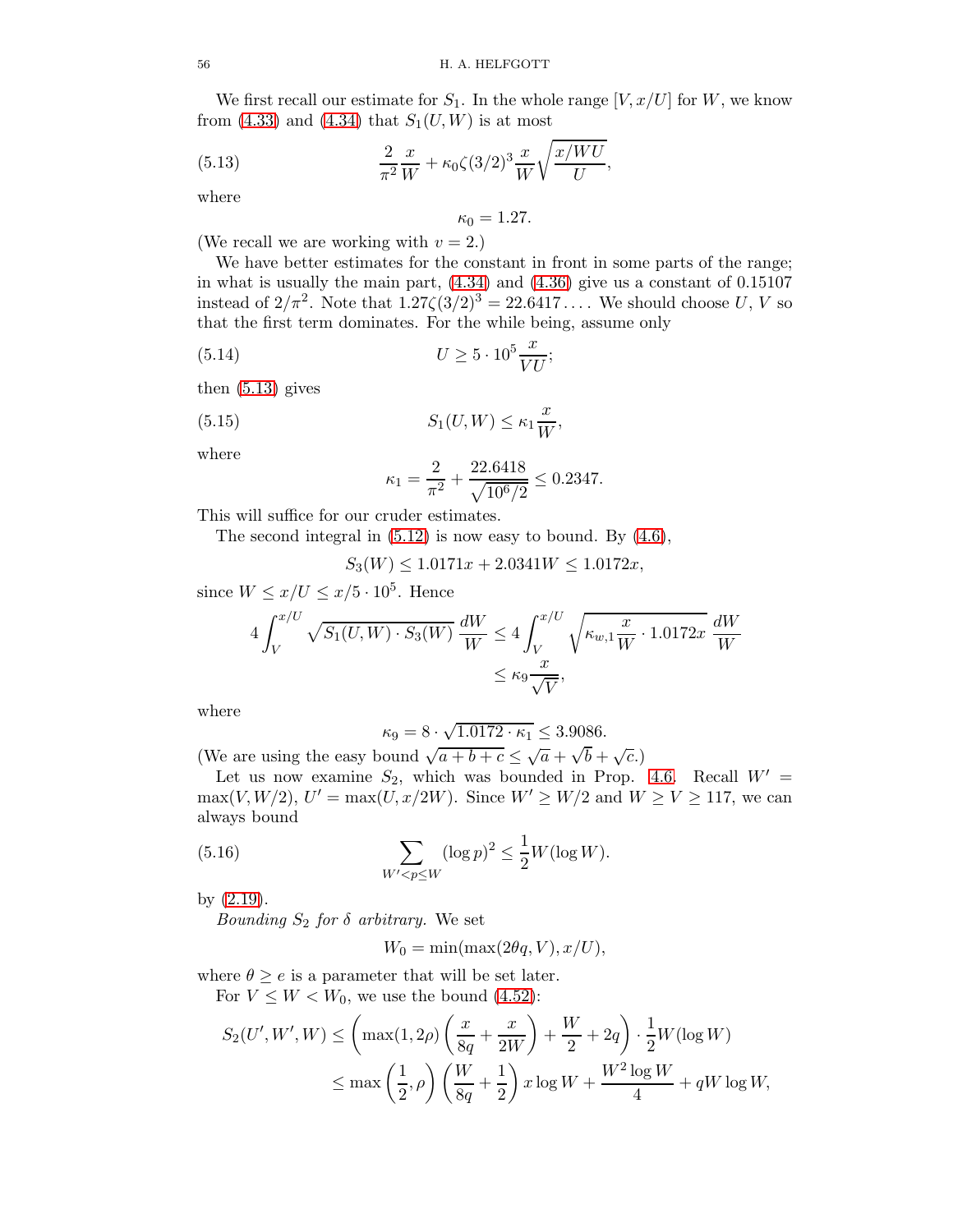We first recall our estimate for $S_1$. In the whole range $[V, x/U]$ for $W$, we know from (4.33) and (4.34) that $S_1(U,W)$ is at most

$$\frac{2}{\pi^2}\frac{x}{W} + \kappa_0 \zeta(3/2)^3 \frac{x}{W}\sqrt{\frac{x/WU}{U}}, \tag{5.13}$$

where

$$\kappa_0 = 1.27.$$

(We recall we are working with $v = 2$.)

We have better estimates for the constant in front in some parts of the range; in what is usually the main part, (4.34) and (4.36) give us a constant of 0.15107 instead of $2/\pi^2$. Note that $1.27\zeta(3/2)^3 = 22.6417\ldots$. We should choose $U$, $V$ so that the first term dominates. For the while being, assume only

$$U \geq 5 \cdot 10^5 \frac{x}{VU}; \tag{5.14}$$

then (5.13) gives

$$S_1(U,W) \leq \kappa_1 \frac{x}{W}, \tag{5.15}$$

where

$$\kappa_1 = \frac{2}{\pi^2} + \frac{22.6418}{\sqrt{10^6/2}} \leq 0.2347.$$

This will suffice for our cruder estimates.

The second integral in (5.12) is now easy to bound. By (4.6),

$$S_3(W) \leq 1.0171x + 2.0341W \leq 1.0172x,$$

since $W \leq x/U \leq x/5\cdot 10^5$. Hence

$$4\int_V^{x/U} \sqrt{S_1(U,W)\cdot S_3(W)}\,\frac{dW}{W} \leq 4\int_V^{x/U} \sqrt{\kappa_{w,1}\frac{x}{W}\cdot 1.0172x}\,\frac{dW}{W}$$
$$\leq \kappa_9 \frac{x}{\sqrt{V}},$$

where

$$\kappa_9 = 8\cdot\sqrt{1.0172\cdot\kappa_1} \leq 3.9086.$$

(We are using the easy bound $\sqrt{a+b+c} \leq \sqrt{a} + \sqrt{b} + \sqrt{c}$.)

Let us now examine $S_2$, which was bounded in Prop. 4.6. Recall $W' = \max(V, W/2)$, $U' = \max(U, x/2W)$. Since $W' \geq W/2$ and $W \geq V \geq 117$, we can always bound

$$\sum_{W' < p \leq W} (\log p)^2 \leq \frac{1}{2}W(\log W). \tag{5.16}$$

by (2.19).

*Bounding $S_2$ for $\delta$ arbitrary.* We set

$$W_0 = \min(\max(2\theta q, V), x/U),$$

where $\theta \geq e$ is a parameter that will be set later.

For $V \leq W < W_0$, we use the bound (4.52):

$$S_2(U', W', W) \leq \left(\max(1, 2\rho)\left(\frac{x}{8q} + \frac{x}{2W}\right) + \frac{W}{2} + 2q\right)\cdot\frac{1}{2}W(\log W)$$
$$\leq \max\left(\frac{1}{2}, \rho\right)\left(\frac{W}{8q} + \frac{1}{2}\right)x\log W + \frac{W^2\log W}{4} + qW\log W,$$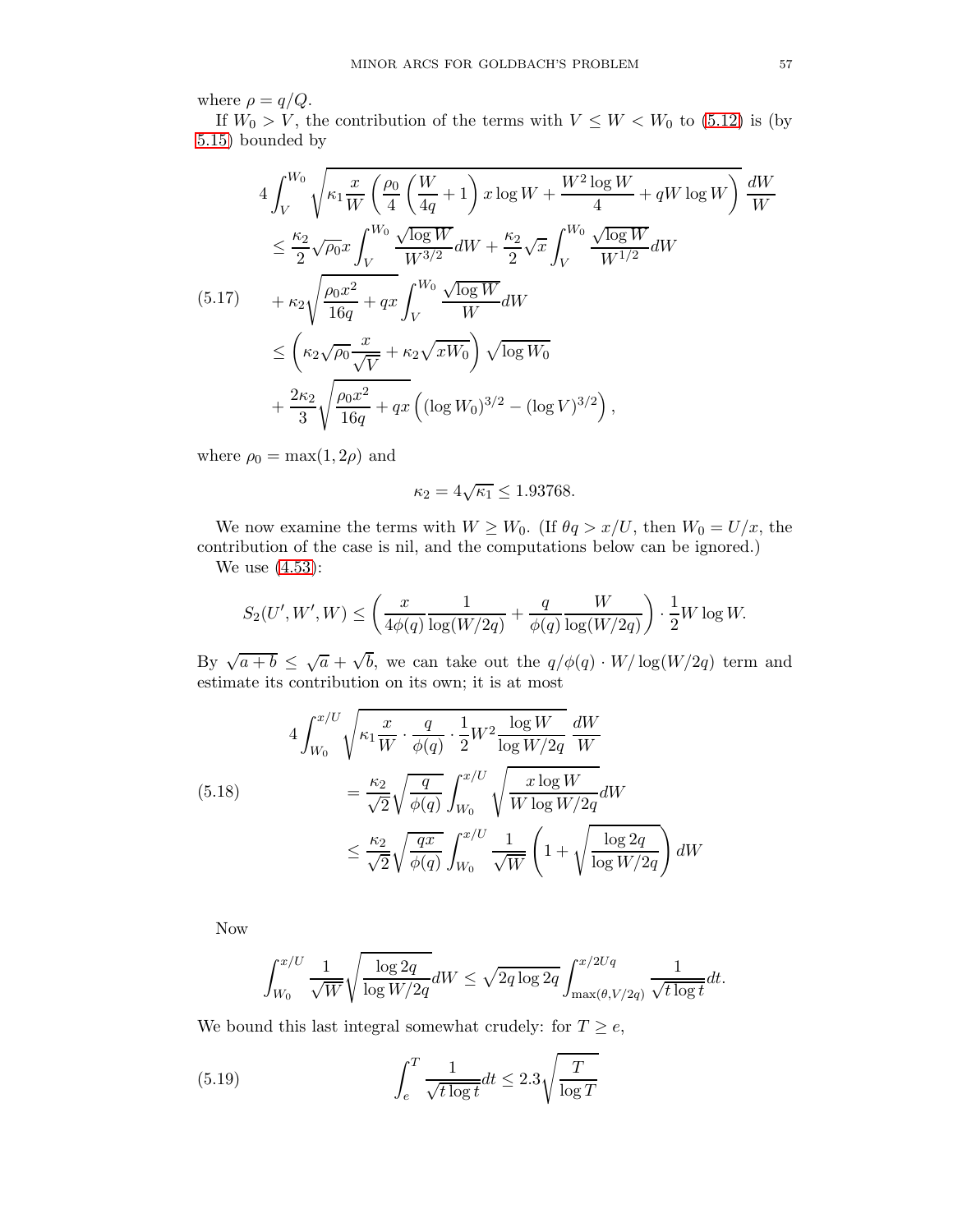where $\rho = q/Q$.

If $W_0 > V$, the contribution of the terms with $V \leq W < W_0$ to (5.12) is (by 5.15) bounded by

$$
\begin{aligned}
&4\int_V^{W_0} \sqrt{\kappa_1 \frac{x}{W}\left(\frac{\rho_0}{4}\left(\frac{W}{4q}+1\right)x\log W + \frac{W^2\log W}{4} + qW\log W\right)}\,\frac{dW}{W}\\
&\quad\leq \frac{\kappa_2}{2}\sqrt{\rho_0}x\int_V^{W_0}\frac{\sqrt{\log W}}{W^{3/2}}dW + \frac{\kappa_2}{2}\sqrt{x}\int_V^{W_0}\frac{\sqrt{\log W}}{W^{1/2}}dW\\
&\quad+\kappa_2\sqrt{\frac{\rho_0 x^2}{16q}+qx}\int_V^{W_0}\frac{\sqrt{\log W}}{W}dW \qquad (5.17)\\
&\quad\leq \left(\kappa_2\sqrt{\rho_0}\frac{x}{\sqrt{V}} + \kappa_2\sqrt{xW_0}\right)\sqrt{\log W_0}\\
&\quad+\frac{2\kappa_2}{3}\sqrt{\frac{\rho_0 x^2}{16q}+qx}\left((\log W_0)^{3/2} - (\log V)^{3/2}\right),
\end{aligned}
$$

where $\rho_0 = \max(1, 2\rho)$ and

$$\kappa_2 = 4\sqrt{\kappa_1} \leq 1.93768.$$

We now examine the terms with $W \geq W_0$. (If $\theta q > x/U$, then $W_0 = U/x$, the contribution of the case is nil, and the computations below can be ignored.)

We use (4.53):

$$S_2(U', W', W) \leq \left(\frac{x}{4\phi(q)}\frac{1}{\log(W/2q)} + \frac{q}{\phi(q)}\frac{W}{\log(W/2q)}\right)\cdot\frac{1}{2}W\log W.$$

By $\sqrt{a+b} \leq \sqrt{a} + \sqrt{b}$, we can take out the $q/\phi(q)\cdot W/\log(W/2q)$ term and estimate its contribution on its own; it is at most

$$
\begin{aligned}
&4\int_{W_0}^{x/U}\sqrt{\kappa_1\frac{x}{W}\cdot\frac{q}{\phi(q)}\cdot\frac{1}{2}W^2\frac{\log W}{\log W/2q}}\,\frac{dW}{W}\\
&\quad= \frac{\kappa_2}{\sqrt{2}}\sqrt{\frac{q}{\phi(q)}}\int_{W_0}^{x/U}\sqrt{\frac{x\log W}{W\log W/2q}}dW \qquad (5.18)\\
&\quad\leq \frac{\kappa_2}{\sqrt{2}}\sqrt{\frac{qx}{\phi(q)}}\int_{W_0}^{x/U}\frac{1}{\sqrt{W}}\left(1+\sqrt{\frac{\log 2q}{\log W/2q}}\right)dW
\end{aligned}
$$

Now

$$\int_{W_0}^{x/U}\frac{1}{\sqrt{W}}\sqrt{\frac{\log 2q}{\log W/2q}}dW \leq \sqrt{2q\log 2q}\int_{\max(\theta, V/2q)}^{x/2Uq}\frac{1}{\sqrt{t\log t}}dt.$$

We bound this last integral somewhat crudely: for $T \geq e$,

$$\int_e^T \frac{1}{\sqrt{t\log t}}dt \leq 2.3\sqrt{\frac{T}{\log T}} \qquad (5.19)$$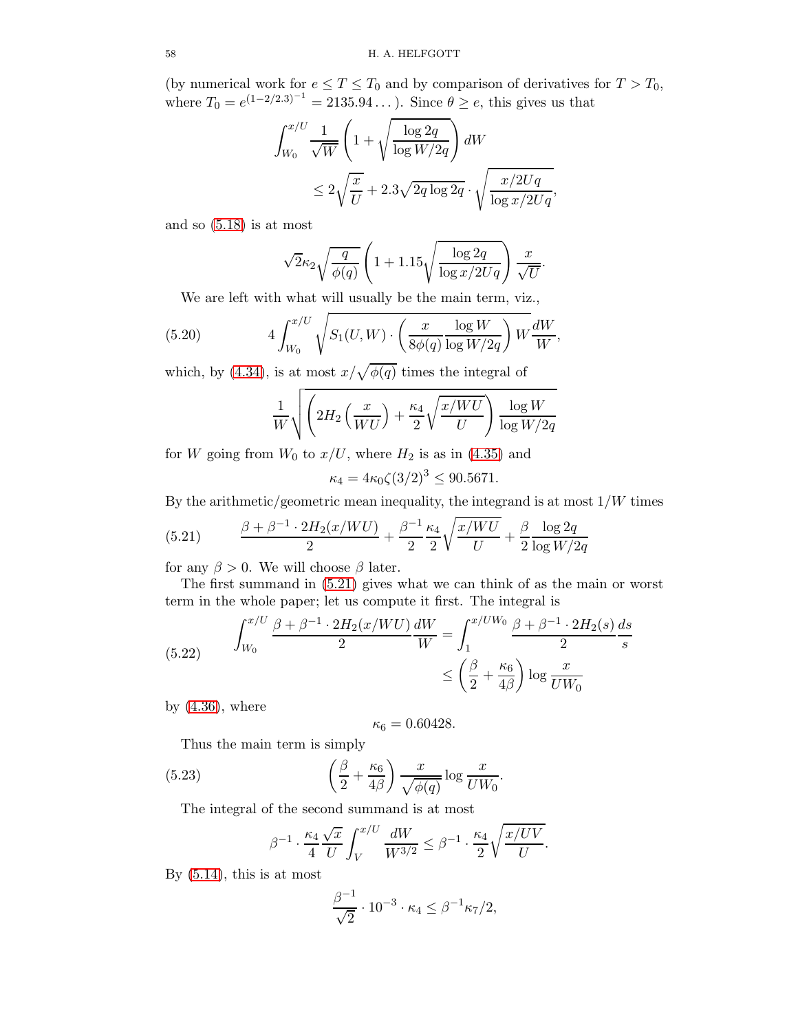(by numerical work for $e \leq T \leq T_0$ and by comparison of derivatives for $T > T_0$, where $T_0 = e^{(1-2/2.3)^{-1}} = 2135.94\ldots$). Since $\theta \geq e$, this gives us that

$$\int_{W_0}^{x/U} \frac{1}{\sqrt{W}} \left(1 + \sqrt{\frac{\log 2q}{\log W/2q}}\right) dW$$
$$\leq 2\sqrt{\frac{x}{U}} + 2.3\sqrt{2q\log 2q} \cdot \sqrt{\frac{x/2Uq}{\log x/2Uq}},$$

and so (5.18) is at most

$$\sqrt{2}\kappa_2 \sqrt{\frac{q}{\phi(q)}} \left(1 + 1.15\sqrt{\frac{\log 2q}{\log x/2Uq}}\right) \frac{x}{\sqrt{U}}.$$

We are left with what will usually be the main term, viz.,

$$4\int_{W_0}^{x/U} \sqrt{S_1(U,W) \cdot \left(\frac{x}{8\phi(q)} \frac{\log W}{\log W/2q}\right) W} \frac{dW}{W}, \tag{5.20}$$

which, by (4.34), is at most $x/\sqrt{\phi(q)}$ times the integral of

$$\frac{1}{W}\sqrt{\left(2H_2\left(\frac{x}{WU}\right) + \frac{\kappa_4}{2}\sqrt{\frac{x/WU}{U}}\right) \frac{\log W}{\log W/2q}}$$

for $W$ going from $W_0$ to $x/U$, where $H_2$ is as in (4.35) and

$$\kappa_4 = 4\kappa_0 \zeta(3/2)^3 \leq 90.5671.$$

By the arithmetic/geometric mean inequality, the integrand is at most $1/W$ times

$$\frac{\beta + \beta^{-1} \cdot 2H_2(x/WU)}{2} + \frac{\beta^{-1}}{2} \frac{\kappa_4}{2} \sqrt{\frac{x/WU}{U}} + \frac{\beta}{2} \frac{\log 2q}{\log W/2q} \tag{5.21}$$

for any $\beta > 0$. We will choose $\beta$ later.

The first summand in (5.21) gives what we can think of as the main or worst term in the whole paper; let us compute it first. The integral is

$$\begin{aligned} \int_{W_0}^{x/U} \frac{\beta + \beta^{-1} \cdot 2H_2(x/WU)}{2} \frac{dW}{W} &= \int_1^{x/UW_0} \frac{\beta + \beta^{-1} \cdot 2H_2(s)}{2} \frac{ds}{s} \\ &\leq \left(\frac{\beta}{2} + \frac{\kappa_6}{4\beta}\right) \log \frac{x}{UW_0} \end{aligned} \tag{5.22}$$

by (4.36), where

$$\kappa_6 = 0.60428.$$

Thus the main term is simply

$$\left(\frac{\beta}{2} + \frac{\kappa_6}{4\beta}\right) \frac{x}{\sqrt{\phi(q)}} \log \frac{x}{UW_0}. \tag{5.23}$$

The integral of the second summand is at most

$$\beta^{-1} \cdot \frac{\kappa_4}{4} \frac{\sqrt{x}}{U} \int_V^{x/U} \frac{dW}{W^{3/2}} \leq \beta^{-1} \cdot \frac{\kappa_4}{2} \sqrt{\frac{x/UV}{U}}.$$

By (5.14), this is at most

$$\frac{\beta^{-1}}{\sqrt{2}} \cdot 10^{-3} \cdot \kappa_4 \leq \beta^{-1}\kappa_7/2,$$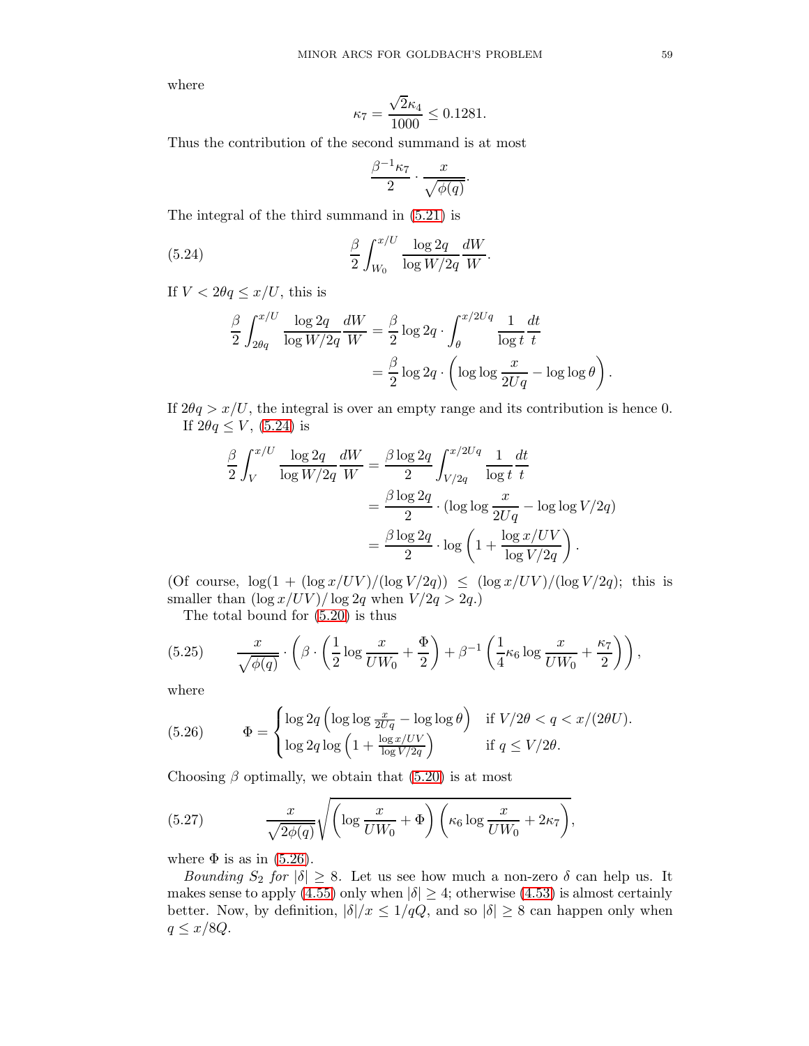where

$$\kappa_7 = \frac{\sqrt{2}\kappa_4}{1000} \le 0.1281.$$

Thus the contribution of the second summand is at most

$$\frac{\beta^{-1}\kappa_7}{2} \cdot \frac{x}{\sqrt{\phi(q)}}.$$

The integral of the third summand in (5.21) is

$$\frac{\beta}{2} \int_{W_0}^{x/U} \frac{\log 2q}{\log W/2q} \frac{dW}{W}. \tag{5.24}$$

If $V < 2\theta q \le x/U$, this is

$$\begin{aligned}
\frac{\beta}{2} \int_{2\theta q}^{x/U} \frac{\log 2q}{\log W/2q} \frac{dW}{W} &= \frac{\beta}{2} \log 2q \cdot \int_{\theta}^{x/2Uq} \frac{1}{\log t} \frac{dt}{t} \\
&= \frac{\beta}{2} \log 2q \cdot \left( \log\log \frac{x}{2Uq} - \log\log \theta \right).
\end{aligned}$$

If $2\theta q > x/U$, the integral is over an empty range and its contribution is hence 0.

If $2\theta q \le V$, (5.24) is

$$\begin{aligned}
\frac{\beta}{2} \int_{V}^{x/U} \frac{\log 2q}{\log W/2q} \frac{dW}{W} &= \frac{\beta \log 2q}{2} \int_{V/2q}^{x/2Uq} \frac{1}{\log t} \frac{dt}{t} \\
&= \frac{\beta \log 2q}{2} \cdot \left( \log\log \frac{x}{2Uq} - \log\log V/2q \right) \\
&= \frac{\beta \log 2q}{2} \cdot \log \left( 1 + \frac{\log x/UV}{\log V/2q} \right).
\end{aligned}$$

(Of course, $\log(1 + (\log x/UV)/(\log V/2q)) \le (\log x/UV)/(\log V/2q)$; this is smaller than $(\log x/UV)/\log 2q$ when $V/2q > 2q$.)

The total bound for (5.20) is thus

$$\frac{x}{\sqrt{\phi(q)}} \cdot \left( \beta \cdot \left( \frac{1}{2} \log \frac{x}{UW_0} + \frac{\Phi}{2} \right) + \beta^{-1} \left( \frac{1}{4} \kappa_6 \log \frac{x}{UW_0} + \frac{\kappa_7}{2} \right) \right), \tag{5.25}$$

where

$$\Phi = \begin{cases} \log 2q \left( \log\log \frac{x}{2Uq} - \log\log \theta \right) & \text{if } V/2\theta < q < x/(2\theta U). \\ \log 2q \log \left( 1 + \frac{\log x/UV}{\log V/2q} \right) & \text{if } q \le V/2\theta. \end{cases} \tag{5.26}$$

Choosing $\beta$ optimally, we obtain that (5.20) is at most

$$\frac{x}{\sqrt{2\phi(q)}} \sqrt{\left( \log \frac{x}{UW_0} + \Phi \right) \left( \kappa_6 \log \frac{x}{UW_0} + 2\kappa_7 \right)}, \tag{5.27}$$

where $\Phi$ is as in (5.26).

*Bounding $S_2$ for $|\delta| \ge 8$.* Let us see how much a non-zero $\delta$ can help us. It makes sense to apply (4.55) only when $|\delta| \ge 4$; otherwise (4.53) is almost certainly better. Now, by definition, $|\delta|/x \le 1/qQ$, and so $|\delta| \ge 8$ can happen only when $q \le x/8Q$.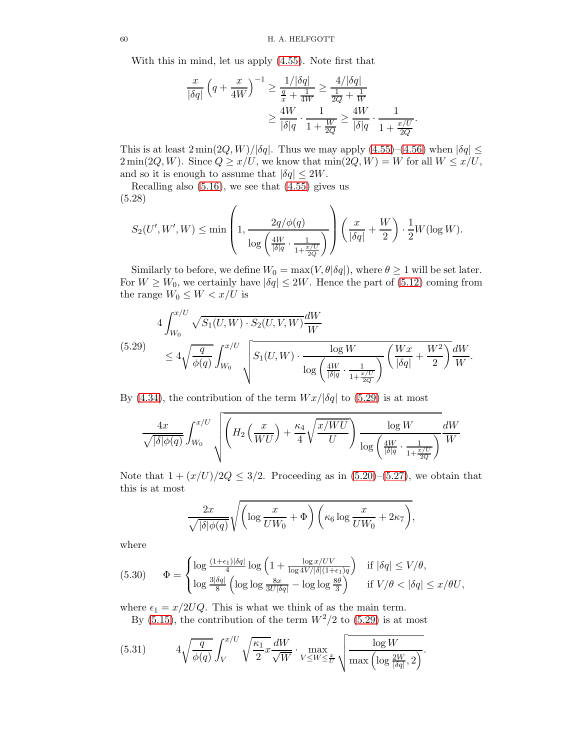With this in mind, let us apply (4.55). Note first that

$$\frac{x}{|\delta q|}\left(q+\frac{x}{4W}\right)^{-1} \geq \frac{1/|\delta q|}{\frac{q}{x}+\frac{1}{4W}} \geq \frac{4/|\delta q|}{\frac{1}{2Q}+\frac{1}{W}}$$
$$\geq \frac{4W}{|\delta| q}\cdot\frac{1}{1+\frac{W}{2Q}} \geq \frac{4W}{|\delta| q}\cdot\frac{1}{1+\frac{x/U}{2Q}}.$$

This is at least $2\min(2Q,W)/|\delta q|$. Thus we may apply (4.55)–(4.56) when $|\delta q| \leq 2\min(2Q,W)$. Since $Q \geq x/U$, we know that $\min(2Q,W) = W$ for all $W \leq x/U$, and so it is enough to assume that $|\delta q| \leq 2W$.

Recalling also (5.16), we see that (4.55) gives us

$$S_2(U',W',W) \leq \min\left(1, \frac{2q/\phi(q)}{\log\left(\frac{4W}{|\delta| q}\cdot\frac{1}{1+\frac{x/U}{2Q}}\right)}\right)\left(\frac{x}{|\delta q|}+\frac{W}{2}\right)\cdot\frac{1}{2}W(\log W). \tag{5.28}$$

Similarly to before, we define $W_0 = \max(V, \theta|\delta q|)$, where $\theta \geq 1$ will be set later. For $W \geq W_0$, we certainly have $|\delta q| \leq 2W$. Hence the part of (5.12) coming from the range $W_0 \leq W < x/U$ is

$$\begin{aligned}
&4\int_{W_0}^{x/U}\sqrt{S_1(U,W)\cdot S_2(U,V,W)}\frac{dW}{W}\\
&\leq 4\sqrt{\frac{q}{\phi(q)}}\int_{W_0}^{x/U}\sqrt{S_1(U,W)\cdot\frac{\log W}{\log\left(\frac{4W}{|\delta| q}\cdot\frac{1}{1+\frac{x/U}{2Q}}\right)}\left(\frac{Wx}{|\delta q|}+\frac{W^2}{2}\right)}\frac{dW}{W}.
\end{aligned} \tag{5.29}$$

By (4.34), the contribution of the term $Wx/|\delta q|$ to (5.29) is at most

$$\frac{4x}{\sqrt{|\delta|\phi(q)}}\int_{W_0}^{x/U}\sqrt{\left(H_2\left(\frac{x}{WU}\right)+\frac{\kappa_4}{4}\sqrt{\frac{x/WU}{U}}\right)\frac{\log W}{\log\left(\frac{4W}{|\delta| q}\cdot\frac{1}{1+\frac{x/U}{2Q}}\right)}}\frac{dW}{W}$$

Note that $1+(x/U)/2Q \leq 3/2$. Proceeding as in (5.20)–(5.27), we obtain that this is at most

$$\frac{2x}{\sqrt{|\delta|\phi(q)}}\sqrt{\left(\log\frac{x}{UW_0}+\Phi\right)\left(\kappa_6\log\frac{x}{UW_0}+2\kappa_7\right)},$$

where

$$\Phi = \begin{cases}\log\frac{(1+\epsilon_1)|\delta q|}{4}\log\left(1+\frac{\log x/UV}{\log 4V/|\delta|(1+\epsilon_1)q}\right) & \text{if } |\delta q| \leq V/\theta,\\ \log\frac{3|\delta q|}{8}\left(\log\log\frac{8x}{3U|\delta q|}-\log\log\frac{8\theta}{3}\right) & \text{if } V/\theta < |\delta q| \leq x/\theta U,\end{cases} \tag{5.30}$$

where $\epsilon_1 = x/2UQ$. This is what we think of as the main term.

By (5.15), the contribution of the term $W^2/2$ to (5.29) is at most

$$4\sqrt{\frac{q}{\phi(q)}}\int_{V}^{x/U}\sqrt{\frac{\kappa_1}{2}x}\frac{dW}{\sqrt{W}}\cdot\max_{V\leq W\leq\frac{x}{U}}\sqrt{\frac{\log W}{\max\left(\log\frac{2W}{|\delta q|},2\right)}}. \tag{5.31}$$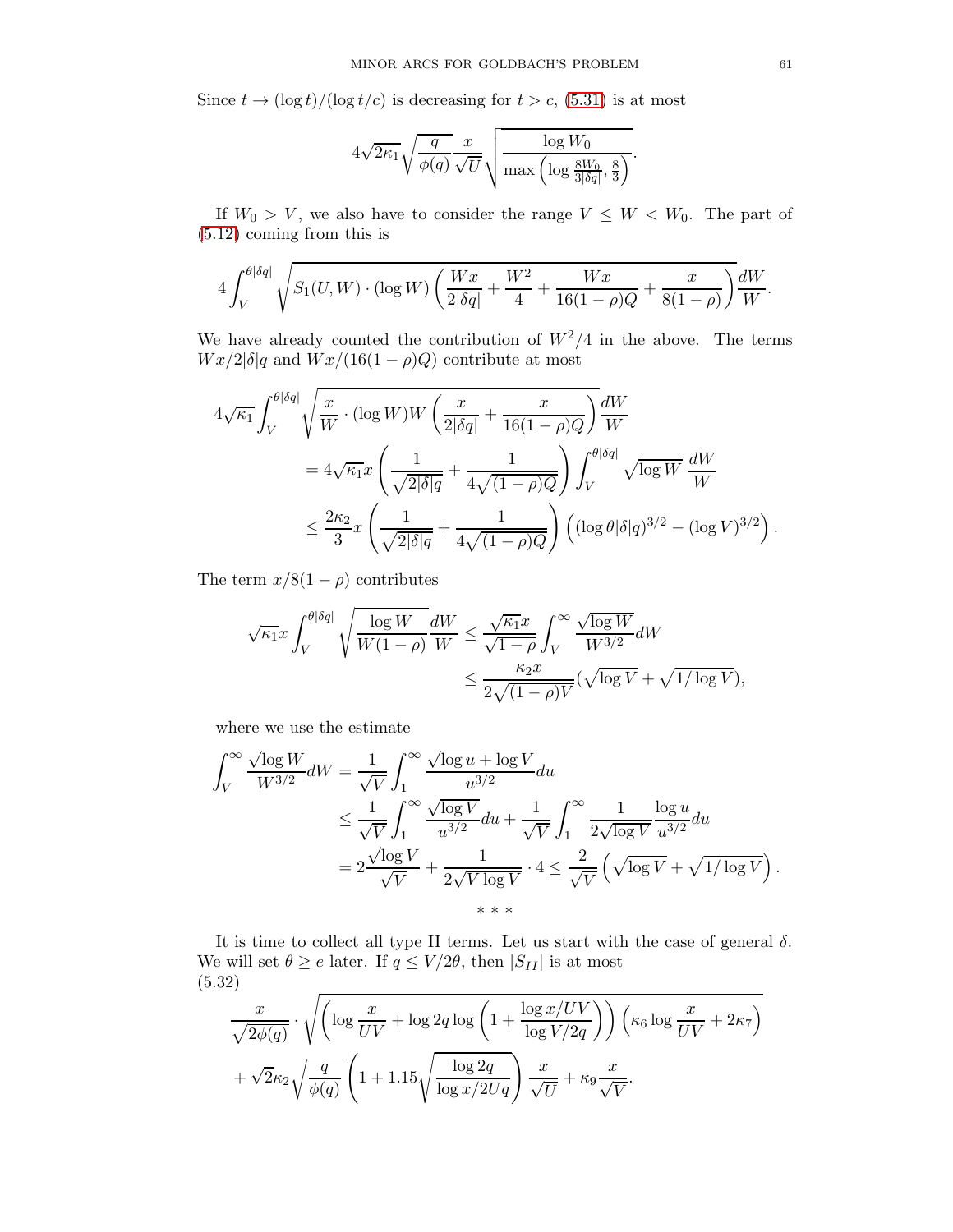Since $t \to (\log t)/(\log t/c)$ is decreasing for $t > c$, (5.31) is at most

$$4\sqrt{2\kappa_1}\sqrt{\frac{q}{\phi(q)}}\frac{x}{\sqrt{U}}\sqrt{\frac{\log W_0}{\max\left(\log\frac{8W_0}{3|\delta|q}, \frac{8}{3}\right)}}.$$

If $W_0 > V$, we also have to consider the range $V \le W < W_0$. The part of (5.12) coming from this is

$$4\int_V^{\theta|\delta q|}\sqrt{S_1(U,W)\cdot(\log W)\left(\frac{Wx}{2|\delta q|}+\frac{W^2}{4}+\frac{Wx}{16(1-\rho)Q}+\frac{x}{8(1-\rho)}\right)}\frac{dW}{W}.$$

We have already counted the contribution of $W^2/4$ in the above. The terms $Wx/2|\delta|q$ and $Wx/(16(1-\rho)Q)$ contribute at most

$$\begin{aligned}
4\sqrt{\kappa_1}&\int_V^{\theta|\delta q|}\sqrt{\frac{x}{W}\cdot(\log W)W\left(\frac{x}{2|\delta q|}+\frac{x}{16(1-\rho)Q}\right)}\frac{dW}{W}\\
&= 4\sqrt{\kappa_1}x\left(\frac{1}{\sqrt{2|\delta|q}}+\frac{1}{4\sqrt{(1-\rho)Q}}\right)\int_V^{\theta|\delta q|}\sqrt{\log W}\,\frac{dW}{W}\\
&\le \frac{2\kappa_2}{3}x\left(\frac{1}{\sqrt{2|\delta|q}}+\frac{1}{4\sqrt{(1-\rho)Q}}\right)\left((\log\theta|\delta|q)^{3/2}-(\log V)^{3/2}\right).
\end{aligned}$$

The term $x/8(1-\rho)$ contributes

$$\begin{aligned}
\sqrt{\kappa_1}x\int_V^{\theta|\delta q|}\sqrt{\frac{\log W}{W(1-\rho)}}\frac{dW}{W} &\le \frac{\sqrt{\kappa_1}x}{\sqrt{1-\rho}}\int_V^\infty\frac{\sqrt{\log W}}{W^{3/2}}dW\\
&\le \frac{\kappa_2 x}{2\sqrt{(1-\rho)V}}(\sqrt{\log V}+\sqrt{1/\log V}),
\end{aligned}$$

where we use the estimate

$$\begin{aligned}
\int_V^\infty\frac{\sqrt{\log W}}{W^{3/2}}dW &= \frac{1}{\sqrt{V}}\int_1^\infty\frac{\sqrt{\log u+\log V}}{u^{3/2}}du\\
&\le \frac{1}{\sqrt{V}}\int_1^\infty\frac{\sqrt{\log V}}{u^{3/2}}du+\frac{1}{\sqrt{V}}\int_1^\infty\frac{1}{2\sqrt{\log V}}\frac{\log u}{u^{3/2}}du\\
&= 2\frac{\sqrt{\log V}}{\sqrt{V}}+\frac{1}{2\sqrt{V\log V}}\cdot 4 \le \frac{2}{\sqrt{V}}\left(\sqrt{\log V}+\sqrt{1/\log V}\right).
\end{aligned}$$

\* \* \*

It is time to collect all type II terms. Let us start with the case of general $\delta$. We will set $\theta \ge e$ later. If $q \le V/2\theta$, then $|S_{II}|$ is at most

(5.32)
$$\begin{aligned}
&\frac{x}{\sqrt{2\phi(q)}}\cdot\sqrt{\left(\log\frac{x}{UV}+\log 2q\log\left(1+\frac{\log x/UV}{\log V/2q}\right)\right)\left(\kappa_6\log\frac{x}{UV}+2\kappa_7\right)}\\
&+\sqrt{2}\kappa_2\sqrt{\frac{q}{\phi(q)}}\left(1+1.15\sqrt{\frac{\log 2q}{\log x/2Uq}}\right)\frac{x}{\sqrt{U}}+\kappa_9\frac{x}{\sqrt{V}}.
\end{aligned}$$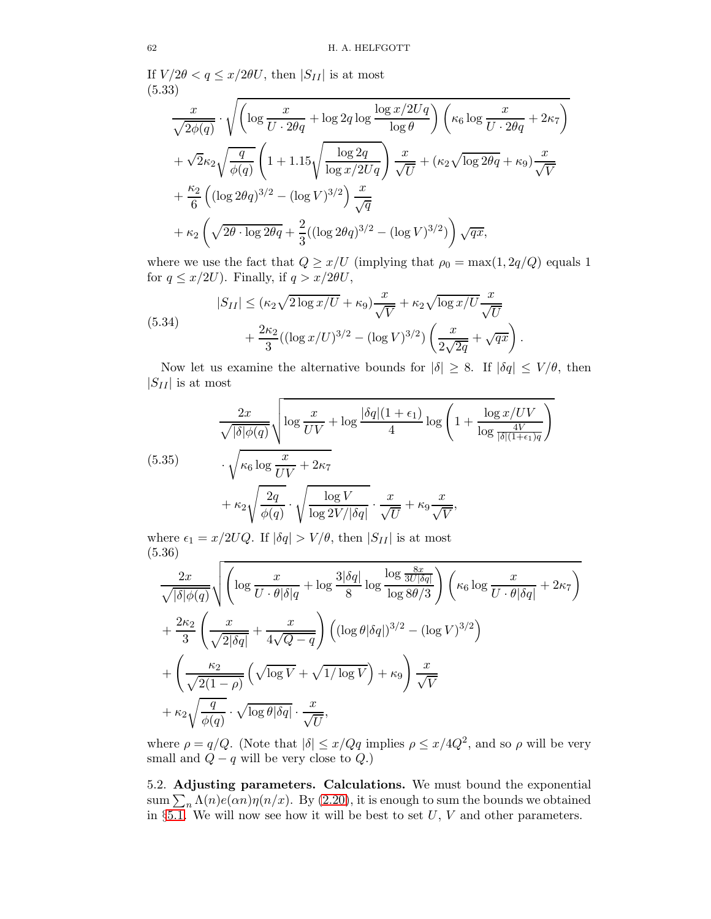If $V/2\theta < q \leq x/2\theta U$, then $|S_{II}|$ is at most

$$
\begin{aligned}
&\frac{x}{\sqrt{2\phi(q)}} \cdot \sqrt{\left(\log \frac{x}{U \cdot 2\theta q} + \log 2q \log \frac{\log x/2Uq}{\log \theta}\right)\left(\kappa_6 \log \frac{x}{U \cdot 2\theta q} + 2\kappa_7\right)} \\
&+ \sqrt{2}\kappa_2 \sqrt{\frac{q}{\phi(q)}} \left(1 + 1.15\sqrt{\frac{\log 2q}{\log x/2Uq}}\right) \frac{x}{\sqrt{U}} + (\kappa_2\sqrt{\log 2\theta q} + \kappa_9)\frac{x}{\sqrt{V}} \\
&+ \frac{\kappa_2}{6}\left((\log 2\theta q)^{3/2} - (\log V)^{3/2}\right)\frac{x}{\sqrt{q}} \\
&+ \kappa_2\left(\sqrt{2\theta \cdot \log 2\theta q} + \frac{2}{3}((\log 2\theta q)^{3/2} - (\log V)^{3/2})\right)\sqrt{qx},
\end{aligned}
\tag{5.33}
$$

where we use the fact that $Q \geq x/U$ (implying that $\rho_0 = \max(1, 2q/Q)$ equals 1 for $q \leq x/2U$). Finally, if $q > x/2\theta U$,

$$
\begin{aligned}
|S_{II}| \leq\ &(\kappa_2\sqrt{2\log x/U} + \kappa_9)\frac{x}{\sqrt{V}} + \kappa_2\sqrt{\log x/U}\frac{x}{\sqrt{U}} \\
&+ \frac{2\kappa_2}{3}((\log x/U)^{3/2} - (\log V)^{3/2})\left(\frac{x}{2\sqrt{2q}} + \sqrt{qx}\right).
\end{aligned}
\tag{5.34}
$$

Now let us examine the alternative bounds for $|\delta| \geq 8$. If $|\delta q| \leq V/\theta$, then $|S_{II}|$ is at most

$$
\begin{aligned}
&\frac{2x}{\sqrt{|\delta|\phi(q)}} \sqrt{\log \frac{x}{UV} + \log \frac{|\delta q|(1+\epsilon_1)}{4} \log\left(1 + \frac{\log x/UV}{\log \frac{4V}{|\delta|(1+\epsilon_1)q}}\right)} \\
&\cdot \sqrt{\kappa_6 \log \frac{x}{UV} + 2\kappa_7} \\
&+ \kappa_2\sqrt{\frac{2q}{\phi(q)}} \cdot \sqrt{\frac{\log V}{\log 2V/|\delta q|}} \cdot \frac{x}{\sqrt{U}} + \kappa_9 \frac{x}{\sqrt{V}},
\end{aligned}
\tag{5.35}
$$

where $\epsilon_1 = x/2UQ$. If $|\delta q| > V/\theta$, then $|S_{II}|$ is at most

$$
\begin{aligned}
&\frac{2x}{\sqrt{|\delta|\phi(q)}} \sqrt{\left(\log \frac{x}{U \cdot \theta|\delta|q} + \log \frac{3|\delta q|}{8} \log \frac{\log \frac{8x}{3U|\delta q|}}{\log 8\theta/3}\right)\left(\kappa_6 \log \frac{x}{U \cdot \theta|\delta q|} + 2\kappa_7\right)} \\
&+ \frac{2\kappa_2}{3}\left(\frac{x}{\sqrt{2|\delta q|}} + \frac{x}{4\sqrt{Q-q}}\right)\left((\log \theta|\delta q|)^{3/2} - (\log V)^{3/2}\right) \\
&+ \left(\frac{\kappa_2}{\sqrt{2(1-\rho)}}\left(\sqrt{\log V} + \sqrt{1/\log V}\right) + \kappa_9\right)\frac{x}{\sqrt{V}} \\
&+ \kappa_2\sqrt{\frac{q}{\phi(q)}} \cdot \sqrt{\log \theta|\delta q|} \cdot \frac{x}{\sqrt{U}},
\end{aligned}
\tag{5.36}
$$

where $\rho = q/Q$. (Note that $|\delta| \leq x/Qq$ implies $\rho \leq x/4Q^2$, and so $\rho$ will be very small and $Q - q$ will be very close to $Q$.)

## 5.2. Adjusting parameters. Calculations.

We must bound the exponential sum $\sum_n \Lambda(n)e(\alpha n)\eta(n/x)$. By (2.20), it is enough to sum the bounds we obtained in §5.1. We will now see how it will be best to set $U$, $V$ and other parameters.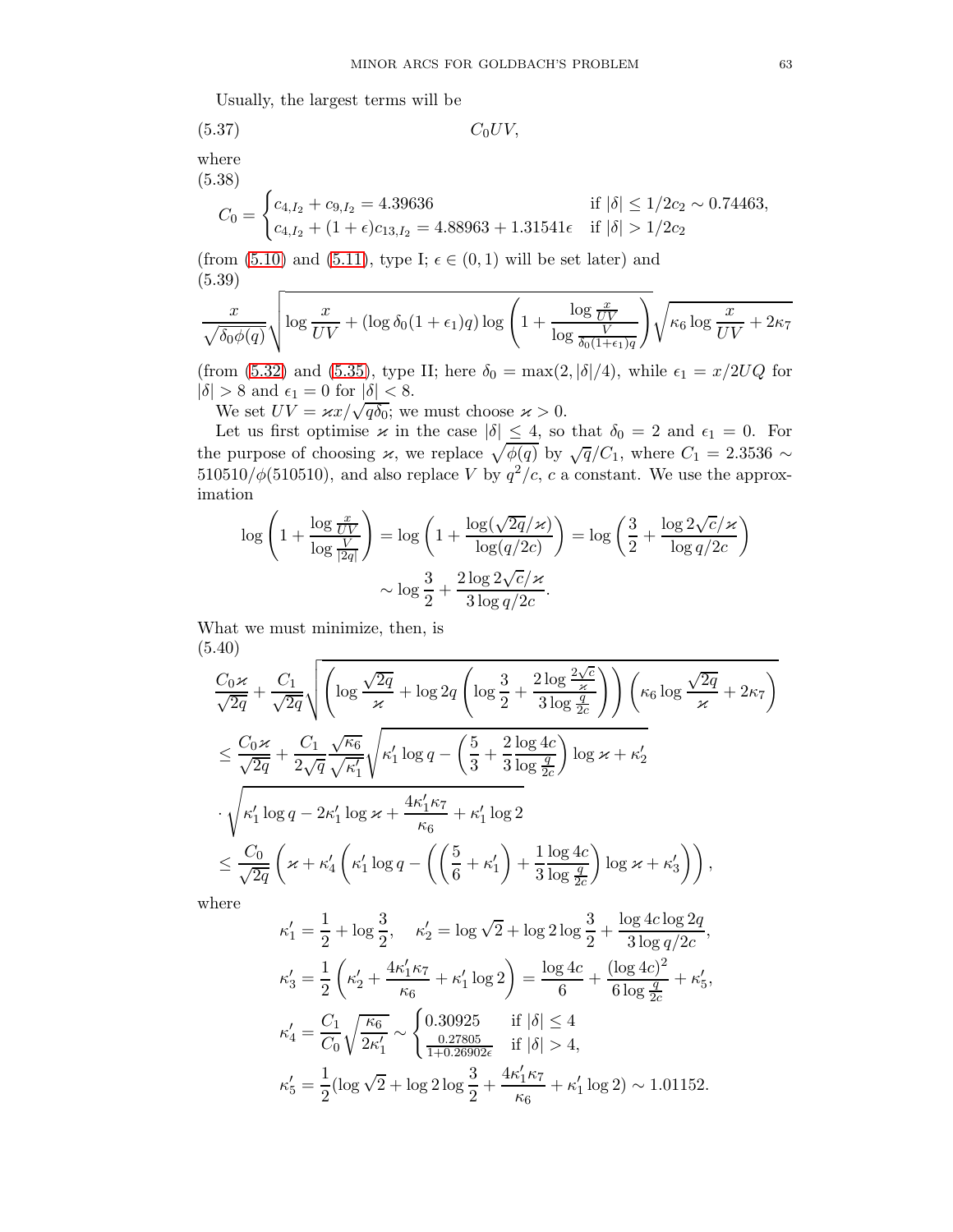Usually, the largest terms will be

$$C_0 UV, \tag{5.37}$$

where

$$C_0 = \begin{cases} c_{4,I_2} + c_{9,I_2} = 4.39636 & \text{if } |\delta| \leq 1/2c_2 \sim 0.74463, \\ c_{4,I_2} + (1+\epsilon) c_{13,I_2} = 4.88963 + 1.31541\epsilon & \text{if } |\delta| > 1/2c_2 \end{cases} \tag{5.38}$$

(from (5.10) and (5.11), type I; $\epsilon \in (0,1)$ will be set later) and

$$\frac{x}{\sqrt{\delta_0 \phi(q)}} \sqrt{\log \frac{x}{UV} + (\log \delta_0 (1+\epsilon_1) q) \log \left(1 + \frac{\log \frac{x}{UV}}{\log \frac{V}{\delta_0 (1+\epsilon_1) q}}\right)} \sqrt{\kappa_6 \log \frac{x}{UV} + 2\kappa_7} \tag{5.39}$$

(from (5.32) and (5.35), type II; here $\delta_0 = \max(2, |\delta|/4)$, while $\epsilon_1 = x/2UQ$ for $|\delta| > 8$ and $\epsilon_1 = 0$ for $|\delta| < 8$.

We set $UV = \varkappa x/\sqrt{q\delta_0}$; we must choose $\varkappa > 0$.

Let us first optimise $\varkappa$ in the case $|\delta| \leq 4$, so that $\delta_0 = 2$ and $\epsilon_1 = 0$. For the purpose of choosing $\varkappa$, we replace $\sqrt{\phi(q)}$ by $\sqrt{q}/C_1$, where $C_1 = 2.3536 \sim 510510/\phi(510510)$, and also replace $V$ by $q^2/c$, $c$ a constant. We use the approximation

$$\log\left(1 + \frac{\log \frac{x}{UV}}{\log \frac{V}{|2q|}}\right) = \log\left(1 + \frac{\log(\sqrt{2q}/\varkappa)}{\log(q/2c)}\right) = \log\left(\frac{3}{2} + \frac{\log 2\sqrt{c}/\varkappa}{\log q/2c}\right)$$
$$\sim \log \frac{3}{2} + \frac{2\log 2\sqrt{c}/\varkappa}{3\log q/2c}.$$

What we must minimize, then, is

$$\begin{aligned}
&\frac{C_0 \varkappa}{\sqrt{2q}} + \frac{C_1}{\sqrt{2q}} \sqrt{\left(\log \frac{\sqrt{2q}}{\varkappa} + \log 2q \left(\log \frac{3}{2} + \frac{2\log \frac{2\sqrt{c}}{\varkappa}}{3\log \frac{q}{2c}}\right)\right)\left(\kappa_6 \log \frac{\sqrt{2q}}{\varkappa} + 2\kappa_7\right)} \\
&\leq \frac{C_0 \varkappa}{\sqrt{2q}} + \frac{C_1}{2\sqrt{q}} \frac{\sqrt{\kappa_6}}{\sqrt{\kappa_1'}} \sqrt{\kappa_1' \log q - \left(\frac{5}{3} + \frac{2}{3}\frac{\log 4c}{\log \frac{q}{2c}}\right)\log \varkappa + \kappa_2'} \\
&\cdot \sqrt{\kappa_1' \log q - 2\kappa_1' \log \varkappa + \frac{4\kappa_1' \kappa_7}{\kappa_6} + \kappa_1' \log 2} \\
&\leq \frac{C_0}{\sqrt{2q}} \left(\varkappa + \kappa_4' \left(\kappa_1' \log q - \left(\left(\frac{5}{6} + \kappa_1'\right) + \frac{1}{3}\frac{\log 4c}{\log \frac{q}{2c}}\right)\log \varkappa + \kappa_3'\right)\right),
\end{aligned} \tag{5.40}$$

where

$$\kappa_1' = \frac{1}{2} + \log \frac{3}{2}, \quad \kappa_2' = \log \sqrt{2} + \log 2 \log \frac{3}{2} + \frac{\log 4c \log 2q}{3 \log q/2c},$$

$$\kappa_3' = \frac{1}{2}\left(\kappa_2' + \frac{4\kappa_1'\kappa_7}{\kappa_6} + \kappa_1' \log 2\right) = \frac{\log 4c}{6} + \frac{(\log 4c)^2}{6 \log \frac{q}{2c}} + \kappa_5',$$

$$\kappa_4' = \frac{C_1}{C_0}\sqrt{\frac{\kappa_6}{2\kappa_1'}} \sim \begin{cases} 0.30925 & \text{if } |\delta| \leq 4 \\ \frac{0.27805}{1+0.26902\epsilon} & \text{if } |\delta| > 4, \end{cases}$$

$$\kappa_5' = \frac{1}{2}(\log \sqrt{2} + \log 2 \log \frac{3}{2} + \frac{4\kappa_1'\kappa_7}{\kappa_6} + \kappa_1' \log 2) \sim 1.01152.$$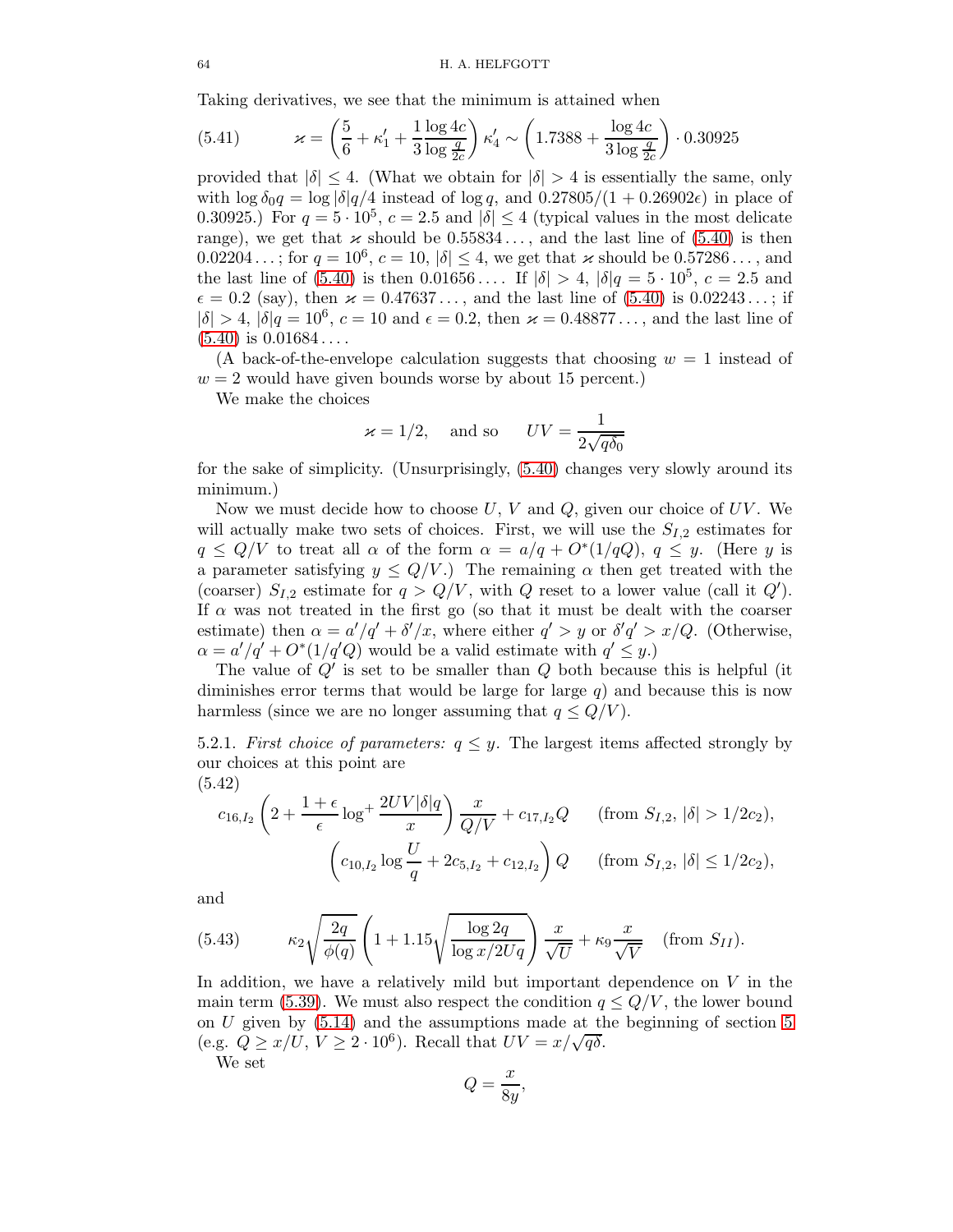Taking derivatives, we see that the minimum is attained when

$$\varkappa = \left(\frac{5}{6} + \kappa_1' + \frac{1}{3}\frac{\log 4c}{\log \frac{q}{2c}}\right)\kappa_4' \sim \left(1.7388 + \frac{\log 4c}{3\log\frac{q}{2c}}\right)\cdot 0.30925 \tag{5.41}$$

provided that $|\delta| \leq 4$. (What we obtain for $|\delta| > 4$ is essentially the same, only with $\log \delta_0 q = \log |\delta| q/4$ instead of $\log q$, and $0.27805/(1 + 0.26902\epsilon)$ in place of $0.30925$.) For $q = 5\cdot 10^5$, $c = 2.5$ and $|\delta| \leq 4$ (typical values in the most delicate range), we get that $\varkappa$ should be $0.55834\dots$, and the last line of (5.40) is then $0.02204\dots$; for $q = 10^6$, $c = 10$, $|\delta| \leq 4$, we get that $\varkappa$ should be $0.57286\dots$, and the last line of (5.40) is then $0.01656\dots$. If $|\delta| > 4$, $|\delta| q = 5\cdot 10^5$, $c = 2.5$ and $\epsilon = 0.2$ (say), then $\varkappa = 0.47637\dots$, and the last line of (5.40) is $0.02243\dots$; if $|\delta| > 4$, $|\delta| q = 10^6$, $c = 10$ and $\epsilon = 0.2$, then $\varkappa = 0.48877\dots$, and the last line of (5.40) is $0.01684\dots$.

(A back-of-the-envelope calculation suggests that choosing $w = 1$ instead of $w = 2$ would have given bounds worse by about 15 percent.)

We make the choices

$$\varkappa = 1/2, \quad \text{and so} \quad UV = \frac{1}{2\sqrt{q\delta_0}}$$

for the sake of simplicity. (Unsurprisingly, (5.40) changes very slowly around its minimum.)

Now we must decide how to choose $U$, $V$ and $Q$, given our choice of $UV$. We will actually make two sets of choices. First, we will use the $S_{I,2}$ estimates for $q \leq Q/V$ to treat all $\alpha$ of the form $\alpha = a/q + O^*(1/qQ)$, $q \leq y$. (Here $y$ is a parameter satisfying $y \leq Q/V$.) The remaining $\alpha$ then get treated with the (coarser) $S_{I,2}$ estimate for $q > Q/V$, with $Q$ reset to a lower value (call it $Q'$). If $\alpha$ was not treated in the first go (so that it must be dealt with the coarser estimate) then $\alpha = a'/q' + \delta'/x$, where either $q' > y$ or $\delta' q' > x/Q$. (Otherwise, $\alpha = a'/q' + O^*(1/q'Q)$ would be a valid estimate with $q' \leq y$.)

The value of $Q'$ is set to be smaller than $Q$ both because this is helpful (it diminishes error terms that would be large for large $q$) and because this is now harmless (since we are no longer assuming that $q \leq Q/V$).

5.2.1. *First choice of parameters: $q \leq y$.* The largest items affected strongly by our choices at this point are

(5.42)
$$c_{16,I_2}\left(2 + \frac{1+\epsilon}{\epsilon}\log^+ \frac{2UV|\delta|q}{x}\right)\frac{x}{Q/V} + c_{17,I_2}Q \qquad (\text{from } S_{I,2},\ |\delta| > 1/2c_2),$$
$$\left(c_{10,I_2}\log\frac{U}{q} + 2c_{5,I_2} + c_{12,I_2}\right)Q \qquad (\text{from } S_{I,2},\ |\delta| \leq 1/2c_2),$$

and

$$\kappa_2\sqrt{\frac{2q}{\phi(q)}}\left(1 + 1.15\sqrt{\frac{\log 2q}{\log x/2Uq}}\right)\frac{x}{\sqrt{U}} + \kappa_9\frac{x}{\sqrt{V}} \quad (\text{from } S_{II}). \tag{5.43}$$

In addition, we have a relatively mild but important dependence on $V$ in the main term (5.39). We must also respect the condition $q \leq Q/V$, the lower bound on $U$ given by (5.14) and the assumptions made at the beginning of section 5 (e.g. $Q \geq x/U$, $V \geq 2\cdot 10^6$). Recall that $UV = x/\sqrt{q\delta}$.

We set

$$Q = \frac{x}{8y},$$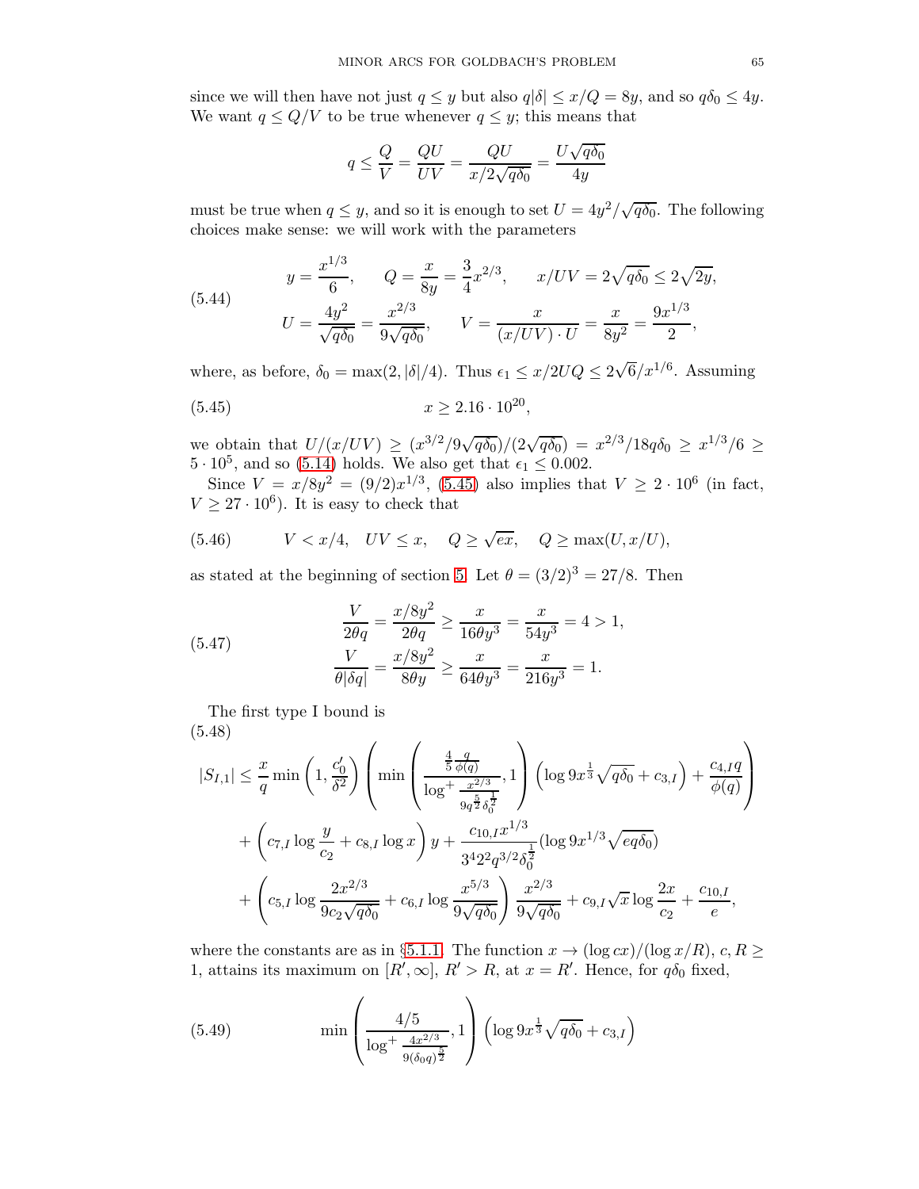since we will then have not just $q \leq y$ but also $q|\delta| \leq x/Q = 8y$, and so $q\delta_0 \leq 4y$. We want $q \leq Q/V$ to be true whenever $q \leq y$; this means that

$$q \leq \frac{Q}{V} = \frac{QU}{UV} = \frac{QU}{x/2\sqrt{q\delta_0}} = \frac{U\sqrt{q\delta_0}}{4y}$$

must be true when $q \leq y$, and so it is enough to set $U = 4y^2/\sqrt{q\delta_0}$. The following choices make sense: we will work with the parameters

$$\tag{5.44} \begin{aligned} y &= \frac{x^{1/3}}{6}, \qquad Q = \frac{x}{8y} = \frac{3}{4}x^{2/3}, \qquad x/UV = 2\sqrt{q\delta_0} \leq 2\sqrt{2y}, \\ U &= \frac{4y^2}{\sqrt{q\delta_0}} = \frac{x^{2/3}}{9\sqrt{q\delta_0}}, \qquad V = \frac{x}{(x/UV)\cdot U} = \frac{x}{8y^2} = \frac{9x^{1/3}}{2}, \end{aligned}$$

where, as before, $\delta_0 = \max(2, |\delta|/4)$. Thus $\epsilon_1 \leq x/2UQ \leq 2\sqrt{6}/x^{1/6}$. Assuming

$$\tag{5.45} x \geq 2.16 \cdot 10^{20},$$

we obtain that $U/(x/UV) \geq (x^{3/2}/9\sqrt{q\delta_0})/(2\sqrt{q\delta_0}) = x^{2/3}/18q\delta_0 \geq x^{1/3}/6 \geq 5 \cdot 10^5$, and so (5.14) holds. We also get that $\epsilon_1 \leq 0.002$.

Since $V = x/8y^2 = (9/2)x^{1/3}$, (5.45) also implies that $V \geq 2 \cdot 10^6$ (in fact, $V \geq 27 \cdot 10^6$). It is easy to check that

$$\tag{5.46} V < x/4, \quad UV \leq x, \quad Q \geq \sqrt{ex}, \quad Q \geq \max(U, x/U),$$

as stated at the beginning of section 5. Let $\theta = (3/2)^3 = 27/8$. Then

$$\tag{5.47} \begin{aligned} \frac{V}{2\theta q} &= \frac{x/8y^2}{2\theta q} \geq \frac{x}{16\theta y^3} = \frac{x}{54y^3} = 4 > 1, \\ \frac{V}{\theta|\delta q|} &= \frac{x/8y^2}{8\theta y} \geq \frac{x}{64\theta y^3} = \frac{x}{216y^3} = 1. \end{aligned}$$

The first type I bound is

$$\tag{5.48} \begin{aligned} |S_{I,1}| \leq{}& \frac{x}{q}\min\left(1, \frac{c_0'}{\delta^2}\right)\left(\min\left(\frac{\frac{4}{5}\frac{q}{\phi(q)}}{\log^+ \frac{x^{2/3}}{9q^{\frac{5}{2}}\delta_0^{\frac{1}{2}}}}, 1\right)\left(\log 9x^{\frac{1}{3}}\sqrt{q\delta_0} + c_{3,I}\right) + \frac{c_{4,I}q}{\phi(q)}\right) \\ &+ \left(c_{7,I}\log\frac{y}{c_2} + c_{8,I}\log x\right) y + \frac{c_{10,I}x^{1/3}}{3^4 2^2 q^{3/2}\delta_0^{\frac{1}{2}}}(\log 9x^{1/3}\sqrt{eq\delta_0}) \\ &+ \left(c_{5,I}\log\frac{2x^{2/3}}{9c_2\sqrt{q\delta_0}} + c_{6,I}\log\frac{x^{5/3}}{9\sqrt{q\delta_0}}\right)\frac{x^{2/3}}{9\sqrt{q\delta_0}} + c_{9,I}\sqrt{x}\log\frac{2x}{c_2} + \frac{c_{10,I}}{e}, \end{aligned}$$

where the constants are as in §5.1.1. The function $x \to (\log cx)/(\log x/R)$, $c, R \geq 1$, attains its maximum on $[R', \infty]$, $R' > R$, at $x = R'$. Hence, for $q\delta_0$ fixed,

$$\tag{5.49} \min\left(\frac{4/5}{\log^+ \frac{4x^{2/3}}{9(\delta_0 q)^{\frac{5}{2}}}}, 1\right)\left(\log 9x^{\frac{1}{3}}\sqrt{q\delta_0} + c_{3,I}\right)$$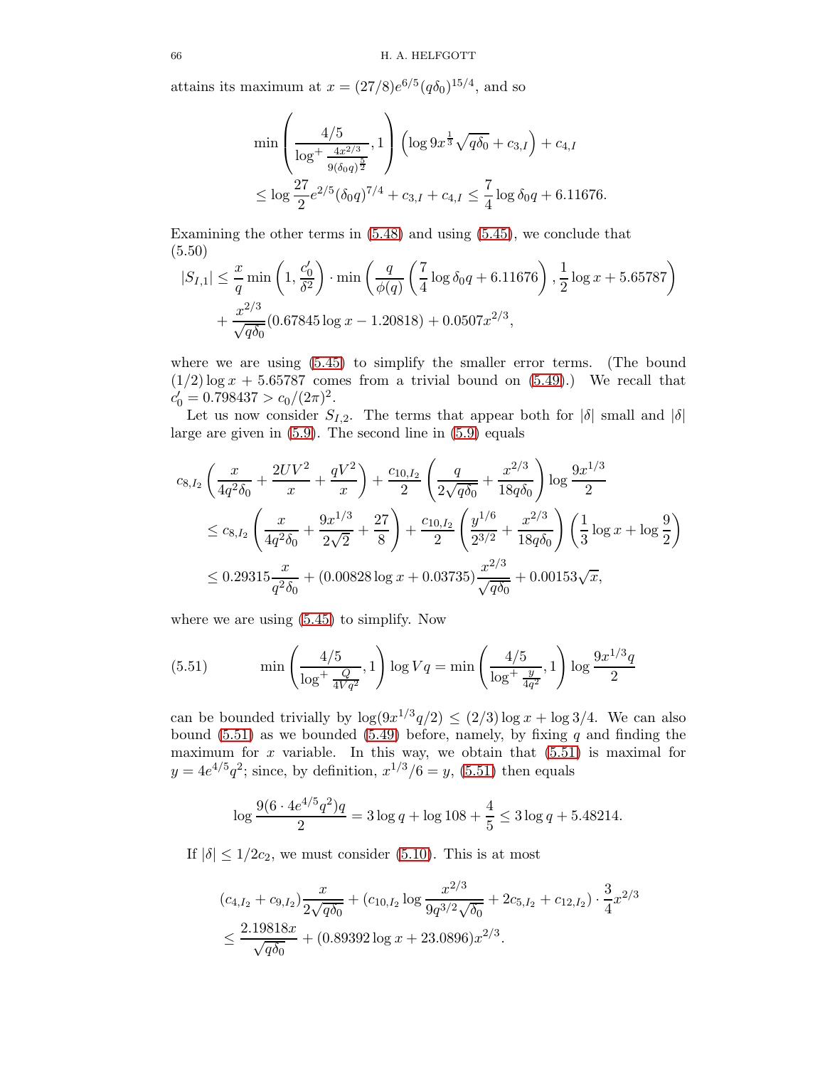attains its maximum at $x = (27/8)e^{6/5}(q\delta_0)^{15/4}$, and so

$$\min\left(\frac{4/5}{\log^+ \frac{4x^{2/3}}{9(\delta_0 q)^{\frac{5}{2}}}}, 1\right)\left(\log 9x^{\frac{1}{3}}\sqrt{q\delta_0} + c_{3,I}\right) + c_{4,I}$$
$$\leq \log \frac{27}{2}e^{2/5}(\delta_0 q)^{7/4} + c_{3,I} + c_{4,I} \leq \frac{7}{4}\log \delta_0 q + 6.11676.$$

Examining the other terms in (5.48) and using (5.45), we conclude that

$$|S_{I,1}| \leq \frac{x}{q}\min\left(1, \frac{c_0'}{\delta^2}\right)\cdot \min\left(\frac{q}{\phi(q)}\left(\frac{7}{4}\log \delta_0 q + 6.11676\right), \frac{1}{2}\log x + 5.65787\right)$$
$$+ \frac{x^{2/3}}{\sqrt{q\delta_0}}(0.67845\log x - 1.20818) + 0.0507x^{2/3}, \tag{5.50}$$

where we are using (5.45) to simplify the smaller error terms. (The bound $(1/2)\log x + 5.65787$ comes from a trivial bound on (5.49).) We recall that $c_0' = 0.798437 > c_0/(2\pi)^2$.

Let us now consider $S_{I,2}$. The terms that appear both for $|\delta|$ small and $|\delta|$ large are given in (5.9). The second line in (5.9) equals

$$c_{8,I_2}\left(\frac{x}{4q^2\delta_0} + \frac{2UV^2}{x} + \frac{qV^2}{x}\right) + \frac{c_{10,I_2}}{2}\left(\frac{q}{2\sqrt{q\delta_0}} + \frac{x^{2/3}}{18q\delta_0}\right)\log\frac{9x^{1/3}}{2}$$
$$\leq c_{8,I_2}\left(\frac{x}{4q^2\delta_0} + \frac{9x^{1/3}}{2\sqrt{2}} + \frac{27}{8}\right) + \frac{c_{10,I_2}}{2}\left(\frac{y^{1/6}}{2^{3/2}} + \frac{x^{2/3}}{18q\delta_0}\right)\left(\frac{1}{3}\log x + \log\frac{9}{2}\right)$$
$$\leq 0.29315\frac{x}{q^2\delta_0} + (0.00828\log x + 0.03735)\frac{x^{2/3}}{\sqrt{q\delta_0}} + 0.00153\sqrt{x},$$

where we are using (5.45) to simplify. Now

$$\min\left(\frac{4/5}{\log^+ \frac{Q}{4Vq^2}}, 1\right)\log Vq = \min\left(\frac{4/5}{\log^+ \frac{y}{4q^2}}, 1\right)\log\frac{9x^{1/3}q}{2} \tag{5.51}$$

can be bounded trivially by $\log(9x^{1/3}q/2) \leq (2/3)\log x + \log 3/4$. We can also bound (5.51) as we bounded (5.49) before, namely, by fixing $q$ and finding the maximum for $x$ variable. In this way, we obtain that (5.51) is maximal for $y = 4e^{4/5}q^2$; since, by definition, $x^{1/3}/6 = y$, (5.51) then equals

$$\log\frac{9(6\cdot 4e^{4/5}q^2)q}{2} = 3\log q + \log 108 + \frac{4}{5} \leq 3\log q + 5.48214.$$

If $|\delta| \leq 1/2c_2$, we must consider (5.10). This is at most

$$(c_{4,I_2} + c_{9,I_2})\frac{x}{2\sqrt{q\delta_0}} + (c_{10,I_2}\log\frac{x^{2/3}}{9q^{3/2}\sqrt{\delta_0}} + 2c_{5,I_2} + c_{12,I_2})\cdot\frac{3}{4}x^{2/3}$$
$$\leq \frac{2.19818x}{\sqrt{q\delta_0}} + (0.89392\log x + 23.0896)x^{2/3}.$$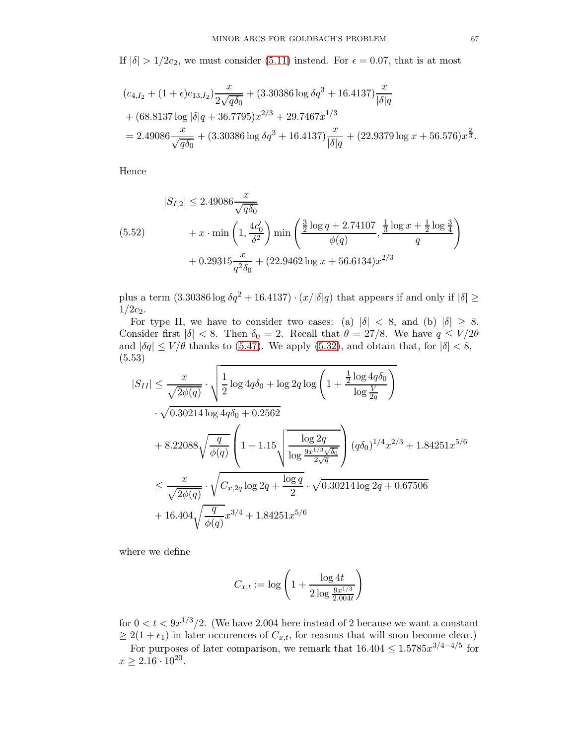If $|\delta| > 1/2c_2$, we must consider (5.11) instead. For $\epsilon = 0.07$, that is at most

$$
\begin{aligned}
&(c_{4,I_2} + (1+\epsilon)c_{13,I_2})\frac{x}{2\sqrt{q\delta_0}} + (3.30386 \log \delta q^3 + 16.4137)\frac{x}{|\delta| q} \\
&+ (68.8137 \log |\delta| q + 36.7795) x^{2/3} + 29.7467 x^{1/3} \\
&= 2.49086 \frac{x}{\sqrt{q\delta_0}} + (3.30386 \log \delta q^3 + 16.4137)\frac{x}{|\delta| q} + (22.9379 \log x + 56.576) x^{\frac{2}{3}}.
\end{aligned}
$$

Hence

$$
\begin{aligned}
|S_{I,2}| \leq\ & 2.49086 \frac{x}{\sqrt{q\delta_0}} \\
& + x \cdot \min\left(1, \frac{4c_0'}{\delta^2}\right) \min\left(\frac{\frac{3}{2}\log q + 2.74107}{\phi(q)}, \frac{\frac{1}{3}\log x + \frac{1}{2}\log\frac{3}{4}}{q}\right) \\
& + 0.29315 \frac{x}{q^2 \delta_0} + (22.9462 \log x + 56.6134) x^{2/3}
\end{aligned}
\tag{5.52}
$$

plus a term $(3.30386 \log \delta q^2 + 16.4137) \cdot (x/|\delta| q)$ that appears if and only if $|\delta| \geq 1/2c_2$.

For type II, we have to consider two cases: (a) $|\delta| < 8$, and (b) $|\delta| \geq 8$. Consider first $|\delta| < 8$. Then $\delta_0 = 2$. Recall that $\theta = 27/8$. We have $q \leq V/2\theta$ and $|\delta q| \leq V/\theta$ thanks to (5.47). We apply (5.32), and obtain that, for $|\delta| < 8$, (5.53)

$$
\begin{aligned}
|S_{II}| \leq\ & \frac{x}{\sqrt{2\phi(q)}} \cdot \sqrt{\frac{1}{2}\log 4q\delta_0 + \log 2q \log\left(1 + \frac{\frac{1}{2}\log 4q\delta_0}{\log \frac{V}{2q}}\right)} \\
& \cdot \sqrt{0.30214 \log 4q\delta_0 + 0.2562} \\
& + 8.22088 \sqrt{\frac{q}{\phi(q)}} \left(1 + 1.15 \sqrt{\frac{\log 2q}{\log \frac{9x^{1/3}\sqrt{\delta_0}}{2\sqrt{q}}}}\right) (q\delta_0)^{1/4} x^{2/3} + 1.84251 x^{5/6} \\
\leq\ & \frac{x}{\sqrt{2\phi(q)}} \cdot \sqrt{C_{x,2q} \log 2q + \frac{\log q}{2}} \cdot \sqrt{0.30214 \log 2q + 0.67506} \\
& + 16.404 \sqrt{\frac{q}{\phi(q)}} x^{3/4} + 1.84251 x^{5/6}
\end{aligned}
$$

where we define

$$
C_{x,t} := \log\left(1 + \frac{\log 4t}{2 \log \frac{9x^{1/3}}{2.004t}}\right)
$$

for $0 < t < 9x^{1/3}/2$. (We have 2.004 here instead of 2 because we want a constant $\geq 2(1+\epsilon_1)$ in later occurences of $C_{x,t}$, for reasons that will soon become clear.)

For purposes of later comparison, we remark that $16.404 \leq 1.5785 x^{3/4 - 4/5}$ for $x \geq 2.16 \cdot 10^{20}$.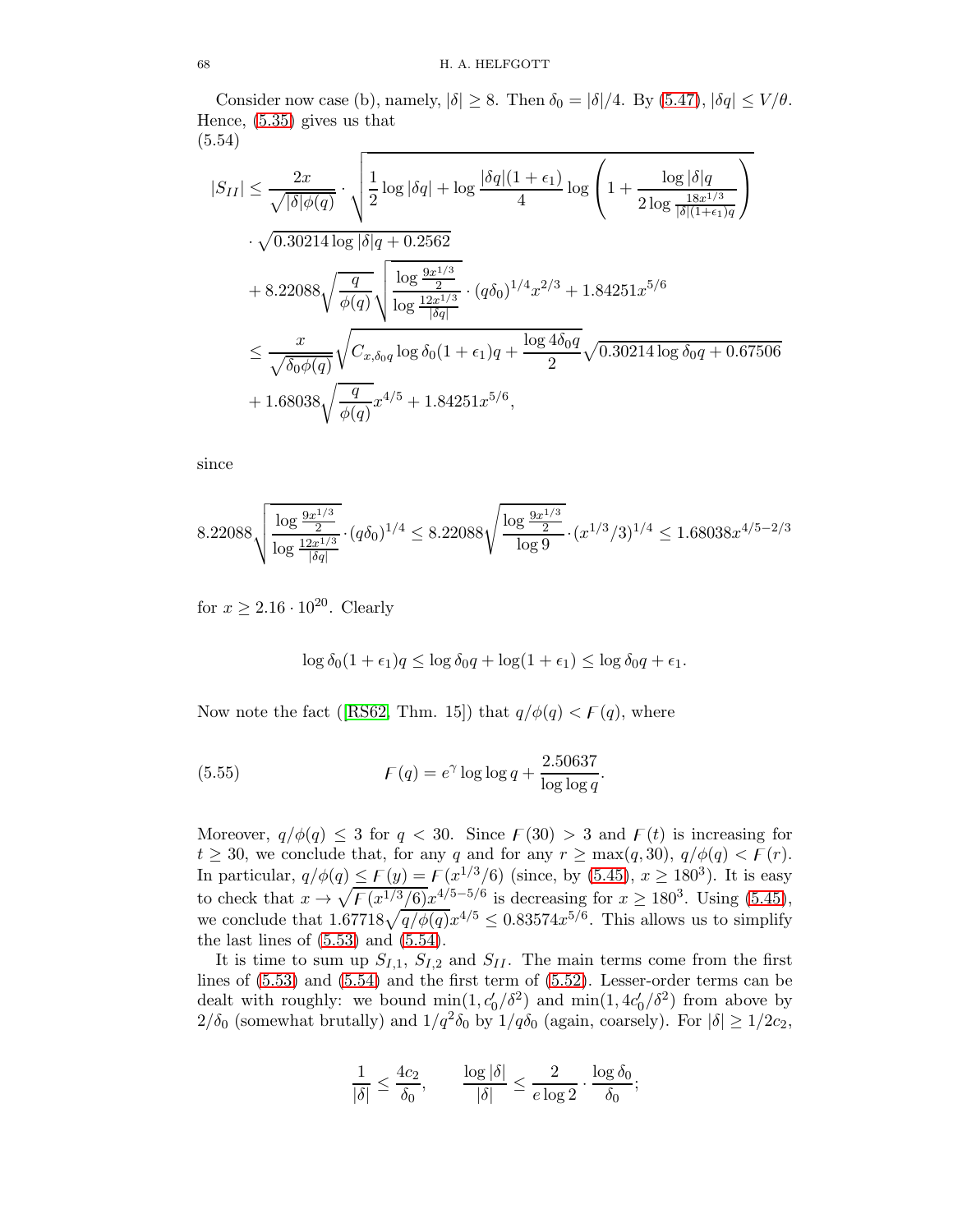Consider now case (b), namely, $|\delta| \geq 8$. Then $\delta_0 = |\delta|/4$. By (5.47), $|\delta q| \leq V/\theta$. Hence, (5.35) gives us that

(5.54)

$$
\begin{aligned}
|S_{II}| \leq& \frac{2x}{\sqrt{|\delta|\phi(q)}} \cdot \sqrt{\frac{1}{2}\log|\delta q| + \log\frac{|\delta q|(1+\epsilon_1)}{4}\log\left(1 + \frac{\log|\delta|q}{2\log\frac{18x^{1/3}}{|\delta|(1+\epsilon_1)q}}\right)} \\
&\cdot \sqrt{0.30214\log|\delta|q + 0.2562} \\
&+ 8.22088\sqrt{\frac{q}{\phi(q)}}\sqrt{\frac{\log\frac{9x^{1/3}}{2}}{\log\frac{12x^{1/3}}{|\delta q|}}} \cdot (q\delta_0)^{1/4}x^{2/3} + 1.84251x^{5/6} \\
\leq& \frac{x}{\sqrt{\delta_0\phi(q)}}\sqrt{C_{x,\delta_0 q}\log\delta_0(1+\epsilon_1)q + \frac{\log 4\delta_0 q}{2}}\sqrt{0.30214\log\delta_0 q + 0.67506} \\
&+ 1.68038\sqrt{\frac{q}{\phi(q)}}x^{4/5} + 1.84251x^{5/6},
\end{aligned}
$$

since

$$
8.22088\sqrt{\frac{\log\frac{9x^{1/3}}{2}}{\log\frac{12x^{1/3}}{|\delta q|}}}\cdot(q\delta_0)^{1/4} \leq 8.22088\sqrt{\frac{\log\frac{9x^{1/3}}{2}}{\log 9}}\cdot(x^{1/3}/3)^{1/4} \leq 1.68038x^{4/5-2/3}
$$

for $x \geq 2.16 \cdot 10^{20}$. Clearly

$$
\log\delta_0(1+\epsilon_1)q \leq \log\delta_0 q + \log(1+\epsilon_1) \leq \log\delta_0 q + \epsilon_1.
$$

Now note the fact ([RS62, Thm. 15]) that $q/\phi(q) < \digamma(q)$, where

$$
\digamma(q) = e^\gamma \log\log q + \frac{2.50637}{\log\log q}. \tag{5.55}
$$

Moreover, $q/\phi(q) \leq 3$ for $q < 30$. Since $\digamma(30) > 3$ and $\digamma(t)$ is increasing for $t \geq 30$, we conclude that, for any $q$ and for any $r \geq \max(q, 30)$, $q/\phi(q) < \digamma(r)$. In particular, $q/\phi(q) \leq \digamma(y) = \digamma(x^{1/3}/6)$ (since, by (5.45), $x \geq 180^3$). It is easy to check that $x \to \sqrt{\digamma(x^{1/3}/6)}x^{4/5-5/6}$ is decreasing for $x \geq 180^3$. Using (5.45), we conclude that $1.67718\sqrt{q/\phi(q)}x^{4/5} \leq 0.83574x^{5/6}$. This allows us to simplify the last lines of (5.53) and (5.54).

It is time to sum up $S_{I,1}$, $S_{I,2}$ and $S_{II}$. The main terms come from the first lines of (5.53) and (5.54) and the first term of (5.52). Lesser-order terms can be dealt with roughly: we bound $\min(1, c_0'/\delta^2)$ and $\min(1, 4c_0'/\delta^2)$ from above by $2/\delta_0$ (somewhat brutally) and $1/q^2\delta_0$ by $1/q\delta_0$ (again, coarsely). For $|\delta| \geq 1/2c_2$,

$$
\frac{1}{|\delta|} \leq \frac{4c_2}{\delta_0}, \qquad \frac{\log|\delta|}{|\delta|} \leq \frac{2}{e\log 2}\cdot\frac{\log\delta_0}{\delta_0};
$$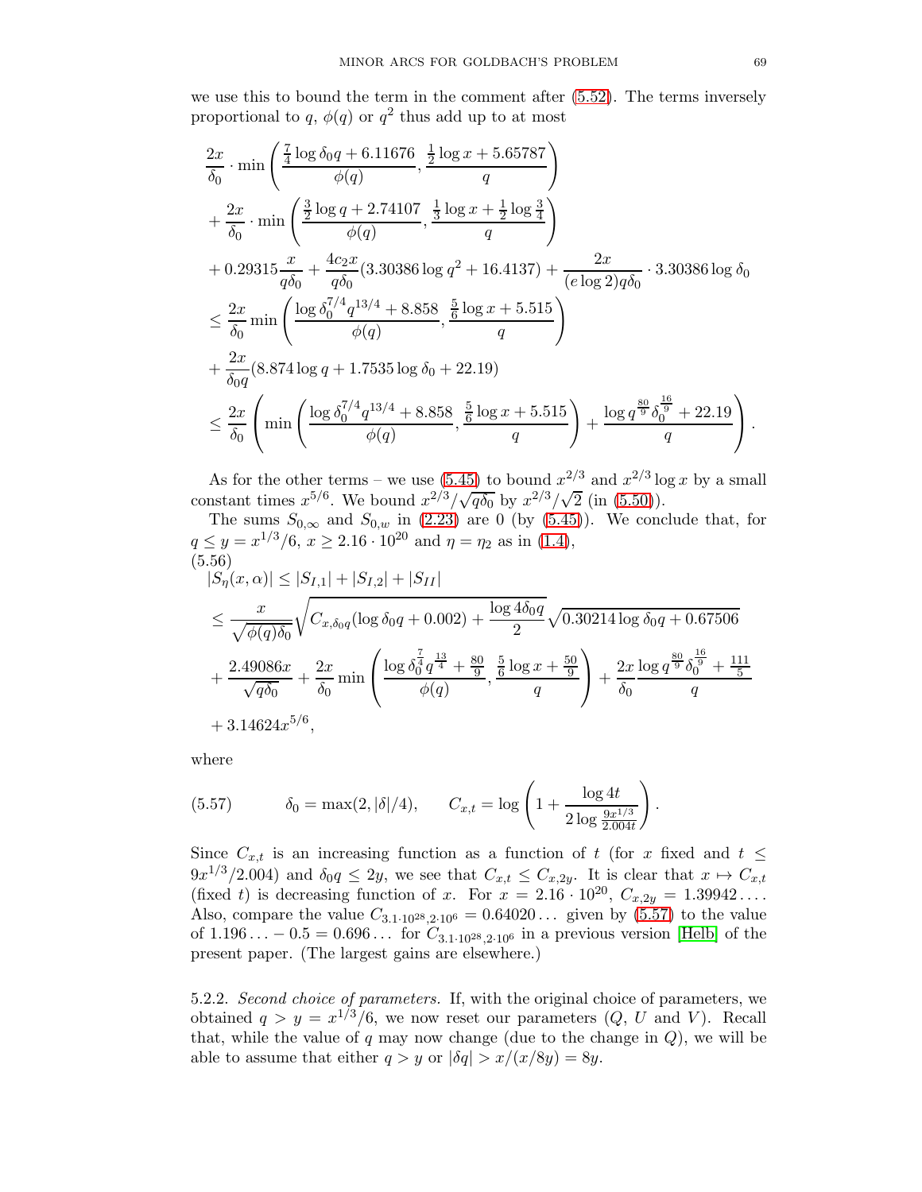we use this to bound the term in the comment after (5.52). The terms inversely proportional to $q$, $\phi(q)$ or $q^2$ thus add up to at most

$$
\begin{aligned}
&\frac{2x}{\delta_0}\cdot\min\left(\frac{\frac{7}{4}\log\delta_0 q + 6.11676}{\phi(q)}, \frac{\frac{1}{2}\log x + 5.65787}{q}\right)\\
&+\frac{2x}{\delta_0}\cdot\min\left(\frac{\frac{3}{2}\log q + 2.74107}{\phi(q)}, \frac{\frac{1}{3}\log x + \frac{1}{2}\log\frac{3}{4}}{q}\right)\\
&+0.29315\frac{x}{q\delta_0} + \frac{4c_2 x}{q\delta_0}(3.30386\log q^2 + 16.4137) + \frac{2x}{(e\log 2)q\delta_0}\cdot 3.30386\log\delta_0\\
&\leq \frac{2x}{\delta_0}\min\left(\frac{\log\delta_0^{7/4}q^{13/4} + 8.858}{\phi(q)}, \frac{\frac{5}{6}\log x + 5.515}{q}\right)\\
&+\frac{2x}{\delta_0 q}(8.874\log q + 1.7535\log\delta_0 + 22.19)\\
&\leq \frac{2x}{\delta_0}\left(\min\left(\frac{\log\delta_0^{7/4}q^{13/4} + 8.858}{\phi(q)}, \frac{\frac{5}{6}\log x + 5.515}{q}\right) + \frac{\log q^{\frac{80}{9}}\delta_0^{\frac{16}{9}} + 22.19}{q}\right).
\end{aligned}
$$

As for the other terms – we use (5.45) to bound $x^{2/3}$ and $x^{2/3}\log x$ by a small constant times $x^{5/6}$. We bound $x^{2/3}/\sqrt{q\delta_0}$ by $x^{2/3}/\sqrt{2}$ (in (5.50)).

The sums $S_{0,\infty}$ and $S_{0,w}$ in (2.23) are 0 (by (5.45)). We conclude that, for $q \leq y = x^{1/3}/6$, $x \geq 2.16\cdot 10^{20}$ and $\eta = \eta_2$ as in (1.4),

(5.56)
$$
\begin{aligned}
&|S_\eta(x,\alpha)| \leq |S_{I,1}| + |S_{I,2}| + |S_{II}|\\
&\leq \frac{x}{\sqrt{\phi(q)\delta_0}}\sqrt{C_{x,\delta_0 q}(\log\delta_0 q + 0.002) + \frac{\log 4\delta_0 q}{2}}\sqrt{0.30214\log\delta_0 q + 0.67506}\\
&+\frac{2.49086x}{\sqrt{q\delta_0}} + \frac{2x}{\delta_0}\min\left(\frac{\log\delta_0^{\frac{7}{4}}q^{\frac{13}{4}} + \frac{80}{9}}{\phi(q)}, \frac{\frac{5}{6}\log x + \frac{50}{9}}{q}\right) + \frac{2x}{\delta_0}\frac{\log q^{\frac{80}{9}}\delta_0^{\frac{16}{9}} + \frac{111}{5}}{q}\\
&+3.14624x^{5/6},
\end{aligned}
$$

where

$$
(5.57)\qquad \delta_0 = \max(2, |\delta|/4), \qquad C_{x,t} = \log\left(1 + \frac{\log 4t}{2\log\frac{9x^{1/3}}{2.004t}}\right).
$$

Since $C_{x,t}$ is an increasing function as a function of $t$ (for $x$ fixed and $t \leq 9x^{1/3}/2.004$) and $\delta_0 q \leq 2y$, we see that $C_{x,t} \leq C_{x,2y}$. It is clear that $x \mapsto C_{x,t}$ (fixed $t$) is decreasing function of $x$. For $x = 2.16\cdot 10^{20}$, $C_{x,2y} = 1.39942\ldots$. Also, compare the value $C_{3.1\cdot 10^{28}, 2\cdot 10^6} = 0.64020\ldots$ given by (5.57) to the value of $1.196\ldots - 0.5 = 0.696\ldots$ for $C_{3.1\cdot 10^{28}, 2\cdot 10^6}$ in a previous version [Helb] of the present paper. (The largest gains are elsewhere.)

5.2.2. *Second choice of parameters.* If, with the original choice of parameters, we obtained $q > y = x^{1/3}/6$, we now reset our parameters ($Q$, $U$ and $V$). Recall that, while the value of $q$ may now change (due to the change in $Q$), we will be able to assume that either $q > y$ or $|\delta q| > x/(x/8y) = 8y$.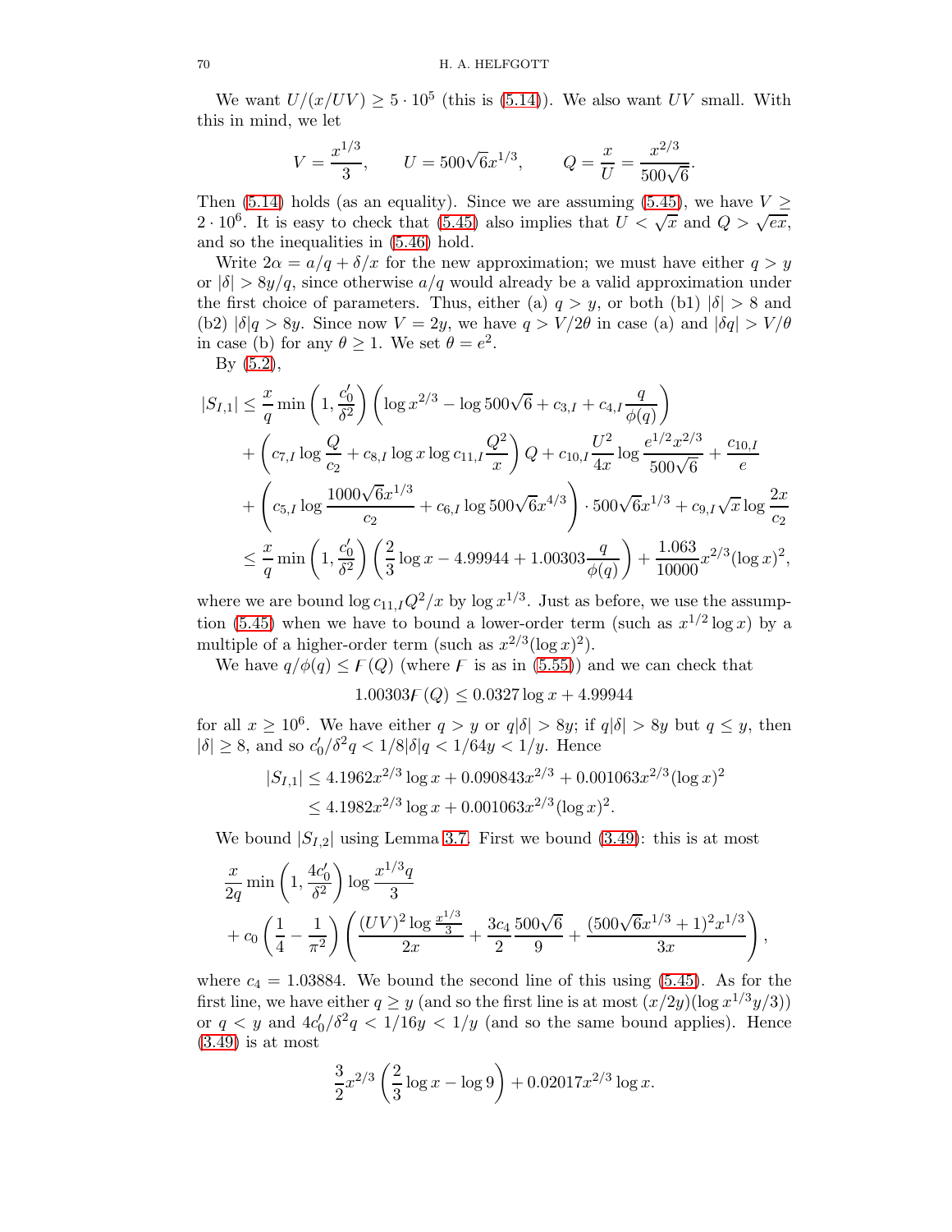We want $U/(x/UV) \geq 5 \cdot 10^5$ (this is (5.14)). We also want $UV$ small. With this in mind, we let

$$V = \frac{x^{1/3}}{3}, \qquad U = 500\sqrt{6}x^{1/3}, \qquad Q = \frac{x}{U} = \frac{x^{2/3}}{500\sqrt{6}}.$$

Then (5.14) holds (as an equality). Since we are assuming (5.45), we have $V \geq 2 \cdot 10^6$. It is easy to check that (5.45) also implies that $U < \sqrt{x}$ and $Q > \sqrt{ex}$, and so the inequalities in (5.46) hold.

Write $2\alpha = a/q + \delta/x$ for the new approximation; we must have either $q > y$ or $|\delta| > 8y/q$, since otherwise $a/q$ would already be a valid approximation under the first choice of parameters. Thus, either (a) $q > y$, or both (b1) $|\delta| > 8$ and (b2) $|\delta|q > 8y$. Since now $V = 2y$, we have $q > V/2\theta$ in case (a) and $|\delta q| > V/\theta$ in case (b) for any $\theta \geq 1$. We set $\theta = e^2$.

By (5.2),

$$\begin{aligned}
|S_{I,1}| \leq\ & \frac{x}{q}\min\left(1, \frac{c_0'}{\delta^2}\right)\left(\log x^{2/3} - \log 500\sqrt{6} + c_{3,I} + c_{4,I}\frac{q}{\phi(q)}\right) \\
&+ \left(c_{7,I}\log\frac{Q}{c_2} + c_{8,I}\log x \log c_{11,I}\frac{Q^2}{x}\right)Q + c_{10,I}\frac{U^2}{4x}\log\frac{e^{1/2}x^{2/3}}{500\sqrt{6}} + \frac{c_{10,I}}{e} \\
&+ \left(c_{5,I}\log\frac{1000\sqrt{6}x^{1/3}}{c_2} + c_{6,I}\log 500\sqrt{6}x^{4/3}\right)\cdot 500\sqrt{6}x^{1/3} + c_{9,I}\sqrt{x}\log\frac{2x}{c_2} \\
\leq\ & \frac{x}{q}\min\left(1, \frac{c_0'}{\delta^2}\right)\left(\frac{2}{3}\log x - 4.99944 + 1.00303\frac{q}{\phi(q)}\right) + \frac{1.063}{10000}x^{2/3}(\log x)^2,
\end{aligned}$$

where we are bound $\log c_{11,I}Q^2/x$ by $\log x^{1/3}$. Just as before, we use the assumption (5.45) when we have to bound a lower-order term (such as $x^{1/2}\log x$) by a multiple of a higher-order term (such as $x^{2/3}(\log x)^2$).

We have $q/\phi(q) \leq \digamma(Q)$ (where $\digamma$ is as in (5.55)) and we can check that

$$1.00303\digamma(Q) \leq 0.0327\log x + 4.99944$$

for all $x \geq 10^6$. We have either $q > y$ or $q|\delta| > 8y$; if $q|\delta| > 8y$ but $q \leq y$, then $|\delta| \geq 8$, and so $c_0'/\delta^2 q < 1/8|\delta|q < 1/64y < 1/y$. Hence

$$\begin{aligned}
|S_{I,1}| &\leq 4.1962x^{2/3}\log x + 0.090843x^{2/3} + 0.001063x^{2/3}(\log x)^2 \\
&\leq 4.1982x^{2/3}\log x + 0.001063x^{2/3}(\log x)^2.
\end{aligned}$$

We bound $|S_{I,2}|$ using Lemma 3.7. First we bound (3.49): this is at most

$$\begin{aligned}
&\frac{x}{2q}\min\left(1, \frac{4c_0'}{\delta^2}\right)\log\frac{x^{1/3}q}{3} \\
&+ c_0\left(\frac{1}{4} - \frac{1}{\pi^2}\right)\left(\frac{(UV)^2\log\frac{x^{1/3}}{3}}{2x} + \frac{3c_4}{2}\frac{500\sqrt{6}}{9} + \frac{(500\sqrt{6}x^{1/3}+1)^2x^{1/3}}{3x}\right),
\end{aligned}$$

where $c_4 = 1.03884$. We bound the second line of this using (5.45). As for the first line, we have either $q \geq y$ (and so the first line is at most $(x/2y)(\log x^{1/3}y/3)$) or $q < y$ and $4c_0'/\delta^2 q < 1/16y < 1/y$ (and so the same bound applies). Hence (3.49) is at most

$$\frac{3}{2}x^{2/3}\left(\frac{2}{3}\log x - \log 9\right) + 0.02017x^{2/3}\log x.$$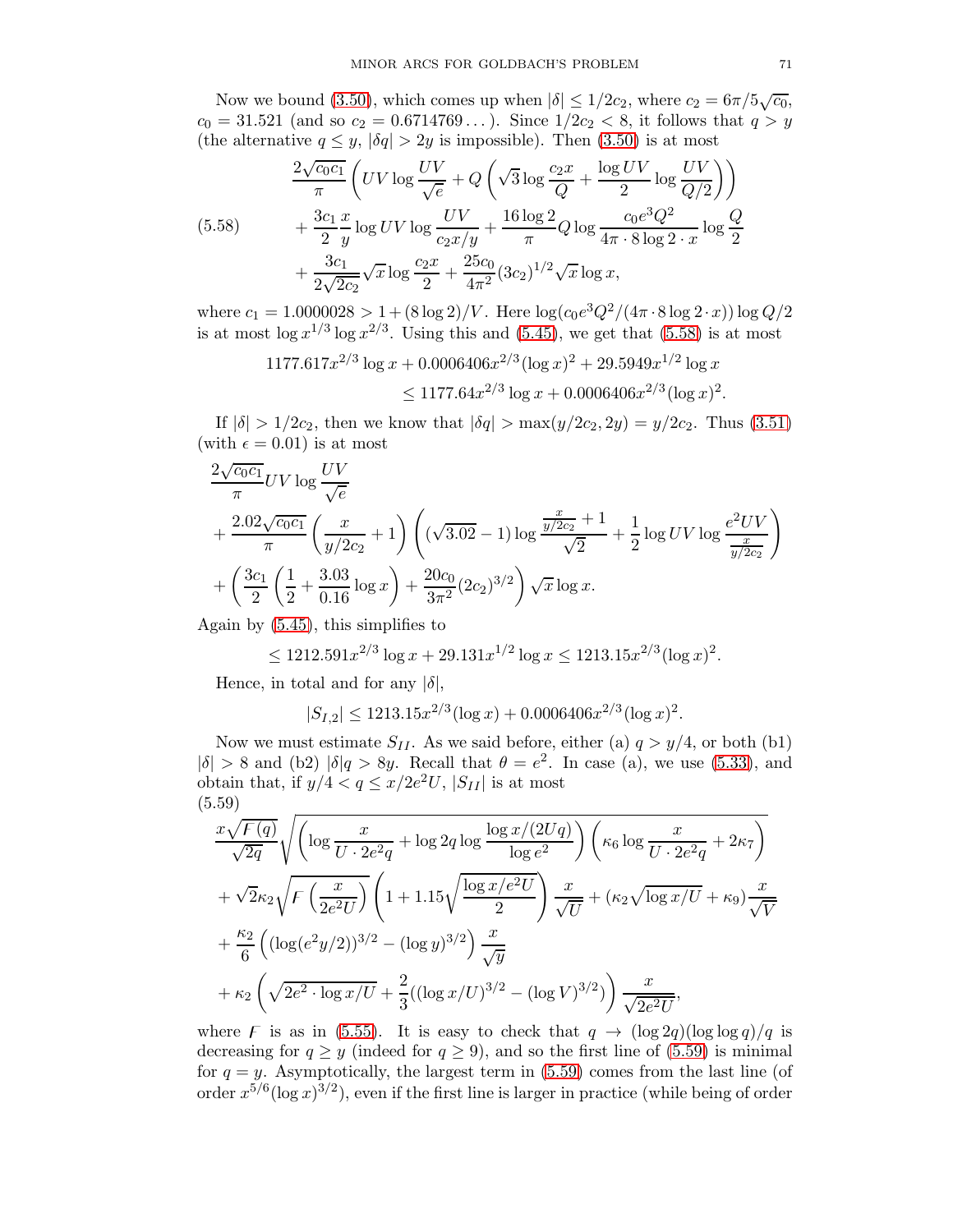Now we bound (3.50), which comes up when $|\delta| \leq 1/2c_2$, where $c_2 = 6\pi/5\sqrt{c_0}$, $c_0 = 31.521$ (and so $c_2 = 0.6714769\ldots$). Since $1/2c_2 < 8$, it follows that $q > y$ (the alternative $q \leq y$, $|\delta q| > 2y$ is impossible). Then (3.50) is at most

$$
\begin{aligned}
&\frac{2\sqrt{c_0c_1}}{\pi}\left(UV\log\frac{UV}{\sqrt{e}} + Q\left(\sqrt{3}\log\frac{c_2x}{Q} + \frac{\log UV}{2}\log\frac{UV}{Q/2}\right)\right)\\
(5.58)\qquad &+\frac{3c_1}{2}\frac{x}{y}\log UV\log\frac{UV}{c_2x/y} + \frac{16\log 2}{\pi}Q\log\frac{c_0e^3Q^2}{4\pi\cdot 8\log 2\cdot x}\log\frac{Q}{2}\\
&+\frac{3c_1}{2\sqrt{2c_2}}\sqrt{x}\log\frac{c_2x}{2} + \frac{25c_0}{4\pi^2}(3c_2)^{1/2}\sqrt{x}\log x,
\end{aligned}
$$

where $c_1 = 1.0000028 > 1 + (8\log 2)/V$. Here $\log(c_0e^3Q^2/(4\pi\cdot 8\log 2\cdot x))\log Q/2$ is at most $\log x^{1/3}\log x^{2/3}$. Using this and (5.45), we get that (5.58) is at most

$$
\begin{aligned}
1177.617x^{2/3}\log x + 0.0006406x^{2/3}(\log x)^2 + 29.5949x^{1/2}\log x&\\
\leq 1177.64x^{2/3}\log x + 0.0006406x^{2/3}(\log x)^2&.
\end{aligned}
$$

If $|\delta| > 1/2c_2$, then we know that $|\delta q| > \max(y/2c_2, 2y) = y/2c_2$. Thus (3.51) (with $\epsilon = 0.01$) is at most

$$
\begin{aligned}
&\frac{2\sqrt{c_0c_1}}{\pi}UV\log\frac{UV}{\sqrt{e}}\\
&+\frac{2.02\sqrt{c_0c_1}}{\pi}\left(\frac{x}{y/2c_2}+1\right)\left((\sqrt{3.02}-1)\log\frac{\frac{x}{y/2c_2}+1}{\sqrt{2}} + \frac{1}{2}\log UV\log\frac{e^2UV}{\frac{x}{y/2c_2}}\right)\\
&+\left(\frac{3c_1}{2}\left(\frac{1}{2}+\frac{3.03}{0.16}\log x\right) + \frac{20c_0}{3\pi^2}(2c_2)^{3/2}\right)\sqrt{x}\log x.
\end{aligned}
$$

Again by (5.45), this simplifies to

$$
\leq 1212.591x^{2/3}\log x + 29.131x^{1/2}\log x \leq 1213.15x^{2/3}(\log x)^2.
$$

Hence, in total and for any $|\delta|$,

$$
|S_{I,2}| \leq 1213.15x^{2/3}(\log x) + 0.0006406x^{2/3}(\log x)^2.
$$

Now we must estimate $S_{II}$. As we said before, either (a) $q > y/4$, or both (b1) $|\delta| > 8$ and (b2) $|\delta|q > 8y$. Recall that $\theta = e^2$. In case (a), we use (5.33), and obtain that, if $y/4 < q \leq x/2e^2U$, $|S_{II}|$ is at most

$$
\begin{aligned}
(5.59)\qquad &\frac{x\sqrt{\digamma(q)}}{\sqrt{2q}}\sqrt{\left(\log\frac{x}{U\cdot 2e^2q} + \log 2q\log\frac{\log x/(2Uq)}{\log e^2}\right)\left(\kappa_6\log\frac{x}{U\cdot 2e^2q} + 2\kappa_7\right)}\\
&+\sqrt{2}\kappa_2\sqrt{\digamma\left(\frac{x}{2e^2U}\right)}\left(1 + 1.15\sqrt{\frac{\log x/e^2U}{2}}\right)\frac{x}{\sqrt{U}} + (\kappa_2\sqrt{\log x/U} + \kappa_9)\frac{x}{\sqrt{V}}\\
&+\frac{\kappa_2}{6}\left((\log(e^2y/2))^{3/2} - (\log y)^{3/2}\right)\frac{x}{\sqrt{y}}\\
&+\kappa_2\left(\sqrt{2e^2\cdot\log x/U} + \frac{2}{3}((\log x/U)^{3/2} - (\log V)^{3/2})\right)\frac{x}{\sqrt{2e^2U}},
\end{aligned}
$$

where $\digamma$ is as in (5.55). It is easy to check that $q \to (\log 2q)(\log\log q)/q$ is decreasing for $q \geq y$ (indeed for $q \geq 9$), and so the first line of (5.59) is minimal for $q = y$. Asymptotically, the largest term in (5.59) comes from the last line (of order $x^{5/6}(\log x)^{3/2}$), even if the first line is larger in practice (while being of order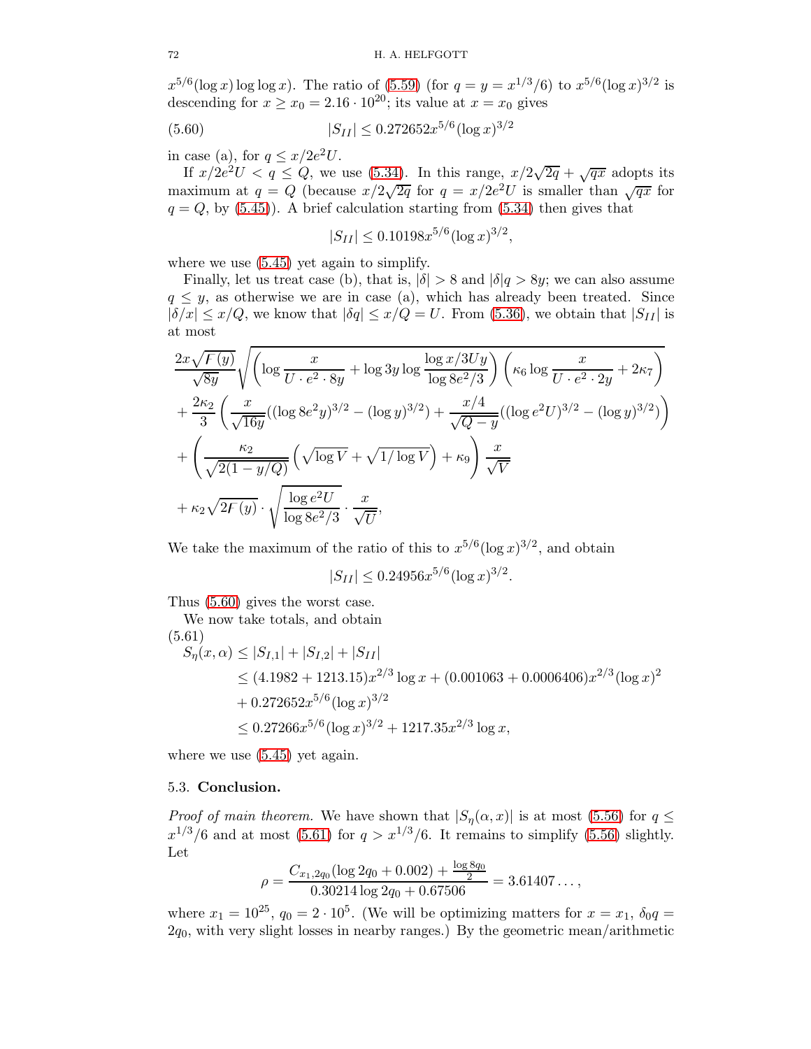$x^{5/6}(\log x) \log\log x$). The ratio of (5.59) (for $q = y = x^{1/3}/6$) to $x^{5/6}(\log x)^{3/2}$ is descending for $x \geq x_0 = 2.16 \cdot 10^{20}$; its value at $x = x_0$ gives

$$|S_{II}| \leq 0.272652 x^{5/6} (\log x)^{3/2} \tag{5.60}$$

in case (a), for $q \leq x/2e^2 U$.

If $x/2e^2U < q \leq Q$, we use (5.34). In this range, $x/2\sqrt{2q} + \sqrt{qx}$ adopts its maximum at $q = Q$ (because $x/2\sqrt{2q}$ for $q = x/2e^2U$ is smaller than $\sqrt{qx}$ for $q = Q$, by (5.45)). A brief calculation starting from (5.34) then gives that

$$|S_{II}| \leq 0.10198 x^{5/6} (\log x)^{3/2},$$

where we use (5.45) yet again to simplify.

Finally, let us treat case (b), that is, $|\delta| > 8$ and $|\delta| q > 8y$; we can also assume $q \leq y$, as otherwise we are in case (a), which has already been treated. Since $|\delta/x| \leq x/Q$, we know that $|\delta q| \leq x/Q = U$. From (5.36), we obtain that $|S_{II}|$ is at most

$$\begin{aligned}
&\frac{2x\sqrt{F(y)}}{\sqrt{8y}} \sqrt{\left(\log \frac{x}{U \cdot e^2 \cdot 8y} + \log 3y \log \frac{\log x/3Uy}{\log 8e^2/3}\right)\left(\kappa_6 \log \frac{x}{U \cdot e^2 \cdot 2y} + 2\kappa_7\right)} \\
&+ \frac{2\kappa_2}{3}\left(\frac{x}{\sqrt{16y}}((\log 8e^2 y)^{3/2} - (\log y)^{3/2}) + \frac{x/4}{\sqrt{Q-y}}((\log e^2 U)^{3/2} - (\log y)^{3/2})\right) \\
&+ \left(\frac{\kappa_2}{\sqrt{2(1-y/Q)}}\left(\sqrt{\log V} + \sqrt{1/\log V}\right) + \kappa_9\right)\frac{x}{\sqrt{V}} \\
&+ \kappa_2 \sqrt{2F(y)} \cdot \sqrt{\frac{\log e^2 U}{\log 8e^2/3}} \cdot \frac{x}{\sqrt{U}},
\end{aligned}$$

We take the maximum of the ratio of this to $x^{5/6}(\log x)^{3/2}$, and obtain

$$|S_{II}| \leq 0.24956 x^{5/6} (\log x)^{3/2}.$$

Thus (5.60) gives the worst case.

We now take totals, and obtain

$$\begin{aligned}
S_\eta(x,\alpha) &\leq |S_{I,1}| + |S_{I,2}| + |S_{II}| \\
&\leq (4.1982 + 1213.15) x^{2/3} \log x + (0.001063 + 0.0006406) x^{2/3} (\log x)^2 \\
&\quad + 0.272652 x^{5/6} (\log x)^{3/2} \\
&\leq 0.27266 x^{5/6} (\log x)^{3/2} + 1217.35 x^{2/3} \log x,
\end{aligned} \tag{5.61}$$

where we use (5.45) yet again.

### 5.3. **Conclusion.**

*Proof of main theorem.* We have shown that $|S_\eta(\alpha, x)|$ is at most (5.56) for $q \leq x^{1/3}/6$ and at most (5.61) for $q > x^{1/3}/6$. It remains to simplify (5.56) slightly. Let

$$\rho = \frac{C_{x_1, 2q_0}(\log 2q_0 + 0.002) + \frac{\log 8q_0}{2}}{0.30214 \log 2q_0 + 0.67506} = 3.61407\ldots,$$

where $x_1 = 10^{25}$, $q_0 = 2 \cdot 10^5$. (We will be optimizing matters for $x = x_1$, $\delta_0 q = 2q_0$, with very slight losses in nearby ranges.) By the geometric mean/arithmetic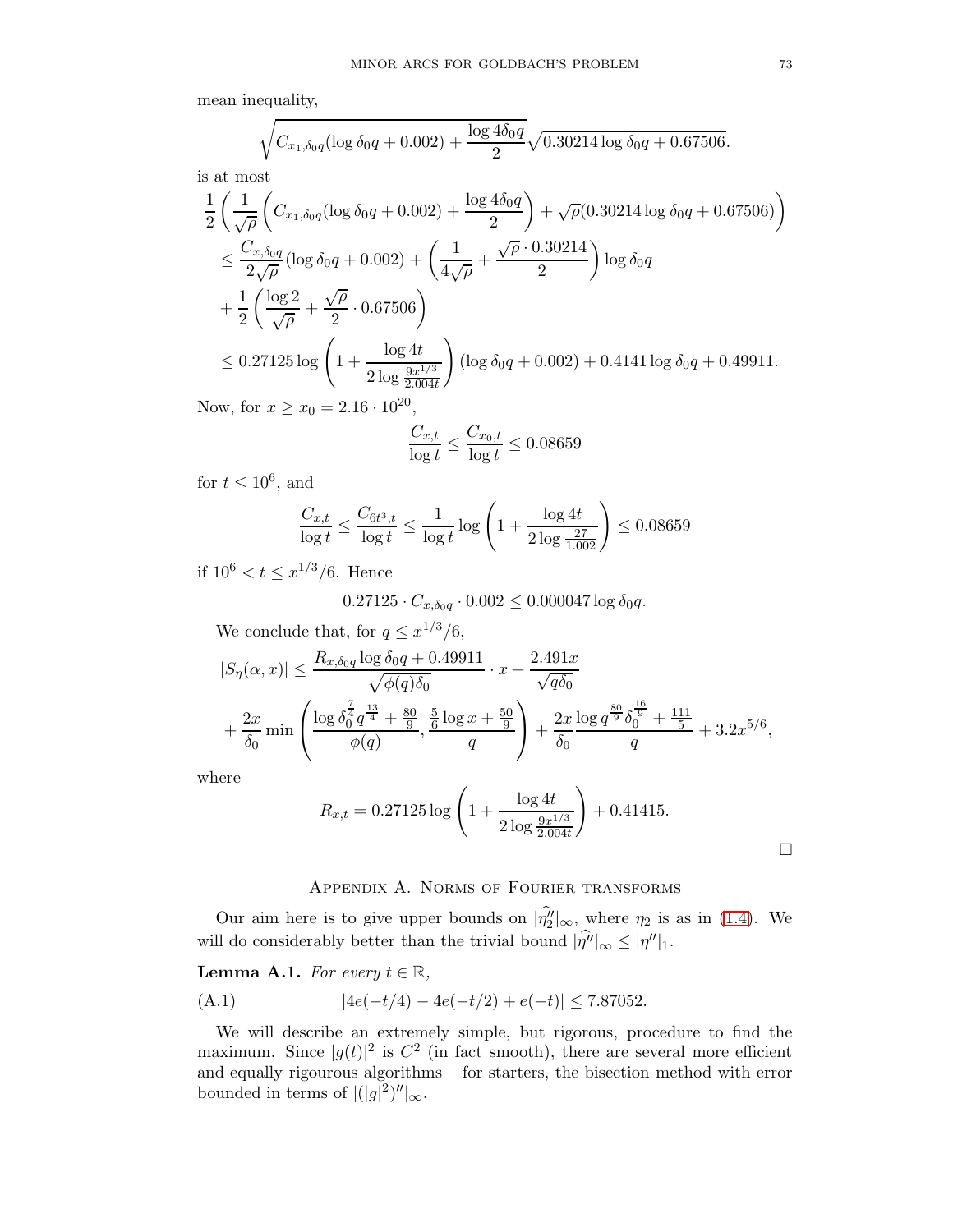mean inequality,

$$\sqrt{C_{x_1,\delta_0 q}(\log \delta_0 q + 0.002) + \frac{\log 4\delta_0 q}{2}}\sqrt{0.30214 \log \delta_0 q + 0.67506}.$$

is at most

$$\begin{aligned}
&\frac{1}{2}\left(\frac{1}{\sqrt{\rho}}\left(C_{x_1,\delta_0 q}(\log \delta_0 q + 0.002) + \frac{\log 4\delta_0 q}{2}\right) + \sqrt{\rho}(0.30214 \log \delta_0 q + 0.67506)\right) \\
&\leq \frac{C_{x,\delta_0 q}}{2\sqrt{\rho}}(\log \delta_0 q + 0.002) + \left(\frac{1}{4\sqrt{\rho}} + \frac{\sqrt{\rho}\cdot 0.30214}{2}\right)\log \delta_0 q \\
&+ \frac{1}{2}\left(\frac{\log 2}{\sqrt{\rho}} + \frac{\sqrt{\rho}}{2}\cdot 0.67506\right) \\
&\leq 0.27125 \log\left(1 + \frac{\log 4t}{2\log \frac{9x^{1/3}}{2.004t}}\right)(\log \delta_0 q + 0.002) + 0.4141 \log \delta_0 q + 0.49911.
\end{aligned}$$

Now, for $x \geq x_0 = 2.16 \cdot 10^{20}$,

$$\frac{C_{x,t}}{\log t} \leq \frac{C_{x_0,t}}{\log t} \leq 0.08659$$

for $t \leq 10^6$, and

$$\frac{C_{x,t}}{\log t} \leq \frac{C_{6t^3,t}}{\log t} \leq \frac{1}{\log t}\log\left(1 + \frac{\log 4t}{2\log \frac{27}{1.002}}\right) \leq 0.08659$$

if $10^6 < t \leq x^{1/3}/6$. Hence

$$0.27125 \cdot C_{x,\delta_0 q} \cdot 0.002 \leq 0.000047 \log \delta_0 q.$$

We conclude that, for $q \leq x^{1/3}/6$,

$$\begin{aligned}
|S_\eta(\alpha, x)| &\leq \frac{R_{x,\delta_0 q} \log \delta_0 q + 0.49911}{\sqrt{\phi(q)\delta_0}} \cdot x + \frac{2.491x}{\sqrt{q\delta_0}} \\
&+ \frac{2x}{\delta_0}\min\left(\frac{\log \delta_0^{\frac{7}{4}} q^{\frac{13}{4}} + \frac{80}{9}}{\phi(q)}, \frac{\frac{5}{6}\log x + \frac{50}{9}}{q}\right) + \frac{2x}{\delta_0}\frac{\log q^{\frac{80}{9}}\delta_0^{\frac{16}{9}} + \frac{111}{5}}{q} + 3.2x^{5/6},
\end{aligned}$$

where

$$R_{x,t} = 0.27125 \log\left(1 + \frac{\log 4t}{2\log \frac{9x^{1/3}}{2.004t}}\right) + 0.41415.$$

□

## Appendix A. Norms of Fourier transforms

Our aim here is to give upper bounds on $|\widehat{\eta_2''}|_\infty$, where $\eta_2$ is as in (1.4). We will do considerably better than the trivial bound $|\widehat{\eta''}|_\infty \leq |\eta''|_1$.

**Lemma A.1.** *For every $t \in \mathbb{R}$,*

$$|4e(-t/4) - 4e(-t/2) + e(-t)| \leq 7.87052. \tag{A.1}$$

We will describe an extremely simple, but rigorous, procedure to find the maximum. Since $|g(t)|^2$ is $C^2$ (in fact smooth), there are several more efficient and equally rigourous algorithms – for starters, the bisection method with error bounded in terms of $|(|g|^2)''|_\infty$.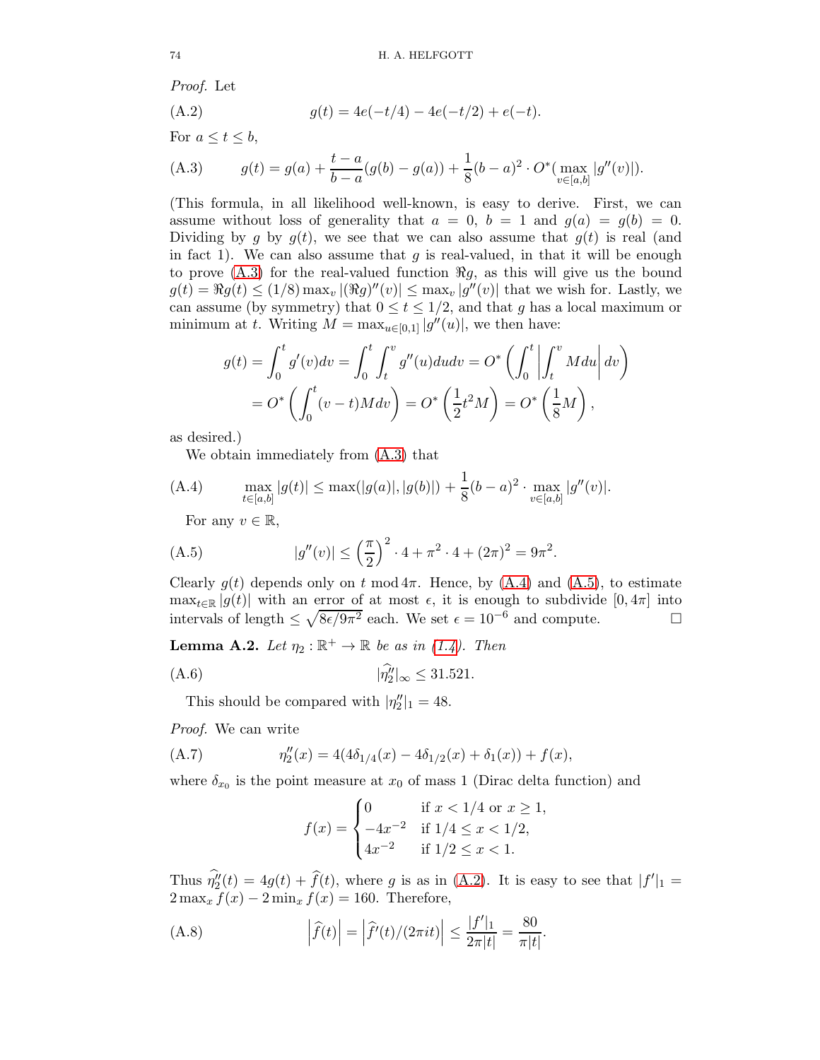*Proof.* Let

$$g(t) = 4e(-t/4) - 4e(-t/2) + e(-t). \tag{A.2}$$

For $a \le t \le b$,

$$g(t) = g(a) + \frac{t-a}{b-a}(g(b) - g(a)) + \frac{1}{8}(b-a)^2 \cdot O^*(\max_{v \in [a,b]} |g''(v)|). \tag{A.3}$$

(This formula, in all likelihood well-known, is easy to derive. First, we can assume without loss of generality that $a = 0$, $b = 1$ and $g(a) = g(b) = 0$. Dividing by $g$ by $g(t)$, we see that we can also assume that $g(t)$ is real (and in fact 1). We can also assume that $g$ is real-valued, in that it will be enough to prove (A.3) for the real-valued function $\Re g$, as this will give us the bound $g(t) = \Re g(t) \le (1/8) \max_v |(\Re g)''(v)| \le \max_v |g''(v)|$ that we wish for. Lastly, we can assume (by symmetry) that $0 \le t \le 1/2$, and that $g$ has a local maximum or minimum at $t$. Writing $M = \max_{u \in [0,1]} |g''(u)|$, we then have:

$$\begin{aligned} g(t) = \int_0^t g'(v) dv &= \int_0^t \int_t^v g''(u) du dv = O^*\left( \int_0^t \left| \int_t^v M du \right| dv \right) \\ &= O^*\left( \int_0^t (v - t) M dv \right) = O^*\left( \frac{1}{2} t^2 M \right) = O^*\left( \frac{1}{8} M \right), \end{aligned}$$

as desired.)

We obtain immediately from (A.3) that

$$\max_{t \in [a,b]} |g(t)| \le \max(|g(a)|, |g(b)|) + \frac{1}{8}(b-a)^2 \cdot \max_{v \in [a,b]} |g''(v)|. \tag{A.4}$$

For any $v \in \mathbb{R}$,

$$|g''(v)| \le \left(\frac{\pi}{2}\right)^2 \cdot 4 + \pi^2 \cdot 4 + (2\pi)^2 = 9\pi^2. \tag{A.5}$$

Clearly $g(t)$ depends only on $t \bmod 4\pi$. Hence, by (A.4) and (A.5), to estimate $\max_{t \in \mathbb{R}} |g(t)|$ with an error of at most $\epsilon$, it is enough to subdivide $[0, 4\pi]$ into intervals of length $\le \sqrt{8\epsilon/9\pi^2}$ each. We set $\epsilon = 10^{-6}$ and compute. □

**Lemma A.2.** *Let $\eta_2 : \mathbb{R}^+ \to \mathbb{R}$ be as in (1.4). Then*

$$|\widehat{\eta_2''}|_\infty \le 31.521. \tag{A.6}$$

This should be compared with $|\eta_2''|_1 = 48$.

*Proof.* We can write

$$\eta_2''(x) = 4(4\delta_{1/4}(x) - 4\delta_{1/2}(x) + \delta_1(x)) + f(x), \tag{A.7}$$

where $\delta_{x_0}$ is the point measure at $x_0$ of mass 1 (Dirac delta function) and

$$f(x) = \begin{cases} 0 & \text{if } x < 1/4 \text{ or } x \ge 1, \\ -4x^{-2} & \text{if } 1/4 \le x < 1/2, \\ 4x^{-2} & \text{if } 1/2 \le x < 1. \end{cases}$$

Thus $\widehat{\eta_2''}(t) = 4g(t) + \widehat{f}(t)$, where $g$ is as in (A.2). It is easy to see that $|f'|_1 = 2\max_x f(x) - 2\min_x f(x) = 160$. Therefore,

$$\left|\widehat{f}(t)\right| = \left|\widehat{f'}(t)/(2\pi i t)\right| \le \frac{|f'|_1}{2\pi|t|} = \frac{80}{\pi|t|}. \tag{A.8}$$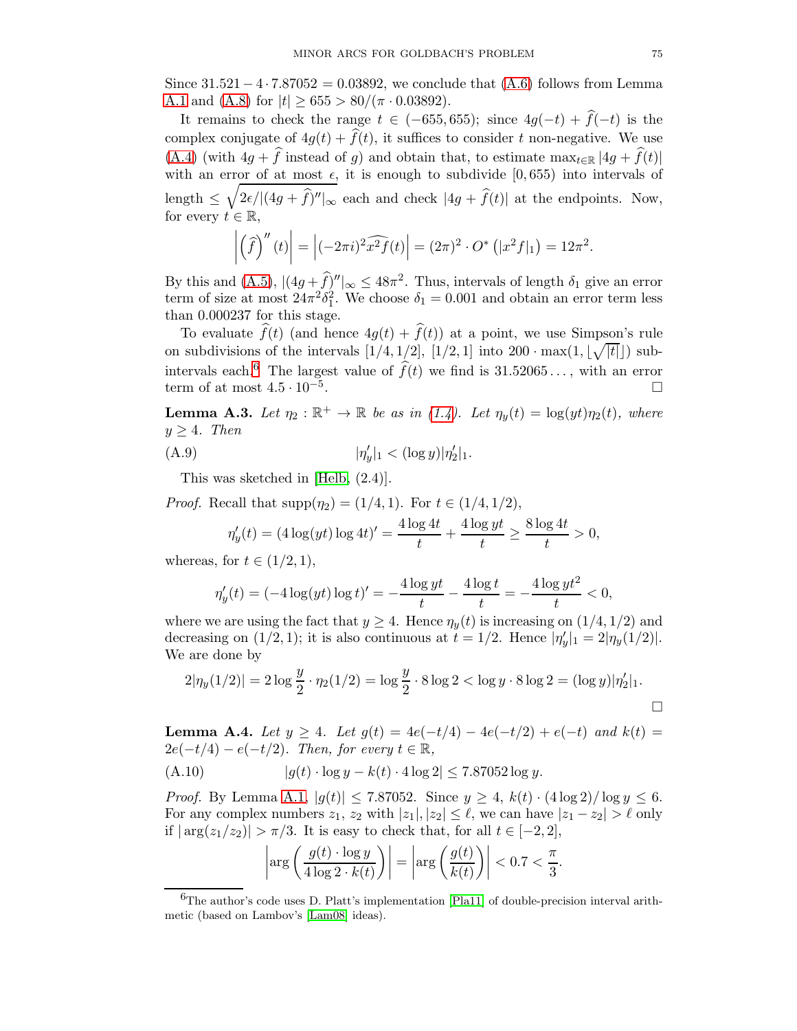Since $31.521 - 4 \cdot 7.87052 = 0.03892$, we conclude that (A.6) follows from Lemma A.1 and (A.8) for $|t| \geq 655 > 80/(\pi \cdot 0.03892)$.

It remains to check the range $t \in (-655, 655)$; since $4g(-t) + \widehat{f}(-t)$ is the complex conjugate of $4g(t) + \widehat{f}(t)$, it suffices to consider $t$ non-negative. We use (A.4) (with $4g + \widehat{f}$ instead of $g$) and obtain that, to estimate $\max_{t \in \mathbb{R}} |4g + \widehat{f}(t)|$ with an error of at most $\epsilon$, it is enough to subdivide $[0, 655)$ into intervals of length $\leq \sqrt{2\epsilon/|(4g+\widehat{f})''|_\infty}$ each and check $|4g + \widehat{f}(t)|$ at the endpoints. Now, for every $t \in \mathbb{R}$,

$$\left|\left(\widehat{f}\right)''(t)\right| = \left|(-2\pi i)^2 \widehat{x^2 f}(t)\right| = (2\pi)^2 \cdot O^*\left(|x^2 f|_1\right) = 12\pi^2.$$

By this and (A.5), $|(4g + \widehat{f})''|_\infty \leq 48\pi^2$. Thus, intervals of length $\delta_1$ give an error term of size at most $24\pi^2\delta_1^2$. We choose $\delta_1 = 0.001$ and obtain an error term less than $0.000237$ for this stage.

To evaluate $\widehat{f}(t)$ (and hence $4g(t) + \widehat{f}(t)$) at a point, we use Simpson's rule on subdivisions of the intervals $[1/4, 1/2]$, $[1/2, 1]$ into $200 \cdot \max(1, \lfloor\sqrt{|t|}\rfloor)$ subintervals each.[6] The largest value of $\widehat{f}(t)$ we find is $31.52065\ldots$, with an error term of at most $4.5 \cdot 10^{-5}$. $\square$

**Lemma A.3.** *Let $\eta_2 : \mathbb{R}^+ \to \mathbb{R}$ be as in (1.4). Let $\eta_y(t) = \log(yt)\eta_2(t)$, where $y \geq 4$. Then*

$$|\eta_y'|_1 < (\log y)|\eta_2'|_1. \tag{A.9}$$

This was sketched in [Helb, (2.4)].

*Proof.* Recall that $\mathrm{supp}(\eta_2) = (1/4, 1)$. For $t \in (1/4, 1/2)$,

$$\eta_y'(t) = (4\log(yt)\log 4t)' = \frac{4\log 4t}{t} + \frac{4\log yt}{t} \geq \frac{8\log 4t}{t} > 0,$$

whereas, for $t \in (1/2, 1)$,

$$\eta_y'(t) = (-4\log(yt)\log t)' = -\frac{4\log yt}{t} - \frac{4\log t}{t} = -\frac{4\log yt^2}{t} < 0,$$

where we are using the fact that $y \geq 4$. Hence $\eta_y(t)$ is increasing on $(1/4, 1/2)$ and decreasing on $(1/2, 1)$; it is also continuous at $t = 1/2$. Hence $|\eta_y'|_1 = 2|\eta_y(1/2)|$. We are done by

$$2|\eta_y(1/2)| = 2\log\frac{y}{2} \cdot \eta_2(1/2) = \log\frac{y}{2} \cdot 8\log 2 < \log y \cdot 8\log 2 = (\log y)|\eta_2'|_1.$$

$\square$

**Lemma A.4.** *Let $y \geq 4$. Let $g(t) = 4e(-t/4) - 4e(-t/2) + e(-t)$ and $k(t) = 2e(-t/4) - e(-t/2)$. Then, for every $t \in \mathbb{R}$,*

$$|g(t) \cdot \log y - k(t) \cdot 4\log 2| \leq 7.87052 \log y. \tag{A.10}$$

*Proof.* By Lemma A.1, $|g(t)| \leq 7.87052$. Since $y \geq 4$, $k(t) \cdot (4\log 2)/\log y \leq 6$. For any complex numbers $z_1$, $z_2$ with $|z_1|, |z_2| \leq \ell$, we can have $|z_1 - z_2| > \ell$ only if $|\arg(z_1/z_2)| > \pi/3$. It is easy to check that, for all $t \in [-2, 2]$,

$$\left|\arg\left(\frac{g(t) \cdot \log y}{4\log 2 \cdot k(t)}\right)\right| = \left|\arg\left(\frac{g(t)}{k(t)}\right)\right| < 0.7 < \frac{\pi}{3}.$$

[6] The author's code uses D. Platt's implementation [Pla11] of double-precision interval arithmetic (based on Lambov's [Lam08] ideas).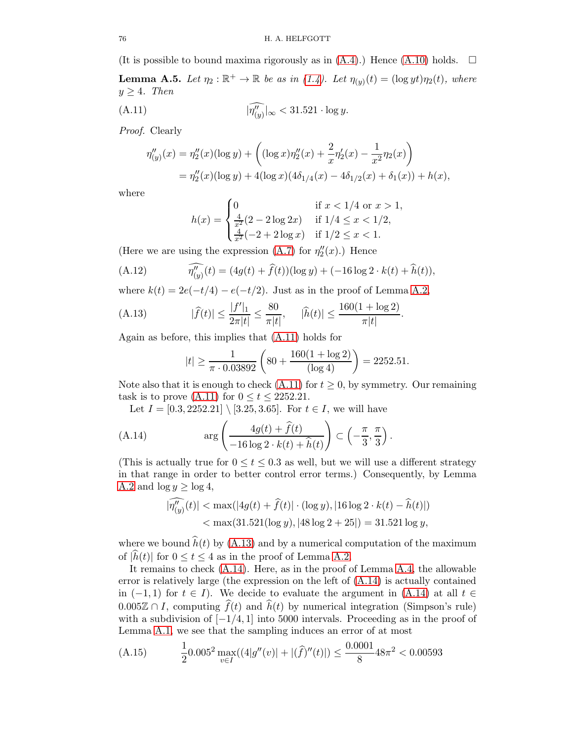(It is possible to bound maxima rigorously as in (A.4).) Hence (A.10) holds. $\square$

**Lemma A.5.** *Let $\eta_2 : \mathbb{R}^+ \to \mathbb{R}$ be as in (1.4). Let $\eta_{(y)}(t) = (\log yt)\eta_2(t)$, where $y \geq 4$. Then*

$$|\widehat{\eta''_{(y)}}|_\infty < 31.521 \cdot \log y. \tag{A.11}$$

*Proof.* Clearly

$$\begin{aligned}
\eta''_{(y)}(x) &= \eta_2''(x)(\log y) + \left((\log x)\eta_2''(x) + \frac{2}{x}\eta_2'(x) - \frac{1}{x^2}\eta_2(x)\right) \\
&= \eta_2''(x)(\log y) + 4(\log x)(4\delta_{1/4}(x) - 4\delta_{1/2}(x) + \delta_1(x)) + h(x),
\end{aligned}$$

where

$$h(x) = \begin{cases} 0 & \text{if } x < 1/4 \text{ or } x > 1, \\ \frac{4}{x^2}(2 - 2\log 2x) & \text{if } 1/4 \leq x < 1/2, \\ \frac{4}{x^2}(-2 + 2\log x) & \text{if } 1/2 \leq x < 1. \end{cases}$$

(Here we are using the expression (A.7) for $\eta_2''(x)$.) Hence

$$\widehat{\eta''_{(y)}}(t) = (4g(t) + \widehat{f}(t))(\log y) + (-16\log 2 \cdot k(t) + \widehat{h}(t)), \tag{A.12}$$

where $k(t) = 2e(-t/4) - e(-t/2)$. Just as in the proof of Lemma A.2,

$$|\widehat{f}(t)| \leq \frac{|f'|_1}{2\pi|t|} \leq \frac{80}{\pi|t|}, \qquad |\widehat{h}(t)| \leq \frac{160(1+\log 2)}{\pi|t|}. \tag{A.13}$$

Again as before, this implies that (A.11) holds for

$$|t| \geq \frac{1}{\pi \cdot 0.03892}\left(80 + \frac{160(1+\log 2)}{(\log 4)}\right) = 2252.51.$$

Note also that it is enough to check (A.11) for $t \geq 0$, by symmetry. Our remaining task is to prove (A.11) for $0 \leq t \leq 2252.21$.

Let $I = [0.3, 2252.21] \setminus [3.25, 3.65]$. For $t \in I$, we will have

$$\arg\left(\frac{4g(t) + \widehat{f}(t)}{-16\log 2 \cdot k(t) + \widehat{h}(t)}\right) \subset \left(-\frac{\pi}{3}, \frac{\pi}{3}\right). \tag{A.14}$$

(This is actually true for $0 \leq t \leq 0.3$ as well, but we will use a different strategy in that range in order to better control error terms.) Consequently, by Lemma A.2 and $\log y \geq \log 4$,

$$\begin{aligned}
|\widehat{\eta''_{(y)}}(t)| &< \max(|4g(t) + \widehat{f}(t)| \cdot (\log y), |16\log 2 \cdot k(t) - \widehat{h}(t)|) \\
&< \max(31.521(\log y), |48\log 2 + 25|) = 31.521\log y,
\end{aligned}$$

where we bound $\widehat{h}(t)$ by (A.13) and by a numerical computation of the maximum of $|\widehat{h}(t)|$ for $0 \leq t \leq 4$ as in the proof of Lemma A.2.

It remains to check (A.14). Here, as in the proof of Lemma A.4, the allowable error is relatively large (the expression on the left of (A.14) is actually contained in $(-1, 1)$ for $t \in I$). We decide to evaluate the argument in (A.14) at all $t \in 0.005\mathbb{Z} \cap I$, computing $\widehat{f}(t)$ and $\widehat{h}(t)$ by numerical integration (Simpson's rule) with a subdivision of $[-1/4, 1]$ into 5000 intervals. Proceeding as in the proof of Lemma A.1, we see that the sampling induces an error of at most

$$\frac{1}{2}0.005^2 \max_{v \in I}((4|g''(v)| + |(\widehat{f})''(t)|) \leq \frac{0.0001}{8}48\pi^2 < 0.00593 \tag{A.15}$$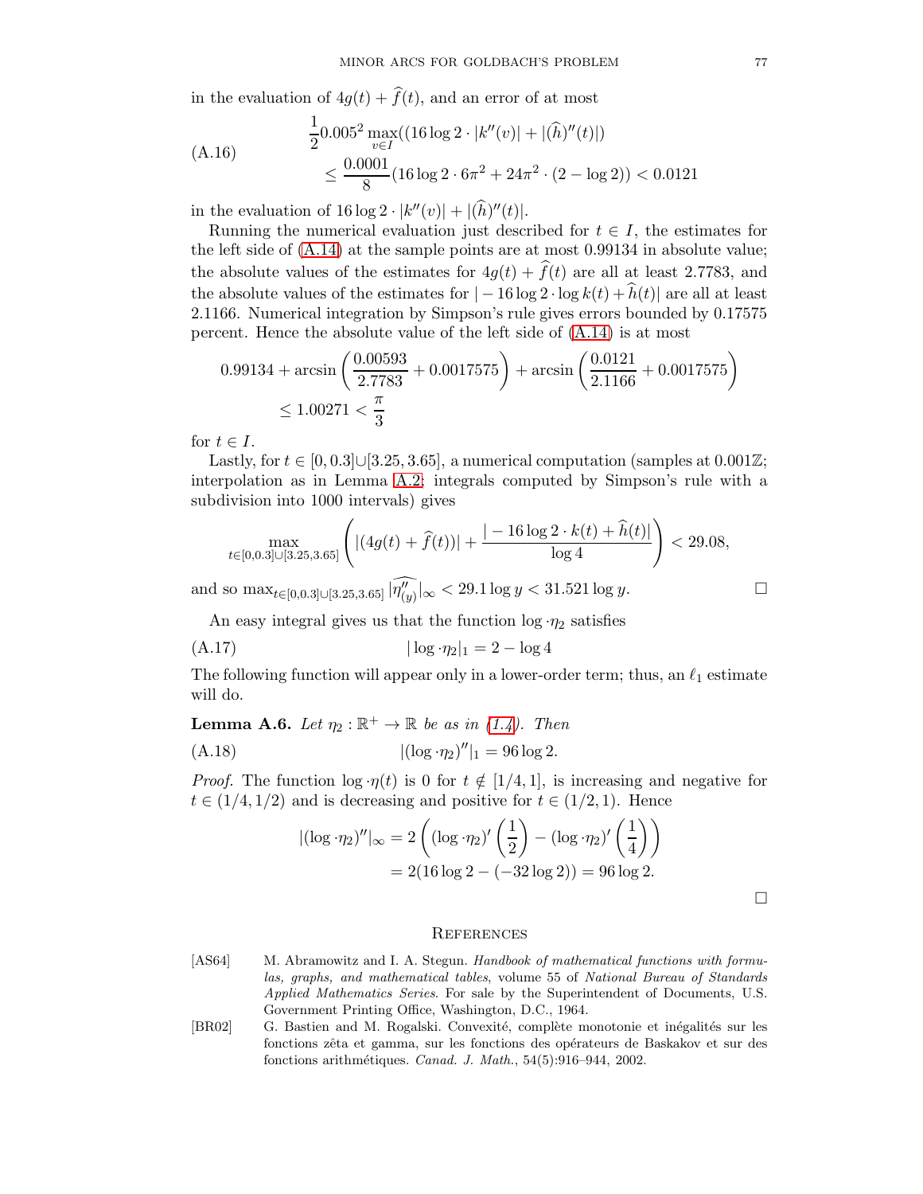in the evaluation of $4g(t) + \widehat{f}(t)$, and an error of at most

$$\frac{1}{2}0.005^2 \max_{v\in I}((16\log 2 \cdot |k''(v)| + |(\widehat{h})''(t)|) \leq \frac{0.0001}{8}(16\log 2 \cdot 6\pi^2 + 24\pi^2 \cdot (2 - \log 2)) < 0.0121 \tag{A.16}$$

in the evaluation of $16\log 2 \cdot |k''(v)| + |(\widehat{h})''(t)|$.

Running the numerical evaluation just described for $t \in I$, the estimates for the left side of (A.14) at the sample points are at most 0.99134 in absolute value; the absolute values of the estimates for $4g(t) + \widehat{f}(t)$ are all at least 2.7783, and the absolute values of the estimates for $|-16\log 2 \cdot \log k(t) + \widehat{h}(t)|$ are all at least 2.1166. Numerical integration by Simpson's rule gives errors bounded by 0.17575 percent. Hence the absolute value of the left side of (A.14) is at most

$$\begin{aligned} 0.99134 + \arcsin\left(\frac{0.00593}{2.7783} + 0.0017575\right) + \arcsin\left(\frac{0.0121}{2.1166} + 0.0017575\right) \\ \leq 1.00271 < \frac{\pi}{3} \end{aligned}$$

for $t \in I$.

Lastly, for $t \in [0, 0.3] \cup [3.25, 3.65]$, a numerical computation (samples at $0.001\mathbb{Z}$; interpolation as in Lemma A.2; integrals computed by Simpson's rule with a subdivision into 1000 intervals) gives

$$\max_{t\in[0,0.3]\cup[3.25,3.65]} \left(|(4g(t) + \widehat{f}(t))| + \frac{|-16\log 2 \cdot k(t) + \widehat{h}(t)|}{\log 4}\right) < 29.08,$$

and so $\max_{t\in[0,0.3]\cup[3.25,3.65]} |\widehat{\eta''_{(y)}}|_\infty < 29.1 \log y < 31.521 \log y$. $\square$

An easy integral gives us that the function $\log \cdot \eta_2$ satisfies

$$|\log \cdot \eta_2|_1 = 2 - \log 4 \tag{A.17}$$

The following function will appear only in a lower-order term; thus, an $\ell_1$ estimate will do.

**Lemma A.6.** *Let $\eta_2 : \mathbb{R}^+ \to \mathbb{R}$ be as in (1.4). Then*

$$|(\log \cdot \eta_2)''|_1 = 96 \log 2. \tag{A.18}$$

*Proof.* The function $\log \cdot \eta(t)$ is 0 for $t \notin [1/4, 1]$, is increasing and negative for $t \in (1/4, 1/2)$ and is decreasing and positive for $t \in (1/2, 1)$. Hence

$$\begin{aligned} |(\log \cdot \eta_2)''|_\infty &= 2\left((\log \cdot \eta_2)'\left(\frac{1}{2}\right) - (\log \cdot \eta_2)'\left(\frac{1}{4}\right)\right) \\ &= 2(16\log 2 - (-32\log 2)) = 96\log 2. \end{aligned}$$

$\square$

## References

[AS64] M. Abramowitz and I. A. Stegun. *Handbook of mathematical functions with formulas, graphs, and mathematical tables*, volume 55 of *National Bureau of Standards Applied Mathematics Series*. For sale by the Superintendent of Documents, U.S. Government Printing Office, Washington, D.C., 1964.

[BR02] G. Bastien and M. Rogalski. Convexité, complète monotonie et inégalités sur les fonctions zêta et gamma, sur les fonctions des opérateurs de Baskakov et sur des fonctions arithmétiques. *Canad. J. Math.*, 54(5):916–944, 2002.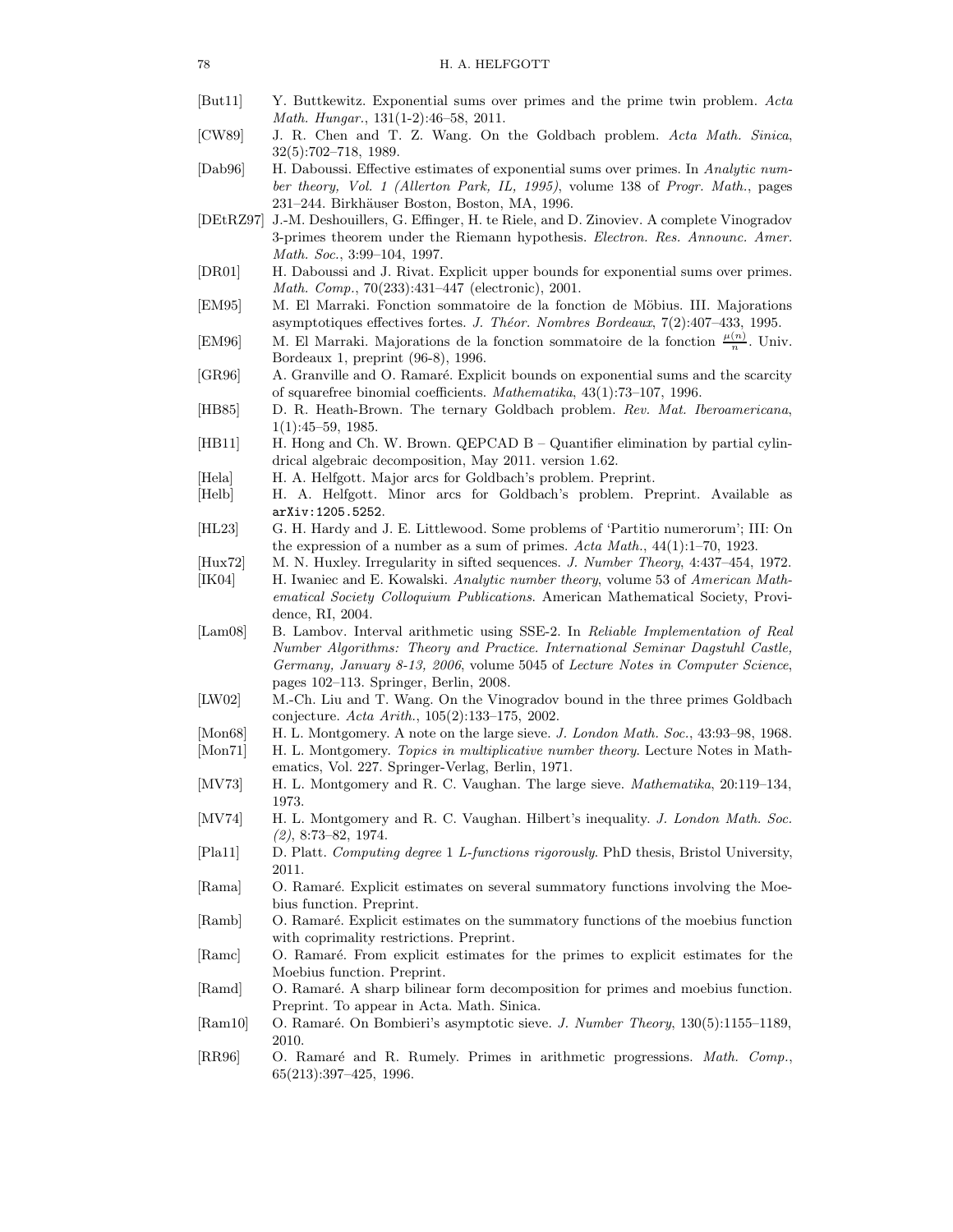[But11] Y. Buttkewitz. Exponential sums over primes and the prime twin problem. *Acta Math. Hungar.*, 131(1-2):46–58, 2011.

[CW89] J. R. Chen and T. Z. Wang. On the Goldbach problem. *Acta Math. Sinica*, 32(5):702–718, 1989.

[Dab96] H. Daboussi. Effective estimates of exponential sums over primes. In *Analytic number theory, Vol. 1 (Allerton Park, IL, 1995)*, volume 138 of *Progr. Math.*, pages 231–244. Birkhäuser Boston, Boston, MA, 1996.

[DEtRZ97] J.-M. Deshouillers, G. Effinger, H. te Riele, and D. Zinoviev. A complete Vinogradov 3-primes theorem under the Riemann hypothesis. *Electron. Res. Announc. Amer. Math. Soc.*, 3:99–104, 1997.

[DR01] H. Daboussi and J. Rivat. Explicit upper bounds for exponential sums over primes. *Math. Comp.*, 70(233):431–447 (electronic), 2001.

[EM95] M. El Marraki. Fonction sommatoire de la fonction de Möbius. III. Majorations asymptotiques effectives fortes. *J. Théor. Nombres Bordeaux*, 7(2):407–433, 1995.

[EM96] M. El Marraki. Majorations de la fonction sommatoire de la fonction $\frac{\mu(n)}{n}$. Univ. Bordeaux 1, preprint (96-8), 1996.

[GR96] A. Granville and O. Ramaré. Explicit bounds on exponential sums and the scarcity of squarefree binomial coefficients. *Mathematika*, 43(1):73–107, 1996.

[HB85] D. R. Heath-Brown. The ternary Goldbach problem. *Rev. Mat. Iberoamericana*, 1(1):45–59, 1985.

[HB11] H. Hong and Ch. W. Brown. QEPCAD B – Quantifier elimination by partial cylindrical algebraic decomposition, May 2011. version 1.62.

[Hela] H. A. Helfgott. Major arcs for Goldbach's problem. Preprint.

[Helb] H. A. Helfgott. Minor arcs for Goldbach's problem. Preprint. Available as `arXiv:1205.5252`.

[HL23] G. H. Hardy and J. E. Littlewood. Some problems of 'Partitio numerorum'; III: On the expression of a number as a sum of primes. *Acta Math.*, 44(1):1–70, 1923.

[Hux72] M. N. Huxley. Irregularity in sifted sequences. *J. Number Theory*, 4:437–454, 1972.

[IK04] H. Iwaniec and E. Kowalski. *Analytic number theory*, volume 53 of *American Mathematical Society Colloquium Publications*. American Mathematical Society, Providence, RI, 2004.

[Lam08] B. Lambov. Interval arithmetic using SSE-2. In *Reliable Implementation of Real Number Algorithms: Theory and Practice. International Seminar Dagstuhl Castle, Germany, January 8-13, 2006*, volume 5045 of *Lecture Notes in Computer Science*, pages 102–113. Springer, Berlin, 2008.

[LW02] M.-Ch. Liu and T. Wang. On the Vinogradov bound in the three primes Goldbach conjecture. *Acta Arith.*, 105(2):133–175, 2002.

[Mon68] H. L. Montgomery. A note on the large sieve. *J. London Math. Soc.*, 43:93–98, 1968.

[Mon71] H. L. Montgomery. *Topics in multiplicative number theory*. Lecture Notes in Mathematics, Vol. 227. Springer-Verlag, Berlin, 1971.

[MV73] H. L. Montgomery and R. C. Vaughan. The large sieve. *Mathematika*, 20:119–134, 1973.

[MV74] H. L. Montgomery and R. C. Vaughan. Hilbert's inequality. *J. London Math. Soc. (2)*, 8:73–82, 1974.

[Pla11] D. Platt. *Computing degree* 1 *L-functions rigorously*. PhD thesis, Bristol University, 2011.

[Rama] O. Ramaré. Explicit estimates on several summatory functions involving the Moebius function. Preprint.

[Ramb] O. Ramaré. Explicit estimates on the summatory functions of the moebius function with coprimality restrictions. Preprint.

[Ramc] O. Ramaré. From explicit estimates for the primes to explicit estimates for the Moebius function. Preprint.

[Ramd] O. Ramaré. A sharp bilinear form decomposition for primes and moebius function. Preprint. To appear in Acta. Math. Sinica.

[Ram10] O. Ramaré. On Bombieri's asymptotic sieve. *J. Number Theory*, 130(5):1155–1189, 2010.

[RR96] O. Ramaré and R. Rumely. Primes in arithmetic progressions. *Math. Comp.*, 65(213):397–425, 1996.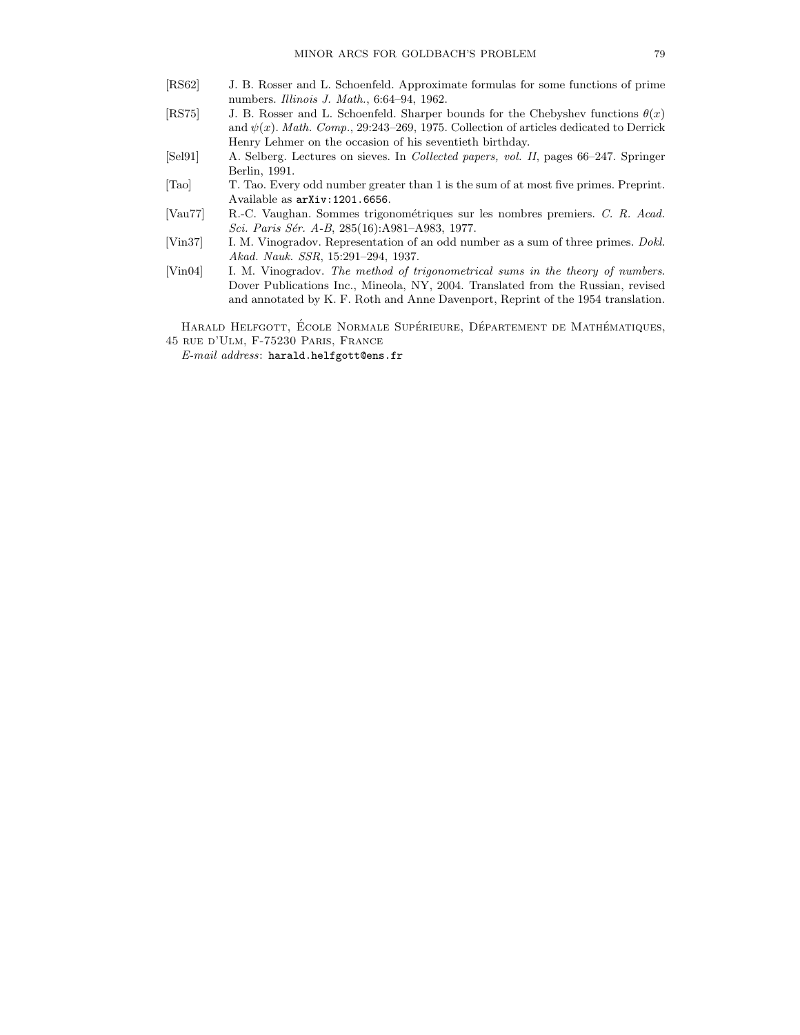[RS62] J. B. Rosser and L. Schoenfeld. Approximate formulas for some functions of prime numbers. *Illinois J. Math.*, 6:64–94, 1962.

[RS75] J. B. Rosser and L. Schoenfeld. Sharper bounds for the Chebyshev functions $\theta(x)$ and $\psi(x)$. *Math. Comp.*, 29:243–269, 1975. Collection of articles dedicated to Derrick Henry Lehmer on the occasion of his seventieth birthday.

[Sel91] A. Selberg. Lectures on sieves. In *Collected papers, vol. II*, pages 66–247. Springer Berlin, 1991.

[Tao] T. Tao. Every odd number greater than 1 is the sum of at most five primes. Preprint. Available as `arXiv:1201.6656`.

[Vau77] R.-C. Vaughan. Sommes trigonométriques sur les nombres premiers. *C. R. Acad. Sci. Paris Sér. A-B*, 285(16):A981–A983, 1977.

[Vin37] I. M. Vinogradov. Representation of an odd number as a sum of three primes. *Dokl. Akad. Nauk. SSR*, 15:291–294, 1937.

[Vin04] I. M. Vinogradov. *The method of trigonometrical sums in the theory of numbers*. Dover Publications Inc., Mineola, NY, 2004. Translated from the Russian, revised and annotated by K. F. Roth and Anne Davenport, Reprint of the 1954 translation.

Harald Helfgott, École Normale Supérieure, Département de Mathématiques, 45 rue d'Ulm, F-75230 Paris, France

*E-mail address*: `harald.helfgott@ens.fr`